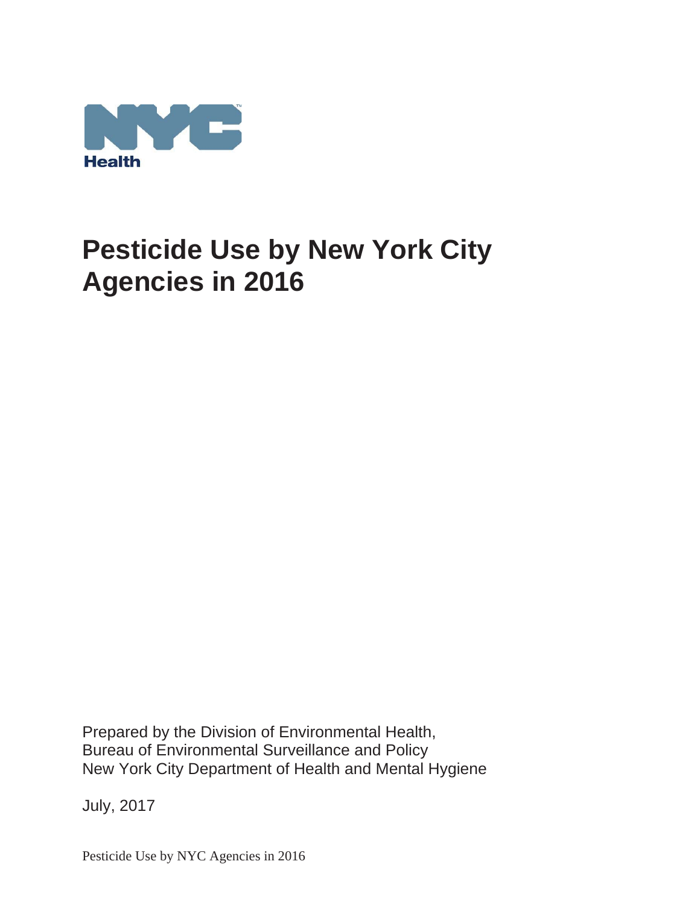# Pesticide Use by New York City Agencies in 2016

Prepared by the Division of Environmental Health,
Bureau of Environmental Surveillance and Policy
New York City Department of Health and Mental Hygiene

July, 2017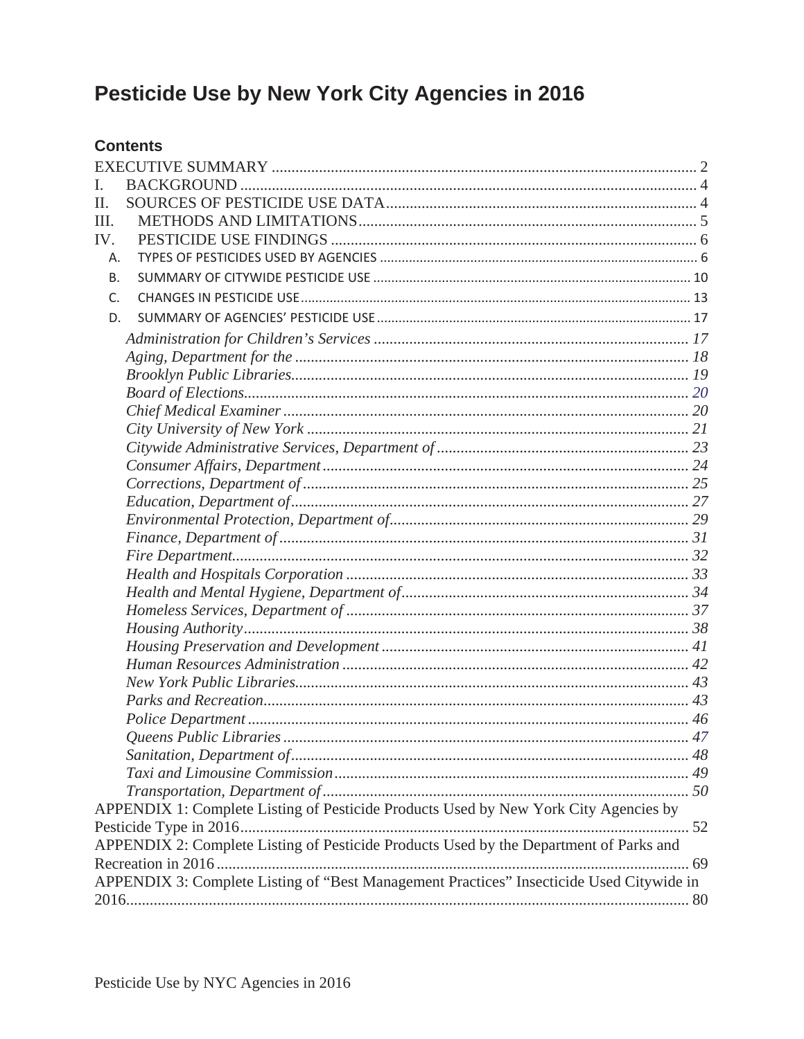# Pesticide Use by New York City Agencies in 2016

## Contents

EXECUTIVE SUMMARY .......... 2

I. BACKGROUND .......... 4

II. SOURCES OF PESTICIDE USE DATA .......... 4

III. METHODS AND LIMITATIONS .......... 5

IV. PESTICIDE USE FINDINGS .......... 6

- A. TYPES OF PESTICIDES USED BY AGENCIES .......... 6
- B. SUMMARY OF CITYWIDE PESTICIDE USE .......... 10
- C. CHANGES IN PESTICIDE USE .......... 13
- D. SUMMARY OF AGENCIES' PESTICIDE USE .......... 17
  - *Administration for Children's Services* .......... *17*
  - *Aging, Department for the* .......... *18*
  - *Brooklyn Public Libraries* .......... *19*
  - *Board of Elections* .......... *20*
  - *Chief Medical Examiner* .......... *20*
  - *City University of New York* .......... *21*
  - *Citywide Administrative Services, Department of* .......... *23*
  - *Consumer Affairs, Department* .......... *24*
  - *Corrections, Department of* .......... *25*
  - *Education, Department of* .......... *27*
  - *Environmental Protection, Department of* .......... *29*
  - *Finance, Department of* .......... *31*
  - *Fire Department* .......... *32*
  - *Health and Hospitals Corporation* .......... *33*
  - *Health and Mental Hygiene, Department of* .......... *34*
  - *Homeless Services, Department of* .......... *37*
  - *Housing Authority* .......... *38*
  - *Housing Preservation and Development* .......... *41*
  - *Human Resources Administration* .......... *42*
  - *New York Public Libraries* .......... *43*
  - *Parks and Recreation* .......... *43*
  - *Police Department* .......... *46*
  - *Queens Public Libraries* .......... *47*
  - *Sanitation, Department of* .......... *48*
  - *Taxi and Limousine Commission* .......... *49*
  - *Transportation, Department of* .......... *50*

APPENDIX 1: Complete Listing of Pesticide Products Used by New York City Agencies by Pesticide Type in 2016 .......... 52

APPENDIX 2: Complete Listing of Pesticide Products Used by the Department of Parks and Recreation in 2016 .......... 69

APPENDIX 3: Complete Listing of "Best Management Practices" Insecticide Used Citywide in 2016 .......... 80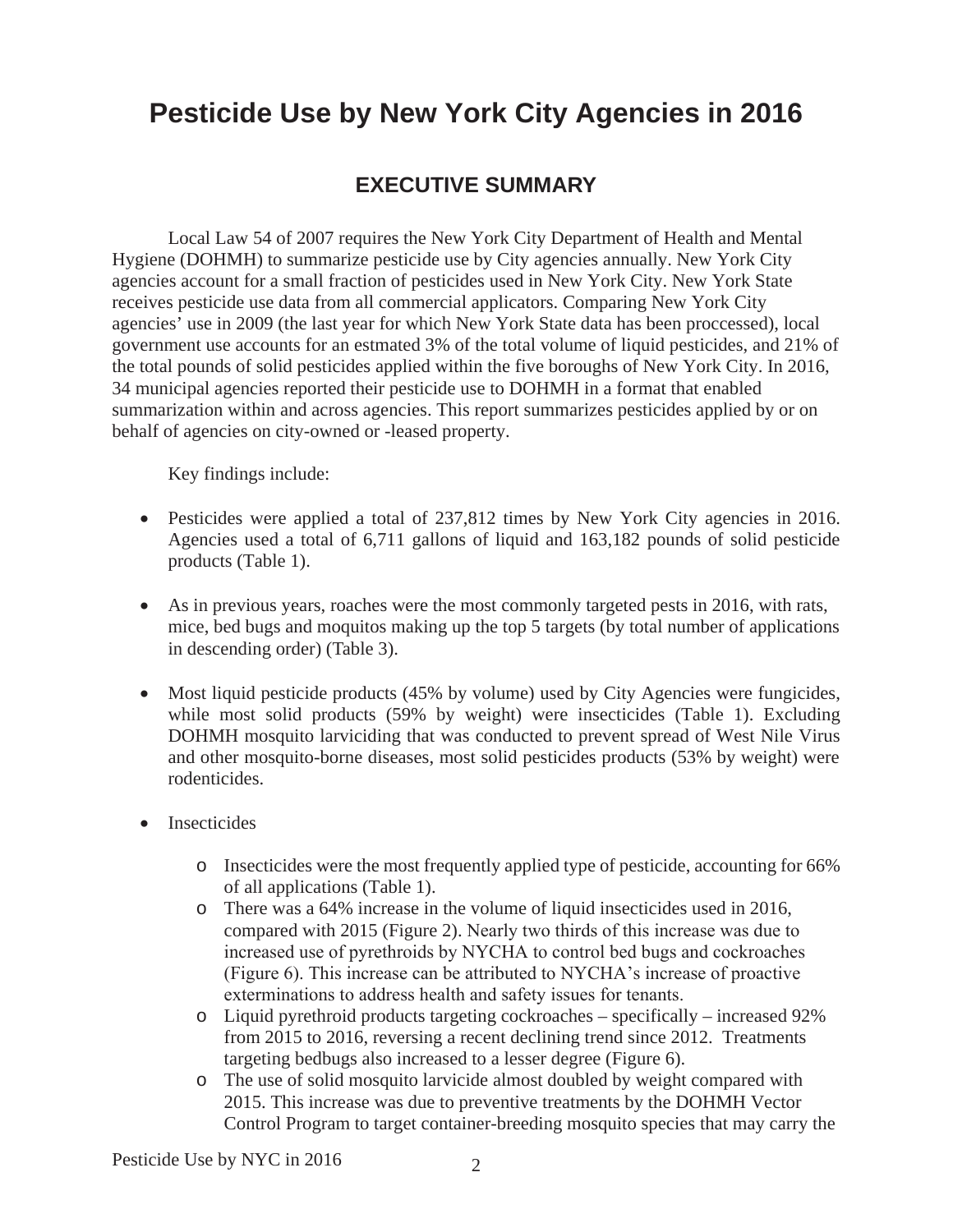# Pesticide Use by New York City Agencies in 2016

## EXECUTIVE SUMMARY

Local Law 54 of 2007 requires the New York City Department of Health and Mental Hygiene (DOHMH) to summarize pesticide use by City agencies annually. New York City agencies account for a small fraction of pesticides used in New York City. New York State receives pesticide use data from all commercial applicators. Comparing New York City agencies' use in 2009 (the last year for which New York State data has been proccessed), local government use accounts for an estmated 3% of the total volume of liquid pesticides, and 21% of the total pounds of solid pesticides applied within the five boroughs of New York City. In 2016, 34 municipal agencies reported their pesticide use to DOHMH in a format that enabled summarization within and across agencies. This report summarizes pesticides applied by or on behalf of agencies on city-owned or -leased property.

Key findings include:

- Pesticides were applied a total of 237,812 times by New York City agencies in 2016. Agencies used a total of 6,711 gallons of liquid and 163,182 pounds of solid pesticide products (Table 1).
- As in previous years, roaches were the most commonly targeted pests in 2016, with rats, mice, bed bugs and moquitos making up the top 5 targets (by total number of applications in descending order) (Table 3).
- Most liquid pesticide products (45% by volume) used by City Agencies were fungicides, while most solid products (59% by weight) were insecticides (Table 1). Excluding DOHMH mosquito larviciding that was conducted to prevent spread of West Nile Virus and other mosquito-borne diseases, most solid pesticides products (53% by weight) were rodenticides.
- Insecticides
  - Insecticides were the most frequently applied type of pesticide, accounting for 66% of all applications (Table 1).
  - There was a 64% increase in the volume of liquid insecticides used in 2016, compared with 2015 (Figure 2). Nearly two thirds of this increase was due to increased use of pyrethroids by NYCHA to control bed bugs and cockroaches (Figure 6). This increase can be attributed to NYCHA's increase of proactive exterminations to address health and safety issues for tenants.
  - Liquid pyrethroid products targeting cockroaches – specifically – increased 92% from 2015 to 2016, reversing a recent declining trend since 2012. Treatments targeting bedbugs also increased to a lesser degree (Figure 6).
  - The use of solid mosquito larvicide almost doubled by weight compared with 2015. This increase was due to preventive treatments by the DOHMH Vector Control Program to target container-breeding mosquito species that may carry the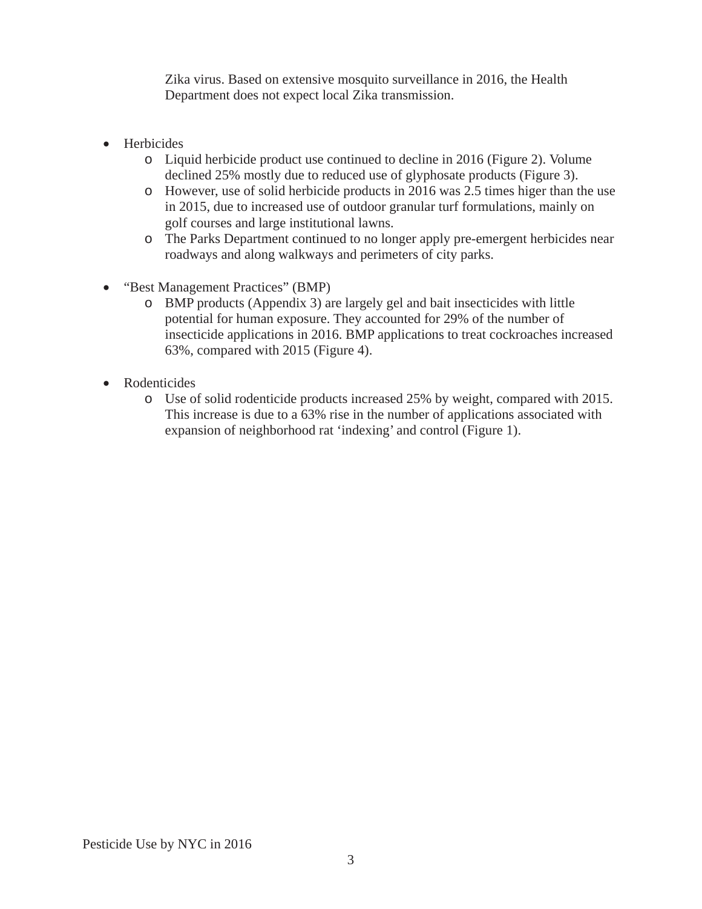Zika virus. Based on extensive mosquito surveillance in 2016, the Health Department does not expect local Zika transmission.

- Herbicides
  - Liquid herbicide product use continued to decline in 2016 (Figure 2). Volume declined 25% mostly due to reduced use of glyphosate products (Figure 3).
  - However, use of solid herbicide products in 2016 was 2.5 times higer than the use in 2015, due to increased use of outdoor granular turf formulations, mainly on golf courses and large institutional lawns.
  - The Parks Department continued to no longer apply pre-emergent herbicides near roadways and along walkways and perimeters of city parks.

- "Best Management Practices" (BMP)
  - BMP products (Appendix 3) are largely gel and bait insecticides with little potential for human exposure. They accounted for 29% of the number of insecticide applications in 2016. BMP applications to treat cockroaches increased 63%, compared with 2015 (Figure 4).

- Rodenticides
  - Use of solid rodenticide products increased 25% by weight, compared with 2015. This increase is due to a 63% rise in the number of applications associated with expansion of neighborhood rat 'indexing' and control (Figure 1).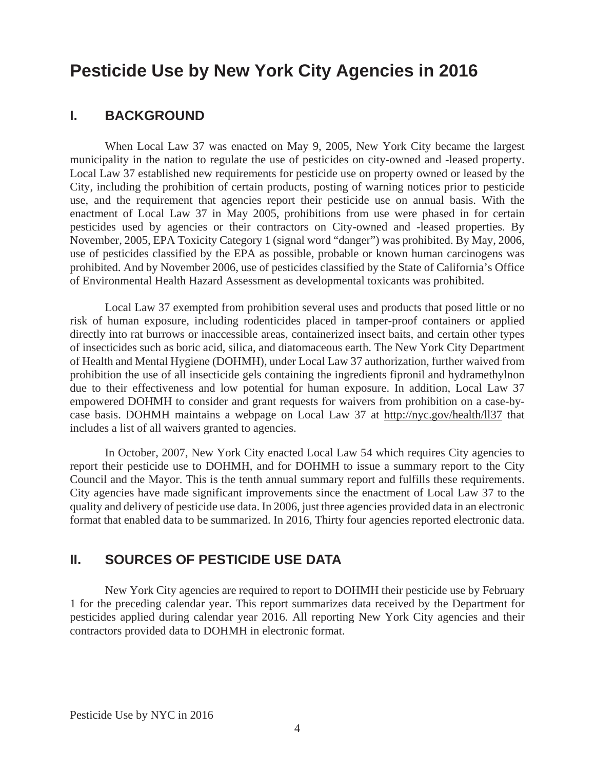# Pesticide Use by New York City Agencies in 2016

## I. BACKGROUND

When Local Law 37 was enacted on May 9, 2005, New York City became the largest municipality in the nation to regulate the use of pesticides on city-owned and -leased property. Local Law 37 established new requirements for pesticide use on property owned or leased by the City, including the prohibition of certain products, posting of warning notices prior to pesticide use, and the requirement that agencies report their pesticide use on annual basis. With the enactment of Local Law 37 in May 2005, prohibitions from use were phased in for certain pesticides used by agencies or their contractors on City-owned and -leased properties. By November, 2005, EPA Toxicity Category 1 (signal word "danger") was prohibited. By May, 2006, use of pesticides classified by the EPA as possible, probable or known human carcinogens was prohibited. And by November 2006, use of pesticides classified by the State of California's Office of Environmental Health Hazard Assessment as developmental toxicants was prohibited.

Local Law 37 exempted from prohibition several uses and products that posed little or no risk of human exposure, including rodenticides placed in tamper-proof containers or applied directly into rat burrows or inaccessible areas, containerized insect baits, and certain other types of insecticides such as boric acid, silica, and diatomaceous earth. The New York City Department of Health and Mental Hygiene (DOHMH), under Local Law 37 authorization, further waived from prohibition the use of all insecticide gels containing the ingredients fipronil and hydramethylnon due to their effectiveness and low potential for human exposure. In addition, Local Law 37 empowered DOHMH to consider and grant requests for waivers from prohibition on a case-by-case basis. DOHMH maintains a webpage on Local Law 37 at http://nyc.gov/health/ll37 that includes a list of all waivers granted to agencies.

In October, 2007, New York City enacted Local Law 54 which requires City agencies to report their pesticide use to DOHMH, and for DOHMH to issue a summary report to the City Council and the Mayor. This is the tenth annual summary report and fulfills these requirements. City agencies have made significant improvements since the enactment of Local Law 37 to the quality and delivery of pesticide use data. In 2006, just three agencies provided data in an electronic format that enabled data to be summarized. In 2016, Thirty four agencies reported electronic data.

## II. SOURCES OF PESTICIDE USE DATA

New York City agencies are required to report to DOHMH their pesticide use by February 1 for the preceding calendar year. This report summarizes data received by the Department for pesticides applied during calendar year 2016. All reporting New York City agencies and their contractors provided data to DOHMH in electronic format.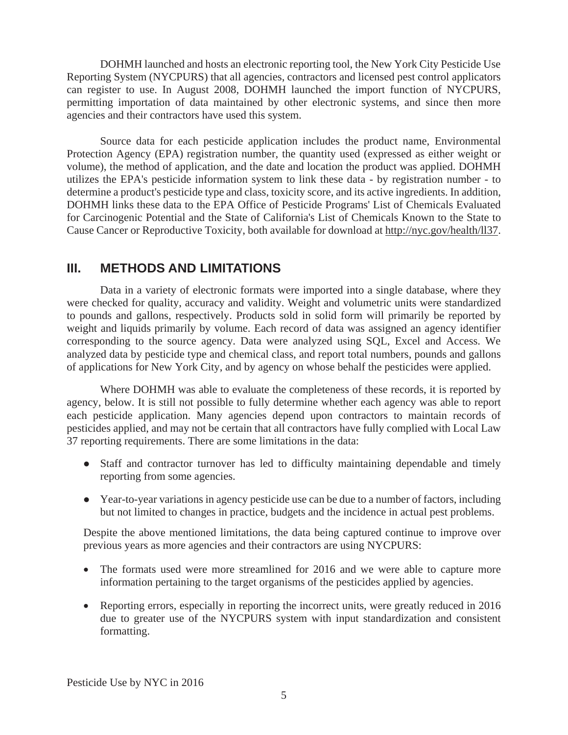DOHMH launched and hosts an electronic reporting tool, the New York City Pesticide Use Reporting System (NYCPURS) that all agencies, contractors and licensed pest control applicators can register to use. In August 2008, DOHMH launched the import function of NYCPURS, permitting importation of data maintained by other electronic systems, and since then more agencies and their contractors have used this system.

Source data for each pesticide application includes the product name, Environmental Protection Agency (EPA) registration number, the quantity used (expressed as either weight or volume), the method of application, and the date and location the product was applied. DOHMH utilizes the EPA's pesticide information system to link these data - by registration number - to determine a product's pesticide type and class, toxicity score, and its active ingredients. In addition, DOHMH links these data to the EPA Office of Pesticide Programs' List of Chemicals Evaluated for Carcinogenic Potential and the State of California's List of Chemicals Known to the State to Cause Cancer or Reproductive Toxicity, both available for download at http://nyc.gov/health/ll37.

## III. METHODS AND LIMITATIONS

Data in a variety of electronic formats were imported into a single database, where they were checked for quality, accuracy and validity. Weight and volumetric units were standardized to pounds and gallons, respectively. Products sold in solid form will primarily be reported by weight and liquids primarily by volume. Each record of data was assigned an agency identifier corresponding to the source agency. Data were analyzed using SQL, Excel and Access. We analyzed data by pesticide type and chemical class, and report total numbers, pounds and gallons of applications for New York City, and by agency on whose behalf the pesticides were applied.

Where DOHMH was able to evaluate the completeness of these records, it is reported by agency, below. It is still not possible to fully determine whether each agency was able to report each pesticide application. Many agencies depend upon contractors to maintain records of pesticides applied, and may not be certain that all contractors have fully complied with Local Law 37 reporting requirements. There are some limitations in the data:

- Staff and contractor turnover has led to difficulty maintaining dependable and timely reporting from some agencies.
- Year-to-year variations in agency pesticide use can be due to a number of factors, including but not limited to changes in practice, budgets and the incidence in actual pest problems.

Despite the above mentioned limitations, the data being captured continue to improve over previous years as more agencies and their contractors are using NYCPURS:

- The formats used were more streamlined for 2016 and we were able to capture more information pertaining to the target organisms of the pesticides applied by agencies.
- Reporting errors, especially in reporting the incorrect units, were greatly reduced in 2016 due to greater use of the NYCPURS system with input standardization and consistent formatting.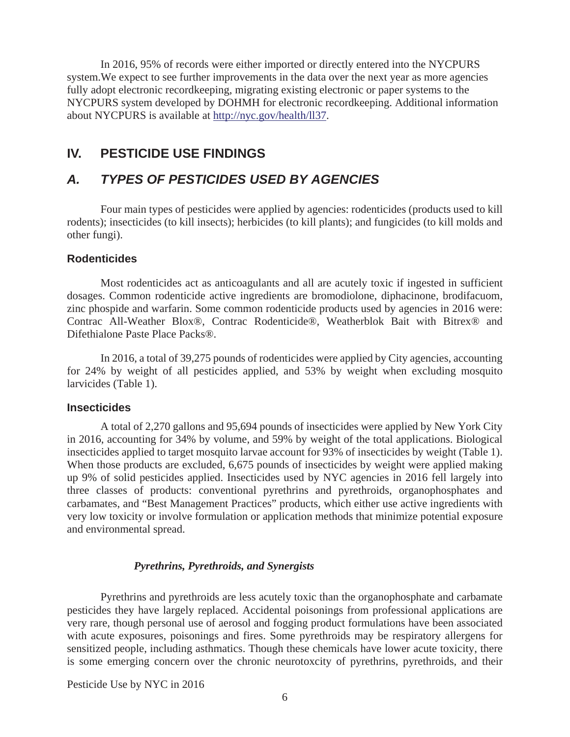In 2016, 95% of records were either imported or directly entered into the NYCPURS system.We expect to see further improvements in the data over the next year as more agencies fully adopt electronic recordkeeping, migrating existing electronic or paper systems to the NYCPURS system developed by DOHMH for electronic recordkeeping. Additional information about NYCPURS is available at http://nyc.gov/health/ll37.

# IV. PESTICIDE USE FINDINGS

## *A. TYPES OF PESTICIDES USED BY AGENCIES*

Four main types of pesticides were applied by agencies: rodenticides (products used to kill rodents); insecticides (to kill insects); herbicides (to kill plants); and fungicides (to kill molds and other fungi).

### Rodenticides

Most rodenticides act as anticoagulants and all are acutely toxic if ingested in sufficient dosages. Common rodenticide active ingredients are bromodiolone, diphacinone, brodifacuom, zinc phospide and warfarin. Some common rodenticide products used by agencies in 2016 were: Contrac All-Weather Blox®, Contrac Rodenticide®, Weatherblok Bait with Bitrex® and Difethialone Paste Place Packs®.

In 2016, a total of 39,275 pounds of rodenticides were applied by City agencies, accounting for 24% by weight of all pesticides applied, and 53% by weight when excluding mosquito larvicides (Table 1).

### Insecticides

A total of 2,270 gallons and 95,694 pounds of insecticides were applied by New York City in 2016, accounting for 34% by volume, and 59% by weight of the total applications. Biological insecticides applied to target mosquito larvae account for 93% of insecticides by weight (Table 1). When those products are excluded, 6,675 pounds of insecticides by weight were applied making up 9% of solid pesticides applied. Insecticides used by NYC agencies in 2016 fell largely into three classes of products: conventional pyrethrins and pyrethroids, organophosphates and carbamates, and "Best Management Practices" products, which either use active ingredients with very low toxicity or involve formulation or application methods that minimize potential exposure and environmental spread.

#### *Pyrethrins, Pyrethroids, and Synergists*

Pyrethrins and pyrethroids are less acutely toxic than the organophosphate and carbamate pesticides they have largely replaced. Accidental poisonings from professional applications are very rare, though personal use of aerosol and fogging product formulations have been associated with acute exposures, poisonings and fires. Some pyrethroids may be respiratory allergens for sensitized people, including asthmatics. Though these chemicals have lower acute toxicity, there is some emerging concern over the chronic neurotoxcity of pyrethrins, pyrethroids, and their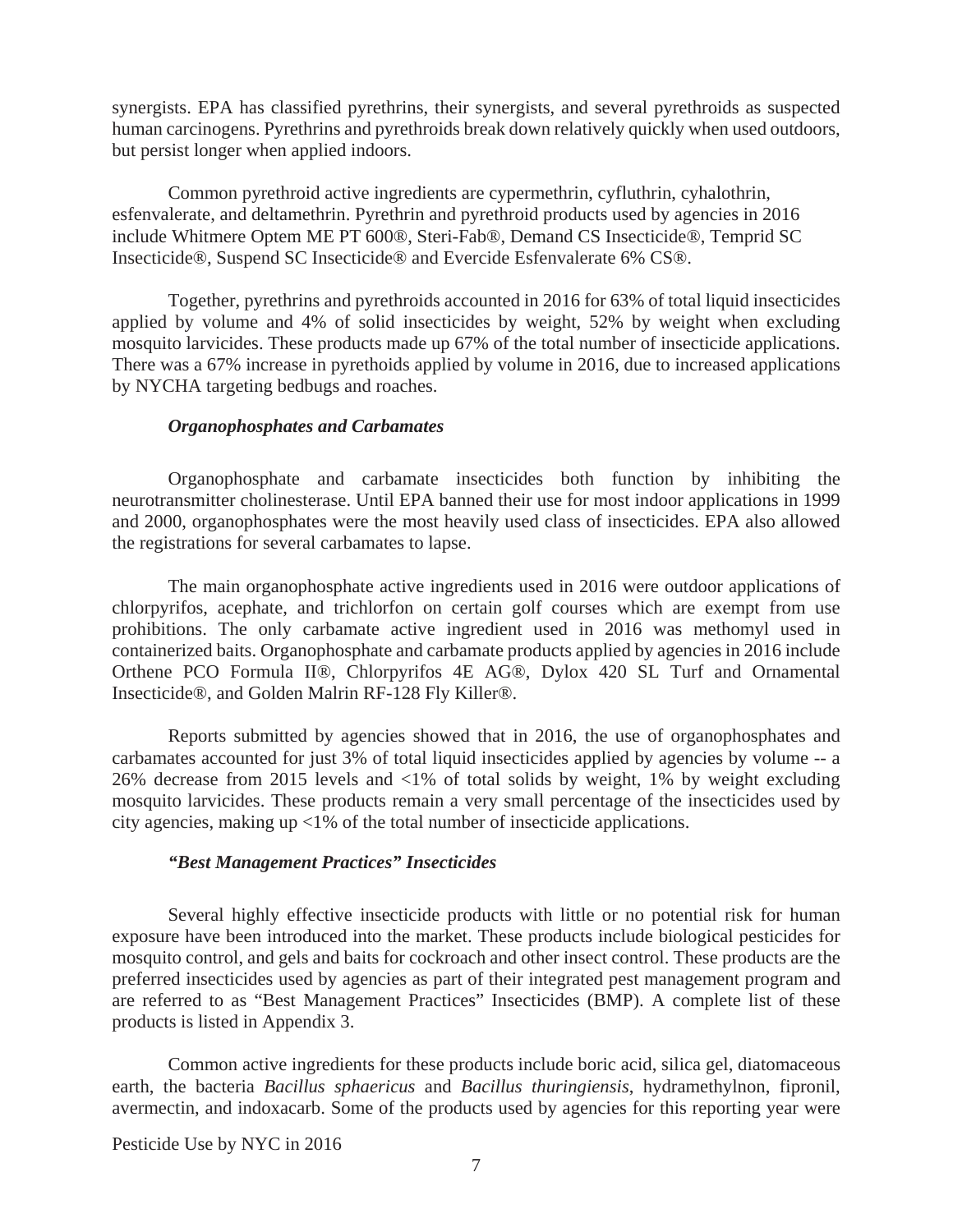synergists. EPA has classified pyrethrins, their synergists, and several pyrethroids as suspected human carcinogens. Pyrethrins and pyrethroids break down relatively quickly when used outdoors, but persist longer when applied indoors.

Common pyrethroid active ingredients are cypermethrin, cyfluthrin, cyhalothrin, esfenvalerate, and deltamethrin. Pyrethrin and pyrethroid products used by agencies in 2016 include Whitmere Optem ME PT 600®, Steri-Fab®, Demand CS Insecticide®, Temprid SC Insecticide®, Suspend SC Insecticide® and Evercide Esfenvalerate 6% CS®.

Together, pyrethrins and pyrethroids accounted in 2016 for 63% of total liquid insecticides applied by volume and 4% of solid insecticides by weight, 52% by weight when excluding mosquito larvicides. These products made up 67% of the total number of insecticide applications. There was a 67% increase in pyrethoids applied by volume in 2016, due to increased applications by NYCHA targeting bedbugs and roaches.

### *Organophosphates and Carbamates*

Organophosphate and carbamate insecticides both function by inhibiting the neurotransmitter cholinesterase. Until EPA banned their use for most indoor applications in 1999 and 2000, organophosphates were the most heavily used class of insecticides. EPA also allowed the registrations for several carbamates to lapse.

The main organophosphate active ingredients used in 2016 were outdoor applications of chlorpyrifos, acephate, and trichlorfon on certain golf courses which are exempt from use prohibitions. The only carbamate active ingredient used in 2016 was methomyl used in containerized baits. Organophosphate and carbamate products applied by agencies in 2016 include Orthene PCO Formula II®, Chlorpyrifos 4E AG®, Dylox 420 SL Turf and Ornamental Insecticide®, and Golden Malrin RF-128 Fly Killer®.

Reports submitted by agencies showed that in 2016, the use of organophosphates and carbamates accounted for just 3% of total liquid insecticides applied by agencies by volume -- a 26% decrease from 2015 levels and <1% of total solids by weight, 1% by weight excluding mosquito larvicides. These products remain a very small percentage of the insecticides used by city agencies, making up <1% of the total number of insecticide applications.

### *"Best Management Practices" Insecticides*

Several highly effective insecticide products with little or no potential risk for human exposure have been introduced into the market. These products include biological pesticides for mosquito control, and gels and baits for cockroach and other insect control. These products are the preferred insecticides used by agencies as part of their integrated pest management program and are referred to as "Best Management Practices" Insecticides (BMP). A complete list of these products is listed in Appendix 3.

Common active ingredients for these products include boric acid, silica gel, diatomaceous earth, the bacteria *Bacillus sphaericus* and *Bacillus thuringiensis*, hydramethylnon, fipronil, avermectin, and indoxacarb. Some of the products used by agencies for this reporting year were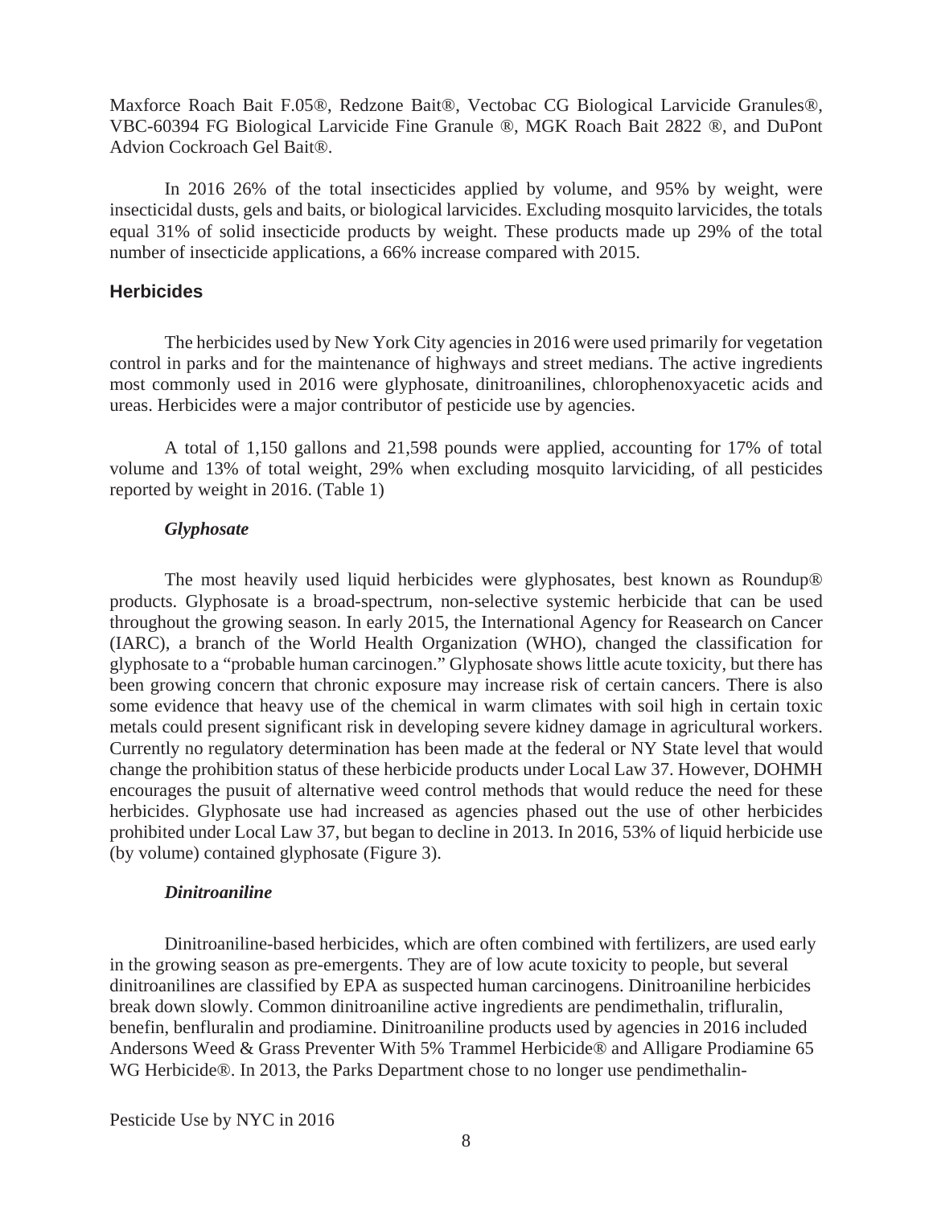Maxforce Roach Bait F.05®, Redzone Bait®, Vectobac CG Biological Larvicide Granules®, VBC-60394 FG Biological Larvicide Fine Granule ®, MGK Roach Bait 2822 ®, and DuPont Advion Cockroach Gel Bait®.

In 2016 26% of the total insecticides applied by volume, and 95% by weight, were insecticidal dusts, gels and baits, or biological larvicides. Excluding mosquito larvicides, the totals equal 31% of solid insecticide products by weight. These products made up 29% of the total number of insecticide applications, a 66% increase compared with 2015.

## Herbicides

The herbicides used by New York City agencies in 2016 were used primarily for vegetation control in parks and for the maintenance of highways and street medians. The active ingredients most commonly used in 2016 were glyphosate, dinitroanilines, chlorophenoxyacetic acids and ureas. Herbicides were a major contributor of pesticide use by agencies.

A total of 1,150 gallons and 21,598 pounds were applied, accounting for 17% of total volume and 13% of total weight, 29% when excluding mosquito larviciding, of all pesticides reported by weight in 2016. (Table 1)

### *Glyphosate*

The most heavily used liquid herbicides were glyphosates, best known as Roundup® products. Glyphosate is a broad-spectrum, non-selective systemic herbicide that can be used throughout the growing season. In early 2015, the International Agency for Reasearch on Cancer (IARC), a branch of the World Health Organization (WHO), changed the classification for glyphosate to a "probable human carcinogen." Glyphosate shows little acute toxicity, but there has been growing concern that chronic exposure may increase risk of certain cancers. There is also some evidence that heavy use of the chemical in warm climates with soil high in certain toxic metals could present significant risk in developing severe kidney damage in agricultural workers. Currently no regulatory determination has been made at the federal or NY State level that would change the prohibition status of these herbicide products under Local Law 37. However, DOHMH encourages the pusuit of alternative weed control methods that would reduce the need for these herbicides. Glyphosate use had increased as agencies phased out the use of other herbicides prohibited under Local Law 37, but began to decline in 2013. In 2016, 53% of liquid herbicide use (by volume) contained glyphosate (Figure 3).

### *Dinitroaniline*

Dinitroaniline-based herbicides, which are often combined with fertilizers, are used early in the growing season as pre-emergents. They are of low acute toxicity to people, but several dinitroanilines are classified by EPA as suspected human carcinogens. Dinitroaniline herbicides break down slowly. Common dinitroaniline active ingredients are pendimethalin, trifluralin, benefin, benfluralin and prodiamine. Dinitroaniline products used by agencies in 2016 included Andersons Weed & Grass Preventer With 5% Trammel Herbicide® and Alligare Prodiamine 65 WG Herbicide®. In 2013, the Parks Department chose to no longer use pendimethalin-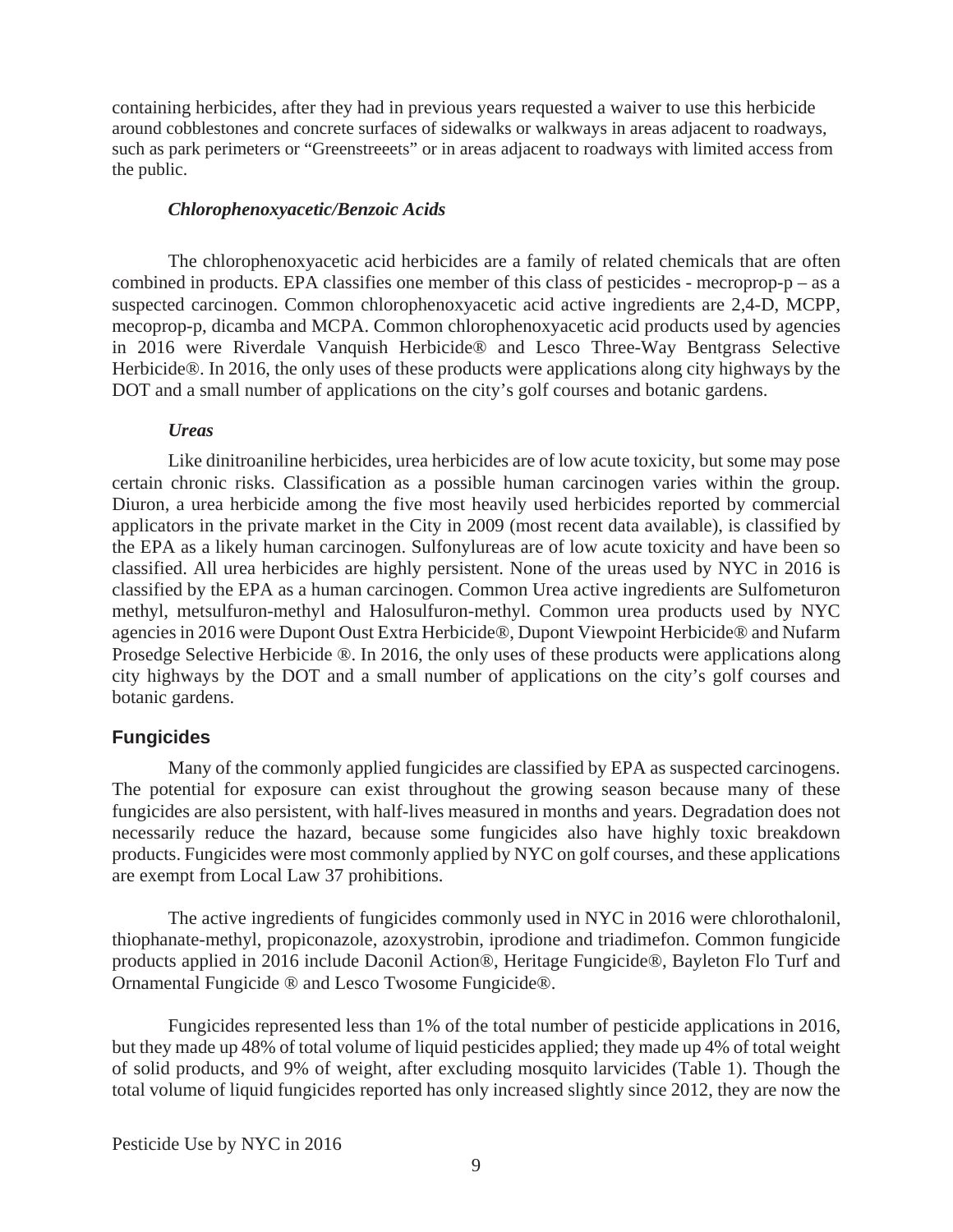containing herbicides, after they had in previous years requested a waiver to use this herbicide around cobblestones and concrete surfaces of sidewalks or walkways in areas adjacent to roadways, such as park perimeters or "Greenstreeets" or in areas adjacent to roadways with limited access from the public.

### *Chlorophenoxyacetic/Benzoic Acids*

The chlorophenoxyacetic acid herbicides are a family of related chemicals that are often combined in products. EPA classifies one member of this class of pesticides - mecroprop-p – as a suspected carcinogen. Common chlorophenoxyacetic acid active ingredients are 2,4-D, MCPP, mecoprop-p, dicamba and MCPA. Common chlorophenoxyacetic acid products used by agencies in 2016 were Riverdale Vanquish Herbicide® and Lesco Three-Way Bentgrass Selective Herbicide®. In 2016, the only uses of these products were applications along city highways by the DOT and a small number of applications on the city's golf courses and botanic gardens.

### *Ureas*

Like dinitroaniline herbicides, urea herbicides are of low acute toxicity, but some may pose certain chronic risks. Classification as a possible human carcinogen varies within the group. Diuron, a urea herbicide among the five most heavily used herbicides reported by commercial applicators in the private market in the City in 2009 (most recent data available), is classified by the EPA as a likely human carcinogen. Sulfonylureas are of low acute toxicity and have been so classified. All urea herbicides are highly persistent. None of the ureas used by NYC in 2016 is classified by the EPA as a human carcinogen. Common Urea active ingredients are Sulfometuron methyl, metsulfuron-methyl and Halosulfuron-methyl. Common urea products used by NYC agencies in 2016 were Dupont Oust Extra Herbicide®, Dupont Viewpoint Herbicide® and Nufarm Prosedge Selective Herbicide ®. In 2016, the only uses of these products were applications along city highways by the DOT and a small number of applications on the city's golf courses and botanic gardens.

## Fungicides

Many of the commonly applied fungicides are classified by EPA as suspected carcinogens. The potential for exposure can exist throughout the growing season because many of these fungicides are also persistent, with half-lives measured in months and years. Degradation does not necessarily reduce the hazard, because some fungicides also have highly toxic breakdown products. Fungicides were most commonly applied by NYC on golf courses, and these applications are exempt from Local Law 37 prohibitions.

The active ingredients of fungicides commonly used in NYC in 2016 were chlorothalonil, thiophanate-methyl, propiconazole, azoxystrobin, iprodione and triadimefon. Common fungicide products applied in 2016 include Daconil Action®, Heritage Fungicide®, Bayleton Flo Turf and Ornamental Fungicide ® and Lesco Twosome Fungicide®.

Fungicides represented less than 1% of the total number of pesticide applications in 2016, but they made up 48% of total volume of liquid pesticides applied; they made up 4% of total weight of solid products, and 9% of weight, after excluding mosquito larvicides (Table 1). Though the total volume of liquid fungicides reported has only increased slightly since 2012, they are now the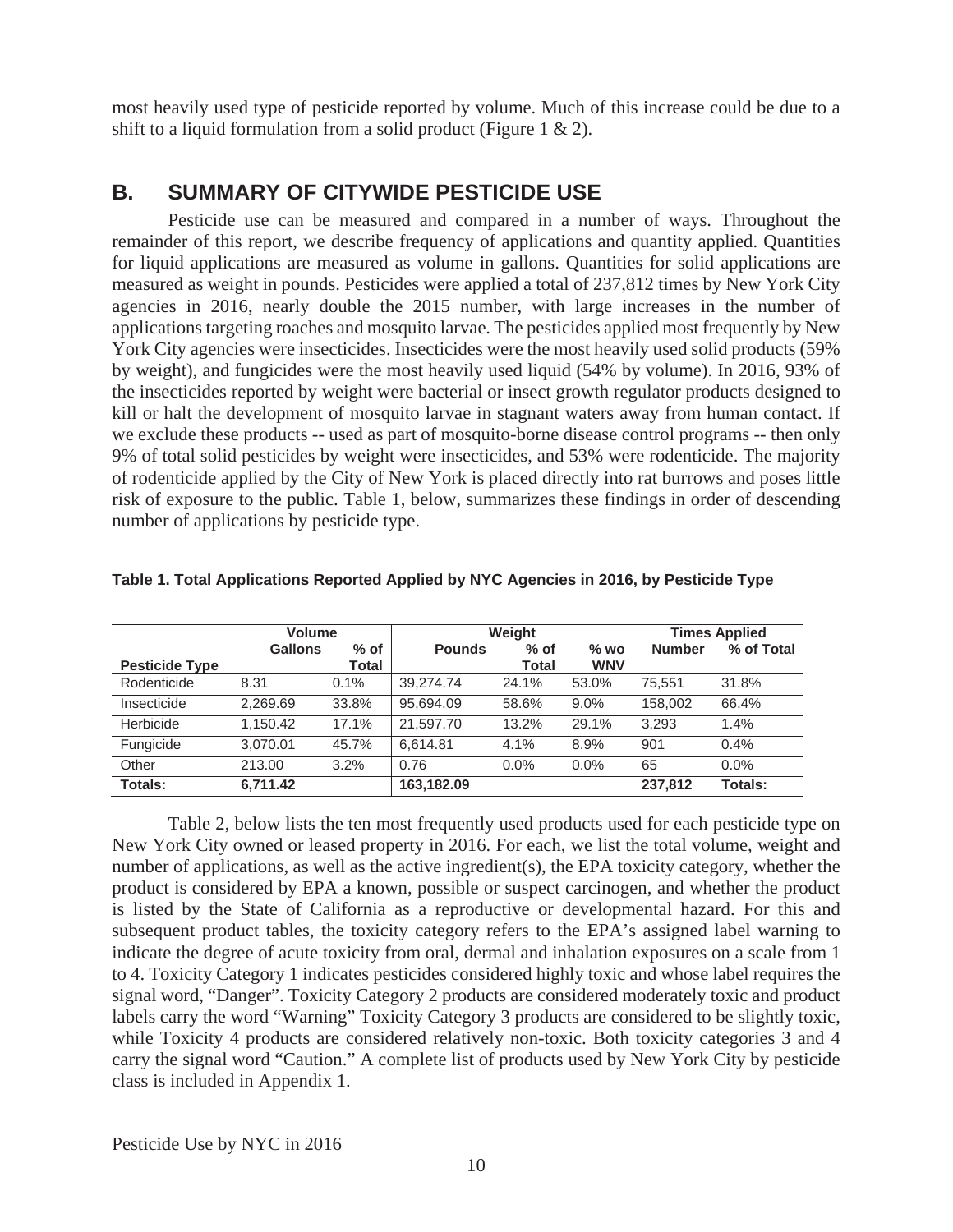most heavily used type of pesticide reported by volume. Much of this increase could be due to a shift to a liquid formulation from a solid product (Figure 1 & 2).

## B. SUMMARY OF CITYWIDE PESTICIDE USE

Pesticide use can be measured and compared in a number of ways. Throughout the remainder of this report, we describe frequency of applications and quantity applied. Quantities for liquid applications are measured as volume in gallons. Quantities for solid applications are measured as weight in pounds. Pesticides were applied a total of 237,812 times by New York City agencies in 2016, nearly double the 2015 number, with large increases in the number of applications targeting roaches and mosquito larvae. The pesticides applied most frequently by New York City agencies were insecticides. Insecticides were the most heavily used solid products (59% by weight), and fungicides were the most heavily used liquid (54% by volume). In 2016, 93% of the insecticides reported by weight were bacterial or insect growth regulator products designed to kill or halt the development of mosquito larvae in stagnant waters away from human contact. If we exclude these products -- used as part of mosquito-borne disease control programs -- then only 9% of total solid pesticides by weight were insecticides, and 53% were rodenticide. The majority of rodenticide applied by the City of New York is placed directly into rat burrows and poses little risk of exposure to the public. Table 1, below, summarizes these findings in order of descending number of applications by pesticide type.

**Table 1. Total Applications Reported Applied by NYC Agencies in 2016, by Pesticide Type**

| | Volume | | Weight | | | Times Applied | |
|---|---|---|---|---|---|---|---|
| **Pesticide Type** | **Gallons** | **% of Total** | **Pounds** | **% of Total** | **% wo WNV** | **Number** | **% of Total** |
| Rodenticide | 8.31 | 0.1% | 39,274.74 | 24.1% | 53.0% | 75,551 | 31.8% |
| Insecticide | 2,269.69 | 33.8% | 95,694.09 | 58.6% | 9.0% | 158,002 | 66.4% |
| Herbicide | 1,150.42 | 17.1% | 21,597.70 | 13.2% | 29.1% | 3,293 | 1.4% |
| Fungicide | 3,070.01 | 45.7% | 6,614.81 | 4.1% | 8.9% | 901 | 0.4% |
| Other | 213.00 | 3.2% | 0.76 | 0.0% | 0.0% | 65 | 0.0% |
| **Totals:** | **6,711.42** | | **163,182.09** | | | **237,812** | **Totals:** |

Table 2, below lists the ten most frequently used products used for each pesticide type on New York City owned or leased property in 2016. For each, we list the total volume, weight and number of applications, as well as the active ingredient(s), the EPA toxicity category, whether the product is considered by EPA a known, possible or suspect carcinogen, and whether the product is listed by the State of California as a reproductive or developmental hazard. For this and subsequent product tables, the toxicity category refers to the EPA's assigned label warning to indicate the degree of acute toxicity from oral, dermal and inhalation exposures on a scale from 1 to 4. Toxicity Category 1 indicates pesticides considered highly toxic and whose label requires the signal word, "Danger". Toxicity Category 2 products are considered moderately toxic and product labels carry the word "Warning" Toxicity Category 3 products are considered to be slightly toxic, while Toxicity 4 products are considered relatively non-toxic. Both toxicity categories 3 and 4 carry the signal word "Caution." A complete list of products used by New York City by pesticide class is included in Appendix 1.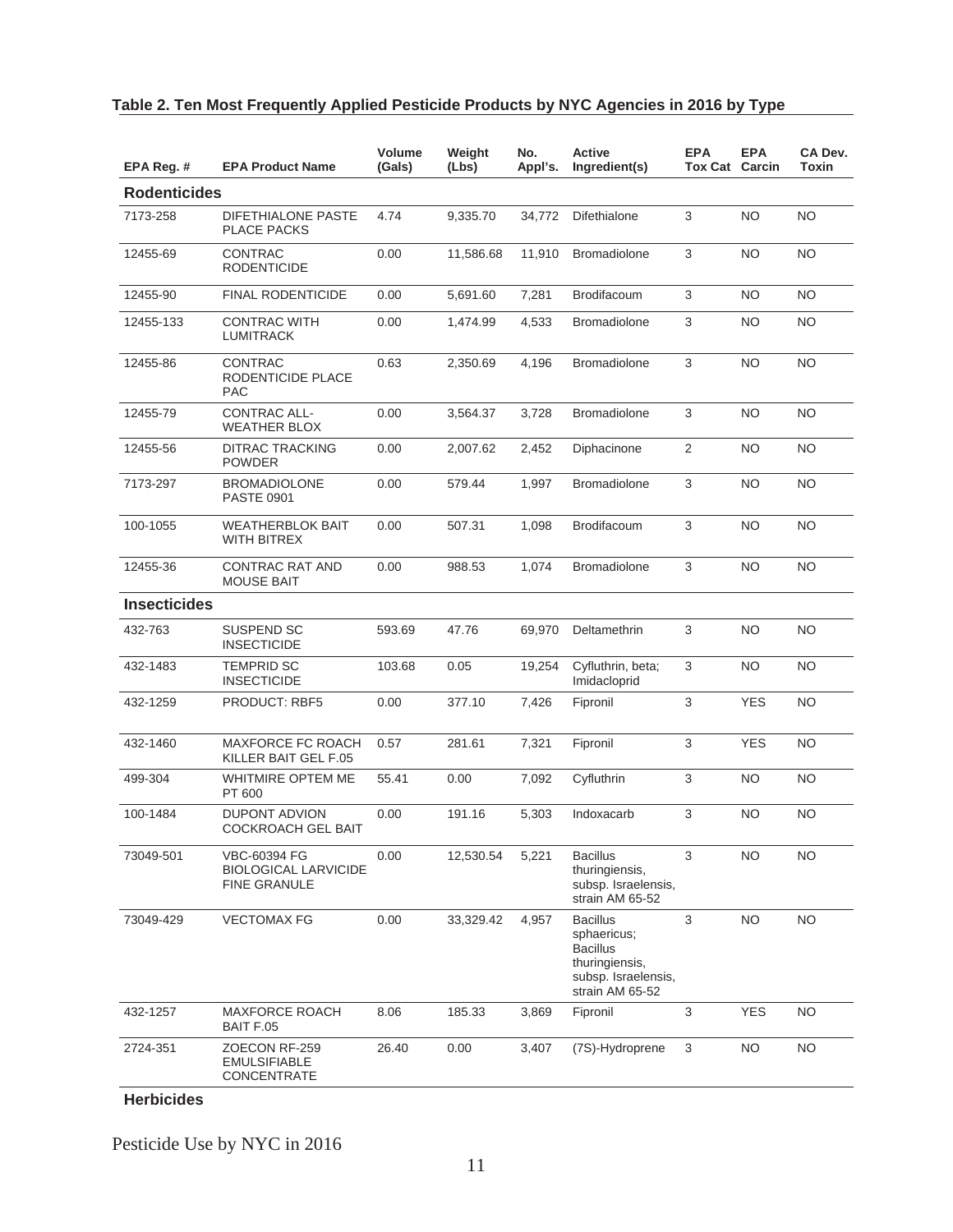**Table 2. Ten Most Frequently Applied Pesticide Products by NYC Agencies in 2016 by Type**

| EPA Reg. # | EPA Product Name | Volume (Gals) | Weight (Lbs) | No. Appl's. | Active Ingredient(s) | EPA Tox Cat | EPA Carcin | CA Dev. Toxin |
|---|---|---|---|---|---|---|---|---|
| **Rodenticides** | | | | | | | | |
| 7173-258 | DIFETHIALONE PASTE PLACE PACKS | 4.74 | 9,335.70 | 34,772 | Difethialone | 3 | NO | NO |
| 12455-69 | CONTRAC RODENTICIDE | 0.00 | 11,586.68 | 11,910 | Bromadiolone | 3 | NO | NO |
| 12455-90 | FINAL RODENTICIDE | 0.00 | 5,691.60 | 7,281 | Brodifacoum | 3 | NO | NO |
| 12455-133 | CONTRAC WITH LUMITRACK | 0.00 | 1,474.99 | 4,533 | Bromadiolone | 3 | NO | NO |
| 12455-86 | CONTRAC RODENTICIDE PLACE PAC | 0.63 | 2,350.69 | 4,196 | Bromadiolone | 3 | NO | NO |
| 12455-79 | CONTRAC ALL-WEATHER BLOX | 0.00 | 3,564.37 | 3,728 | Bromadiolone | 3 | NO | NO |
| 12455-56 | DITRAC TRACKING POWDER | 0.00 | 2,007.62 | 2,452 | Diphacinone | 2 | NO | NO |
| 7173-297 | BROMADIOLONE PASTE 0901 | 0.00 | 579.44 | 1,997 | Bromadiolone | 3 | NO | NO |
| 100-1055 | WEATHERBLOK BAIT WITH BITREX | 0.00 | 507.31 | 1,098 | Brodifacoum | 3 | NO | NO |
| 12455-36 | CONTRAC RAT AND MOUSE BAIT | 0.00 | 988.53 | 1,074 | Bromadiolone | 3 | NO | NO |
| **Insecticides** | | | | | | | | |
| 432-763 | SUSPEND SC INSECTICIDE | 593.69 | 47.76 | 69,970 | Deltamethrin | 3 | NO | NO |
| 432-1483 | TEMPRID SC INSECTICIDE | 103.68 | 0.05 | 19,254 | Cyfluthrin, beta; Imidacloprid | 3 | NO | NO |
| 432-1259 | PRODUCT: RBF5 | 0.00 | 377.10 | 7,426 | Fipronil | 3 | YES | NO |
| 432-1460 | MAXFORCE FC ROACH KILLER BAIT GEL F.05 | 0.57 | 281.61 | 7,321 | Fipronil | 3 | YES | NO |
| 499-304 | WHITMIRE OPTEM ME PT 600 | 55.41 | 0.00 | 7,092 | Cyfluthrin | 3 | NO | NO |
| 100-1484 | DUPONT ADVION COCKROACH GEL BAIT | 0.00 | 191.16 | 5,303 | Indoxacarb | 3 | NO | NO |
| 73049-501 | VBC-60394 FG BIOLOGICAL LARVICIDE FINE GRANULE | 0.00 | 12,530.54 | 5,221 | Bacillus thuringiensis, subsp. Israelensis, strain AM 65-52 | 3 | NO | NO |
| 73049-429 | VECTOMAX FG | 0.00 | 33,329.42 | 4,957 | Bacillus sphaericus; Bacillus thuringiensis, subsp. Israelensis, strain AM 65-52 | 3 | NO | NO |
| 432-1257 | MAXFORCE ROACH BAIT F.05 | 8.06 | 185.33 | 3,869 | Fipronil | 3 | YES | NO |
| 2724-351 | ZOECON RF-259 EMULSIFIABLE CONCENTRATE | 26.40 | 0.00 | 3,407 | (7S)-Hydroprene | 3 | NO | NO |
| **Herbicides** | | | | | | | | |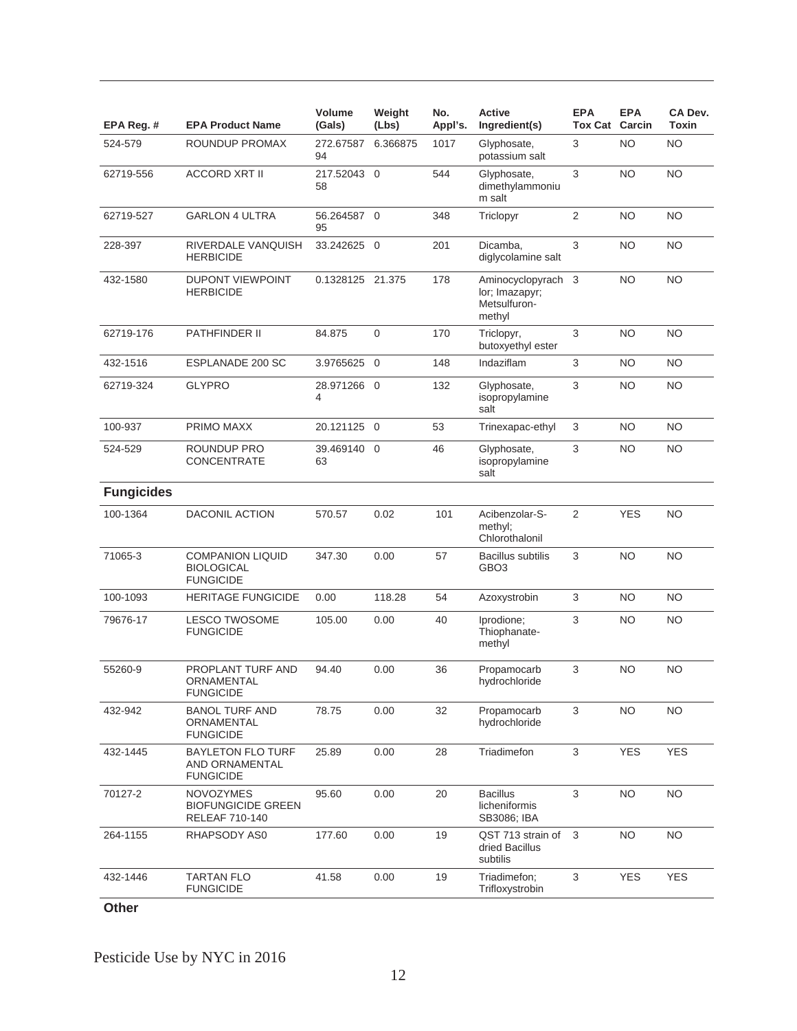| EPA Reg. # | EPA Product Name | Volume (Gals) | Weight (Lbs) | No. Appl's. | Active Ingredient(s) | EPA Tox Cat | EPA Carcin | CA Dev. Toxin |
|---|---|---|---|---|---|---|---|---|
| 524-579 | ROUNDUP PROMAX | 272.6758794 | 6.366875 | 1017 | Glyphosate, potassium salt | 3 | NO | NO |
| 62719-556 | ACCORD XRT II | 217.5204358 | 0 | 544 | Glyphosate, dimethylammonium salt | 3 | NO | NO |
| 62719-527 | GARLON 4 ULTRA | 56.26458795 | 0 | 348 | Triclopyr | 2 | NO | NO |
| 228-397 | RIVERDALE VANQUISH HERBICIDE | 33.242625 | 0 | 201 | Dicamba, diglycolamine salt | 3 | NO | NO |
| 432-1580 | DUPONT VIEWPOINT HERBICIDE | 0.1328125 | 21.375 | 178 | Aminocyclopyrachlor; Imazapyr; Metsulfuron-methyl | 3 | NO | NO |
| 62719-176 | PATHFINDER II | 84.875 | 0 | 170 | Triclopyr, butoxyethyl ester | 3 | NO | NO |
| 432-1516 | ESPLANADE 200 SC | 3.9765625 | 0 | 148 | Indaziflam | 3 | NO | NO |
| 62719-324 | GLYPRO | 28.9712664 | 0 | 132 | Glyphosate, isopropylamine salt | 3 | NO | NO |
| 100-937 | PRIMO MAXX | 20.121125 | 0 | 53 | Trinexapac-ethyl | 3 | NO | NO |
| 524-529 | ROUNDUP PRO CONCENTRATE | 39.46914063 | 0 | 46 | Glyphosate, isopropylamine salt | 3 | NO | NO |
| **Fungicides** | | | | | | | | |
| 100-1364 | DACONIL ACTION | 570.57 | 0.02 | 101 | Acibenzolar-S-methyl; Chlorothalonil | 2 | YES | NO |
| 71065-3 | COMPANION LIQUID BIOLOGICAL FUNGICIDE | 347.30 | 0.00 | 57 | Bacillus subtilis GBO3 | 3 | NO | NO |
| 100-1093 | HERITAGE FUNGICIDE | 0.00 | 118.28 | 54 | Azoxystrobin | 3 | NO | NO |
| 79676-17 | LESCO TWOSOME FUNGICIDE | 105.00 | 0.00 | 40 | Iprodione; Thiophanate-methyl | 3 | NO | NO |
| 55260-9 | PROPLANT TURF AND ORNAMENTAL FUNGICIDE | 94.40 | 0.00 | 36 | Propamocarb hydrochloride | 3 | NO | NO |
| 432-942 | BANOL TURF AND ORNAMENTAL FUNGICIDE | 78.75 | 0.00 | 32 | Propamocarb hydrochloride | 3 | NO | NO |
| 432-1445 | BAYLETON FLO TURF AND ORNAMENTAL FUNGICIDE | 25.89 | 0.00 | 28 | Triadimefon | 3 | YES | YES |
| 70127-2 | NOVOZYMES BIOFUNGICIDE GREEN RELEAF 710-140 | 95.60 | 0.00 | 20 | Bacillus licheniformis SB3086; IBA | 3 | NO | NO |
| 264-1155 | RHAPSODY AS0 | 177.60 | 0.00 | 19 | QST 713 strain of dried Bacillus subtilis | 3 | NO | NO |
| 432-1446 | TARTAN FLO FUNGICIDE | 41.58 | 0.00 | 19 | Triadimefon; Trifloxystrobin | 3 | YES | YES |

**Other**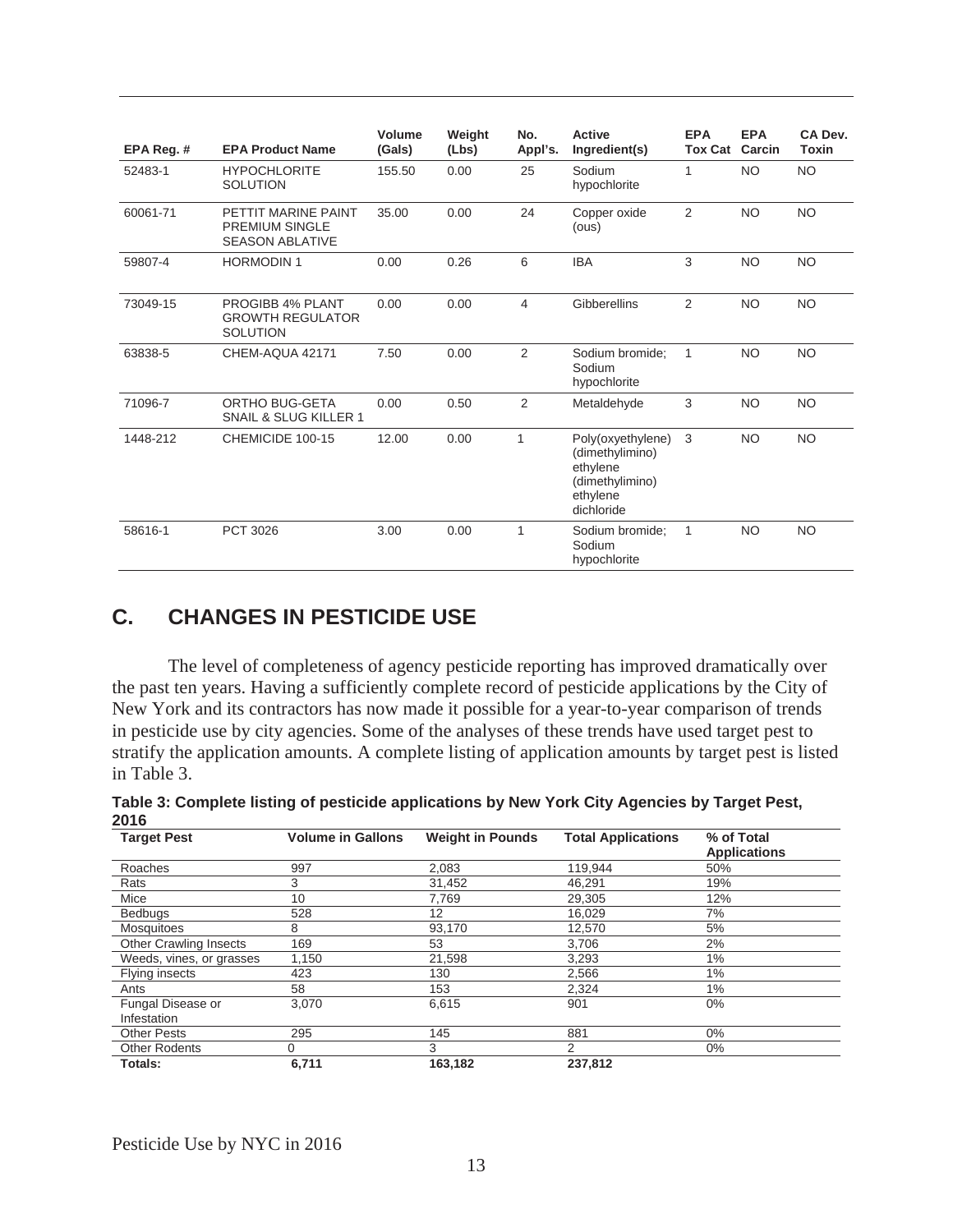| EPA Reg. # | EPA Product Name | Volume (Gals) | Weight (Lbs) | No. Appl's. | Active Ingredient(s) | EPA Tox Cat | EPA Carcin | CA Dev. Toxin |
|---|---|---|---|---|---|---|---|---|
| 52483-1 | HYPOCHLORITE SOLUTION | 155.50 | 0.00 | 25 | Sodium hypochlorite | 1 | NO | NO |
| 60061-71 | PETTIT MARINE PAINT PREMIUM SINGLE SEASON ABLATIVE | 35.00 | 0.00 | 24 | Copper oxide (ous) | 2 | NO | NO |
| 59807-4 | HORMODIN 1 | 0.00 | 0.26 | 6 | IBA | 3 | NO | NO |
| 73049-15 | PROGIBB 4% PLANT GROWTH REGULATOR SOLUTION | 0.00 | 0.00 | 4 | Gibberellins | 2 | NO | NO |
| 63838-5 | CHEM-AQUA 42171 | 7.50 | 0.00 | 2 | Sodium bromide; Sodium hypochlorite | 1 | NO | NO |
| 71096-7 | ORTHO BUG-GETA SNAIL & SLUG KILLER 1 | 0.00 | 0.50 | 2 | Metaldehyde | 3 | NO | NO |
| 1448-212 | CHEMICIDE 100-15 | 12.00 | 0.00 | 1 | Poly(oxyethylene) (dimethylimino) ethylene (dimethylimino) ethylene dichloride | 3 | NO | NO |
| 58616-1 | PCT 3026 | 3.00 | 0.00 | 1 | Sodium bromide; Sodium hypochlorite | 1 | NO | NO |

## C. CHANGES IN PESTICIDE USE

The level of completeness of agency pesticide reporting has improved dramatically over the past ten years. Having a sufficiently complete record of pesticide applications by the City of New York and its contractors has now made it possible for a year-to-year comparison of trends in pesticide use by city agencies. Some of the analyses of these trends have used target pest to stratify the application amounts. A complete listing of application amounts by target pest is listed in Table 3.

**Table 3: Complete listing of pesticide applications by New York City Agencies by Target Pest, 2016**

| Target Pest | Volume in Gallons | Weight in Pounds | Total Applications | % of Total Applications |
|---|---|---|---|---|
| Roaches | 997 | 2,083 | 119,944 | 50% |
| Rats | 3 | 31,452 | 46,291 | 19% |
| Mice | 10 | 7,769 | 29,305 | 12% |
| Bedbugs | 528 | 12 | 16,029 | 7% |
| Mosquitoes | 8 | 93,170 | 12,570 | 5% |
| Other Crawling Insects | 169 | 53 | 3,706 | 2% |
| Weeds, vines, or grasses | 1,150 | 21,598 | 3,293 | 1% |
| Flying insects | 423 | 130 | 2,566 | 1% |
| Ants | 58 | 153 | 2,324 | 1% |
| Fungal Disease or Infestation | 3,070 | 6,615 | 901 | 0% |
| Other Pests | 295 | 145 | 881 | 0% |
| Other Rodents | 0 | 3 | 2 | 0% |
| **Totals:** | **6,711** | **163,182** | **237,812** | |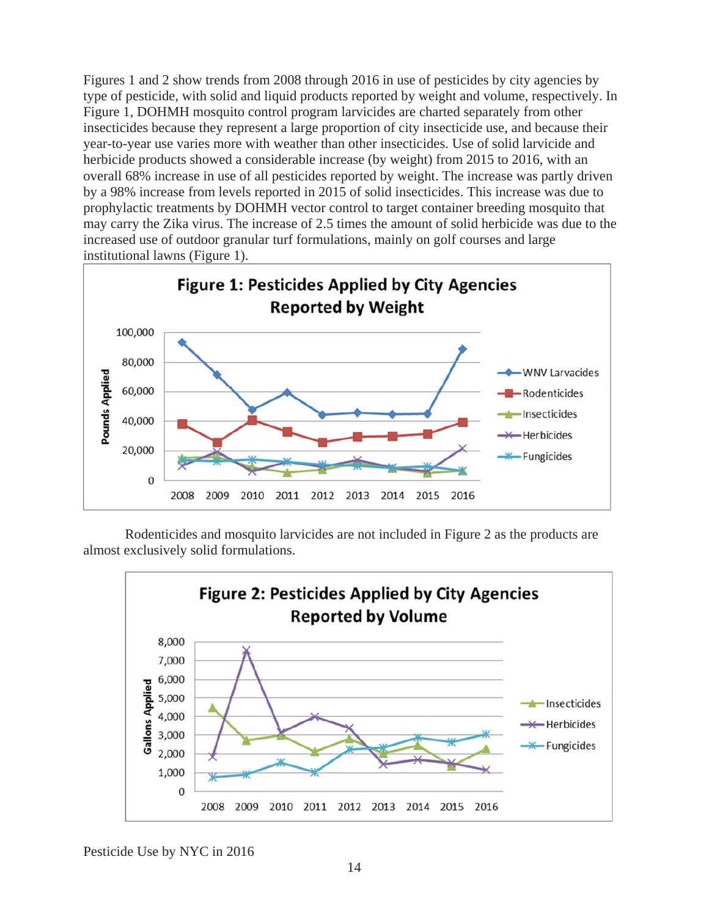Figures 1 and 2 show trends from 2008 through 2016 in use of pesticides by city agencies by type of pesticide, with solid and liquid products reported by weight and volume, respectively. In Figure 1, DOHMH mosquito control program larvicides are charted separately from other insecticides because they represent a large proportion of city insecticide use, and because their year-to-year use varies more with weather than other insecticides. Use of solid larvicide and herbicide products showed a considerable increase (by weight) from 2015 to 2016, with an overall 68% increase in use of all pesticides reported by weight. The increase was partly driven by a 98% increase from levels reported in 2015 of solid insecticides. This increase was due to prophylactic treatments by DOHMH vector control to target container breeding mosquito that may carry the Zika virus. The increase of 2.5 times the amount of solid herbicide was due to the increased use of outdoor granular turf formulations, mainly on golf courses and large institutional lawns (Figure 1).

**Figure 1: Pesticides Applied by City Agencies Reported by Weight**

Rodenticides and mosquito larvicides are not included in Figure 2 as the products are almost exclusively solid formulations.

**Figure 2: Pesticides Applied by City Agencies Reported by Volume**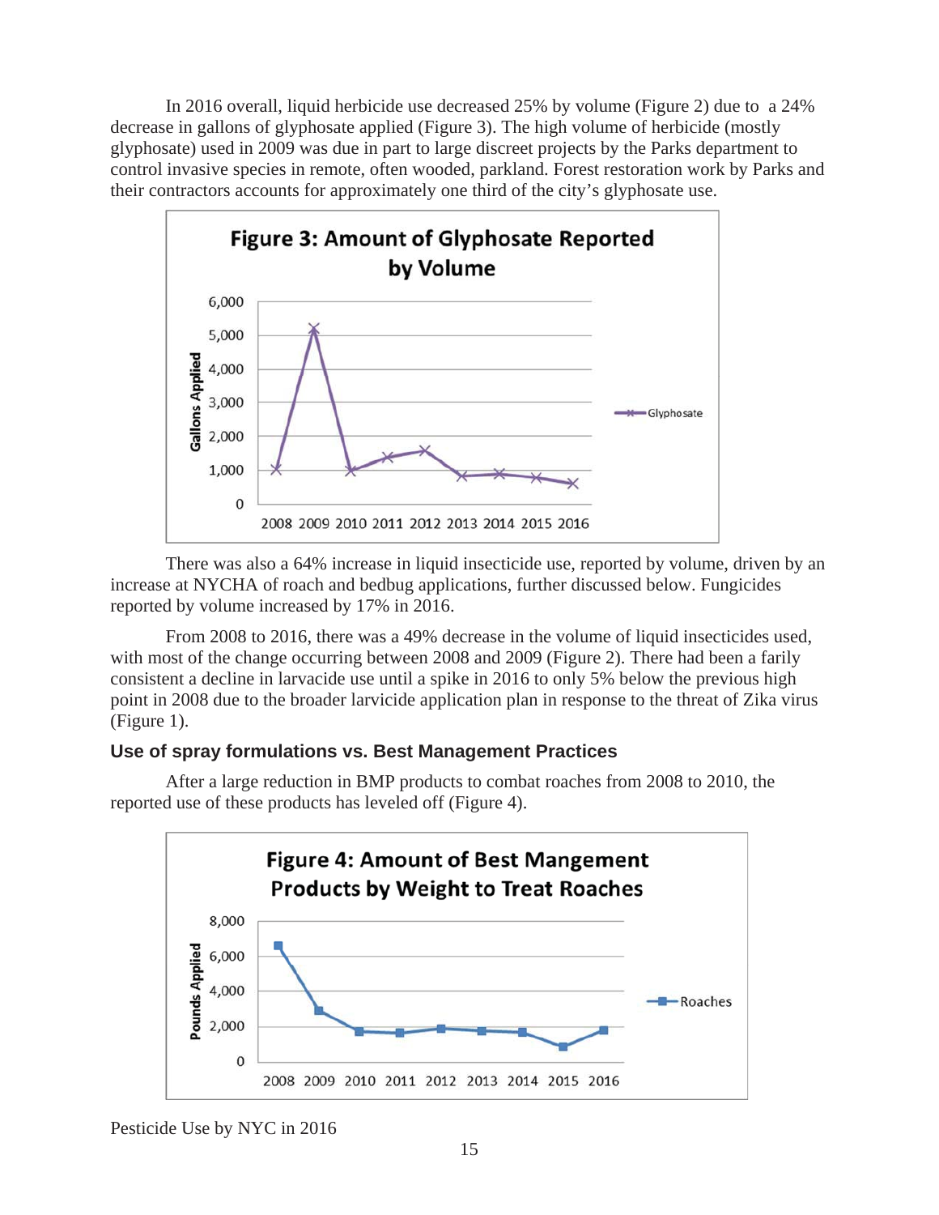In 2016 overall, liquid herbicide use decreased 25% by volume (Figure 2) due to a 24% decrease in gallons of glyphosate applied (Figure 3). The high volume of herbicide (mostly glyphosate) used in 2009 was due in part to large discreet projects by the Parks department to control invasive species in remote, often wooded, parkland. Forest restoration work by Parks and their contractors accounts for approximately one third of the city's glyphosate use.

**Figure 3: Amount of Glyphosate Reported by Volume**

There was also a 64% increase in liquid insecticide use, reported by volume, driven by an increase at NYCHA of roach and bedbug applications, further discussed below. Fungicides reported by volume increased by 17% in 2016.

From 2008 to 2016, there was a 49% decrease in the volume of liquid insecticides used, with most of the change occurring between 2008 and 2009 (Figure 2). There had been a farily consistent a decline in larvacide use until a spike in 2016 to only 5% below the previous high point in 2008 due to the broader larvicide application plan in response to the threat of Zika virus (Figure 1).

### Use of spray formulations vs. Best Management Practices

After a large reduction in BMP products to combat roaches from 2008 to 2010, the reported use of these products has leveled off (Figure 4).

**Figure 4: Amount of Best Mangement Products by Weight to Treat Roaches**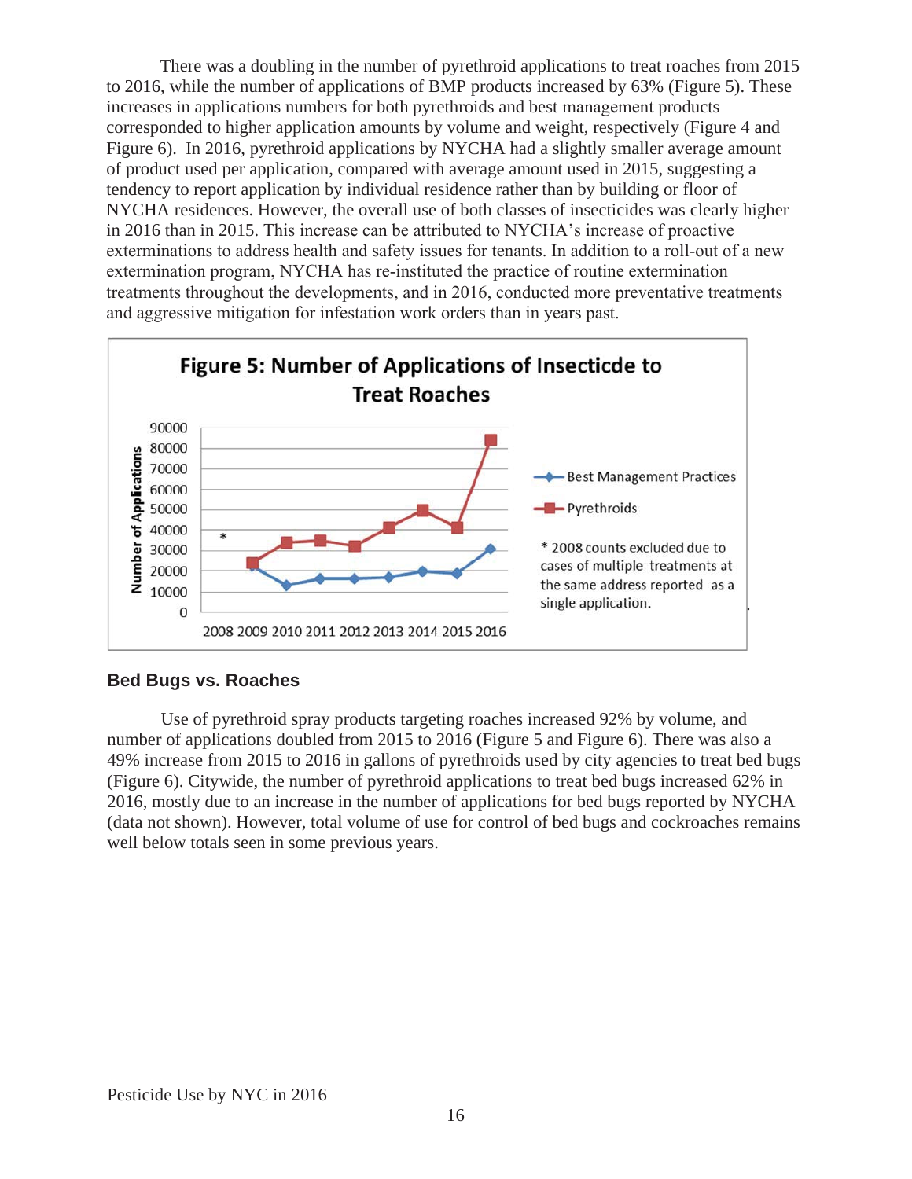There was a doubling in the number of pyrethroid applications to treat roaches from 2015 to 2016, while the number of applications of BMP products increased by 63% (Figure 5). These increases in applications numbers for both pyrethroids and best management products corresponded to higher application amounts by volume and weight, respectively (Figure 4 and Figure 6). In 2016, pyrethroid applications by NYCHA had a slightly smaller average amount of product used per application, compared with average amount used in 2015, suggesting a tendency to report application by individual residence rather than by building or floor of NYCHA residences. However, the overall use of both classes of insecticides was clearly higher in 2016 than in 2015. This increase can be attributed to NYCHA's increase of proactive exterminations to address health and safety issues for tenants. In addition to a roll-out of a new extermination program, NYCHA has re-instituted the practice of routine extermination treatments throughout the developments, and in 2016, conducted more preventative treatments and aggressive mitigation for infestation work orders than in years past.

**Figure 5: Number of Applications of Insecticde to Treat Roaches**

\* 2008 counts excluded due to cases of multiple treatments at the same address reported as a single application.

## Bed Bugs vs. Roaches

Use of pyrethroid spray products targeting roaches increased 92% by volume, and number of applications doubled from 2015 to 2016 (Figure 5 and Figure 6). There was also a 49% increase from 2015 to 2016 in gallons of pyrethroids used by city agencies to treat bed bugs (Figure 6). Citywide, the number of pyrethroid applications to treat bed bugs increased 62% in 2016, mostly due to an increase in the number of applications for bed bugs reported by NYCHA (data not shown). However, total volume of use for control of bed bugs and cockroaches remains well below totals seen in some previous years.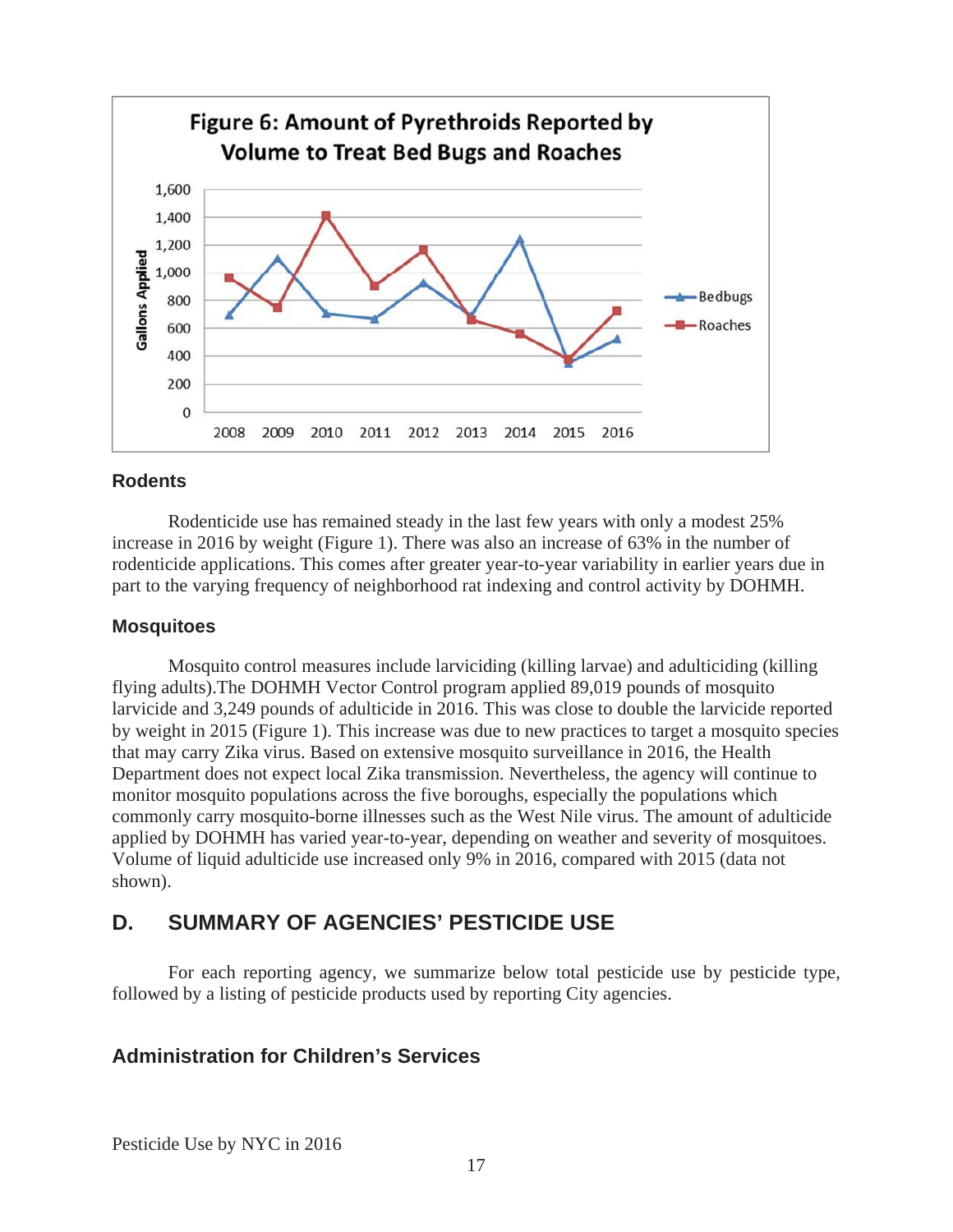Figure 6: Amount of Pyrethroids Reported by Volume to Treat Bed Bugs and Roaches

### Rodents

Rodenticide use has remained steady in the last few years with only a modest 25% increase in 2016 by weight (Figure 1). There was also an increase of 63% in the number of rodenticide applications. This comes after greater year-to-year variability in earlier years due in part to the varying frequency of neighborhood rat indexing and control activity by DOHMH.

### Mosquitoes

Mosquito control measures include larviciding (killing larvae) and adulticiding (killing flying adults).The DOHMH Vector Control program applied 89,019 pounds of mosquito larvicide and 3,249 pounds of adulticide in 2016. This was close to double the larvicide reported by weight in 2015 (Figure 1). This increase was due to new practices to target a mosquito species that may carry Zika virus. Based on extensive mosquito surveillance in 2016, the Health Department does not expect local Zika transmission. Nevertheless, the agency will continue to monitor mosquito populations across the five boroughs, especially the populations which commonly carry mosquito-borne illnesses such as the West Nile virus. The amount of adulticide applied by DOHMH has varied year-to-year, depending on weather and severity of mosquitoes. Volume of liquid adulticide use increased only 9% in 2016, compared with 2015 (data not shown).

## D. SUMMARY OF AGENCIES' PESTICIDE USE

For each reporting agency, we summarize below total pesticide use by pesticide type, followed by a listing of pesticide products used by reporting City agencies.

### Administration for Children's Services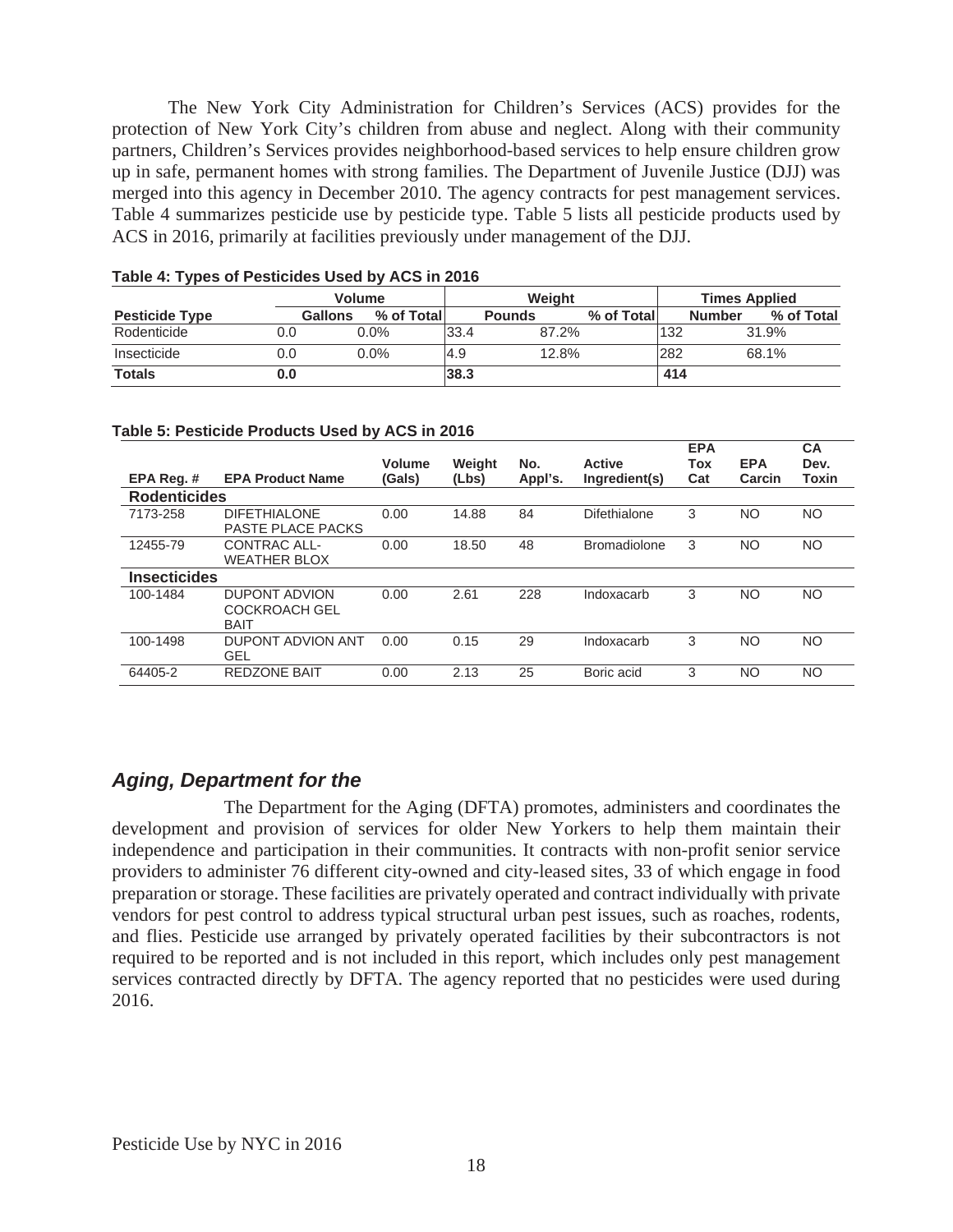The New York City Administration for Children's Services (ACS) provides for the protection of New York City's children from abuse and neglect. Along with their community partners, Children's Services provides neighborhood-based services to help ensure children grow up in safe, permanent homes with strong families. The Department of Juvenile Justice (DJJ) was merged into this agency in December 2010. The agency contracts for pest management services. Table 4 summarizes pesticide use by pesticide type. Table 5 lists all pesticide products used by ACS in 2016, primarily at facilities previously under management of the DJJ.

**Table 4: Types of Pesticides Used by ACS in 2016**

| | Volume | | Weight | | Times Applied | |
|---|---|---|---|---|---|---|
| **Pesticide Type** | **Gallons** | **% of Total** | **Pounds** | **% of Total** | **Number** | **% of Total** |
| Rodenticide | 0.0 | 0.0% | 33.4 | 87.2% | 132 | 31.9% |
| Insecticide | 0.0 | 0.0% | 4.9 | 12.8% | 282 | 68.1% |
| **Totals** | **0.0** | | **38.3** | | **414** | |

**Table 5: Pesticide Products Used by ACS in 2016**

| EPA Reg. # | EPA Product Name | Volume (Gals) | Weight (Lbs) | No. Appl's. | Active Ingredient(s) | EPA Tox Cat | EPA Carcin | CA Dev. Toxin |
|---|---|---|---|---|---|---|---|---|
| **Rodenticides** | | | | | | | | |
| 7173-258 | DIFETHIALONE PASTE PLACE PACKS | 0.00 | 14.88 | 84 | Difethialone | 3 | NO | NO |
| 12455-79 | CONTRAC ALL-WEATHER BLOX | 0.00 | 18.50 | 48 | Bromadiolone | 3 | NO | NO |
| **Insecticides** | | | | | | | | |
| 100-1484 | DUPONT ADVION COCKROACH GEL BAIT | 0.00 | 2.61 | 228 | Indoxacarb | 3 | NO | NO |
| 100-1498 | DUPONT ADVION ANT GEL | 0.00 | 0.15 | 29 | Indoxacarb | 3 | NO | NO |
| 64405-2 | REDZONE BAIT | 0.00 | 2.13 | 25 | Boric acid | 3 | NO | NO |

## *Aging, Department for the*

The Department for the Aging (DFTA) promotes, administers and coordinates the development and provision of services for older New Yorkers to help them maintain their independence and participation in their communities. It contracts with non-profit senior service providers to administer 76 different city-owned and city-leased sites, 33 of which engage in food preparation or storage. These facilities are privately operated and contract individually with private vendors for pest control to address typical structural urban pest issues, such as roaches, rodents, and flies. Pesticide use arranged by privately operated facilities by their subcontractors is not required to be reported and is not included in this report, which includes only pest management services contracted directly by DFTA. The agency reported that no pesticides were used during 2016.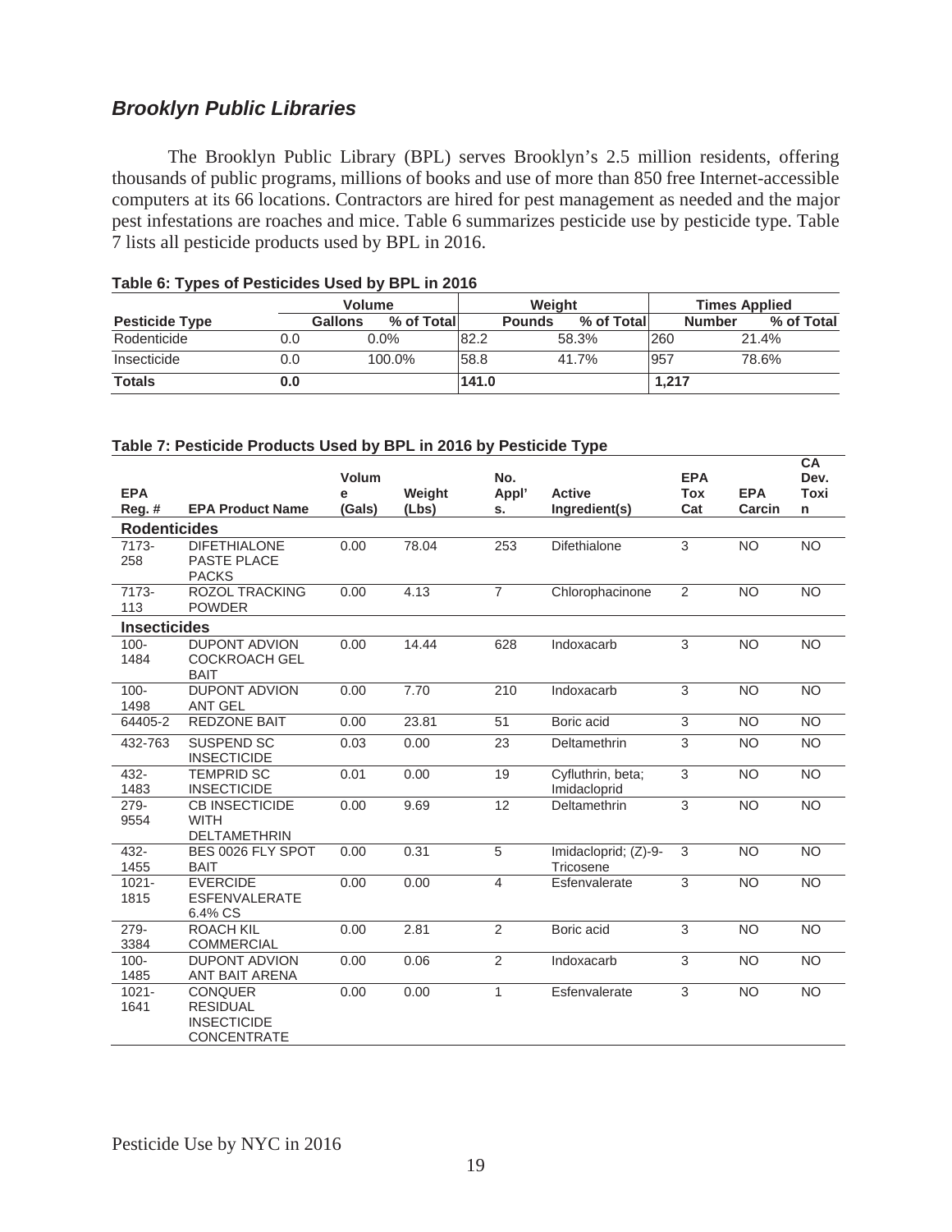## *Brooklyn Public Libraries*

The Brooklyn Public Library (BPL) serves Brooklyn's 2.5 million residents, offering thousands of public programs, millions of books and use of more than 850 free Internet-accessible computers at its 66 locations. Contractors are hired for pest management as needed and the major pest infestations are roaches and mice. Table 6 summarizes pesticide use by pesticide type. Table 7 lists all pesticide products used by BPL in 2016.

**Table 6: Types of Pesticides Used by BPL in 2016**

| | Volume | | Weight | | Times Applied | |
|---|---|---|---|---|---|---|
| **Pesticide Type** | **Gallons** | **% of Total** | **Pounds** | **% of Total** | **Number** | **% of Total** |
| Rodenticide | 0.0 | 0.0% | 82.2 | 58.3% | 260 | 21.4% |
| Insecticide | 0.0 | 100.0% | 58.8 | 41.7% | 957 | 78.6% |
| **Totals** | **0.0** | | **141.0** | | **1,217** | |

**Table 7: Pesticide Products Used by BPL in 2016 by Pesticide Type**

| EPA Reg. # | EPA Product Name | Volume (Gals) | Weight (Lbs) | No. Appl's. | Active Ingredient(s) | EPA Tox Cat | EPA Carcin | CA Dev. Toxin |
|---|---|---|---|---|---|---|---|---|
| **Rodenticides** | | | | | | | | |
| 7173-258 | DIFETHIALONE PASTE PLACE PACKS | 0.00 | 78.04 | 253 | Difethialone | 3 | NO | NO |
| 7173-113 | ROZOL TRACKING POWDER | 0.00 | 4.13 | 7 | Chlorophacinone | 2 | NO | NO |
| **Insecticides** | | | | | | | | |
| 100-1484 | DUPONT ADVION COCKROACH GEL BAIT | 0.00 | 14.44 | 628 | Indoxacarb | 3 | NO | NO |
| 100-1498 | DUPONT ADVION ANT GEL | 0.00 | 7.70 | 210 | Indoxacarb | 3 | NO | NO |
| 64405-2 | REDZONE BAIT | 0.00 | 23.81 | 51 | Boric acid | 3 | NO | NO |
| 432-763 | SUSPEND SC INSECTICIDE | 0.03 | 0.00 | 23 | Deltamethrin | 3 | NO | NO |
| 432-1483 | TEMPRID SC INSECTICIDE | 0.01 | 0.00 | 19 | Cyfluthrin, beta; Imidacloprid | 3 | NO | NO |
| 279-9554 | CB INSECTICIDE WITH DELTAMETHRIN | 0.00 | 9.69 | 12 | Deltamethrin | 3 | NO | NO |
| 432-1455 | BES 0026 FLY SPOT BAIT | 0.00 | 0.31 | 5 | Imidacloprid; (Z)-9-Tricosene | 3 | NO | NO |
| 1021-1815 | EVERCIDE ESFENVALERATE 6.4% CS | 0.00 | 0.00 | 4 | Esfenvalerate | 3 | NO | NO |
| 279-3384 | ROACH KIL COMMERCIAL | 0.00 | 2.81 | 2 | Boric acid | 3 | NO | NO |
| 100-1485 | DUPONT ADVION ANT BAIT ARENA | 0.00 | 0.06 | 2 | Indoxacarb | 3 | NO | NO |
| 1021-1641 | CONQUER RESIDUAL INSECTICIDE CONCENTRATE | 0.00 | 0.00 | 1 | Esfenvalerate | 3 | NO | NO |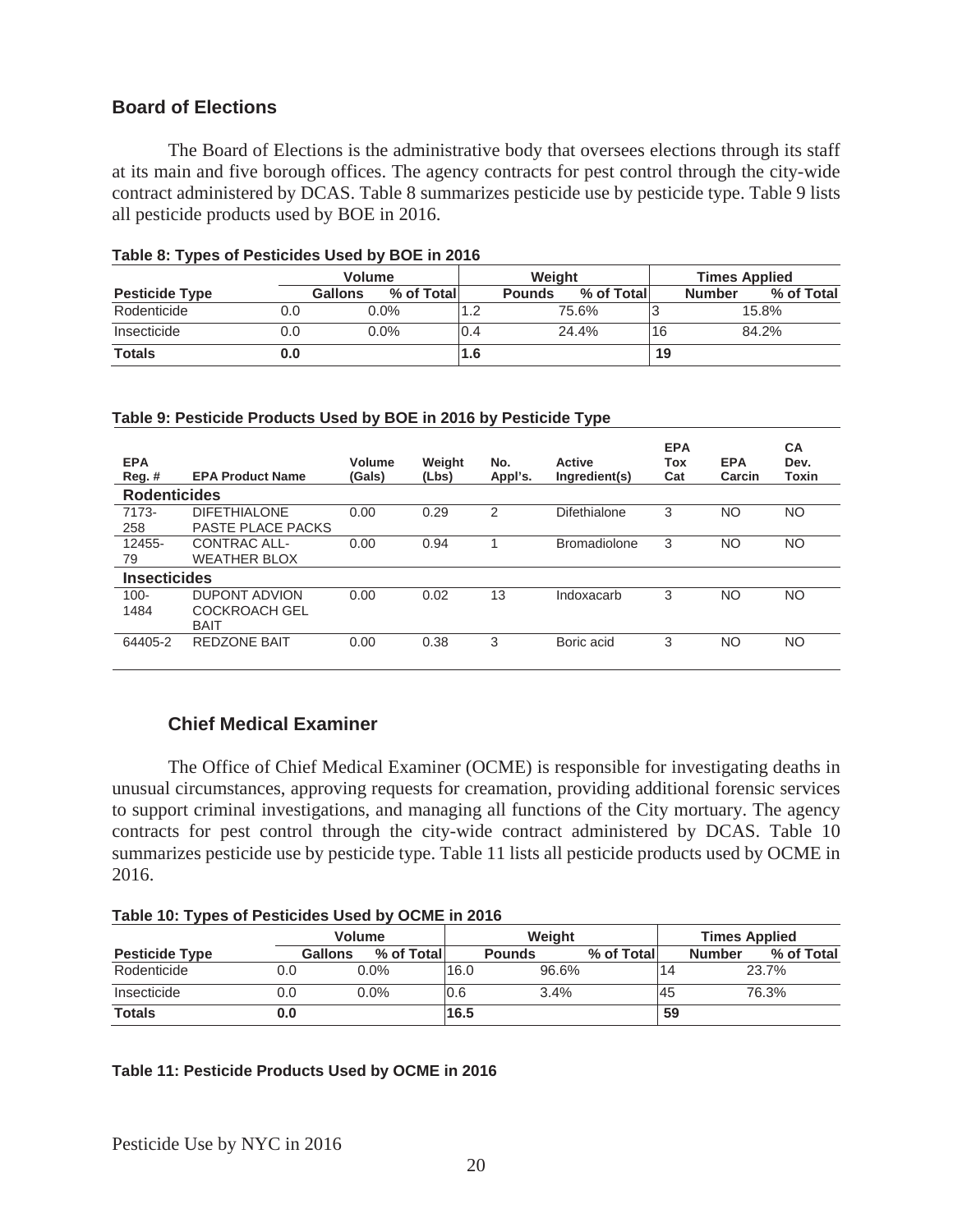## Board of Elections

The Board of Elections is the administrative body that oversees elections through its staff at its main and five borough offices. The agency contracts for pest control through the city-wide contract administered by DCAS. Table 8 summarizes pesticide use by pesticide type. Table 9 lists all pesticide products used by BOE in 2016.

**Table 8: Types of Pesticides Used by BOE in 2016**

| | Volume | | Weight | | Times Applied | |
|---|---|---|---|---|---|---|
| **Pesticide Type** | **Gallons** | **% of Total** | **Pounds** | **% of Total** | **Number** | **% of Total** |
| Rodenticide | 0.0 | 0.0% | 1.2 | 75.6% | 3 | 15.8% |
| Insecticide | 0.0 | 0.0% | 0.4 | 24.4% | 16 | 84.2% |
| **Totals** | **0.0** | | **1.6** | | **19** | |

**Table 9: Pesticide Products Used by BOE in 2016 by Pesticide Type**

| EPA Reg. # | EPA Product Name | Volume (Gals) | Weight (Lbs) | No. Appl's. | Active Ingredient(s) | EPA Tox Cat | EPA Carcin | CA Dev. Toxin |
|---|---|---|---|---|---|---|---|---|
| **Rodenticides** | | | | | | | | |
| 7173-258 | DIFETHIALONE PASTE PLACE PACKS | 0.00 | 0.29 | 2 | Difethialone | 3 | NO | NO |
| 12455-79 | CONTRAC ALL-WEATHER BLOX | 0.00 | 0.94 | 1 | Bromadiolone | 3 | NO | NO |
| **Insecticides** | | | | | | | | |
| 100-1484 | DUPONT ADVION COCKROACH GEL BAIT | 0.00 | 0.02 | 13 | Indoxacarb | 3 | NO | NO |
| 64405-2 | REDZONE BAIT | 0.00 | 0.38 | 3 | Boric acid | 3 | NO | NO |

## Chief Medical Examiner

The Office of Chief Medical Examiner (OCME) is responsible for investigating deaths in unusual circumstances, approving requests for creamation, providing additional forensic services to support criminal investigations, and managing all functions of the City mortuary. The agency contracts for pest control through the city-wide contract administered by DCAS. Table 10 summarizes pesticide use by pesticide type. Table 11 lists all pesticide products used by OCME in 2016.

**Table 10: Types of Pesticides Used by OCME in 2016**

| | Volume | | Weight | | Times Applied | |
|---|---|---|---|---|---|---|
| **Pesticide Type** | **Gallons** | **% of Total** | **Pounds** | **% of Total** | **Number** | **% of Total** |
| Rodenticide | 0.0 | 0.0% | 16.0 | 96.6% | 14 | 23.7% |
| Insecticide | 0.0 | 0.0% | 0.6 | 3.4% | 45 | 76.3% |
| **Totals** | **0.0** | | **16.5** | | **59** | |

**Table 11: Pesticide Products Used by OCME in 2016**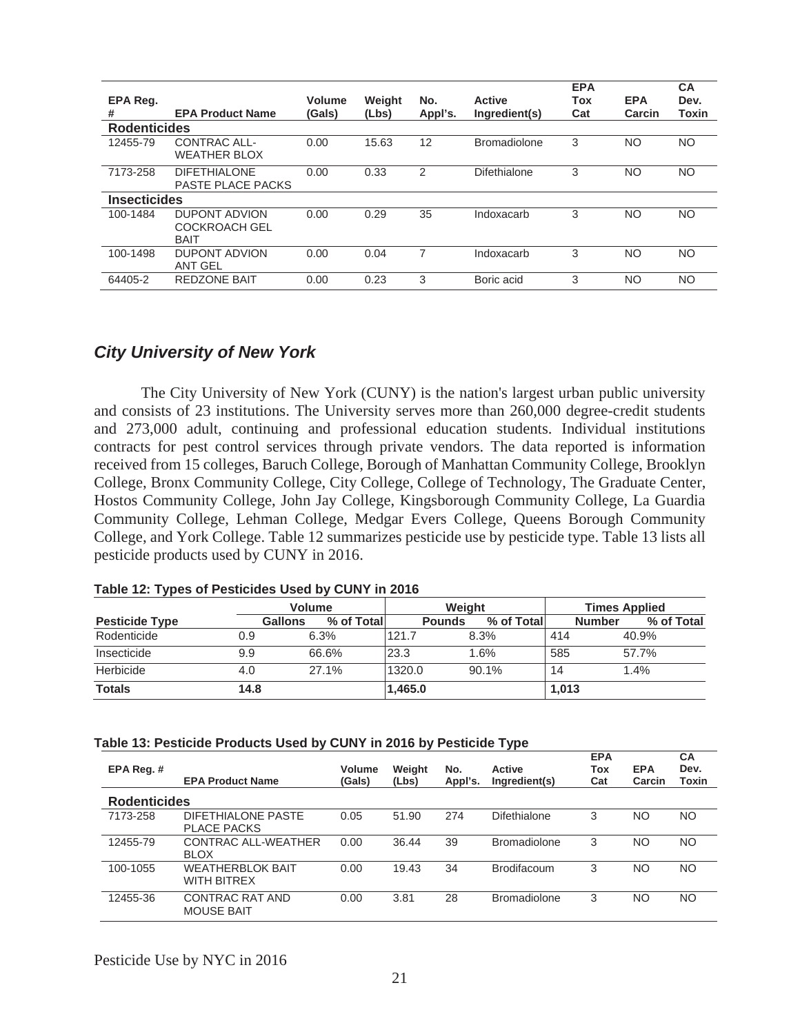| EPA Reg. # | EPA Product Name | Volume (Gals) | Weight (Lbs) | No. Appl's. | Active Ingredient(s) | EPA Tox Cat | EPA Carcin | CA Dev. Toxin |
|---|---|---|---|---|---|---|---|---|
| **Rodenticides** | | | | | | | | |
| 12455-79 | CONTRAC ALL-WEATHER BLOX | 0.00 | 15.63 | 12 | Bromadiolone | 3 | NO | NO |
| 7173-258 | DIFETHIALONE PASTE PLACE PACKS | 0.00 | 0.33 | 2 | Difethialone | 3 | NO | NO |
| **Insecticides** | | | | | | | | |
| 100-1484 | DUPONT ADVION COCKROACH GEL BAIT | 0.00 | 0.29 | 35 | Indoxacarb | 3 | NO | NO |
| 100-1498 | DUPONT ADVION ANT GEL | 0.00 | 0.04 | 7 | Indoxacarb | 3 | NO | NO |
| 64405-2 | REDZONE BAIT | 0.00 | 0.23 | 3 | Boric acid | 3 | NO | NO |

## *City University of New York*

The City University of New York (CUNY) is the nation's largest urban public university and consists of 23 institutions. The University serves more than 260,000 degree-credit students and 273,000 adult, continuing and professional education students. Individual institutions contracts for pest control services through private vendors. The data reported is information received from 15 colleges, Baruch College, Borough of Manhattan Community College, Brooklyn College, Bronx Community College, City College, College of Technology, The Graduate Center, Hostos Community College, John Jay College, Kingsborough Community College, La Guardia Community College, Lehman College, Medgar Evers College, Queens Borough Community College, and York College. Table 12 summarizes pesticide use by pesticide type. Table 13 lists all pesticide products used by CUNY in 2016.

**Table 12: Types of Pesticides Used by CUNY in 2016**

| | Volume | | Weight | | Times Applied | |
|---|---|---|---|---|---|---|
| **Pesticide Type** | **Gallons** | **% of Total** | **Pounds** | **% of Total** | **Number** | **% of Total** |
| Rodenticide | 0.9 | 6.3% | 121.7 | 8.3% | 414 | 40.9% |
| Insecticide | 9.9 | 66.6% | 23.3 | 1.6% | 585 | 57.7% |
| Herbicide | 4.0 | 27.1% | 1320.0 | 90.1% | 14 | 1.4% |
| **Totals** | **14.8** | | **1,465.0** | | **1,013** | |

**Table 13: Pesticide Products Used by CUNY in 2016 by Pesticide Type**

| EPA Reg. # | EPA Product Name | Volume (Gals) | Weight (Lbs) | No. Appl's. | Active Ingredient(s) | EPA Tox Cat | EPA Carcin | CA Dev. Toxin |
|---|---|---|---|---|---|---|---|---|
| **Rodenticides** | | | | | | | | |
| 7173-258 | DIFETHIALONE PASTE PLACE PACKS | 0.05 | 51.90 | 274 | Difethialone | 3 | NO | NO |
| 12455-79 | CONTRAC ALL-WEATHER BLOX | 0.00 | 36.44 | 39 | Bromadiolone | 3 | NO | NO |
| 100-1055 | WEATHERBLOK BAIT WITH BITREX | 0.00 | 19.43 | 34 | Brodifacoum | 3 | NO | NO |
| 12455-36 | CONTRAC RAT AND MOUSE BAIT | 0.00 | 3.81 | 28 | Bromadiolone | 3 | NO | NO |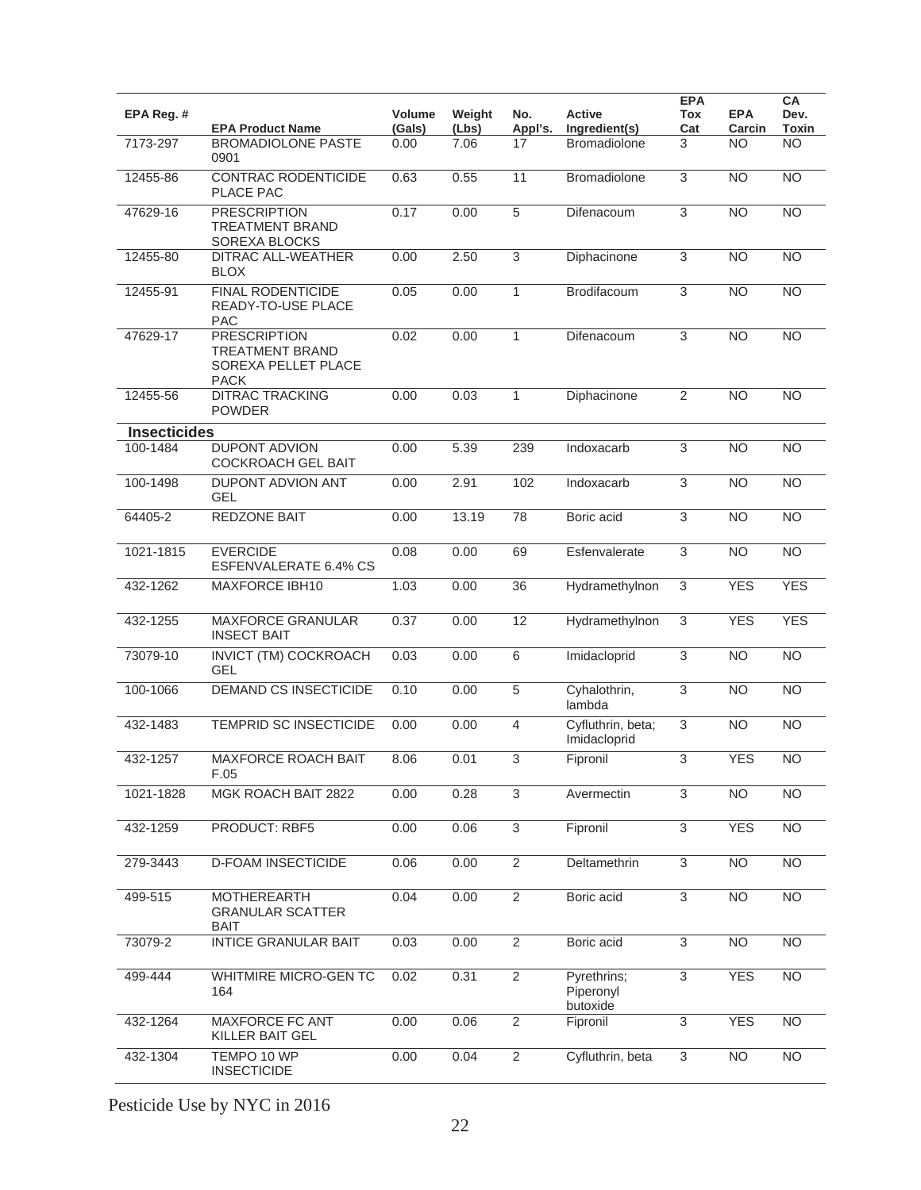| EPA Reg. # | EPA Product Name | Volume (Gals) | Weight (Lbs) | No. Appl's. | Active Ingredient(s) | EPA Tox Cat | EPA Carcin | CA Dev. Toxin |
|---|---|---|---|---|---|---|---|---|
| 7173-297 | BROMADIOLONE PASTE 0901 | 0.00 | 7.06 | 17 | Bromadiolone | 3 | NO | NO |
| 12455-86 | CONTRAC RODENTICIDE PLACE PAC | 0.63 | 0.55 | 11 | Bromadiolone | 3 | NO | NO |
| 47629-16 | PRESCRIPTION TREATMENT BRAND SOREXA BLOCKS | 0.17 | 0.00 | 5 | Difenacoum | 3 | NO | NO |
| 12455-80 | DITRAC ALL-WEATHER BLOX | 0.00 | 2.50 | 3 | Diphacinone | 3 | NO | NO |
| 12455-91 | FINAL RODENTICIDE READY-TO-USE PLACE PAC | 0.05 | 0.00 | 1 | Brodifacoum | 3 | NO | NO |
| 47629-17 | PRESCRIPTION TREATMENT BRAND SOREXA PELLET PLACE PACK | 0.02 | 0.00 | 1 | Difenacoum | 3 | NO | NO |
| 12455-56 | DITRAC TRACKING POWDER | 0.00 | 0.03 | 1 | Diphacinone | 2 | NO | NO |
| **Insecticides** | | | | | | | | |
| 100-1484 | DUPONT ADVION COCKROACH GEL BAIT | 0.00 | 5.39 | 239 | Indoxacarb | 3 | NO | NO |
| 100-1498 | DUPONT ADVION ANT GEL | 0.00 | 2.91 | 102 | Indoxacarb | 3 | NO | NO |
| 64405-2 | REDZONE BAIT | 0.00 | 13.19 | 78 | Boric acid | 3 | NO | NO |
| 1021-1815 | EVERCIDE ESFENVALERATE 6.4% CS | 0.08 | 0.00 | 69 | Esfenvalerate | 3 | NO | NO |
| 432-1262 | MAXFORCE IBH10 | 1.03 | 0.00 | 36 | Hydramethylnon | 3 | YES | YES |
| 432-1255 | MAXFORCE GRANULAR INSECT BAIT | 0.37 | 0.00 | 12 | Hydramethylnon | 3 | YES | YES |
| 73079-10 | INVICT (TM) COCKROACH GEL | 0.03 | 0.00 | 6 | Imidacloprid | 3 | NO | NO |
| 100-1066 | DEMAND CS INSECTICIDE | 0.10 | 0.00 | 5 | Cyhalothrin, lambda | 3 | NO | NO |
| 432-1483 | TEMPRID SC INSECTICIDE | 0.00 | 0.00 | 4 | Cyfluthrin, beta; Imidacloprid | 3 | NO | NO |
| 432-1257 | MAXFORCE ROACH BAIT F.05 | 8.06 | 0.01 | 3 | Fipronil | 3 | YES | NO |
| 1021-1828 | MGK ROACH BAIT 2822 | 0.00 | 0.28 | 3 | Avermectin | 3 | NO | NO |
| 432-1259 | PRODUCT: RBF5 | 0.00 | 0.06 | 3 | Fipronil | 3 | YES | NO |
| 279-3443 | D-FOAM INSECTICIDE | 0.06 | 0.00 | 2 | Deltamethrin | 3 | NO | NO |
| 499-515 | MOTHEREARTH GRANULAR SCATTER BAIT | 0.04 | 0.00 | 2 | Boric acid | 3 | NO | NO |
| 73079-2 | INTICE GRANULAR BAIT | 0.03 | 0.00 | 2 | Boric acid | 3 | NO | NO |
| 499-444 | WHITMIRE MICRO-GEN TC 164 | 0.02 | 0.31 | 2 | Pyrethrins; Piperonyl butoxide | 3 | YES | NO |
| 432-1264 | MAXFORCE FC ANT KILLER BAIT GEL | 0.00 | 0.06 | 2 | Fipronil | 3 | YES | NO |
| 432-1304 | TEMPO 10 WP INSECTICIDE | 0.00 | 0.04 | 2 | Cyfluthrin, beta | 3 | NO | NO |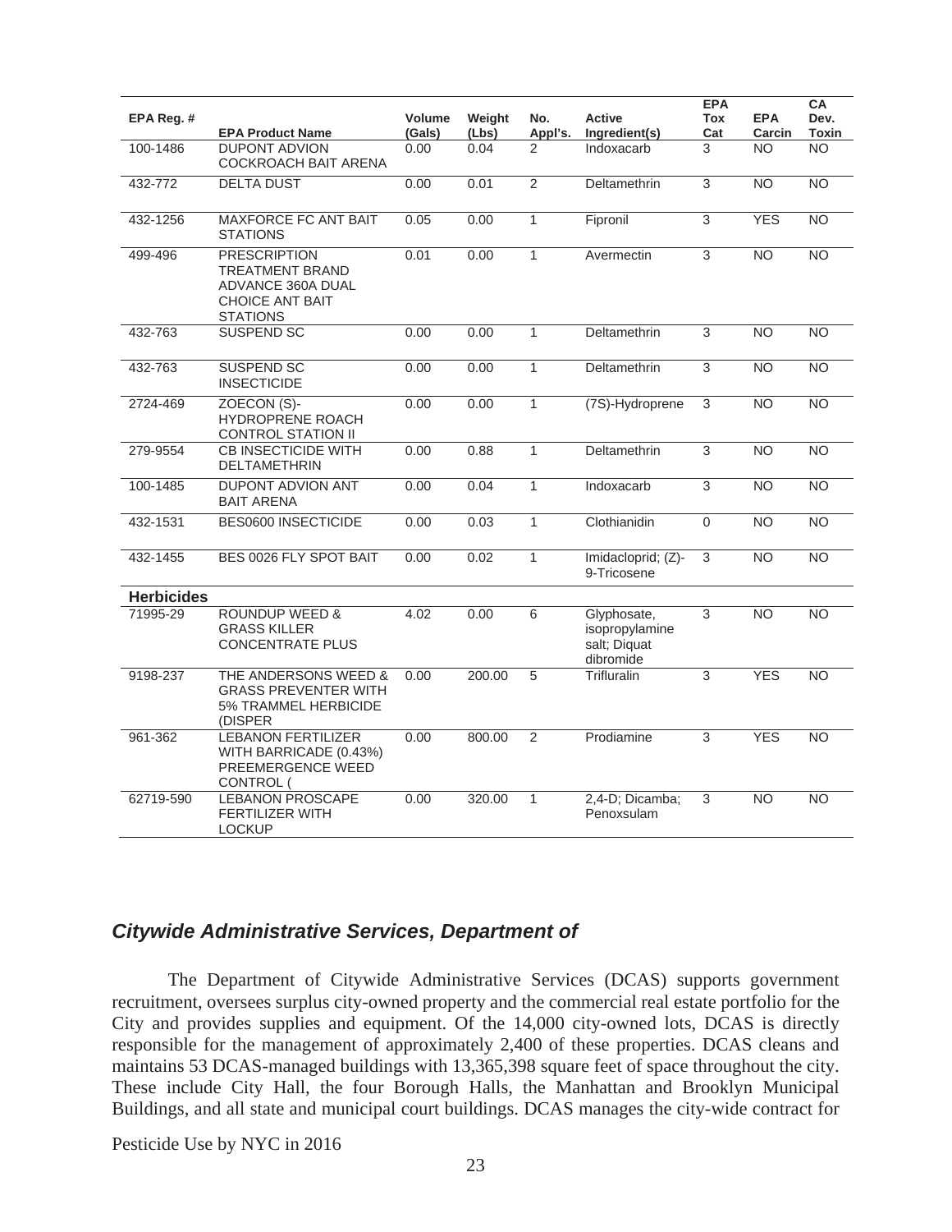| EPA Reg. # | EPA Product Name | Volume (Gals) | Weight (Lbs) | No. Appl's. | Active Ingredient(s) | EPA Tox Cat | EPA Carcin | CA Dev. Toxin |
|---|---|---|---|---|---|---|---|---|
| 100-1486 | DUPONT ADVION COCKROACH BAIT ARENA | 0.00 | 0.04 | 2 | Indoxacarb | 3 | NO | NO |
| 432-772 | DELTA DUST | 0.00 | 0.01 | 2 | Deltamethrin | 3 | NO | NO |
| 432-1256 | MAXFORCE FC ANT BAIT STATIONS | 0.05 | 0.00 | 1 | Fipronil | 3 | YES | NO |
| 499-496 | PRESCRIPTION TREATMENT BRAND ADVANCE 360A DUAL CHOICE ANT BAIT STATIONS | 0.01 | 0.00 | 1 | Avermectin | 3 | NO | NO |
| 432-763 | SUSPEND SC | 0.00 | 0.00 | 1 | Deltamethrin | 3 | NO | NO |
| 432-763 | SUSPEND SC INSECTICIDE | 0.00 | 0.00 | 1 | Deltamethrin | 3 | NO | NO |
| 2724-469 | ZOECON (S)-HYDROPRENE ROACH CONTROL STATION II | 0.00 | 0.00 | 1 | (7S)-Hydroprene | 3 | NO | NO |
| 279-9554 | CB INSECTICIDE WITH DELTAMETHRIN | 0.00 | 0.88 | 1 | Deltamethrin | 3 | NO | NO |
| 100-1485 | DUPONT ADVION ANT BAIT ARENA | 0.00 | 0.04 | 1 | Indoxacarb | 3 | NO | NO |
| 432-1531 | BES0600 INSECTICIDE | 0.00 | 0.03 | 1 | Clothianidin | 0 | NO | NO |
| 432-1455 | BES 0026 FLY SPOT BAIT | 0.00 | 0.02 | 1 | Imidacloprid; (Z)-9-Tricosene | 3 | NO | NO |
| **Herbicides** | | | | | | | | |
| 71995-29 | ROUNDUP WEED & GRASS KILLER CONCENTRATE PLUS | 4.02 | 0.00 | 6 | Glyphosate, isopropylamine salt; Diquat dibromide | 3 | NO | NO |
| 9198-237 | THE ANDERSONS WEED & GRASS PREVENTER WITH 5% TRAMMEL HERBICIDE (DISPER | 0.00 | 200.00 | 5 | Trifluralin | 3 | YES | NO |
| 961-362 | LEBANON FERTILIZER WITH BARRICADE (0.43%) PREEMERGENCE WEED CONTROL ( | 0.00 | 800.00 | 2 | Prodiamine | 3 | YES | NO |
| 62719-590 | LEBANON PROSCAPE FERTILIZER WITH LOCKUP | 0.00 | 320.00 | 1 | 2,4-D; Dicamba; Penoxsulam | 3 | NO | NO |

## *Citywide Administrative Services, Department of*

The Department of Citywide Administrative Services (DCAS) supports government recruitment, oversees surplus city-owned property and the commercial real estate portfolio for the City and provides supplies and equipment. Of the 14,000 city-owned lots, DCAS is directly responsible for the management of approximately 2,400 of these properties. DCAS cleans and maintains 53 DCAS-managed buildings with 13,365,398 square feet of space throughout the city. These include City Hall, the four Borough Halls, the Manhattan and Brooklyn Municipal Buildings, and all state and municipal court buildings. DCAS manages the city-wide contract for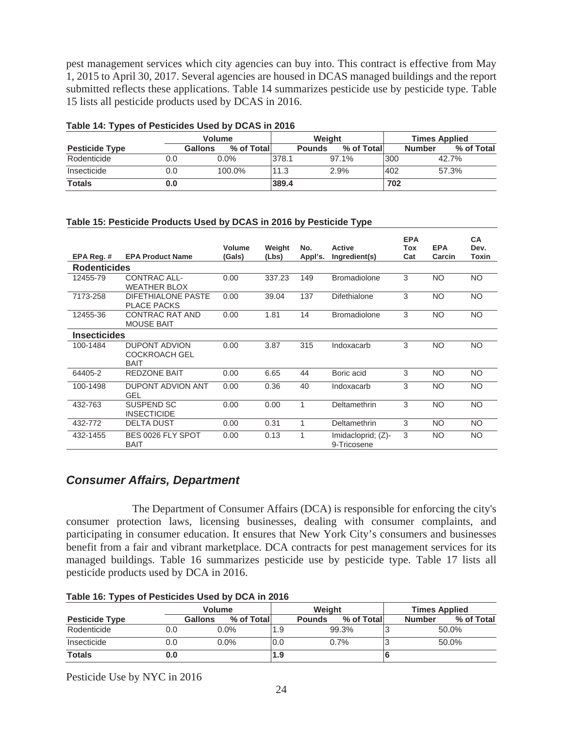pest management services which city agencies can buy into. This contract is effective from May 1, 2015 to April 30, 2017. Several agencies are housed in DCAS managed buildings and the report submitted reflects these applications. Table 14 summarizes pesticide use by pesticide type. Table 15 lists all pesticide products used by DCAS in 2016.

**Table 14: Types of Pesticides Used by DCAS in 2016**

| | Volume | | Weight | | Times Applied | |
|---|---|---|---|---|---|---|
| **Pesticide Type** | **Gallons** | **% of Total** | **Pounds** | **% of Total** | **Number** | **% of Total** |
| Rodenticide | 0.0 | 0.0% | 378.1 | 97.1% | 300 | 42.7% |
| Insecticide | 0.0 | 100.0% | 11.3 | 2.9% | 402 | 57.3% |
| **Totals** | **0.0** | | **389.4** | | **702** | |

**Table 15: Pesticide Products Used by DCAS in 2016 by Pesticide Type**

| EPA Reg. # | EPA Product Name | Volume (Gals) | Weight (Lbs) | No. Appl's. | Active Ingredient(s) | EPA Tox Cat | EPA Carcin | CA Dev. Toxin |
|---|---|---|---|---|---|---|---|---|
| **Rodenticides** | | | | | | | | |
| 12455-79 | CONTRAC ALL-WEATHER BLOX | 0.00 | 337.23 | 149 | Bromadiolone | 3 | NO | NO |
| 7173-258 | DIFETHIALONE PASTE PLACE PACKS | 0.00 | 39.04 | 137 | Difethialone | 3 | NO | NO |
| 12455-36 | CONTRAC RAT AND MOUSE BAIT | 0.00 | 1.81 | 14 | Bromadiolone | 3 | NO | NO |
| **Insecticides** | | | | | | | | |
| 100-1484 | DUPONT ADVION COCKROACH GEL BAIT | 0.00 | 3.87 | 315 | Indoxacarb | 3 | NO | NO |
| 64405-2 | REDZONE BAIT | 0.00 | 6.65 | 44 | Boric acid | 3 | NO | NO |
| 100-1498 | DUPONT ADVION ANT GEL | 0.00 | 0.36 | 40 | Indoxacarb | 3 | NO | NO |
| 432-763 | SUSPEND SC INSECTICIDE | 0.00 | 0.00 | 1 | Deltamethrin | 3 | NO | NO |
| 432-772 | DELTA DUST | 0.00 | 0.31 | 1 | Deltamethrin | 3 | NO | NO |
| 432-1455 | BES 0026 FLY SPOT BAIT | 0.00 | 0.13 | 1 | Imidacloprid; (Z)-9-Tricosene | 3 | NO | NO |

## *Consumer Affairs, Department*

The Department of Consumer Affairs (DCA) is responsible for enforcing the city's consumer protection laws, licensing businesses, dealing with consumer complaints, and participating in consumer education. It ensures that New York City's consumers and businesses benefit from a fair and vibrant marketplace. DCA contracts for pest management services for its managed buildings. Table 16 summarizes pesticide use by pesticide type. Table 17 lists all pesticide products used by DCA in 2016.

**Table 16: Types of Pesticides Used by DCA in 2016**

| | Volume | | Weight | | Times Applied | |
|---|---|---|---|---|---|---|
| **Pesticide Type** | **Gallons** | **% of Total** | **Pounds** | **% of Total** | **Number** | **% of Total** |
| Rodenticide | 0.0 | 0.0% | 1.9 | 99.3% | 3 | 50.0% |
| Insecticide | 0.0 | 0.0% | 0.0 | 0.7% | 3 | 50.0% |
| **Totals** | **0.0** | | **1.9** | | **6** | |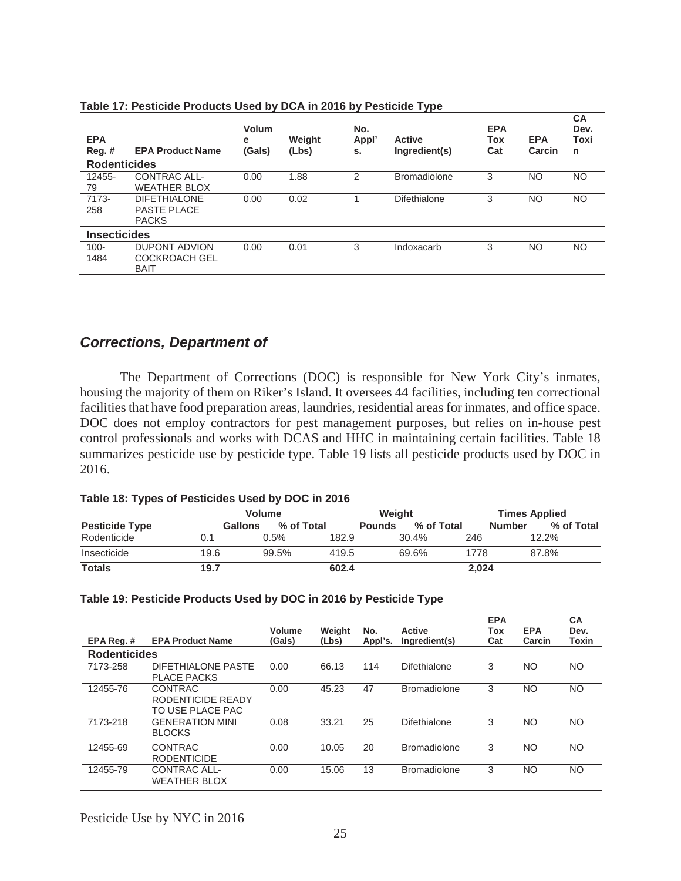**Table 17: Pesticide Products Used by DCA in 2016 by Pesticide Type**

| EPA Reg. # | EPA Product Name | Volume (Gals) | Weight (Lbs) | No. Appl's. | Active Ingredient(s) | EPA Tox Cat | EPA Carcin | CA Dev. Toxin |
|---|---|---|---|---|---|---|---|---|
| **Rodenticides** | | | | | | | | |
| 12455-79 | CONTRAC ALL-WEATHER BLOX | 0.00 | 1.88 | 2 | Bromadiolone | 3 | NO | NO |
| 7173-258 | DIFETHIALONE PASTE PLACE PACKS | 0.00 | 0.02 | 1 | Difethialone | 3 | NO | NO |
| **Insecticides** | | | | | | | | |
| 100-1484 | DUPONT ADVION COCKROACH GEL BAIT | 0.00 | 0.01 | 3 | Indoxacarb | 3 | NO | NO |

## *Corrections, Department of*

The Department of Corrections (DOC) is responsible for New York City's inmates, housing the majority of them on Riker's Island. It oversees 44 facilities, including ten correctional facilities that have food preparation areas, laundries, residential areas for inmates, and office space. DOC does not employ contractors for pest management purposes, but relies on in-house pest control professionals and works with DCAS and HHC in maintaining certain facilities. Table 18 summarizes pesticide use by pesticide type. Table 19 lists all pesticide products used by DOC in 2016.

**Table 18: Types of Pesticides Used by DOC in 2016**

| | Volume | | Weight | | Times Applied | |
|---|---|---|---|---|---|---|
| **Pesticide Type** | **Gallons** | **% of Total** | **Pounds** | **% of Total** | **Number** | **% of Total** |
| Rodenticide | 0.1 | 0.5% | 182.9 | 30.4% | 246 | 12.2% |
| Insecticide | 19.6 | 99.5% | 419.5 | 69.6% | 1778 | 87.8% |
| **Totals** | **19.7** | | **602.4** | | **2,024** | |

**Table 19: Pesticide Products Used by DOC in 2016 by Pesticide Type**

| EPA Reg. # | EPA Product Name | Volume (Gals) | Weight (Lbs) | No. Appl's. | Active Ingredient(s) | EPA Tox Cat | EPA Carcin | CA Dev. Toxin |
|---|---|---|---|---|---|---|---|---|
| **Rodenticides** | | | | | | | | |
| 7173-258 | DIFETHIALONE PASTE PLACE PACKS | 0.00 | 66.13 | 114 | Difethialone | 3 | NO | NO |
| 12455-76 | CONTRAC RODENTICIDE READY TO USE PLACE PAC | 0.00 | 45.23 | 47 | Bromadiolone | 3 | NO | NO |
| 7173-218 | GENERATION MINI BLOCKS | 0.08 | 33.21 | 25 | Difethialone | 3 | NO | NO |
| 12455-69 | CONTRAC RODENTICIDE | 0.00 | 10.05 | 20 | Bromadiolone | 3 | NO | NO |
| 12455-79 | CONTRAC ALL-WEATHER BLOX | 0.00 | 15.06 | 13 | Bromadiolone | 3 | NO | NO |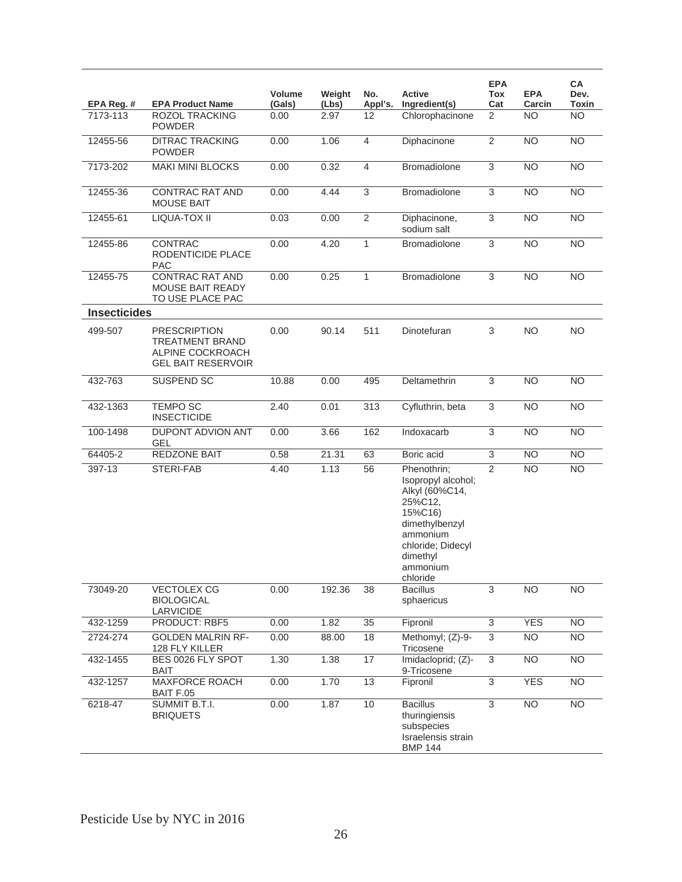| EPA Reg. # | EPA Product Name | Volume (Gals) | Weight (Lbs) | No. Appl's. | Active Ingredient(s) | EPA Tox Cat | EPA Carcin | CA Dev. Toxin |
|---|---|---|---|---|---|---|---|---|
| 7173-113 | ROZOL TRACKING POWDER | 0.00 | 2.97 | 12 | Chlorophacinone | 2 | NO | NO |
| 12455-56 | DITRAC TRACKING POWDER | 0.00 | 1.06 | 4 | Diphacinone | 2 | NO | NO |
| 7173-202 | MAKI MINI BLOCKS | 0.00 | 0.32 | 4 | Bromadiolone | 3 | NO | NO |
| 12455-36 | CONTRAC RAT AND MOUSE BAIT | 0.00 | 4.44 | 3 | Bromadiolone | 3 | NO | NO |
| 12455-61 | LIQUA-TOX II | 0.03 | 0.00 | 2 | Diphacinone, sodium salt | 3 | NO | NO |
| 12455-86 | CONTRAC RODENTICIDE PLACE PAC | 0.00 | 4.20 | 1 | Bromadiolone | 3 | NO | NO |
| 12455-75 | CONTRAC RAT AND MOUSE BAIT READY TO USE PLACE PAC | 0.00 | 0.25 | 1 | Bromadiolone | 3 | NO | NO |
| **Insecticides** | | | | | | | | |
| 499-507 | PRESCRIPTION TREATMENT BRAND ALPINE COCKROACH GEL BAIT RESERVOIR | 0.00 | 90.14 | 511 | Dinotefuran | 3 | NO | NO |
| 432-763 | SUSPEND SC | 10.88 | 0.00 | 495 | Deltamethrin | 3 | NO | NO |
| 432-1363 | TEMPO SC INSECTICIDE | 2.40 | 0.01 | 313 | Cyfluthrin, beta | 3 | NO | NO |
| 100-1498 | DUPONT ADVION ANT GEL | 0.00 | 3.66 | 162 | Indoxacarb | 3 | NO | NO |
| 64405-2 | REDZONE BAIT | 0.58 | 21.31 | 63 | Boric acid | 3 | NO | NO |
| 397-13 | STERI-FAB | 4.40 | 1.13 | 56 | Phenothrin; Isopropyl alcohol; Alkyl (60%C14, 25%C12, 15%C16) dimethylbenzyl ammonium chloride; Didecyl dimethyl ammonium chloride | 2 | NO | NO |
| 73049-20 | VECTOLEX CG BIOLOGICAL LARVICIDE | 0.00 | 192.36 | 38 | Bacillus sphaericus | 3 | NO | NO |
| 432-1259 | PRODUCT: RBF5 | 0.00 | 1.82 | 35 | Fipronil | 3 | YES | NO |
| 2724-274 | GOLDEN MALRIN RF-128 FLY KILLER | 0.00 | 88.00 | 18 | Methomyl; (Z)-9-Tricosene | 3 | NO | NO |
| 432-1455 | BES 0026 FLY SPOT BAIT | 1.30 | 1.38 | 17 | Imidacloprid; (Z)-9-Tricosene | 3 | NO | NO |
| 432-1257 | MAXFORCE ROACH BAIT F.05 | 0.00 | 1.70 | 13 | Fipronil | 3 | YES | NO |
| 6218-47 | SUMMIT B.T.I. BRIQUETS | 0.00 | 1.87 | 10 | Bacillus thuringiensis subspecies Israelensis strain BMP 144 | 3 | NO | NO |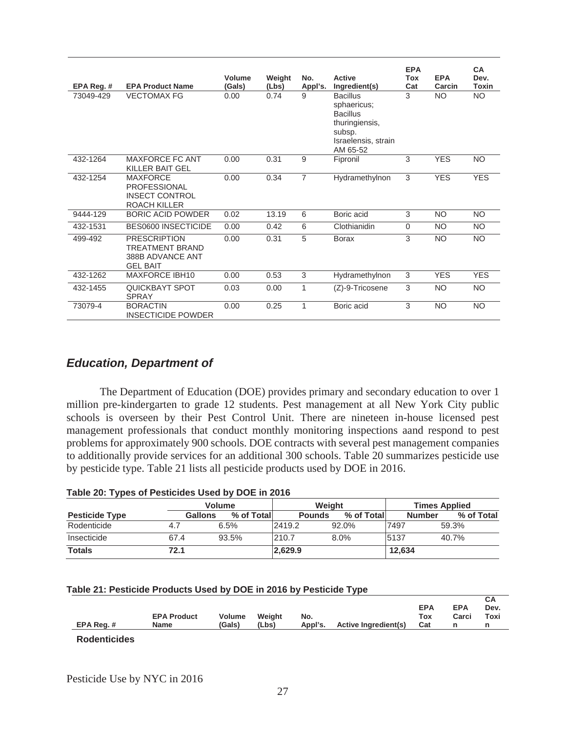| EPA Reg. # | EPA Product Name | Volume (Gals) | Weight (Lbs) | No. Appl's. | Active Ingredient(s) | EPA Tox Cat | EPA Carcin | CA Dev. Toxin |
|---|---|---|---|---|---|---|---|---|
| 73049-429 | VECTOMAX FG | 0.00 | 0.74 | 9 | Bacillus sphaericus; Bacillus thuringiensis, subsp. Israelensis, strain AM 65-52 | 3 | NO | NO |
| 432-1264 | MAXFORCE FC ANT KILLER BAIT GEL | 0.00 | 0.31 | 9 | Fipronil | 3 | YES | NO |
| 432-1254 | MAXFORCE PROFESSIONAL INSECT CONTROL ROACH KILLER | 0.00 | 0.34 | 7 | Hydramethylnon | 3 | YES | YES |
| 9444-129 | BORIC ACID POWDER | 0.02 | 13.19 | 6 | Boric acid | 3 | NO | NO |
| 432-1531 | BES0600 INSECTICIDE | 0.00 | 0.42 | 6 | Clothianidin | 0 | NO | NO |
| 499-492 | PRESCRIPTION TREATMENT BRAND 388B ADVANCE ANT GEL BAIT | 0.00 | 0.31 | 5 | Borax | 3 | NO | NO |
| 432-1262 | MAXFORCE IBH10 | 0.00 | 0.53 | 3 | Hydramethylnon | 3 | YES | YES |
| 432-1455 | QUICKBAYT SPOT SPRAY | 0.03 | 0.00 | 1 | (Z)-9-Tricosene | 3 | NO | NO |
| 73079-4 | BORACTIN INSECTICIDE POWDER | 0.00 | 0.25 | 1 | Boric acid | 3 | NO | NO |

## *Education, Department of*

The Department of Education (DOE) provides primary and secondary education to over 1 million pre-kindergarten to grade 12 students. Pest management at all New York City public schools is overseen by their Pest Control Unit. There are nineteen in-house licensed pest management professionals that conduct monthly monitoring inspections aand respond to pest problems for approximately 900 schools. DOE contracts with several pest management companies to additionally provide services for an additional 300 schools. Table 20 summarizes pesticide use by pesticide type. Table 21 lists all pesticide products used by DOE in 2016.

**Table 20: Types of Pesticides Used by DOE in 2016**

| | Volume | | Weight | | Times Applied | |
|---|---|---|---|---|---|---|
| **Pesticide Type** | **Gallons** | **% of Total** | **Pounds** | **% of Total** | **Number** | **% of Total** |
| Rodenticide | 4.7 | 6.5% | 2419.2 | 92.0% | 7497 | 59.3% |
| Insecticide | 67.4 | 93.5% | 210.7 | 8.0% | 5137 | 40.7% |
| **Totals** | **72.1** | | **2,629.9** | | **12,634** | |

**Table 21: Pesticide Products Used by DOE in 2016 by Pesticide Type**

| EPA Reg. # | EPA Product Name | Volume (Gals) | Weight (Lbs) | No. Appl's. | Active Ingredient(s) | EPA Tox Cat | EPA Carcin | CA Dev. Toxin |
|---|---|---|---|---|---|---|---|---|
| **Rodenticides** | | | | | | | | |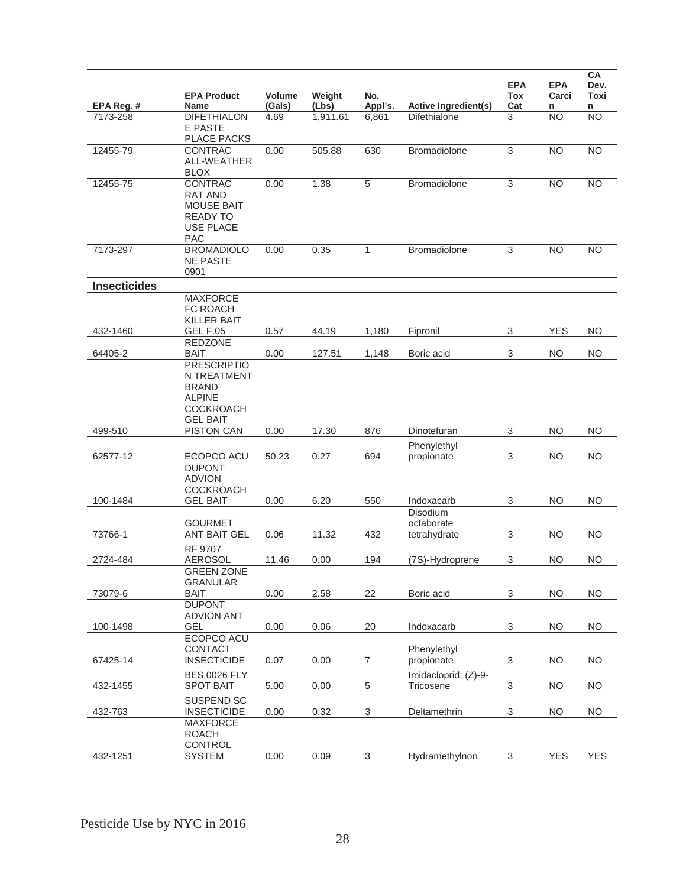| EPA Reg. # | EPA Product Name | Volume (Gals) | Weight (Lbs) | No. Appl's. | Active Ingredient(s) | EPA Tox Cat | EPA Carcin | CA Dev. Toxin |
|---|---|---|---|---|---|---|---|---|
| 7173-258 | DIFETHIALONE PASTE PLACE PACKS | 4.69 | 1,911.61 | 6,861 | Difethialone | 3 | NO | NO |
| 12455-79 | CONTRAC ALL-WEATHER BLOX | 0.00 | 505.88 | 630 | Bromadiolone | 3 | NO | NO |
| 12455-75 | CONTRAC RAT AND MOUSE BAIT READY TO USE PLACE PAC | 0.00 | 1.38 | 5 | Bromadiolone | 3 | NO | NO |
| 7173-297 | BROMADIOLONE PASTE 0901 | 0.00 | 0.35 | 1 | Bromadiolone | 3 | NO | NO |
| **Insecticides** | | | | | | | | |
| 432-1460 | MAXFORCE FC ROACH KILLER BAIT GEL F.05 | 0.57 | 44.19 | 1,180 | Fipronil | 3 | YES | NO |
| 64405-2 | REDZONE BAIT | 0.00 | 127.51 | 1,148 | Boric acid | 3 | NO | NO |
| 499-510 | PRESCRIPTION TREATMENT BRAND ALPINE COCKROACH GEL BAIT PISTON CAN | 0.00 | 17.30 | 876 | Dinotefuran | 3 | NO | NO |
| 62577-12 | ECOPCO ACU | 50.23 | 0.27 | 694 | Phenylethyl propionate | 3 | NO | NO |
| 100-1484 | DUPONT ADVION COCKROACH GEL BAIT | 0.00 | 6.20 | 550 | Indoxacarb | 3 | NO | NO |
| 73766-1 | GOURMET ANT BAIT GEL | 0.06 | 11.32 | 432 | Disodium octaborate tetrahydrate | 3 | NO | NO |
| 2724-484 | RF 9707 AEROSOL | 11.46 | 0.00 | 194 | (7S)-Hydroprene | 3 | NO | NO |
| 73079-6 | GREEN ZONE GRANULAR BAIT | 0.00 | 2.58 | 22 | Boric acid | 3 | NO | NO |
| 100-1498 | DUPONT ADVION ANT GEL | 0.00 | 0.06 | 20 | Indoxacarb | 3 | NO | NO |
| 67425-14 | ECOPCO ACU CONTACT INSECTICIDE | 0.07 | 0.00 | 7 | Phenylethyl propionate | 3 | NO | NO |
| 432-1455 | BES 0026 FLY SPOT BAIT | 5.00 | 0.00 | 5 | Imidacloprid; (Z)-9-Tricosene | 3 | NO | NO |
| 432-763 | SUSPEND SC INSECTICIDE | 0.00 | 0.32 | 3 | Deltamethrin | 3 | NO | NO |
| 432-1251 | MAXFORCE ROACH CONTROL SYSTEM | 0.00 | 0.09 | 3 | Hydramethylnon | 3 | YES | YES |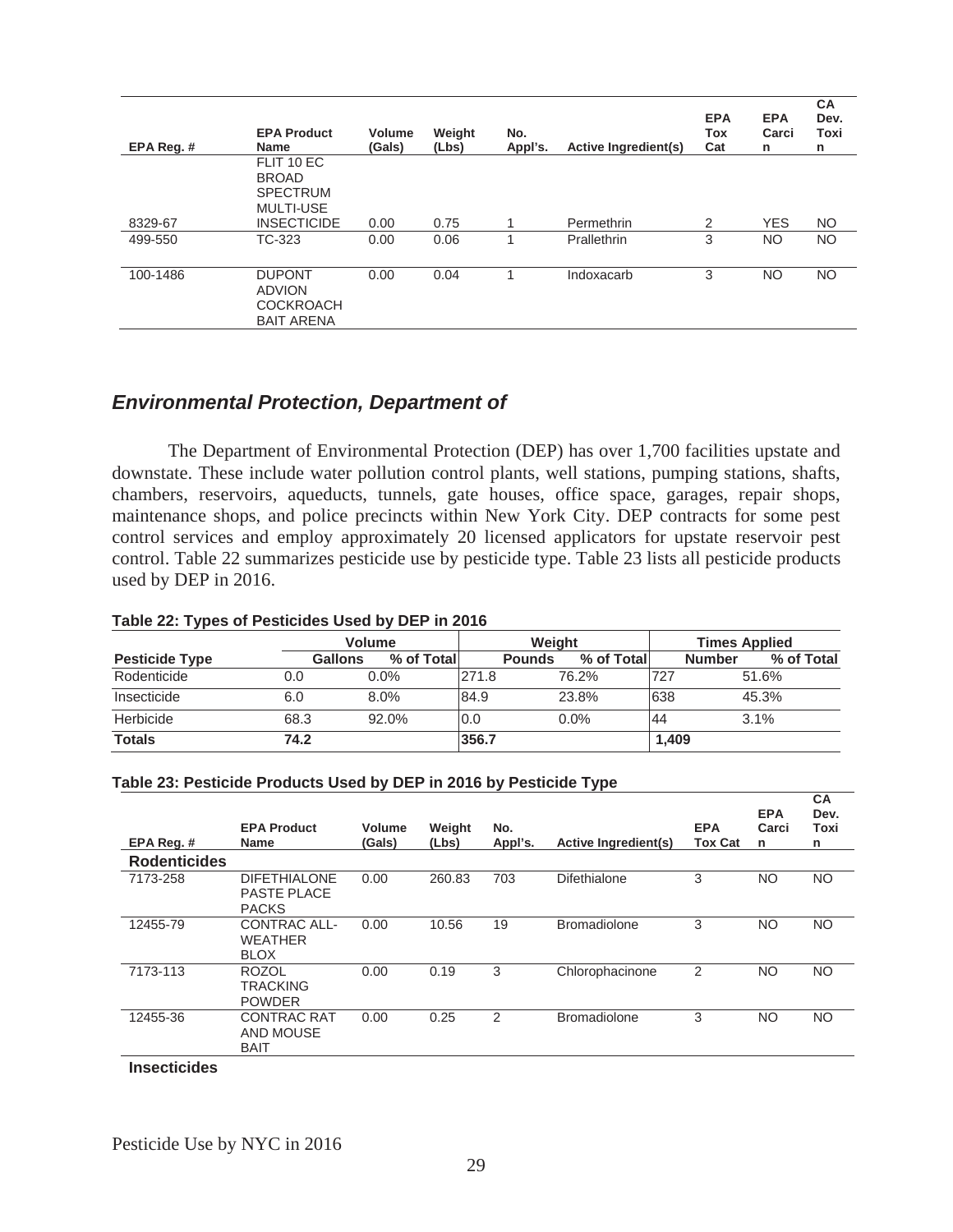| EPA Reg. # | EPA Product Name | Volume (Gals) | Weight (Lbs) | No. Appl's. | Active Ingredient(s) | EPA Tox Cat | EPA Carcin | CA Dev. Toxin |
|---|---|---|---|---|---|---|---|---|
| 8329-67 | FLIT 10 EC BROAD SPECTRUM MULTI-USE INSECTICIDE | 0.00 | 0.75 | 1 | Permethrin | 2 | YES | NO |
| 499-550 | TC-323 | 0.00 | 0.06 | 1 | Prallethrin | 3 | NO | NO |
| 100-1486 | DUPONT ADVION COCKROACH BAIT ARENA | 0.00 | 0.04 | 1 | Indoxacarb | 3 | NO | NO |

## *Environmental Protection, Department of*

The Department of Environmental Protection (DEP) has over 1,700 facilities upstate and downstate. These include water pollution control plants, well stations, pumping stations, shafts, chambers, reservoirs, aqueducts, tunnels, gate houses, office space, garages, repair shops, maintenance shops, and police precincts within New York City. DEP contracts for some pest control services and employ approximately 20 licensed applicators for upstate reservoir pest control. Table 22 summarizes pesticide use by pesticide type. Table 23 lists all pesticide products used by DEP in 2016.

**Table 22: Types of Pesticides Used by DEP in 2016**

| | Volume | | Weight | | Times Applied | |
|---|---|---|---|---|---|---|
| **Pesticide Type** | **Gallons** | **% of Total** | **Pounds** | **% of Total** | **Number** | **% of Total** |
| Rodenticide | 0.0 | 0.0% | 271.8 | 76.2% | 727 | 51.6% |
| Insecticide | 6.0 | 8.0% | 84.9 | 23.8% | 638 | 45.3% |
| Herbicide | 68.3 | 92.0% | 0.0 | 0.0% | 44 | 3.1% |
| **Totals** | **74.2** | | **356.7** | | **1,409** | |

**Table 23: Pesticide Products Used by DEP in 2016 by Pesticide Type**

| EPA Reg. # | EPA Product Name | Volume (Gals) | Weight (Lbs) | No. Appl's. | Active Ingredient(s) | EPA Tox Cat | EPA Carcin | CA Dev. Toxin |
|---|---|---|---|---|---|---|---|---|
| **Rodenticides** | | | | | | | | |
| 7173-258 | DIFETHIALONE PASTE PLACE PACKS | 0.00 | 260.83 | 703 | Difethialone | 3 | NO | NO |
| 12455-79 | CONTRAC ALL-WEATHER BLOX | 0.00 | 10.56 | 19 | Bromadiolone | 3 | NO | NO |
| 7173-113 | ROZOL TRACKING POWDER | 0.00 | 0.19 | 3 | Chlorophacinone | 2 | NO | NO |
| 12455-36 | CONTRAC RAT AND MOUSE BAIT | 0.00 | 0.25 | 2 | Bromadiolone | 3 | NO | NO |
| **Insecticides** | | | | | | | | |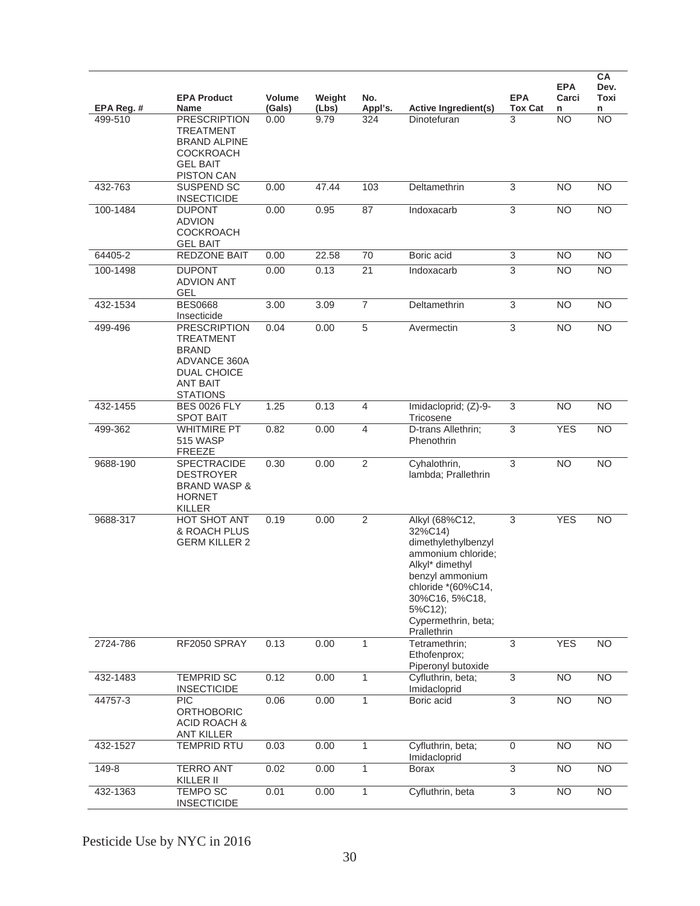| EPA Reg. # | EPA Product Name | Volume (Gals) | Weight (Lbs) | No. Appl's. | Active Ingredient(s) | EPA Tox Cat | EPA Carcin | CA Dev. Toxin |
|---|---|---|---|---|---|---|---|---|
| 499-510 | PRESCRIPTION TREATMENT BRAND ALPINE COCKROACH GEL BAIT PISTON CAN | 0.00 | 9.79 | 324 | Dinotefuran | 3 | NO | NO |
| 432-763 | SUSPEND SC INSECTICIDE | 0.00 | 47.44 | 103 | Deltamethrin | 3 | NO | NO |
| 100-1484 | DUPONT ADVION COCKROACH GEL BAIT | 0.00 | 0.95 | 87 | Indoxacarb | 3 | NO | NO |
| 64405-2 | REDZONE BAIT | 0.00 | 22.58 | 70 | Boric acid | 3 | NO | NO |
| 100-1498 | DUPONT ADVION ANT GEL | 0.00 | 0.13 | 21 | Indoxacarb | 3 | NO | NO |
| 432-1534 | BES0668 Insecticide | 3.00 | 3.09 | 7 | Deltamethrin | 3 | NO | NO |
| 499-496 | PRESCRIPTION TREATMENT BRAND ADVANCE 360A DUAL CHOICE ANT BAIT STATIONS | 0.04 | 0.00 | 5 | Avermectin | 3 | NO | NO |
| 432-1455 | BES 0026 FLY SPOT BAIT | 1.25 | 0.13 | 4 | Imidacloprid; (Z)-9-Tricosene | 3 | NO | NO |
| 499-362 | WHITMIRE PT 515 WASP FREEZE | 0.82 | 0.00 | 4 | D-trans Allethrin; Phenothrin | 3 | YES | NO |
| 9688-190 | SPECTRACIDE DESTROYER BRAND WASP & HORNET KILLER | 0.30 | 0.00 | 2 | Cyhalothrin, lambda; Prallethrin | 3 | NO | NO |
| 9688-317 | HOT SHOT ANT & ROACH PLUS GERM KILLER 2 | 0.19 | 0.00 | 2 | Alkyl (68%C12, 32%C14) dimethylethylbenzyl ammonium chloride; Alkyl* dimethyl benzyl ammonium chloride *(60%C14, 30%C16, 5%C18, 5%C12); Cypermethrin, beta; Prallethrin | 3 | YES | NO |
| 2724-786 | RF2050 SPRAY | 0.13 | 0.00 | 1 | Tetramethrin; Ethofenprox; Piperonyl butoxide | 3 | YES | NO |
| 432-1483 | TEMPRID SC INSECTICIDE | 0.12 | 0.00 | 1 | Cyfluthrin, beta; Imidacloprid | 3 | NO | NO |
| 44757-3 | PIC ORTHOBORIC ACID ROACH & ANT KILLER | 0.06 | 0.00 | 1 | Boric acid | 3 | NO | NO |
| 432-1527 | TEMPRID RTU | 0.03 | 0.00 | 1 | Cyfluthrin, beta; Imidacloprid | 0 | NO | NO |
| 149-8 | TERRO ANT KILLER II | 0.02 | 0.00 | 1 | Borax | 3 | NO | NO |
| 432-1363 | TEMPO SC INSECTICIDE | 0.01 | 0.00 | 1 | Cyfluthrin, beta | 3 | NO | NO |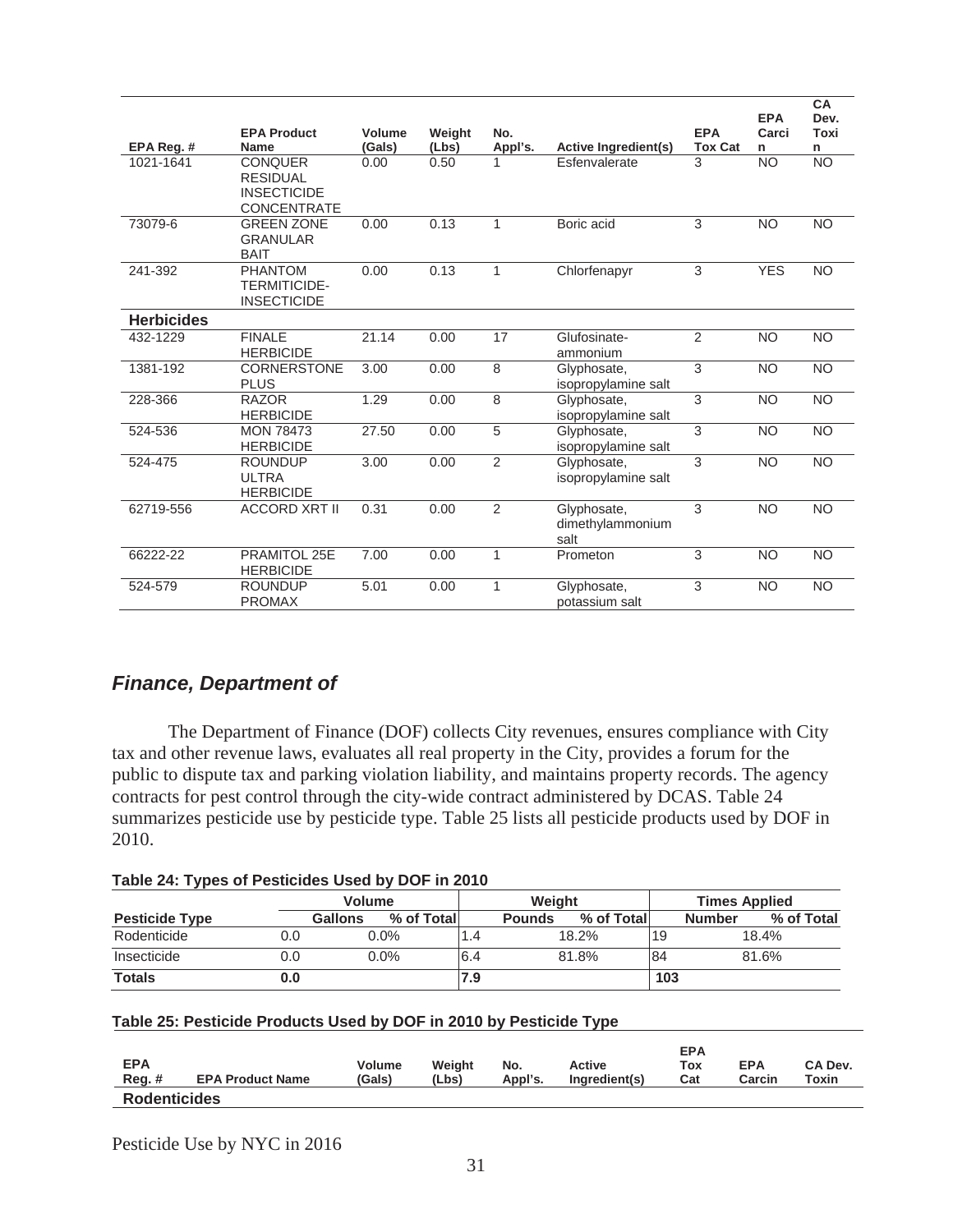| EPA Reg. # | EPA Product Name | Volume (Gals) | Weight (Lbs) | No. Appl's. | Active Ingredient(s) | EPA Tox Cat | EPA Carcin | CA Dev. Toxin |
|---|---|---|---|---|---|---|---|---|
| 1021-1641 | CONQUER RESIDUAL INSECTICIDE CONCENTRATE | 0.00 | 0.50 | 1 | Esfenvalerate | 3 | NO | NO |
| 73079-6 | GREEN ZONE GRANULAR BAIT | 0.00 | 0.13 | 1 | Boric acid | 3 | NO | NO |
| 241-392 | PHANTOM TERMITICIDE-INSECTICIDE | 0.00 | 0.13 | 1 | Chlorfenapyr | 3 | YES | NO |
| **Herbicides** | | | | | | | | |
| 432-1229 | FINALE HERBICIDE | 21.14 | 0.00 | 17 | Glufosinate-ammonium | 2 | NO | NO |
| 1381-192 | CORNERSTONE PLUS | 3.00 | 0.00 | 8 | Glyphosate, isopropylamine salt | 3 | NO | NO |
| 228-366 | RAZOR HERBICIDE | 1.29 | 0.00 | 8 | Glyphosate, isopropylamine salt | 3 | NO | NO |
| 524-536 | MON 78473 HERBICIDE | 27.50 | 0.00 | 5 | Glyphosate, isopropylamine salt | 3 | NO | NO |
| 524-475 | ROUNDUP ULTRA HERBICIDE | 3.00 | 0.00 | 2 | Glyphosate, isopropylamine salt | 3 | NO | NO |
| 62719-556 | ACCORD XRT II | 0.31 | 0.00 | 2 | Glyphosate, dimethylammonium salt | 3 | NO | NO |
| 66222-22 | PRAMITOL 25E HERBICIDE | 7.00 | 0.00 | 1 | Prometon | 3 | NO | NO |
| 524-579 | ROUNDUP PROMAX | 5.01 | 0.00 | 1 | Glyphosate, potassium salt | 3 | NO | NO |

## *Finance, Department of*

The Department of Finance (DOF) collects City revenues, ensures compliance with City tax and other revenue laws, evaluates all real property in the City, provides a forum for the public to dispute tax and parking violation liability, and maintains property records. The agency contracts for pest control through the city-wide contract administered by DCAS. Table 24 summarizes pesticide use by pesticide type. Table 25 lists all pesticide products used by DOF in 2010.

**Table 24: Types of Pesticides Used by DOF in 2010**

| | Volume | | Weight | | Times Applied | |
|---|---|---|---|---|---|---|
| **Pesticide Type** | **Gallons** | **% of Total** | **Pounds** | **% of Total** | **Number** | **% of Total** |
| Rodenticide | 0.0 | 0.0% | 1.4 | 18.2% | 19 | 18.4% |
| Insecticide | 0.0 | 0.0% | 6.4 | 81.8% | 84 | 81.6% |
| **Totals** | **0.0** | | **7.9** | | **103** | |

**Table 25: Pesticide Products Used by DOF in 2010 by Pesticide Type**

| EPA Reg. # | EPA Product Name | Volume (Gals) | Weight (Lbs) | No. Appl's. | Active Ingredient(s) | EPA Tox Cat | EPA Carcin | CA Dev. Toxin |
|---|---|---|---|---|---|---|---|---|
| **Rodenticides** | | | | | | | | |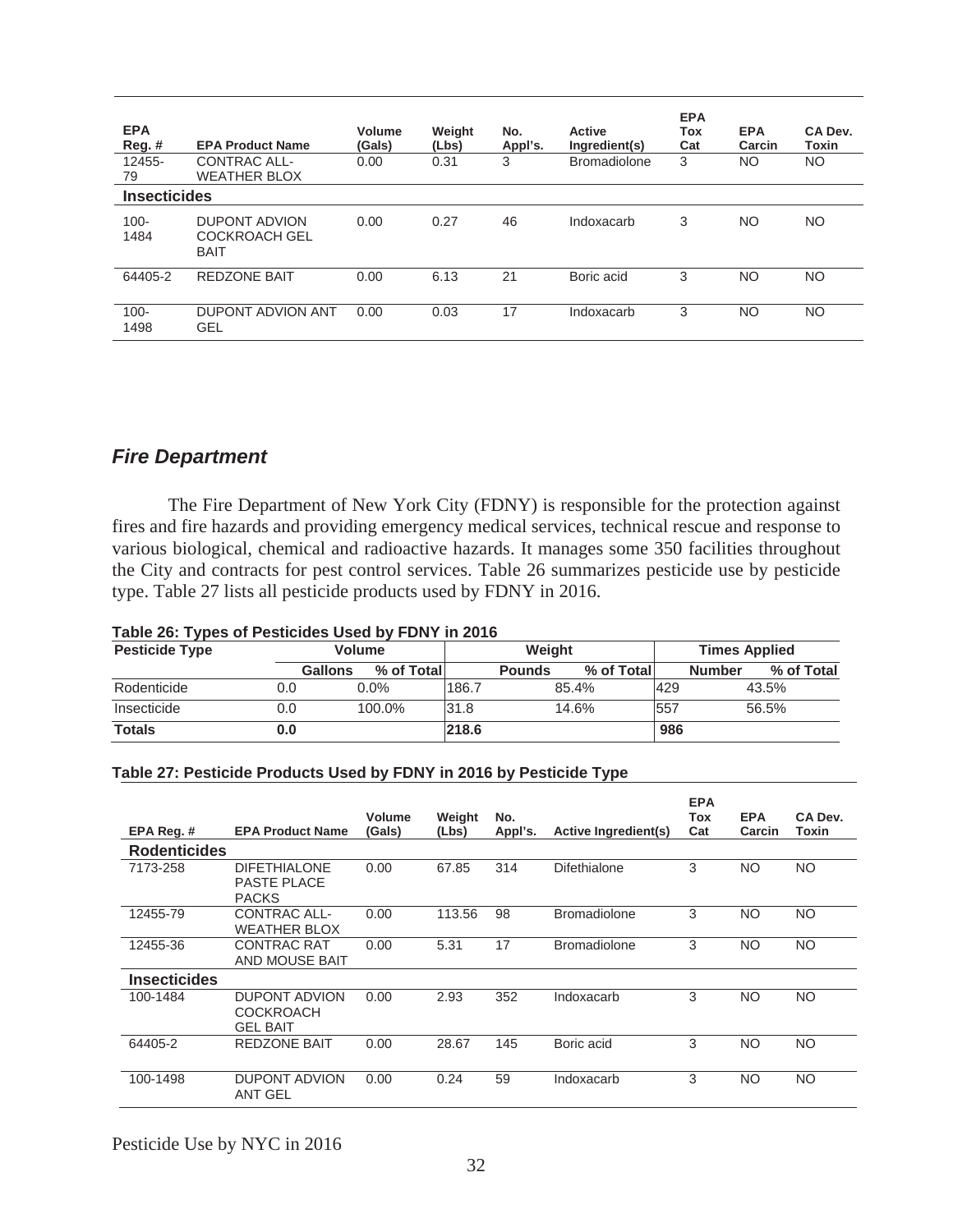| EPA Reg. # | EPA Product Name | Volume (Gals) | Weight (Lbs) | No. Appl's. | Active Ingredient(s) | EPA Tox Cat | EPA Carcin | CA Dev. Toxin |
|---|---|---|---|---|---|---|---|---|
| 12455-79 | CONTRAC ALL-WEATHER BLOX | 0.00 | 0.31 | 3 | Bromadiolone | 3 | NO | NO |
| **Insecticides** | | | | | | | | |
| 100-1484 | DUPONT ADVION COCKROACH GEL BAIT | 0.00 | 0.27 | 46 | Indoxacarb | 3 | NO | NO |
| 64405-2 | REDZONE BAIT | 0.00 | 6.13 | 21 | Boric acid | 3 | NO | NO |
| 100-1498 | DUPONT ADVION ANT GEL | 0.00 | 0.03 | 17 | Indoxacarb | 3 | NO | NO |

## *Fire Department*

The Fire Department of New York City (FDNY) is responsible for the protection against fires and fire hazards and providing emergency medical services, technical rescue and response to various biological, chemical and radioactive hazards. It manages some 350 facilities throughout the City and contracts for pest control services. Table 26 summarizes pesticide use by pesticide type. Table 27 lists all pesticide products used by FDNY in 2016.

**Table 26: Types of Pesticides Used by FDNY in 2016**

| Pesticide Type | Volume | | Weight | | Times Applied | |
|---|---|---|---|---|---|---|
| | Gallons | % of Total | Pounds | % of Total | Number | % of Total |
| Rodenticide | 0.0 | 0.0% | 186.7 | 85.4% | 429 | 43.5% |
| Insecticide | 0.0 | 100.0% | 31.8 | 14.6% | 557 | 56.5% |
| **Totals** | **0.0** | | **218.6** | | **986** | |

**Table 27: Pesticide Products Used by FDNY in 2016 by Pesticide Type**

| EPA Reg. # | EPA Product Name | Volume (Gals) | Weight (Lbs) | No. Appl's. | Active Ingredient(s) | EPA Tox Cat | EPA Carcin | CA Dev. Toxin |
|---|---|---|---|---|---|---|---|---|
| **Rodenticides** | | | | | | | | |
| 7173-258 | DIFETHIALONE PASTE PLACE PACKS | 0.00 | 67.85 | 314 | Difethialone | 3 | NO | NO |
| 12455-79 | CONTRAC ALL-WEATHER BLOX | 0.00 | 113.56 | 98 | Bromadiolone | 3 | NO | NO |
| 12455-36 | CONTRAC RAT AND MOUSE BAIT | 0.00 | 5.31 | 17 | Bromadiolone | 3 | NO | NO |
| **Insecticides** | | | | | | | | |
| 100-1484 | DUPONT ADVION COCKROACH GEL BAIT | 0.00 | 2.93 | 352 | Indoxacarb | 3 | NO | NO |
| 64405-2 | REDZONE BAIT | 0.00 | 28.67 | 145 | Boric acid | 3 | NO | NO |
| 100-1498 | DUPONT ADVION ANT GEL | 0.00 | 0.24 | 59 | Indoxacarb | 3 | NO | NO |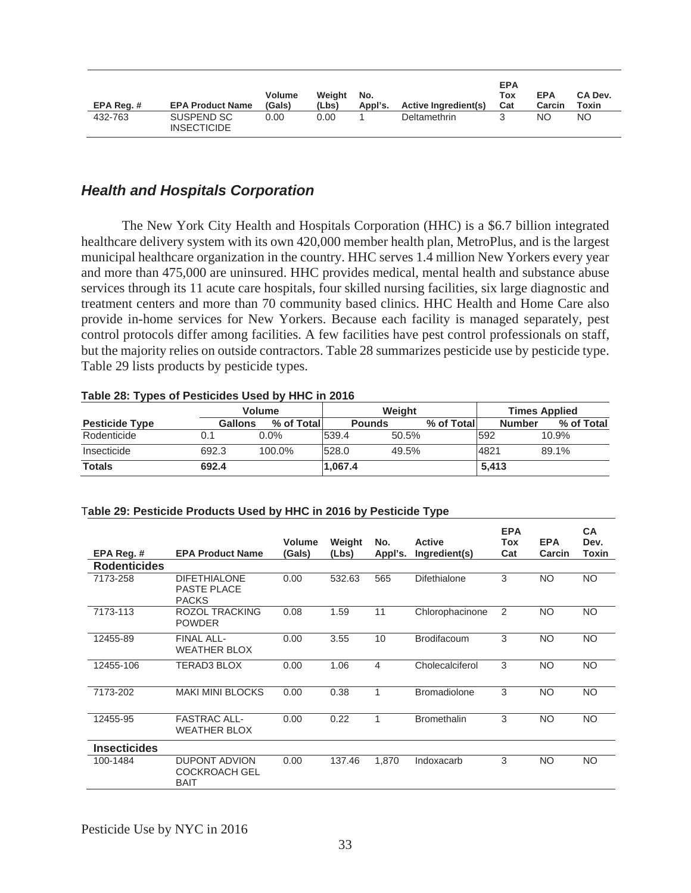| EPA Reg. # | EPA Product Name | Volume (Gals) | Weight (Lbs) | No. Appl's. | Active Ingredient(s) | EPA Tox Cat | EPA Carcin | CA Dev. Toxin |
|---|---|---|---|---|---|---|---|---|
| 432-763 | SUSPEND SC INSECTICIDE | 0.00 | 0.00 | 1 | Deltamethrin | 3 | NO | NO |

## *Health and Hospitals Corporation*

The New York City Health and Hospitals Corporation (HHC) is a $6.7 billion integrated healthcare delivery system with its own 420,000 member health plan, MetroPlus, and is the largest municipal healthcare organization in the country. HHC serves 1.4 million New Yorkers every year and more than 475,000 are uninsured. HHC provides medical, mental health and substance abuse services through its 11 acute care hospitals, four skilled nursing facilities, six large diagnostic and treatment centers and more than 70 community based clinics. HHC Health and Home Care also provide in-home services for New Yorkers. Because each facility is managed separately, pest control protocols differ among facilities. A few facilities have pest control professionals on staff, but the majority relies on outside contractors. Table 28 summarizes pesticide use by pesticide type. Table 29 lists products by pesticide types.

**Table 28: Types of Pesticides Used by HHC in 2016**

| | Volume | | Weight | | Times Applied | |
|---|---|---|---|---|---|---|
| **Pesticide Type** | **Gallons** | **% of Total** | **Pounds** | **% of Total** | **Number** | **% of Total** |
| Rodenticide | 0.1 | 0.0% | 539.4 | 50.5% | 592 | 10.9% |
| Insecticide | 692.3 | 100.0% | 528.0 | 49.5% | 4821 | 89.1% |
| **Totals** | **692.4** | | **1,067.4** | | **5,413** | |

**Table 29: Pesticide Products Used by HHC in 2016 by Pesticide Type**

| EPA Reg. # | EPA Product Name | Volume (Gals) | Weight (Lbs) | No. Appl's. | Active Ingredient(s) | EPA Tox Cat | EPA Carcin | CA Dev. Toxin |
|---|---|---|---|---|---|---|---|---|
| **Rodenticides** | | | | | | | | |
| 7173-258 | DIFETHIALONE PASTE PLACE PACKS | 0.00 | 532.63 | 565 | Difethialone | 3 | NO | NO |
| 7173-113 | ROZOL TRACKING POWDER | 0.08 | 1.59 | 11 | Chlorophacinone | 2 | NO | NO |
| 12455-89 | FINAL ALL-WEATHER BLOX | 0.00 | 3.55 | 10 | Brodifacoum | 3 | NO | NO |
| 12455-106 | TERAD3 BLOX | 0.00 | 1.06 | 4 | Cholecalciferol | 3 | NO | NO |
| 7173-202 | MAKI MINI BLOCKS | 0.00 | 0.38 | 1 | Bromadiolone | 3 | NO | NO |
| 12455-95 | FASTRAC ALL-WEATHER BLOX | 0.00 | 0.22 | 1 | Bromethalin | 3 | NO | NO |
| **Insecticides** | | | | | | | | |
| 100-1484 | DUPONT ADVION COCKROACH GEL BAIT | 0.00 | 137.46 | 1,870 | Indoxacarb | 3 | NO | NO |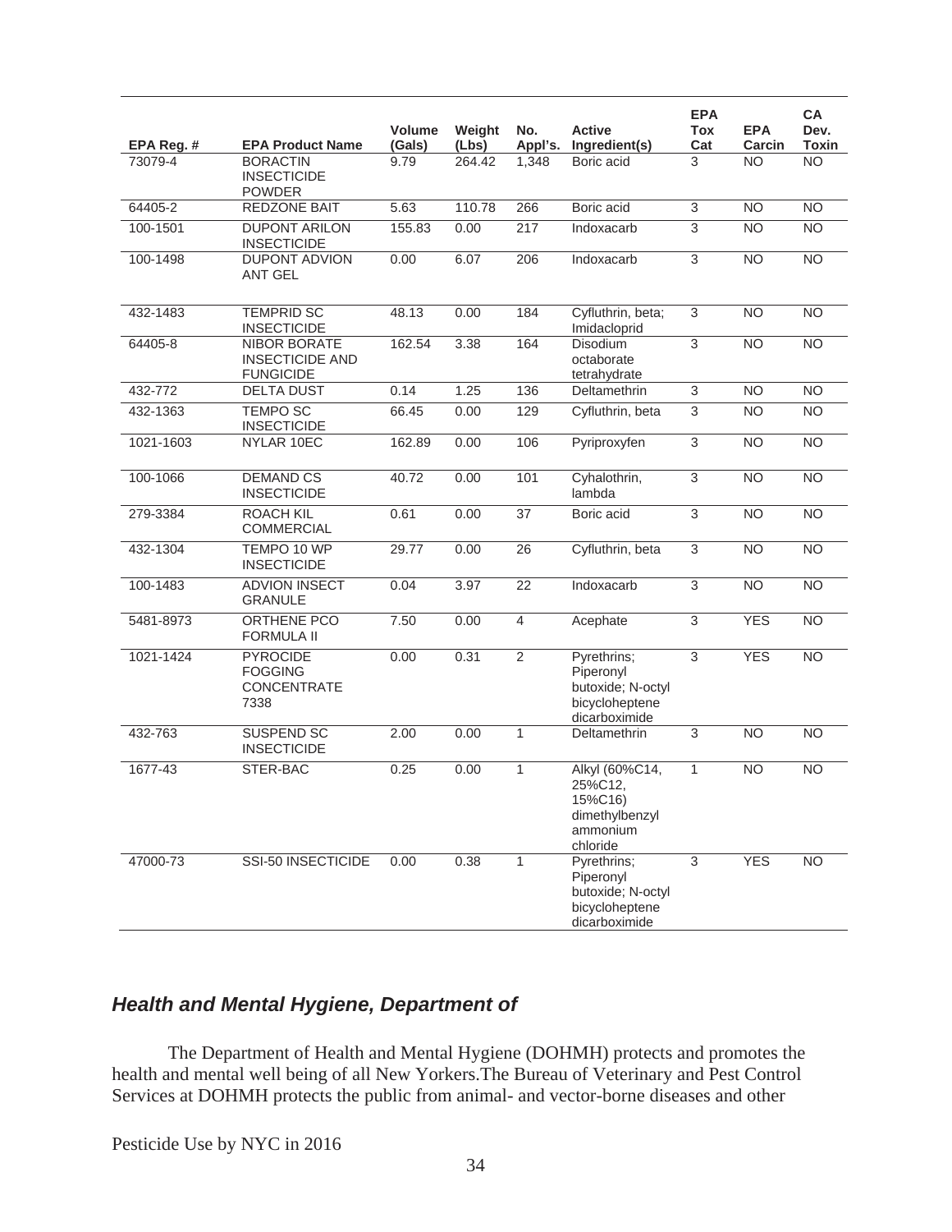| EPA Reg. # | EPA Product Name | Volume (Gals) | Weight (Lbs) | No. Appl's. | Active Ingredient(s) | EPA Tox Cat | EPA Carcin | CA Dev. Toxin |
|---|---|---|---|---|---|---|---|---|
| 73079-4 | BORACTIN INSECTICIDE POWDER | 9.79 | 264.42 | 1,348 | Boric acid | 3 | NO | NO |
| 64405-2 | REDZONE BAIT | 5.63 | 110.78 | 266 | Boric acid | 3 | NO | NO |
| 100-1501 | DUPONT ARILON INSECTICIDE | 155.83 | 0.00 | 217 | Indoxacarb | 3 | NO | NO |
| 100-1498 | DUPONT ADVION ANT GEL | 0.00 | 6.07 | 206 | Indoxacarb | 3 | NO | NO |
| 432-1483 | TEMPRID SC INSECTICIDE | 48.13 | 0.00 | 184 | Cyfluthrin, beta; Imidacloprid | 3 | NO | NO |
| 64405-8 | NIBOR BORATE INSECTICIDE AND FUNGICIDE | 162.54 | 3.38 | 164 | Disodium octaborate tetrahydrate | 3 | NO | NO |
| 432-772 | DELTA DUST | 0.14 | 1.25 | 136 | Deltamethrin | 3 | NO | NO |
| 432-1363 | TEMPO SC INSECTICIDE | 66.45 | 0.00 | 129 | Cyfluthrin, beta | 3 | NO | NO |
| 1021-1603 | NYLAR 10EC | 162.89 | 0.00 | 106 | Pyriproxyfen | 3 | NO | NO |
| 100-1066 | DEMAND CS INSECTICIDE | 40.72 | 0.00 | 101 | Cyhalothrin, lambda | 3 | NO | NO |
| 279-3384 | ROACH KIL COMMERCIAL | 0.61 | 0.00 | 37 | Boric acid | 3 | NO | NO |
| 432-1304 | TEMPO 10 WP INSECTICIDE | 29.77 | 0.00 | 26 | Cyfluthrin, beta | 3 | NO | NO |
| 100-1483 | ADVION INSECT GRANULE | 0.04 | 3.97 | 22 | Indoxacarb | 3 | NO | NO |
| 5481-8973 | ORTHENE PCO FORMULA II | 7.50 | 0.00 | 4 | Acephate | 3 | YES | NO |
| 1021-1424 | PYROCIDE FOGGING CONCENTRATE 7338 | 0.00 | 0.31 | 2 | Pyrethrins; Piperonyl butoxide; N-octyl bicycloheptene dicarboximide | 3 | YES | NO |
| 432-763 | SUSPEND SC INSECTICIDE | 2.00 | 0.00 | 1 | Deltamethrin | 3 | NO | NO |
| 1677-43 | STER-BAC | 0.25 | 0.00 | 1 | Alkyl (60%C14, 25%C12, 15%C16) dimethylbenzyl ammonium chloride | 1 | NO | NO |
| 47000-73 | SSI-50 INSECTICIDE | 0.00 | 0.38 | 1 | Pyrethrins; Piperonyl butoxide; N-octyl bicycloheptene dicarboximide | 3 | YES | NO |

## ***Health and Mental Hygiene, Department of***

The Department of Health and Mental Hygiene (DOHMH) protects and promotes the health and mental well being of all New Yorkers.The Bureau of Veterinary and Pest Control Services at DOHMH protects the public from animal- and vector-borne diseases and other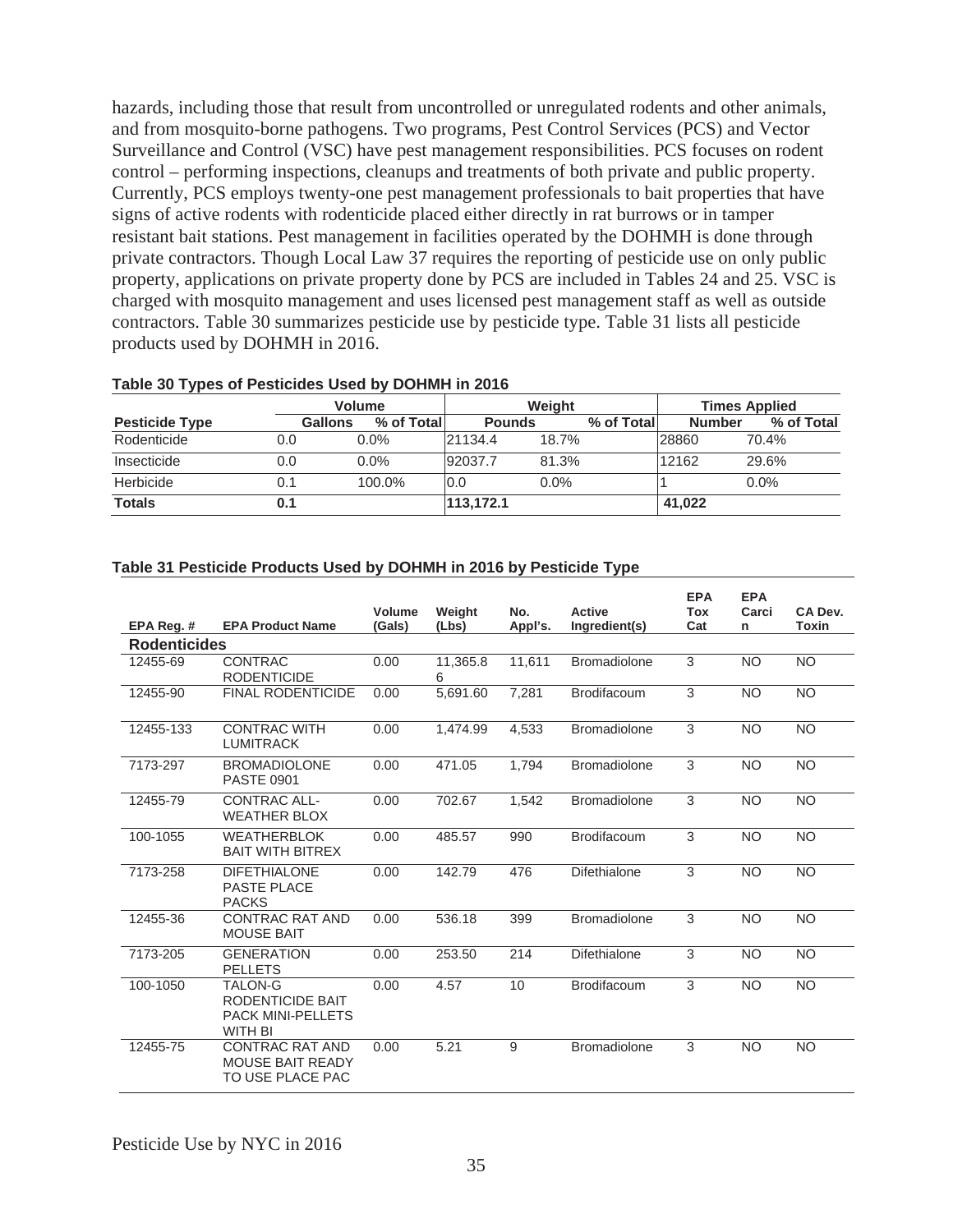hazards, including those that result from uncontrolled or unregulated rodents and other animals, and from mosquito-borne pathogens. Two programs, Pest Control Services (PCS) and Vector Surveillance and Control (VSC) have pest management responsibilities. PCS focuses on rodent control – performing inspections, cleanups and treatments of both private and public property. Currently, PCS employs twenty-one pest management professionals to bait properties that have signs of active rodents with rodenticide placed either directly in rat burrows or in tamper resistant bait stations. Pest management in facilities operated by the DOHMH is done through private contractors. Though Local Law 37 requires the reporting of pesticide use on only public property, applications on private property done by PCS are included in Tables 24 and 25. VSC is charged with mosquito management and uses licensed pest management staff as well as outside contractors. Table 30 summarizes pesticide use by pesticide type. Table 31 lists all pesticide products used by DOHMH in 2016.

**Table 30 Types of Pesticides Used by DOHMH in 2016**

| | Volume | | Weight | | Times Applied | |
|---|---|---|---|---|---|---|
| **Pesticide Type** | **Gallons** | **% of Total** | **Pounds** | **% of Total** | **Number** | **% of Total** |
| Rodenticide | 0.0 | 0.0% | 21134.4 | 18.7% | 28860 | 70.4% |
| Insecticide | 0.0 | 0.0% | 92037.7 | 81.3% | 12162 | 29.6% |
| Herbicide | 0.1 | 100.0% | 0.0 | 0.0% | 1 | 0.0% |
| **Totals** | **0.1** | | **113,172.1** | | **41,022** | |

**Table 31 Pesticide Products Used by DOHMH in 2016 by Pesticide Type**

| EPA Reg. # | EPA Product Name | Volume (Gals) | Weight (Lbs) | No. Appl's. | Active Ingredient(s) | EPA Tox Cat | EPA Carcin | CA Dev. Toxin |
|---|---|---|---|---|---|---|---|---|
| **Rodenticides** | | | | | | | | |
| 12455-69 | CONTRAC RODENTICIDE | 0.00 | 11,365.86 | 11,611 | Bromadiolone | 3 | NO | NO |
| 12455-90 | FINAL RODENTICIDE | 0.00 | 5,691.60 | 7,281 | Brodifacoum | 3 | NO | NO |
| 12455-133 | CONTRAC WITH LUMITRACK | 0.00 | 1,474.99 | 4,533 | Bromadiolone | 3 | NO | NO |
| 7173-297 | BROMADIOLONE PASTE 0901 | 0.00 | 471.05 | 1,794 | Bromadiolone | 3 | NO | NO |
| 12455-79 | CONTRAC ALL-WEATHER BLOX | 0.00 | 702.67 | 1,542 | Bromadiolone | 3 | NO | NO |
| 100-1055 | WEATHERBLOK BAIT WITH BITREX | 0.00 | 485.57 | 990 | Brodifacoum | 3 | NO | NO |
| 7173-258 | DIFETHIALONE PASTE PLACE PACKS | 0.00 | 142.79 | 476 | Difethialone | 3 | NO | NO |
| 12455-36 | CONTRAC RAT AND MOUSE BAIT | 0.00 | 536.18 | 399 | Bromadiolone | 3 | NO | NO |
| 7173-205 | GENERATION PELLETS | 0.00 | 253.50 | 214 | Difethialone | 3 | NO | NO |
| 100-1050 | TALON-G RODENTICIDE BAIT PACK MINI-PELLETS WITH BI | 0.00 | 4.57 | 10 | Brodifacoum | 3 | NO | NO |
| 12455-75 | CONTRAC RAT AND MOUSE BAIT READY TO USE PLACE PAC | 0.00 | 5.21 | 9 | Bromadiolone | 3 | NO | NO |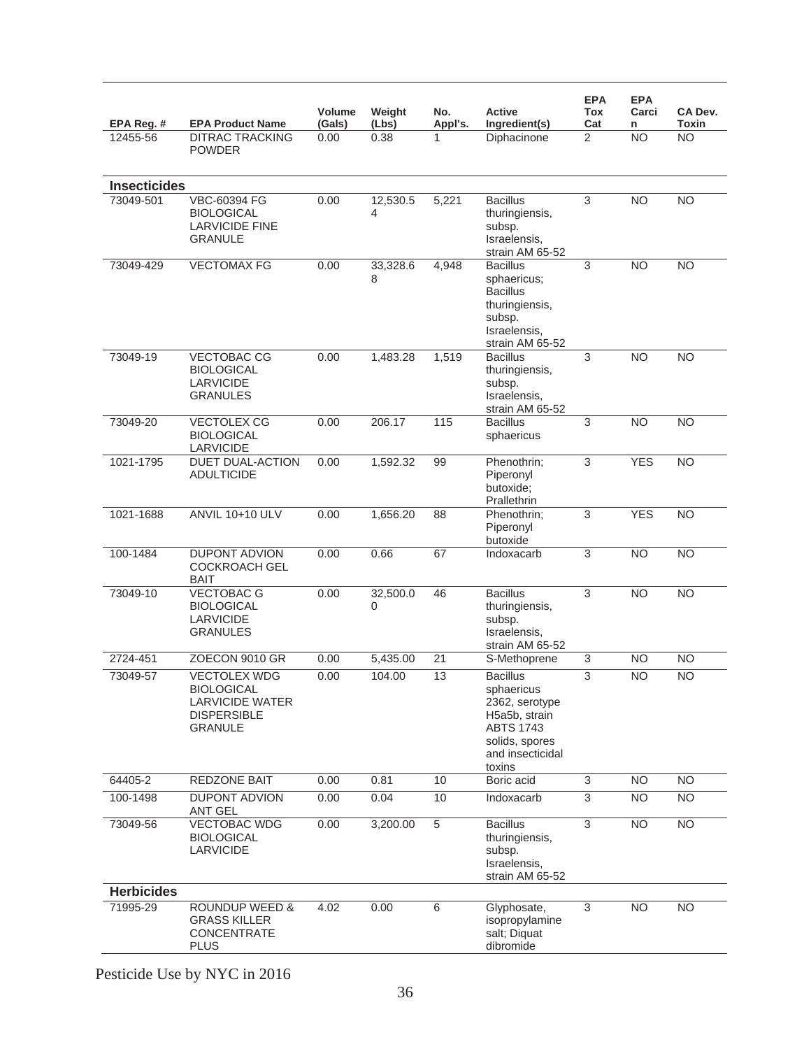| EPA Reg. # | EPA Product Name | Volume (Gals) | Weight (Lbs) | No. Appl's. | Active Ingredient(s) | EPA Tox Cat | EPA Carcin | CA Dev. Toxin |
|---|---|---|---|---|---|---|---|---|
| 12455-56 | DITRAC TRACKING POWDER | 0.00 | 0.38 | 1 | Diphacinone | 2 | NO | NO |
| **Insecticides** | | | | | | | | |
| 73049-501 | VBC-60394 FG BIOLOGICAL LARVICIDE FINE GRANULE | 0.00 | 12,530.54 | 5,221 | Bacillus thuringiensis, subsp. Israelensis, strain AM 65-52 | 3 | NO | NO |
| 73049-429 | VECTOMAX FG | 0.00 | 33,328.68 | 4,948 | Bacillus sphaericus; Bacillus thuringiensis, subsp. Israelensis, strain AM 65-52 | 3 | NO | NO |
| 73049-19 | VECTOBAC CG BIOLOGICAL LARVICIDE GRANULES | 0.00 | 1,483.28 | 1,519 | Bacillus thuringiensis, subsp. Israelensis, strain AM 65-52 | 3 | NO | NO |
| 73049-20 | VECTOLEX CG BIOLOGICAL LARVICIDE | 0.00 | 206.17 | 115 | Bacillus sphaericus | 3 | NO | NO |
| 1021-1795 | DUET DUAL-ACTION ADULTICIDE | 0.00 | 1,592.32 | 99 | Phenothrin; Piperonyl butoxide; Prallethrin | 3 | YES | NO |
| 1021-1688 | ANVIL 10+10 ULV | 0.00 | 1,656.20 | 88 | Phenothrin; Piperonyl butoxide | 3 | YES | NO |
| 100-1484 | DUPONT ADVION COCKROACH GEL BAIT | 0.00 | 0.66 | 67 | Indoxacarb | 3 | NO | NO |
| 73049-10 | VECTOBAC G BIOLOGICAL LARVICIDE GRANULES | 0.00 | 32,500.00 | 46 | Bacillus thuringiensis, subsp. Israelensis, strain AM 65-52 | 3 | NO | NO |
| 2724-451 | ZOECON 9010 GR | 0.00 | 5,435.00 | 21 | S-Methoprene | 3 | NO | NO |
| 73049-57 | VECTOLEX WDG BIOLOGICAL LARVICIDE WATER DISPERSIBLE GRANULE | 0.00 | 104.00 | 13 | Bacillus sphaericus 2362, serotype H5a5b, strain ABTS 1743 solids, spores and insecticidal toxins | 3 | NO | NO |
| 64405-2 | REDZONE BAIT | 0.00 | 0.81 | 10 | Boric acid | 3 | NO | NO |
| 100-1498 | DUPONT ADVION ANT GEL | 0.00 | 0.04 | 10 | Indoxacarb | 3 | NO | NO |
| 73049-56 | VECTOBAC WDG BIOLOGICAL LARVICIDE | 0.00 | 3,200.00 | 5 | Bacillus thuringiensis, subsp. Israelensis, strain AM 65-52 | 3 | NO | NO |
| **Herbicides** | | | | | | | | |
| 71995-29 | ROUNDUP WEED & GRASS KILLER CONCENTRATE PLUS | 4.02 | 0.00 | 6 | Glyphosate, isopropylamine salt; Diquat dibromide | 3 | NO | NO |

Pesticide Use by NYC in 2016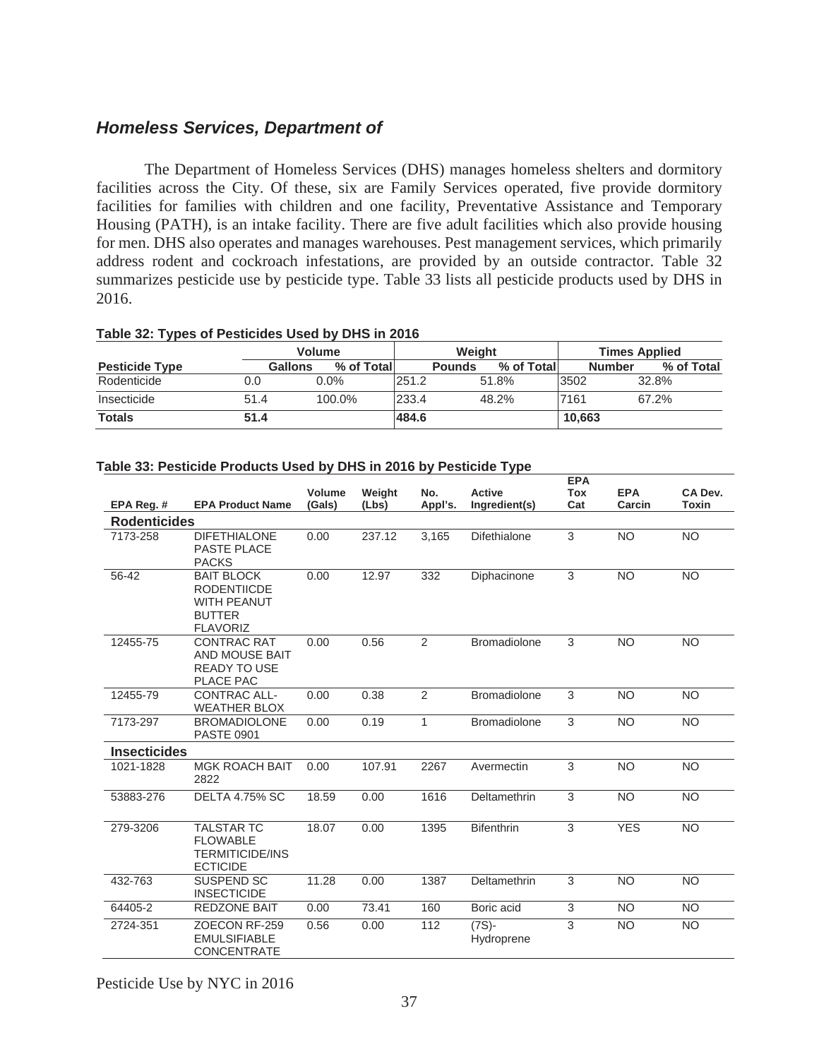## *Homeless Services, Department of*

The Department of Homeless Services (DHS) manages homeless shelters and dormitory facilities across the City. Of these, six are Family Services operated, five provide dormitory facilities for families with children and one facility, Preventative Assistance and Temporary Housing (PATH), is an intake facility. There are five adult facilities which also provide housing for men. DHS also operates and manages warehouses. Pest management services, which primarily address rodent and cockroach infestations, are provided by an outside contractor. Table 32 summarizes pesticide use by pesticide type. Table 33 lists all pesticide products used by DHS in 2016.

**Table 32: Types of Pesticides Used by DHS in 2016**

| | Volume | | Weight | | Times Applied | |
|---|---|---|---|---|---|---|
| **Pesticide Type** | **Gallons** | **% of Total** | **Pounds** | **% of Total** | **Number** | **% of Total** |
| Rodenticide | 0.0 | 0.0% | 251.2 | 51.8% | 3502 | 32.8% |
| Insecticide | 51.4 | 100.0% | 233.4 | 48.2% | 7161 | 67.2% |
| **Totals** | **51.4** | | **484.6** | | **10,663** | |

**Table 33: Pesticide Products Used by DHS in 2016 by Pesticide Type**

| EPA Reg. # | EPA Product Name | Volume (Gals) | Weight (Lbs) | No. Appl's. | Active Ingredient(s) | EPA Tox Cat | EPA Carcin | CA Dev. Toxin |
|---|---|---|---|---|---|---|---|---|
| **Rodenticides** | | | | | | | | |
| 7173-258 | DIFETHIALONE PASTE PLACE PACKS | 0.00 | 237.12 | 3,165 | Difethialone | 3 | NO | NO |
| 56-42 | BAIT BLOCK RODENTIICDE WITH PEANUT BUTTER FLAVORIZ | 0.00 | 12.97 | 332 | Diphacinone | 3 | NO | NO |
| 12455-75 | CONTRAC RAT AND MOUSE BAIT READY TO USE PLACE PAC | 0.00 | 0.56 | 2 | Bromadiolone | 3 | NO | NO |
| 12455-79 | CONTRAC ALL-WEATHER BLOX | 0.00 | 0.38 | 2 | Bromadiolone | 3 | NO | NO |
| 7173-297 | BROMADIOLONE PASTE 0901 | 0.00 | 0.19 | 1 | Bromadiolone | 3 | NO | NO |
| **Insecticides** | | | | | | | | |
| 1021-1828 | MGK ROACH BAIT 2822 | 0.00 | 107.91 | 2267 | Avermectin | 3 | NO | NO |
| 53883-276 | DELTA 4.75% SC | 18.59 | 0.00 | 1616 | Deltamethrin | 3 | NO | NO |
| 279-3206 | TALSTAR TC FLOWABLE TERMITICIDE/INSECTICIDE | 18.07 | 0.00 | 1395 | Bifenthrin | 3 | YES | NO |
| 432-763 | SUSPEND SC INSECTICIDE | 11.28 | 0.00 | 1387 | Deltamethrin | 3 | NO | NO |
| 64405-2 | REDZONE BAIT | 0.00 | 73.41 | 160 | Boric acid | 3 | NO | NO |
| 2724-351 | ZOECON RF-259 EMULSIFIABLE CONCENTRATE | 0.56 | 0.00 | 112 | (7S)-Hydroprene | 3 | NO | NO |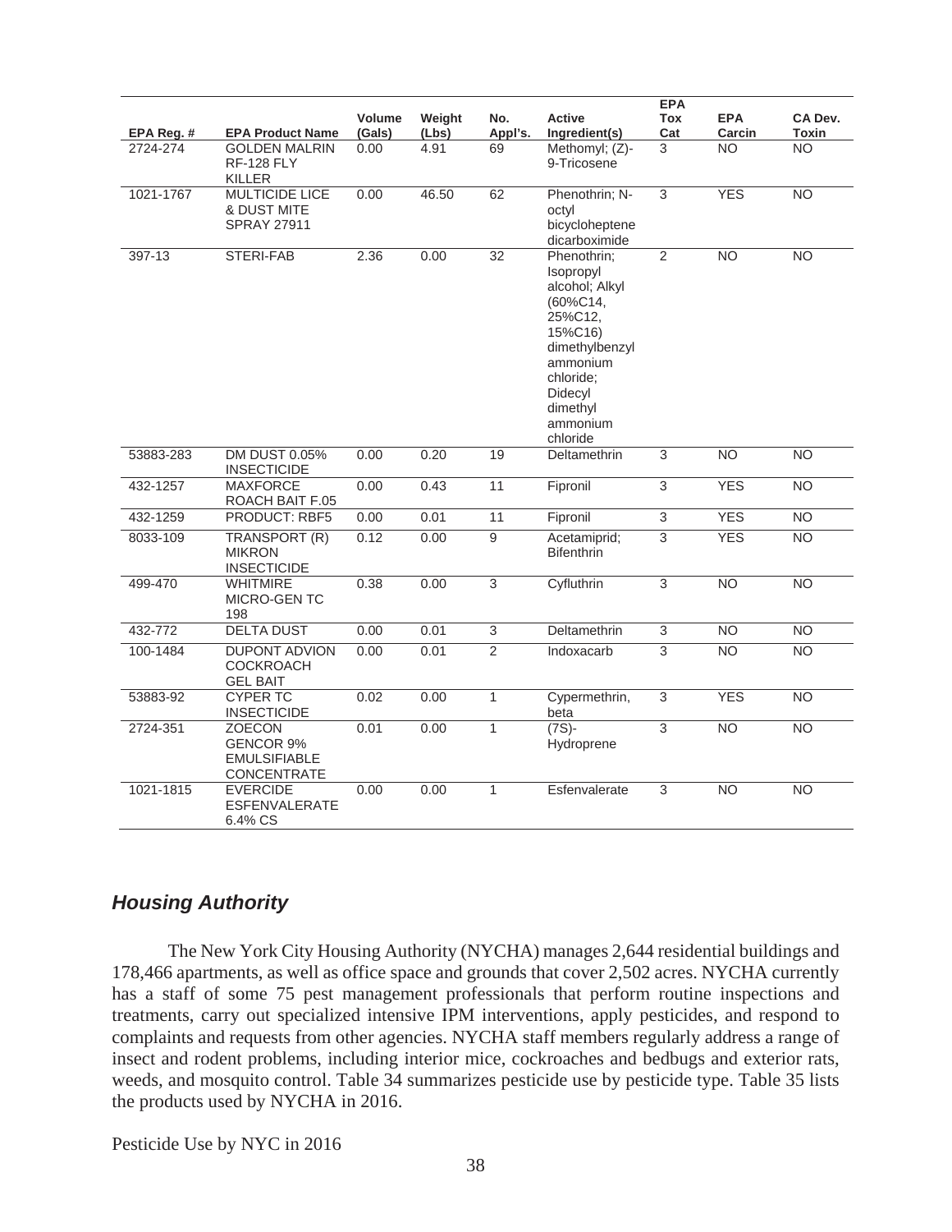| EPA Reg. # | EPA Product Name | Volume (Gals) | Weight (Lbs) | No. Appl's. | Active Ingredient(s) | EPA Tox Cat | EPA Carcin | CA Dev. Toxin |
|---|---|---|---|---|---|---|---|---|
| 2724-274 | GOLDEN MALRIN RF-128 FLY KILLER | 0.00 | 4.91 | 69 | Methomyl; (Z)-9-Tricosene | 3 | NO | NO |
| 1021-1767 | MULTICIDE LICE & DUST MITE SPRAY 27911 | 0.00 | 46.50 | 62 | Phenothrin; N-octyl bicycloheptene dicarboximide | 3 | YES | NO |
| 397-13 | STERI-FAB | 2.36 | 0.00 | 32 | Phenothrin; Isopropyl alcohol; Alkyl (60%C14, 25%C12, 15%C16) dimethylbenzyl ammonium chloride; Didecyl dimethyl ammonium chloride | 2 | NO | NO |
| 53883-283 | DM DUST 0.05% INSECTICIDE | 0.00 | 0.20 | 19 | Deltamethrin | 3 | NO | NO |
| 432-1257 | MAXFORCE ROACH BAIT F.05 | 0.00 | 0.43 | 11 | Fipronil | 3 | YES | NO |
| 432-1259 | PRODUCT: RBF5 | 0.00 | 0.01 | 11 | Fipronil | 3 | YES | NO |
| 8033-109 | TRANSPORT (R) MIKRON INSECTICIDE | 0.12 | 0.00 | 9 | Acetamiprid; Bifenthrin | 3 | YES | NO |
| 499-470 | WHITMIRE MICRO-GEN TC 198 | 0.38 | 0.00 | 3 | Cyfluthrin | 3 | NO | NO |
| 432-772 | DELTA DUST | 0.00 | 0.01 | 3 | Deltamethrin | 3 | NO | NO |
| 100-1484 | DUPONT ADVION COCKROACH GEL BAIT | 0.00 | 0.01 | 2 | Indoxacarb | 3 | NO | NO |
| 53883-92 | CYPER TC INSECTICIDE | 0.02 | 0.00 | 1 | Cypermethrin, beta | 3 | YES | NO |
| 2724-351 | ZOECON GENCOR 9% EMULSIFIABLE CONCENTRATE | 0.01 | 0.00 | 1 | (7S)-Hydroprene | 3 | NO | NO |
| 1021-1815 | EVERCIDE ESFENVALERATE 6.4% CS | 0.00 | 0.00 | 1 | Esfenvalerate | 3 | NO | NO |

## *Housing Authority*

The New York City Housing Authority (NYCHA) manages 2,644 residential buildings and 178,466 apartments, as well as office space and grounds that cover 2,502 acres. NYCHA currently has a staff of some 75 pest management professionals that perform routine inspections and treatments, carry out specialized intensive IPM interventions, apply pesticides, and respond to complaints and requests from other agencies. NYCHA staff members regularly address a range of insect and rodent problems, including interior mice, cockroaches and bedbugs and exterior rats, weeds, and mosquito control. Table 34 summarizes pesticide use by pesticide type. Table 35 lists the products used by NYCHA in 2016.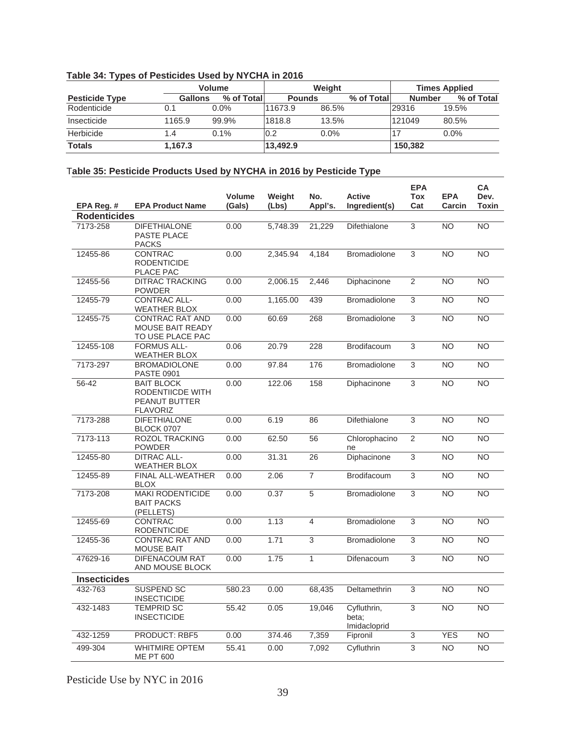**Table 34: Types of Pesticides Used by NYCHA in 2016**

| | Volume | | Weight | | Times Applied | |
|---|---|---|---|---|---|---|
| **Pesticide Type** | **Gallons** | **% of Total** | **Pounds** | **% of Total** | **Number** | **% of Total** |
| Rodenticide | 0.1 | 0.0% | 11673.9 | 86.5% | 29316 | 19.5% |
| Insecticide | 1165.9 | 99.9% | 1818.8 | 13.5% | 121049 | 80.5% |
| Herbicide | 1.4 | 0.1% | 0.2 | 0.0% | 17 | 0.0% |
| **Totals** | **1,167.3** | | **13,492.9** | | **150,382** | |

**Table 35: Pesticide Products Used by NYCHA in 2016 by Pesticide Type**

| EPA Reg. # | EPA Product Name | Volume (Gals) | Weight (Lbs) | No. Appl's. | Active Ingredient(s) | EPA Tox Cat | EPA Carcin | CA Dev. Toxin |
|---|---|---|---|---|---|---|---|---|
| **Rodenticides** | | | | | | | | |
| 7173-258 | DIFETHIALONE PASTE PLACE PACKS | 0.00 | 5,748.39 | 21,229 | Difethialone | 3 | NO | NO |
| 12455-86 | CONTRAC RODENTICIDE PLACE PAC | 0.00 | 2,345.94 | 4,184 | Bromadiolone | 3 | NO | NO |
| 12455-56 | DITRAC TRACKING POWDER | 0.00 | 2,006.15 | 2,446 | Diphacinone | 2 | NO | NO |
| 12455-79 | CONTRAC ALL-WEATHER BLOX | 0.00 | 1,165.00 | 439 | Bromadiolone | 3 | NO | NO |
| 12455-75 | CONTRAC RAT AND MOUSE BAIT READY TO USE PLACE PAC | 0.00 | 60.69 | 268 | Bromadiolone | 3 | NO | NO |
| 12455-108 | FORMUS ALL-WEATHER BLOX | 0.06 | 20.79 | 228 | Brodifacoum | 3 | NO | NO |
| 7173-297 | BROMADIOLONE PASTE 0901 | 0.00 | 97.84 | 176 | Bromadiolone | 3 | NO | NO |
| 56-42 | BAIT BLOCK RODENTIICDE WITH PEANUT BUTTER FLAVORIZ | 0.00 | 122.06 | 158 | Diphacinone | 3 | NO | NO |
| 7173-288 | DIFETHIALONE BLOCK 0707 | 0.00 | 6.19 | 86 | Difethialone | 3 | NO | NO |
| 7173-113 | ROZOL TRACKING POWDER | 0.00 | 62.50 | 56 | Chlorophacinone | 2 | NO | NO |
| 12455-80 | DITRAC ALL-WEATHER BLOX | 0.00 | 31.31 | 26 | Diphacinone | 3 | NO | NO |
| 12455-89 | FINAL ALL-WEATHER BLOX | 0.00 | 2.06 | 7 | Brodifacoum | 3 | NO | NO |
| 7173-208 | MAKI RODENTICIDE BAIT PACKS (PELLETS) | 0.00 | 0.37 | 5 | Bromadiolone | 3 | NO | NO |
| 12455-69 | CONTRAC RODENTICIDE | 0.00 | 1.13 | 4 | Bromadiolone | 3 | NO | NO |
| 12455-36 | CONTRAC RAT AND MOUSE BAIT | 0.00 | 1.71 | 3 | Bromadiolone | 3 | NO | NO |
| 47629-16 | DIFENACOUM RAT AND MOUSE BLOCK | 0.00 | 1.75 | 1 | Difenacoum | 3 | NO | NO |
| **Insecticides** | | | | | | | | |
| 432-763 | SUSPEND SC INSECTICIDE | 580.23 | 0.00 | 68,435 | Deltamethrin | 3 | NO | NO |
| 432-1483 | TEMPRID SC INSECTICIDE | 55.42 | 0.05 | 19,046 | Cyfluthrin, beta; Imidacloprid | 3 | NO | NO |
| 432-1259 | PRODUCT: RBF5 | 0.00 | 374.46 | 7,359 | Fipronil | 3 | YES | NO |
| 499-304 | WHITMIRE OPTEM ME PT 600 | 55.41 | 0.00 | 7,092 | Cyfluthrin | 3 | NO | NO |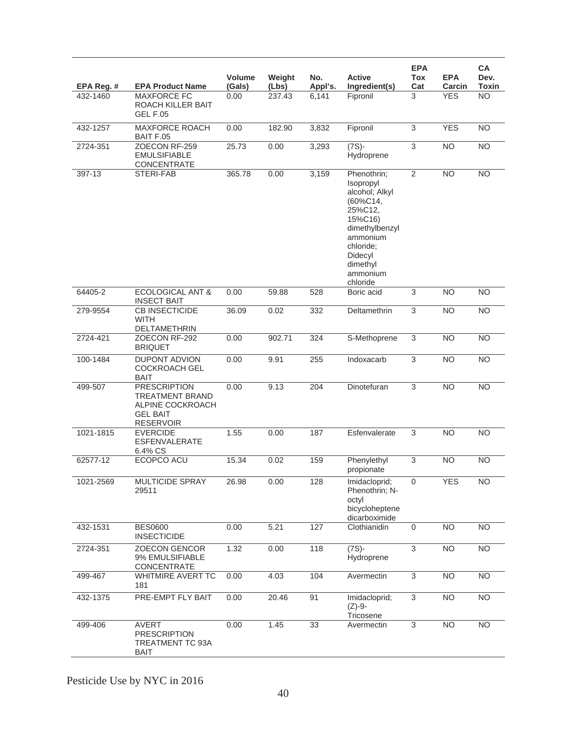| EPA Reg. # | EPA Product Name | Volume (Gals) | Weight (Lbs) | No. Appl's. | Active Ingredient(s) | EPA Tox Cat | EPA Carcin | CA Dev. Toxin |
|---|---|---|---|---|---|---|---|---|
| 432-1460 | MAXFORCE FC ROACH KILLER BAIT GEL F.05 | 0.00 | 237.43 | 6,141 | Fipronil | 3 | YES | NO |
| 432-1257 | MAXFORCE ROACH BAIT F.05 | 0.00 | 182.90 | 3,832 | Fipronil | 3 | YES | NO |
| 2724-351 | ZOECON RF-259 EMULSIFIABLE CONCENTRATE | 25.73 | 0.00 | 3,293 | (7S)-Hydroprene | 3 | NO | NO |
| 397-13 | STERI-FAB | 365.78 | 0.00 | 3,159 | Phenothrin; Isopropyl alcohol; Alkyl (60%C14, 25%C12, 15%C16) dimethylbenzyl ammonium chloride; Didecyl dimethyl ammonium chloride | 2 | NO | NO |
| 64405-2 | ECOLOGICAL ANT & INSECT BAIT | 0.00 | 59.88 | 528 | Boric acid | 3 | NO | NO |
| 279-9554 | CB INSECTICIDE WITH DELTAMETHRIN | 36.09 | 0.02 | 332 | Deltamethrin | 3 | NO | NO |
| 2724-421 | ZOECON RF-292 BRIQUET | 0.00 | 902.71 | 324 | S-Methoprene | 3 | NO | NO |
| 100-1484 | DUPONT ADVION COCKROACH GEL BAIT | 0.00 | 9.91 | 255 | Indoxacarb | 3 | NO | NO |
| 499-507 | PRESCRIPTION TREATMENT BRAND ALPINE COCKROACH GEL BAIT RESERVOIR | 0.00 | 9.13 | 204 | Dinotefuran | 3 | NO | NO |
| 1021-1815 | EVERCIDE ESFENVALERATE 6.4% CS | 1.55 | 0.00 | 187 | Esfenvalerate | 3 | NO | NO |
| 62577-12 | ECOPCO ACU | 15.34 | 0.02 | 159 | Phenylethyl propionate | 3 | NO | NO |
| 1021-2569 | MULTICIDE SPRAY 29511 | 26.98 | 0.00 | 128 | Imidacloprid; Phenothrin; N-octyl bicycloheptene dicarboximide | 0 | YES | NO |
| 432-1531 | BES0600 INSECTICIDE | 0.00 | 5.21 | 127 | Clothianidin | 0 | NO | NO |
| 2724-351 | ZOECON GENCOR 9% EMULSIFIABLE CONCENTRATE | 1.32 | 0.00 | 118 | (7S)-Hydroprene | 3 | NO | NO |
| 499-467 | WHITMIRE AVERT TC 181 | 0.00 | 4.03 | 104 | Avermectin | 3 | NO | NO |
| 432-1375 | PRE-EMPT FLY BAIT | 0.00 | 20.46 | 91 | Imidacloprid; (Z)-9-Tricosene | 3 | NO | NO |
| 499-406 | AVERT PRESCRIPTION TREATMENT TC 93A BAIT | 0.00 | 1.45 | 33 | Avermectin | 3 | NO | NO |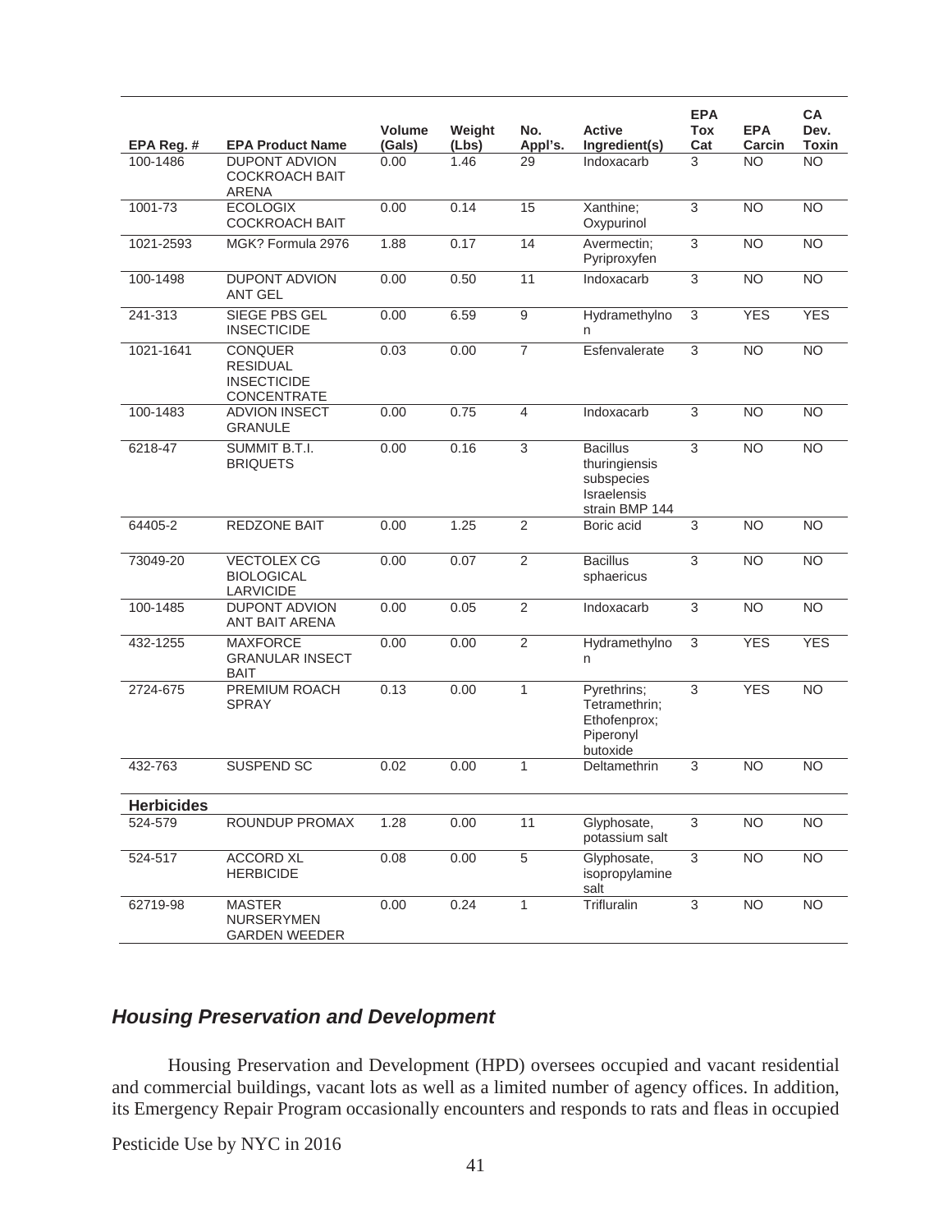| EPA Reg. # | EPA Product Name | Volume (Gals) | Weight (Lbs) | No. Appl's. | Active Ingredient(s) | EPA Tox Cat | EPA Carcin | CA Dev. Toxin |
|---|---|---|---|---|---|---|---|---|
| 100-1486 | DUPONT ADVION COCKROACH BAIT ARENA | 0.00 | 1.46 | 29 | Indoxacarb | 3 | NO | NO |
| 1001-73 | ECOLOGIX COCKROACH BAIT | 0.00 | 0.14 | 15 | Xanthine; Oxypurinol | 3 | NO | NO |
| 1021-2593 | MGK? Formula 2976 | 1.88 | 0.17 | 14 | Avermectin; Pyriproxyfen | 3 | NO | NO |
| 100-1498 | DUPONT ADVION ANT GEL | 0.00 | 0.50 | 11 | Indoxacarb | 3 | NO | NO |
| 241-313 | SIEGE PBS GEL INSECTICIDE | 0.00 | 6.59 | 9 | Hydramethylnon | 3 | YES | YES |
| 1021-1641 | CONQUER RESIDUAL INSECTICIDE CONCENTRATE | 0.03 | 0.00 | 7 | Esfenvalerate | 3 | NO | NO |
| 100-1483 | ADVION INSECT GRANULE | 0.00 | 0.75 | 4 | Indoxacarb | 3 | NO | NO |
| 6218-47 | SUMMIT B.T.I. BRIQUETS | 0.00 | 0.16 | 3 | Bacillus thuringiensis subspecies Israelensis strain BMP 144 | 3 | NO | NO |
| 64405-2 | REDZONE BAIT | 0.00 | 1.25 | 2 | Boric acid | 3 | NO | NO |
| 73049-20 | VECTOLEX CG BIOLOGICAL LARVICIDE | 0.00 | 0.07 | 2 | Bacillus sphaericus | 3 | NO | NO |
| 100-1485 | DUPONT ADVION ANT BAIT ARENA | 0.00 | 0.05 | 2 | Indoxacarb | 3 | NO | NO |
| 432-1255 | MAXFORCE GRANULAR INSECT BAIT | 0.00 | 0.00 | 2 | Hydramethylnon | 3 | YES | YES |
| 2724-675 | PREMIUM ROACH SPRAY | 0.13 | 0.00 | 1 | Pyrethrins; Tetramethrin; Ethofenprox; Piperonyl butoxide | 3 | YES | NO |
| 432-763 | SUSPEND SC | 0.02 | 0.00 | 1 | Deltamethrin | 3 | NO | NO |
| **Herbicides** | | | | | | | | |
| 524-579 | ROUNDUP PROMAX | 1.28 | 0.00 | 11 | Glyphosate, potassium salt | 3 | NO | NO |
| 524-517 | ACCORD XL HERBICIDE | 0.08 | 0.00 | 5 | Glyphosate, isopropylamine salt | 3 | NO | NO |
| 62719-98 | MASTER NURSERYMEN GARDEN WEEDER | 0.00 | 0.24 | 1 | Trifluralin | 3 | NO | NO |

## *Housing Preservation and Development*

Housing Preservation and Development (HPD) oversees occupied and vacant residential and commercial buildings, vacant lots as well as a limited number of agency offices. In addition, its Emergency Repair Program occasionally encounters and responds to rats and fleas in occupied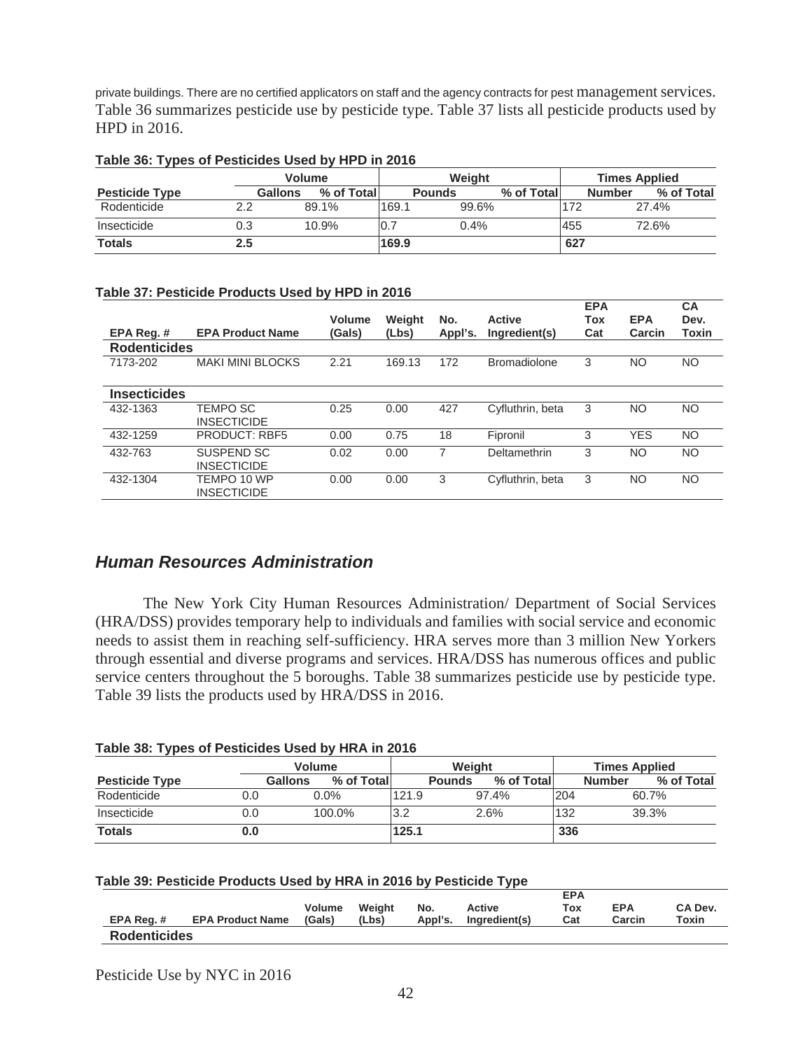private buildings. There are no certified applicators on staff and the agency contracts for pest management services. Table 36 summarizes pesticide use by pesticide type. Table 37 lists all pesticide products used by HPD in 2016.

**Table 36: Types of Pesticides Used by HPD in 2016**

| | Volume | | Weight | | Times Applied | |
|---|---|---|---|---|---|---|
| **Pesticide Type** | **Gallons** | **% of Total** | **Pounds** | **% of Total** | **Number** | **% of Total** |
| Rodenticide | 2.2 | 89.1% | 169.1 | 99.6% | 172 | 27.4% |
| Insecticide | 0.3 | 10.9% | 0.7 | 0.4% | 455 | 72.6% |
| **Totals** | **2.5** | | **169.9** | | **627** | |

**Table 37: Pesticide Products Used by HPD in 2016**

| EPA Reg. # | EPA Product Name | Volume (Gals) | Weight (Lbs) | No. Appl's. | Active Ingredient(s) | EPA Tox Cat | EPA Carcin | CA Dev. Toxin |
|---|---|---|---|---|---|---|---|---|
| **Rodenticides** | | | | | | | | |
| 7173-202 | MAKI MINI BLOCKS | 2.21 | 169.13 | 172 | Bromadiolone | 3 | NO | NO |
| **Insecticides** | | | | | | | | |
| 432-1363 | TEMPO SC INSECTICIDE | 0.25 | 0.00 | 427 | Cyfluthrin, beta | 3 | NO | NO |
| 432-1259 | PRODUCT: RBF5 | 0.00 | 0.75 | 18 | Fipronil | 3 | YES | NO |
| 432-763 | SUSPEND SC INSECTICIDE | 0.02 | 0.00 | 7 | Deltamethrin | 3 | NO | NO |
| 432-1304 | TEMPO 10 WP INSECTICIDE | 0.00 | 0.00 | 3 | Cyfluthrin, beta | 3 | NO | NO |

## *Human Resources Administration*

The New York City Human Resources Administration/ Department of Social Services (HRA/DSS) provides temporary help to individuals and families with social service and economic needs to assist them in reaching self-sufficiency. HRA serves more than 3 million New Yorkers through essential and diverse programs and services. HRA/DSS has numerous offices and public service centers throughout the 5 boroughs. Table 38 summarizes pesticide use by pesticide type. Table 39 lists the products used by HRA/DSS in 2016.

**Table 38: Types of Pesticides Used by HRA in 2016**

| | Volume | | Weight | | Times Applied | |
|---|---|---|---|---|---|---|
| **Pesticide Type** | **Gallons** | **% of Total** | **Pounds** | **% of Total** | **Number** | **% of Total** |
| Rodenticide | 0.0 | 0.0% | 121.9 | 97.4% | 204 | 60.7% |
| Insecticide | 0.0 | 100.0% | 3.2 | 2.6% | 132 | 39.3% |
| **Totals** | **0.0** | | **125.1** | | **336** | |

**Table 39: Pesticide Products Used by HRA in 2016 by Pesticide Type**

| EPA Reg. # | EPA Product Name | Volume (Gals) | Weight (Lbs) | No. Appl's. | Active Ingredient(s) | EPA Tox Cat | EPA Carcin | CA Dev. Toxin |
|---|---|---|---|---|---|---|---|---|
| **Rodenticides** | | | | | | | | |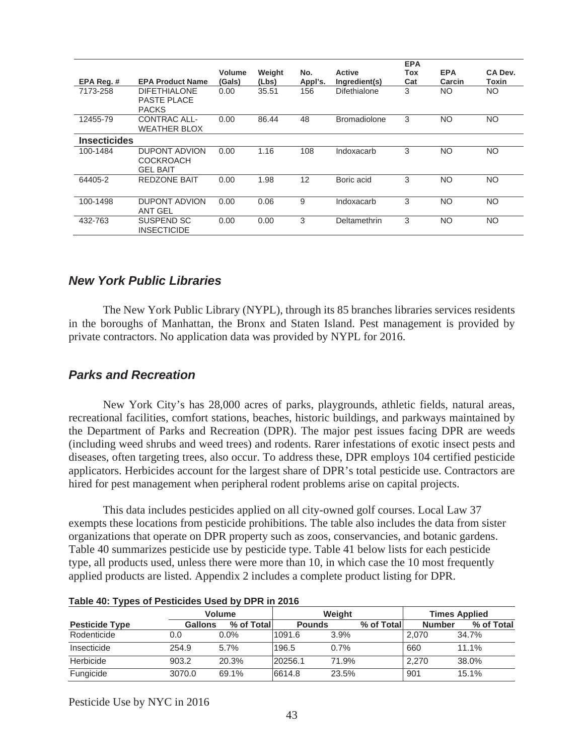| EPA Reg. # | EPA Product Name | Volume (Gals) | Weight (Lbs) | No. Appl's. | Active Ingredient(s) | EPA Tox Cat | EPA Carcin | CA Dev. Toxin |
|---|---|---|---|---|---|---|---|---|
| 7173-258 | DIFETHIALONE PASTE PLACE PACKS | 0.00 | 35.51 | 156 | Difethialone | 3 | NO | NO |
| 12455-79 | CONTRAC ALL-WEATHER BLOX | 0.00 | 86.44 | 48 | Bromadiolone | 3 | NO | NO |
| **Insecticides** | | | | | | | | |
| 100-1484 | DUPONT ADVION COCKROACH GEL BAIT | 0.00 | 1.16 | 108 | Indoxacarb | 3 | NO | NO |
| 64405-2 | REDZONE BAIT | 0.00 | 1.98 | 12 | Boric acid | 3 | NO | NO |
| 100-1498 | DUPONT ADVION ANT GEL | 0.00 | 0.06 | 9 | Indoxacarb | 3 | NO | NO |
| 432-763 | SUSPEND SC INSECTICIDE | 0.00 | 0.00 | 3 | Deltamethrin | 3 | NO | NO |

## *New York Public Libraries*

The New York Public Library (NYPL), through its 85 branches libraries services residents in the boroughs of Manhattan, the Bronx and Staten Island. Pest management is provided by private contractors. No application data was provided by NYPL for 2016.

## *Parks and Recreation*

New York City's has 28,000 acres of parks, playgrounds, athletic fields, natural areas, recreational facilities, comfort stations, beaches, historic buildings, and parkways maintained by the Department of Parks and Recreation (DPR). The major pest issues facing DPR are weeds (including weed shrubs and weed trees) and rodents. Rarer infestations of exotic insect pests and diseases, often targeting trees, also occur. To address these, DPR employs 104 certified pesticide applicators. Herbicides account for the largest share of DPR's total pesticide use. Contractors are hired for pest management when peripheral rodent problems arise on capital projects.

This data includes pesticides applied on all city-owned golf courses. Local Law 37 exempts these locations from pesticide prohibitions. The table also includes the data from sister organizations that operate on DPR property such as zoos, conservancies, and botanic gardens. Table 40 summarizes pesticide use by pesticide type. Table 41 below lists for each pesticide type, all products used, unless there were more than 10, in which case the 10 most frequently applied products are listed. Appendix 2 includes a complete product listing for DPR.

**Table 40: Types of Pesticides Used by DPR in 2016**

| | Volume | | Weight | | Times Applied | |
|---|---|---|---|---|---|---|
| **Pesticide Type** | **Gallons** | **% of Total** | **Pounds** | **% of Total** | **Number** | **% of Total** |
| Rodenticide | 0.0 | 0.0% | 1091.6 | 3.9% | 2,070 | 34.7% |
| Insecticide | 254.9 | 5.7% | 196.5 | 0.7% | 660 | 11.1% |
| Herbicide | 903.2 | 20.3% | 20256.1 | 71.9% | 2,270 | 38.0% |
| Fungicide | 3070.0 | 69.1% | 6614.8 | 23.5% | 901 | 15.1% |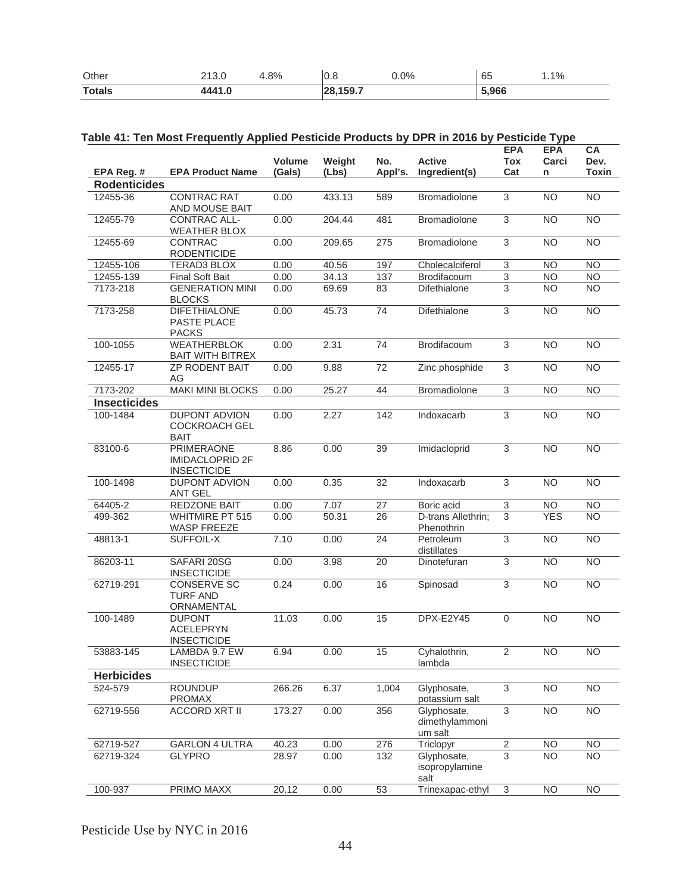| Other | 213.0 | 4.8% | 0.8 | 0.0% | 65 | 1.1% |
|---|---|---|---|---|---|---|
| **Totals** | **4441.0** | | **28,159.7** | | **5,966** | |

## Table 41: Ten Most Frequently Applied Pesticide Products by DPR in 2016 by Pesticide Type

| EPA Reg. # | EPA Product Name | Volume (Gals) | Weight (Lbs) | No. Appl's. | Active Ingredient(s) | EPA Tox Cat | EPA Carcin | CA Dev. Toxin |
|---|---|---|---|---|---|---|---|---|
| **Rodenticides** | | | | | | | | |
| 12455-36 | CONTRAC RAT AND MOUSE BAIT | 0.00 | 433.13 | 589 | Bromadiolone | 3 | NO | NO |
| 12455-79 | CONTRAC ALL-WEATHER BLOX | 0.00 | 204.44 | 481 | Bromadiolone | 3 | NO | NO |
| 12455-69 | CONTRAC RODENTICIDE | 0.00 | 209.65 | 275 | Bromadiolone | 3 | NO | NO |
| 12455-106 | TERAD3 BLOX | 0.00 | 40.56 | 197 | Cholecalciferol | 3 | NO | NO |
| 12455-139 | Final Soft Bait | 0.00 | 34.13 | 137 | Brodifacoum | 3 | NO | NO |
| 7173-218 | GENERATION MINI BLOCKS | 0.00 | 69.69 | 83 | Difethialone | 3 | NO | NO |
| 7173-258 | DIFETHIALONE PASTE PLACE PACKS | 0.00 | 45.73 | 74 | Difethialone | 3 | NO | NO |
| 100-1055 | WEATHERBLOK BAIT WITH BITREX | 0.00 | 2.31 | 74 | Brodifacoum | 3 | NO | NO |
| 12455-17 | ZP RODENT BAIT AG | 0.00 | 9.88 | 72 | Zinc phosphide | 3 | NO | NO |
| 7173-202 | MAKI MINI BLOCKS | 0.00 | 25.27 | 44 | Bromadiolone | 3 | NO | NO |
| **Insecticides** | | | | | | | | |
| 100-1484 | DUPONT ADVION COCKROACH GEL BAIT | 0.00 | 2.27 | 142 | Indoxacarb | 3 | NO | NO |
| 83100-6 | PRIMERAONE IMIDACLOPRID 2F INSECTICIDE | 8.86 | 0.00 | 39 | Imidacloprid | 3 | NO | NO |
| 100-1498 | DUPONT ADVION ANT GEL | 0.00 | 0.35 | 32 | Indoxacarb | 3 | NO | NO |
| 64405-2 | REDZONE BAIT | 0.00 | 7.07 | 27 | Boric acid | 3 | NO | NO |
| 499-362 | WHITMIRE PT 515 WASP FREEZE | 0.00 | 50.31 | 26 | D-trans Allethrin; Phenothrin | 3 | YES | NO |
| 48813-1 | SUFFOIL-X | 7.10 | 0.00 | 24 | Petroleum distillates | 3 | NO | NO |
| 86203-11 | SAFARI 20SG INSECTICIDE | 0.00 | 3.98 | 20 | Dinotefuran | 3 | NO | NO |
| 62719-291 | CONSERVE SC TURF AND ORNAMENTAL | 0.24 | 0.00 | 16 | Spinosad | 3 | NO | NO |
| 100-1489 | DUPONT ACELEPRYN INSECTICIDE | 11.03 | 0.00 | 15 | DPX-E2Y45 | 0 | NO | NO |
| 53883-145 | LAMBDA 9.7 EW INSECTICIDE | 6.94 | 0.00 | 15 | Cyhalothrin, lambda | 2 | NO | NO |
| **Herbicides** | | | | | | | | |
| 524-579 | ROUNDUP PROMAX | 266.26 | 6.37 | 1,004 | Glyphosate, potassium salt | 3 | NO | NO |
| 62719-556 | ACCORD XRT II | 173.27 | 0.00 | 356 | Glyphosate, dimethylammonium salt | 3 | NO | NO |
| 62719-527 | GARLON 4 ULTRA | 40.23 | 0.00 | 276 | Triclopyr | 2 | NO | NO |
| 62719-324 | GLYPRO | 28.97 | 0.00 | 132 | Glyphosate, isopropylamine salt | 3 | NO | NO |
| 100-937 | PRIMO MAXX | 20.12 | 0.00 | 53 | Trinexapac-ethyl | 3 | NO | NO |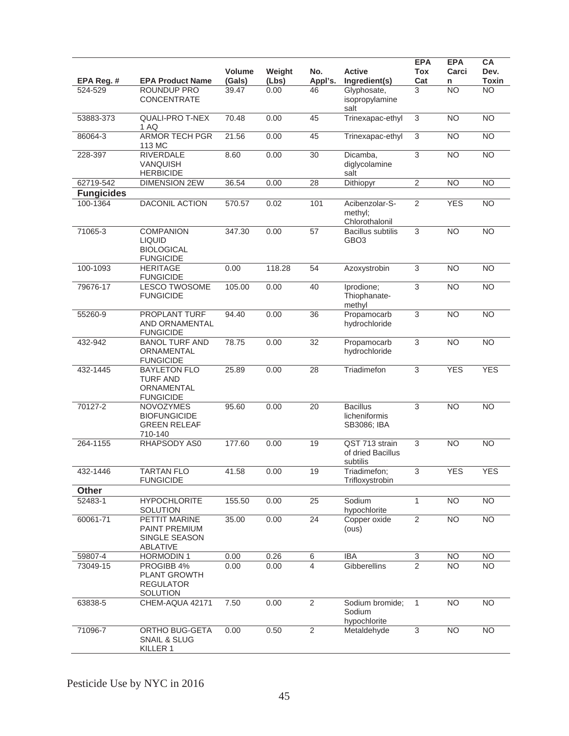| EPA Reg. # | EPA Product Name | Volume (Gals) | Weight (Lbs) | No. Appl's. | Active Ingredient(s) | EPA Tox Cat | EPA Carcin | CA Dev. Toxin |
|---|---|---|---|---|---|---|---|---|
| 524-529 | ROUNDUP PRO CONCENTRATE | 39.47 | 0.00 | 46 | Glyphosate, isopropylamine salt | 3 | NO | NO |
| 53883-373 | QUALI-PRO T-NEX 1 AQ | 70.48 | 0.00 | 45 | Trinexapac-ethyl | 3 | NO | NO |
| 86064-3 | ARMOR TECH PGR 113 MC | 21.56 | 0.00 | 45 | Trinexapac-ethyl | 3 | NO | NO |
| 228-397 | RIVERDALE VANQUISH HERBICIDE | 8.60 | 0.00 | 30 | Dicamba, diglycolamine salt | 3 | NO | NO |
| 62719-542 | DIMENSION 2EW | 36.54 | 0.00 | 28 | Dithiopyr | 2 | NO | NO |
| **Fungicides** | | | | | | | | |
| 100-1364 | DACONIL ACTION | 570.57 | 0.02 | 101 | Acibenzolar-S-methyl; Chlorothalonil | 2 | YES | NO |
| 71065-3 | COMPANION LIQUID BIOLOGICAL FUNGICIDE | 347.30 | 0.00 | 57 | Bacillus subtilis GBO3 | 3 | NO | NO |
| 100-1093 | HERITAGE FUNGICIDE | 0.00 | 118.28 | 54 | Azoxystrobin | 3 | NO | NO |
| 79676-17 | LESCO TWOSOME FUNGICIDE | 105.00 | 0.00 | 40 | Iprodione; Thiophanate-methyl | 3 | NO | NO |
| 55260-9 | PROPLANT TURF AND ORNAMENTAL FUNGICIDE | 94.40 | 0.00 | 36 | Propamocarb hydrochloride | 3 | NO | NO |
| 432-942 | BANOL TURF AND ORNAMENTAL FUNGICIDE | 78.75 | 0.00 | 32 | Propamocarb hydrochloride | 3 | NO | NO |
| 432-1445 | BAYLETON FLO TURF AND ORNAMENTAL FUNGICIDE | 25.89 | 0.00 | 28 | Triadimefon | 3 | YES | YES |
| 70127-2 | NOVOZYMES BIOFUNGICIDE GREEN RELEAF 710-140 | 95.60 | 0.00 | 20 | Bacillus licheniformis SB3086; IBA | 3 | NO | NO |
| 264-1155 | RHAPSODY AS0 | 177.60 | 0.00 | 19 | QST 713 strain of dried Bacillus subtilis | 3 | NO | NO |
| 432-1446 | TARTAN FLO FUNGICIDE | 41.58 | 0.00 | 19 | Triadimefon; Trifloxystrobin | 3 | YES | YES |
| **Other** | | | | | | | | |
| 52483-1 | HYPOCHLORITE SOLUTION | 155.50 | 0.00 | 25 | Sodium hypochlorite | 1 | NO | NO |
| 60061-71 | PETTIT MARINE PAINT PREMIUM SINGLE SEASON ABLATIVE | 35.00 | 0.00 | 24 | Copper oxide (ous) | 2 | NO | NO |
| 59807-4 | HORMODIN 1 | 0.00 | 0.26 | 6 | IBA | 3 | NO | NO |
| 73049-15 | PROGIBB 4% PLANT GROWTH REGULATOR SOLUTION | 0.00 | 0.00 | 4 | Gibberellins | 2 | NO | NO |
| 63838-5 | CHEM-AQUA 42171 | 7.50 | 0.00 | 2 | Sodium bromide; Sodium hypochlorite | 1 | NO | NO |
| 71096-7 | ORTHO BUG-GETA SNAIL & SLUG KILLER 1 | 0.00 | 0.50 | 2 | Metaldehyde | 3 | NO | NO |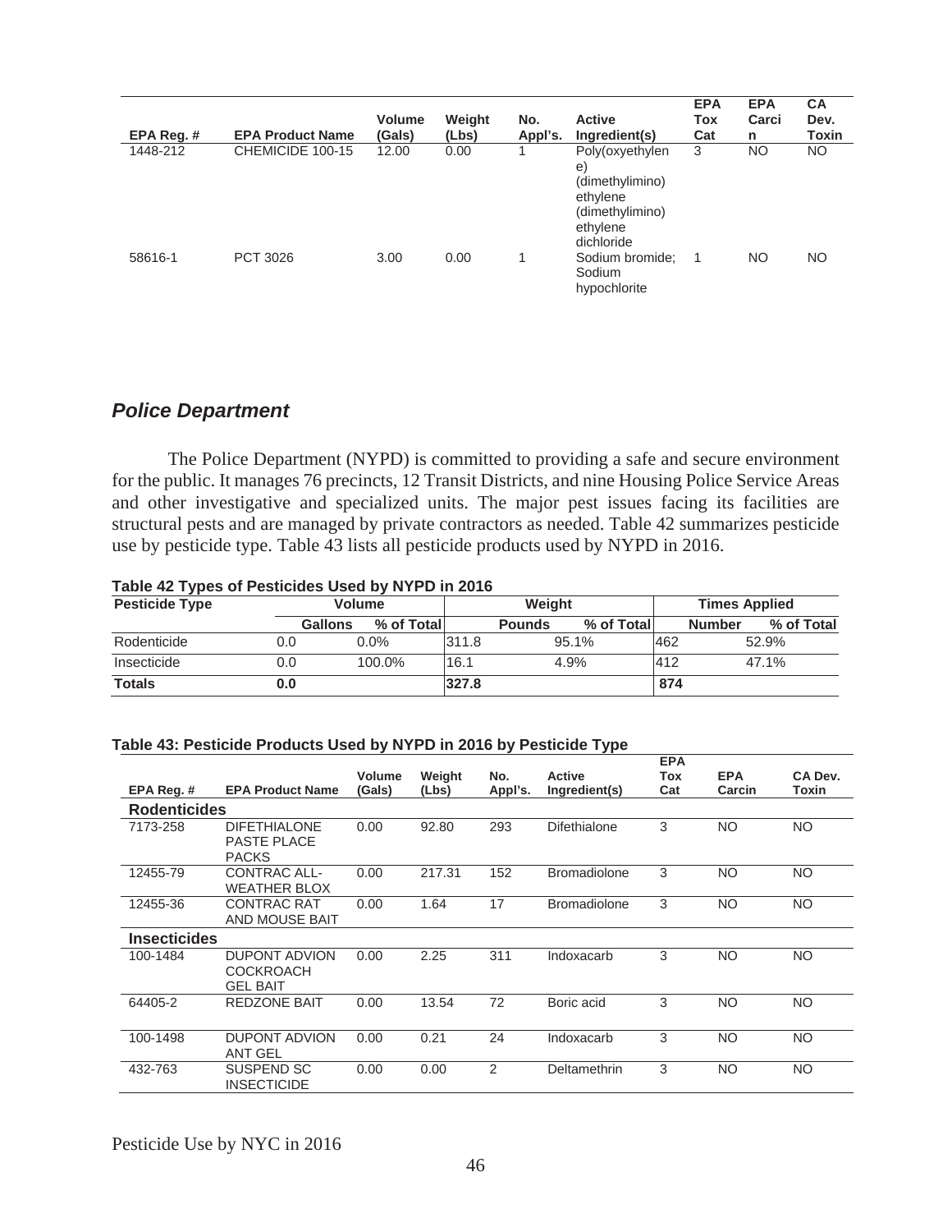| EPA Reg. # | EPA Product Name | Volume (Gals) | Weight (Lbs) | No. Appl's. | Active Ingredient(s) | EPA Tox Cat | EPA Carcin | CA Dev. Toxin |
|---|---|---|---|---|---|---|---|---|
| 1448-212 | CHEMICIDE 100-15 | 12.00 | 0.00 | 1 | Poly(oxyethylene) (dimethylimino) ethylene (dimethylimino) ethylene dichloride | 3 | NO | NO |
| 58616-1 | PCT 3026 | 3.00 | 0.00 | 1 | Sodium bromide; Sodium hypochlorite | 1 | NO | NO |

## *Police Department*

The Police Department (NYPD) is committed to providing a safe and secure environment for the public. It manages 76 precincts, 12 Transit Districts, and nine Housing Police Service Areas and other investigative and specialized units. The major pest issues facing its facilities are structural pests and are managed by private contractors as needed. Table 42 summarizes pesticide use by pesticide type. Table 43 lists all pesticide products used by NYPD in 2016.

**Table 42 Types of Pesticides Used by NYPD in 2016**

| Pesticide Type | Volume | | Weight | | Times Applied | |
|---|---|---|---|---|---|---|
| | Gallons | % of Total | Pounds | % of Total | Number | % of Total |
| Rodenticide | 0.0 | 0.0% | 311.8 | 95.1% | 462 | 52.9% |
| Insecticide | 0.0 | 100.0% | 16.1 | 4.9% | 412 | 47.1% |
| **Totals** | **0.0** | | **327.8** | | **874** | |

**Table 43: Pesticide Products Used by NYPD in 2016 by Pesticide Type**

| EPA Reg. # | EPA Product Name | Volume (Gals) | Weight (Lbs) | No. Appl's. | Active Ingredient(s) | EPA Tox Cat | EPA Carcin | CA Dev. Toxin |
|---|---|---|---|---|---|---|---|---|
| **Rodenticides** | | | | | | | | |
| 7173-258 | DIFETHIALONE PASTE PLACE PACKS | 0.00 | 92.80 | 293 | Difethialone | 3 | NO | NO |
| 12455-79 | CONTRAC ALL-WEATHER BLOX | 0.00 | 217.31 | 152 | Bromadiolone | 3 | NO | NO |
| 12455-36 | CONTRAC RAT AND MOUSE BAIT | 0.00 | 1.64 | 17 | Bromadiolone | 3 | NO | NO |
| **Insecticides** | | | | | | | | |
| 100-1484 | DUPONT ADVION COCKROACH GEL BAIT | 0.00 | 2.25 | 311 | Indoxacarb | 3 | NO | NO |
| 64405-2 | REDZONE BAIT | 0.00 | 13.54 | 72 | Boric acid | 3 | NO | NO |
| 100-1498 | DUPONT ADVION ANT GEL | 0.00 | 0.21 | 24 | Indoxacarb | 3 | NO | NO |
| 432-763 | SUSPEND SC INSECTICIDE | 0.00 | 0.00 | 2 | Deltamethrin | 3 | NO | NO |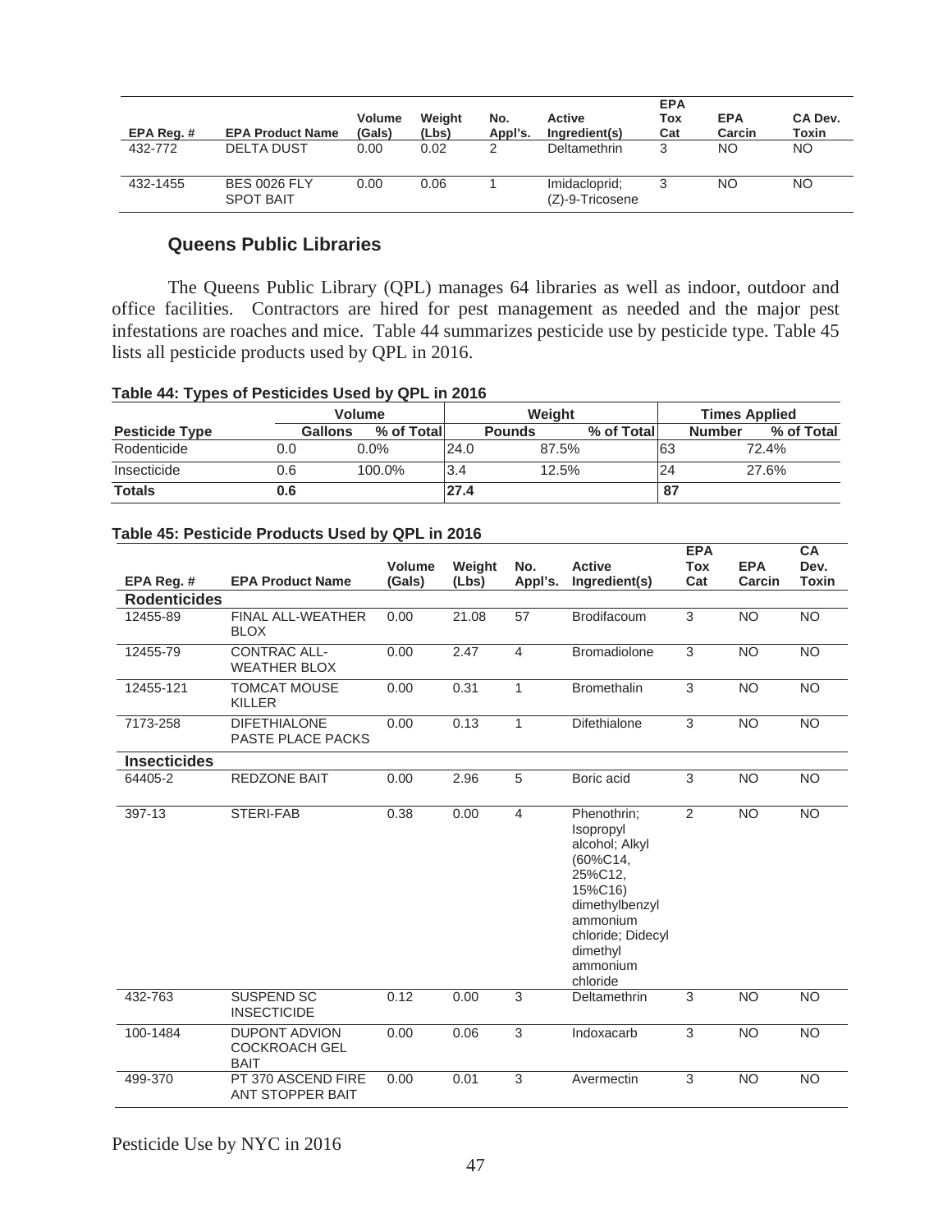| EPA Reg. # | EPA Product Name | Volume (Gals) | Weight (Lbs) | No. Appl's. | Active Ingredient(s) | EPA Tox Cat | EPA Carcin | CA Dev. Toxin |
|---|---|---|---|---|---|---|---|---|
| 432-772 | DELTA DUST | 0.00 | 0.02 | 2 | Deltamethrin | 3 | NO | NO |
| 432-1455 | BES 0026 FLY SPOT BAIT | 0.00 | 0.06 | 1 | Imidacloprid; (Z)-9-Tricosene | 3 | NO | NO |

### Queens Public Libraries

The Queens Public Library (QPL) manages 64 libraries as well as indoor, outdoor and office facilities. Contractors are hired for pest management as needed and the major pest infestations are roaches and mice. Table 44 summarizes pesticide use by pesticide type. Table 45 lists all pesticide products used by QPL in 2016.

**Table 44: Types of Pesticides Used by QPL in 2016**

| | Volume | | Weight | | Times Applied | |
|---|---|---|---|---|---|---|
| **Pesticide Type** | **Gallons** | **% of Total** | **Pounds** | **% of Total** | **Number** | **% of Total** |
| Rodenticide | 0.0 | 0.0% | 24.0 | 87.5% | 63 | 72.4% |
| Insecticide | 0.6 | 100.0% | 3.4 | 12.5% | 24 | 27.6% |
| **Totals** | **0.6** | | **27.4** | | **87** | |

**Table 45: Pesticide Products Used by QPL in 2016**

| EPA Reg. # | EPA Product Name | Volume (Gals) | Weight (Lbs) | No. Appl's. | Active Ingredient(s) | EPA Tox Cat | EPA Carcin | CA Dev. Toxin |
|---|---|---|---|---|---|---|---|---|
| **Rodenticides** | | | | | | | | |
| 12455-89 | FINAL ALL-WEATHER BLOX | 0.00 | 21.08 | 57 | Brodifacoum | 3 | NO | NO |
| 12455-79 | CONTRAC ALL-WEATHER BLOX | 0.00 | 2.47 | 4 | Bromadiolone | 3 | NO | NO |
| 12455-121 | TOMCAT MOUSE KILLER | 0.00 | 0.31 | 1 | Bromethalin | 3 | NO | NO |
| 7173-258 | DIFETHIALONE PASTE PLACE PACKS | 0.00 | 0.13 | 1 | Difethialone | 3 | NO | NO |
| **Insecticides** | | | | | | | | |
| 64405-2 | REDZONE BAIT | 0.00 | 2.96 | 5 | Boric acid | 3 | NO | NO |
| 397-13 | STERI-FAB | 0.38 | 0.00 | 4 | Phenothrin; Isopropyl alcohol; Alkyl (60%C14, 25%C12, 15%C16) dimethylbenzyl ammonium chloride; Didecyl dimethyl ammonium chloride | 2 | NO | NO |
| 432-763 | SUSPEND SC INSECTICIDE | 0.12 | 0.00 | 3 | Deltamethrin | 3 | NO | NO |
| 100-1484 | DUPONT ADVION COCKROACH GEL BAIT | 0.00 | 0.06 | 3 | Indoxacarb | 3 | NO | NO |
| 499-370 | PT 370 ASCEND FIRE ANT STOPPER BAIT | 0.00 | 0.01 | 3 | Avermectin | 3 | NO | NO |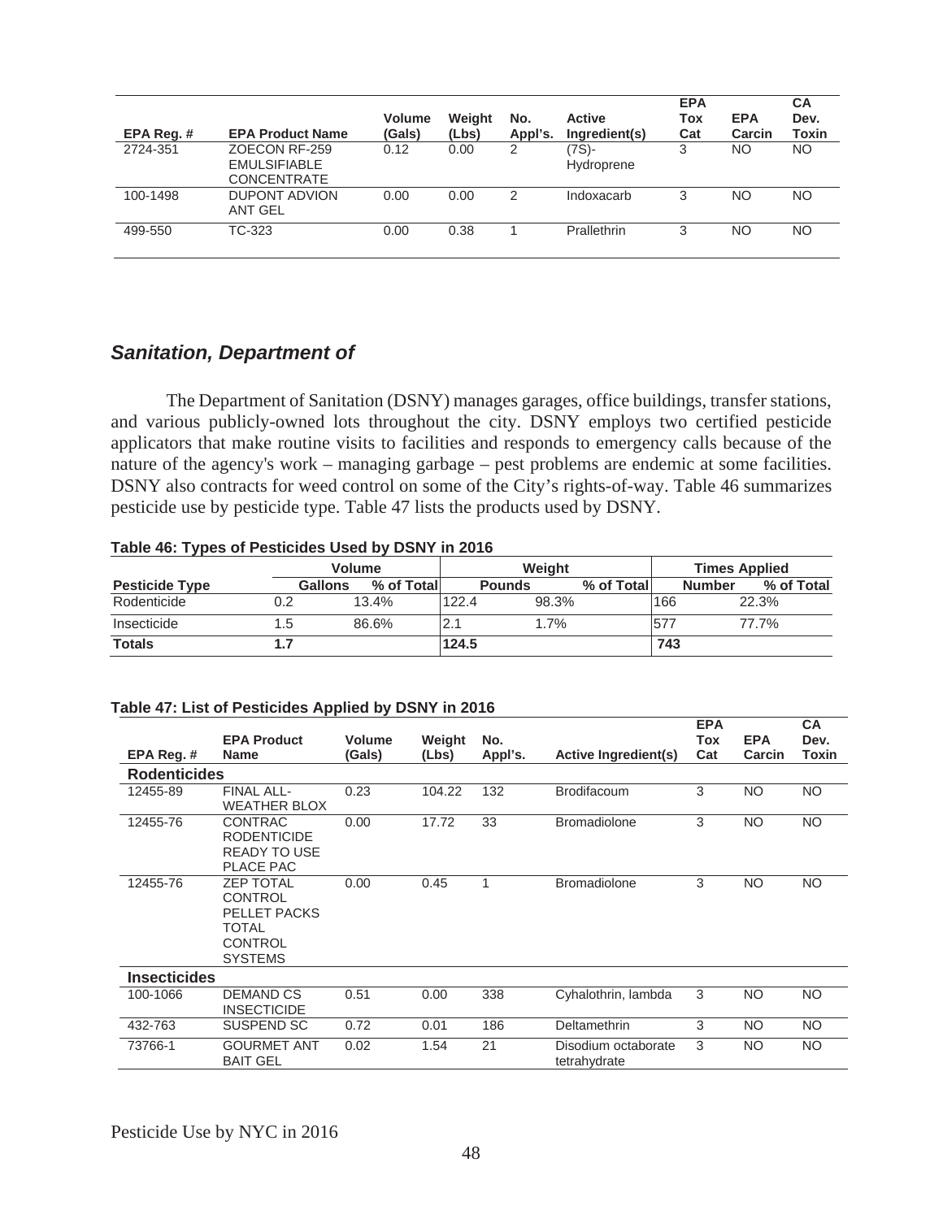| EPA Reg. # | EPA Product Name | Volume (Gals) | Weight (Lbs) | No. Appl's. | Active Ingredient(s) | EPA Tox Cat | EPA Carcin | CA Dev. Toxin |
|---|---|---|---|---|---|---|---|---|
| 2724-351 | ZOECON RF-259 EMULSIFIABLE CONCENTRATE | 0.12 | 0.00 | 2 | (7S)-Hydroprene | 3 | NO | NO |
| 100-1498 | DUPONT ADVION ANT GEL | 0.00 | 0.00 | 2 | Indoxacarb | 3 | NO | NO |
| 499-550 | TC-323 | 0.00 | 0.38 | 1 | Prallethrin | 3 | NO | NO |

## *Sanitation, Department of*

The Department of Sanitation (DSNY) manages garages, office buildings, transfer stations, and various publicly-owned lots throughout the city. DSNY employs two certified pesticide applicators that make routine visits to facilities and responds to emergency calls because of the nature of the agency's work – managing garbage – pest problems are endemic at some facilities. DSNY also contracts for weed control on some of the City's rights-of-way. Table 46 summarizes pesticide use by pesticide type. Table 47 lists the products used by DSNY.

**Table 46: Types of Pesticides Used by DSNY in 2016**

| | Volume | | Weight | | Times Applied | |
|---|---|---|---|---|---|---|
| **Pesticide Type** | **Gallons** | **% of Total** | **Pounds** | **% of Total** | **Number** | **% of Total** |
| Rodenticide | 0.2 | 13.4% | 122.4 | 98.3% | 166 | 22.3% |
| Insecticide | 1.5 | 86.6% | 2.1 | 1.7% | 577 | 77.7% |
| **Totals** | **1.7** | | **124.5** | | **743** | |

**Table 47: List of Pesticides Applied by DSNY in 2016**

| EPA Reg. # | EPA Product Name | Volume (Gals) | Weight (Lbs) | No. Appl's. | Active Ingredient(s) | EPA Tox Cat | EPA Carcin | CA Dev. Toxin |
|---|---|---|---|---|---|---|---|---|
| **Rodenticides** | | | | | | | | |
| 12455-89 | FINAL ALL-WEATHER BLOX | 0.23 | 104.22 | 132 | Brodifacoum | 3 | NO | NO |
| 12455-76 | CONTRAC RODENTICIDE READY TO USE PLACE PAC | 0.00 | 17.72 | 33 | Bromadiolone | 3 | NO | NO |
| 12455-76 | ZEP TOTAL CONTROL PELLET PACKS TOTAL CONTROL SYSTEMS | 0.00 | 0.45 | 1 | Bromadiolone | 3 | NO | NO |
| **Insecticides** | | | | | | | | |
| 100-1066 | DEMAND CS INSECTICIDE | 0.51 | 0.00 | 338 | Cyhalothrin, lambda | 3 | NO | NO |
| 432-763 | SUSPEND SC | 0.72 | 0.01 | 186 | Deltamethrin | 3 | NO | NO |
| 73766-1 | GOURMET ANT BAIT GEL | 0.02 | 1.54 | 21 | Disodium octaborate tetrahydrate | 3 | NO | NO |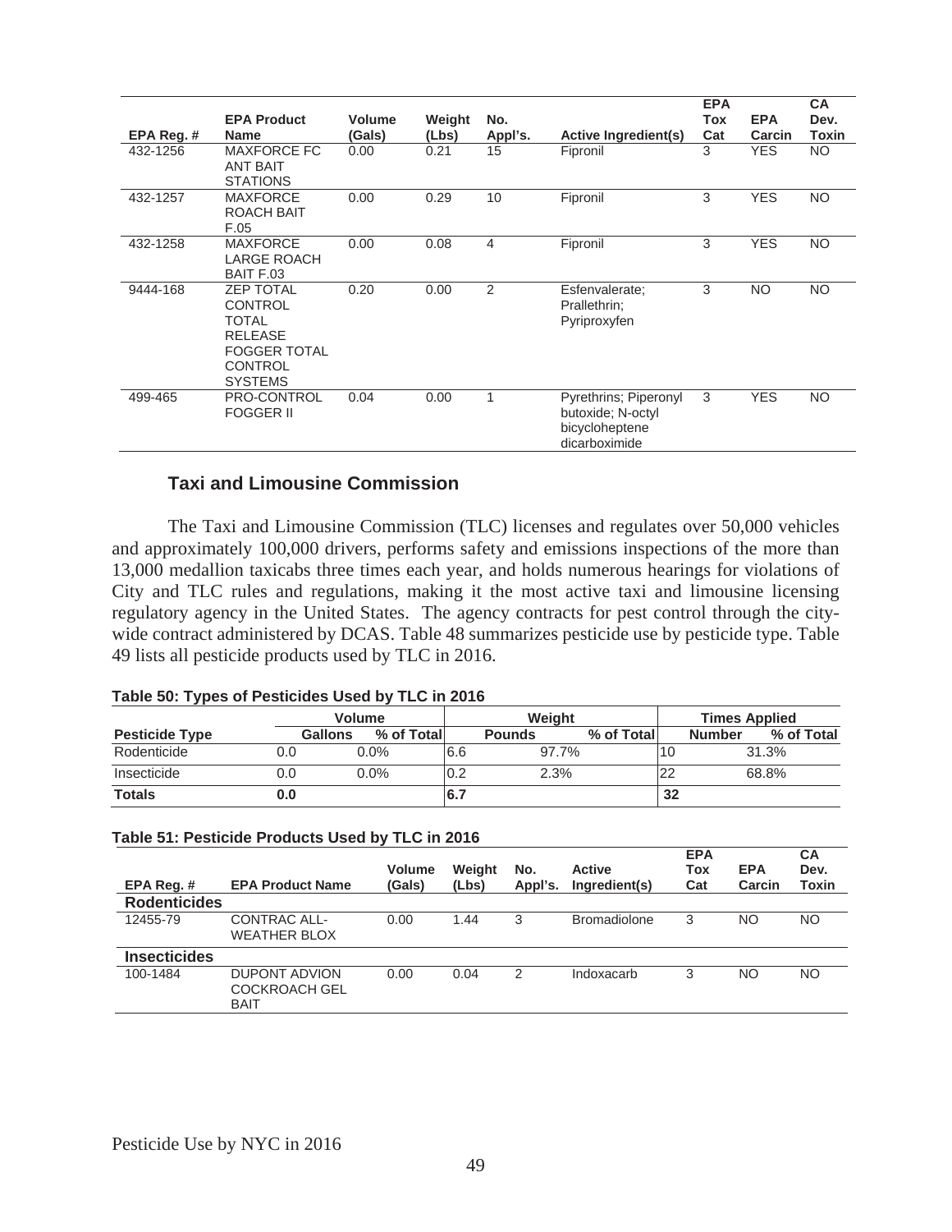| EPA Reg. # | EPA Product Name | Volume (Gals) | Weight (Lbs) | No. Appl's. | Active Ingredient(s) | EPA Tox Cat | EPA Carcin | CA Dev. Toxin |
|---|---|---|---|---|---|---|---|---|
| 432-1256 | MAXFORCE FC ANT BAIT STATIONS | 0.00 | 0.21 | 15 | Fipronil | 3 | YES | NO |
| 432-1257 | MAXFORCE ROACH BAIT F.05 | 0.00 | 0.29 | 10 | Fipronil | 3 | YES | NO |
| 432-1258 | MAXFORCE LARGE ROACH BAIT F.03 | 0.00 | 0.08 | 4 | Fipronil | 3 | YES | NO |
| 9444-168 | ZEP TOTAL CONTROL TOTAL RELEASE FOGGER TOTAL CONTROL SYSTEMS | 0.20 | 0.00 | 2 | Esfenvalerate; Prallethrin; Pyriproxyfen | 3 | NO | NO |
| 499-465 | PRO-CONTROL FOGGER II | 0.04 | 0.00 | 1 | Pyrethrins; Piperonyl butoxide; N-octyl bicycloheptene dicarboximide | 3 | YES | NO |

## Taxi and Limousine Commission

The Taxi and Limousine Commission (TLC) licenses and regulates over 50,000 vehicles and approximately 100,000 drivers, performs safety and emissions inspections of the more than 13,000 medallion taxicabs three times each year, and holds numerous hearings for violations of City and TLC rules and regulations, making it the most active taxi and limousine licensing regulatory agency in the United States. The agency contracts for pest control through the city-wide contract administered by DCAS. Table 48 summarizes pesticide use by pesticide type. Table 49 lists all pesticide products used by TLC in 2016.

**Table 50: Types of Pesticides Used by TLC in 2016**

| | Volume | | Weight | | Times Applied | |
|---|---|---|---|---|---|---|
| **Pesticide Type** | **Gallons** | **% of Total** | **Pounds** | **% of Total** | **Number** | **% of Total** |
| Rodenticide | 0.0 | 0.0% | 6.6 | 97.7% | 10 | 31.3% |
| Insecticide | 0.0 | 0.0% | 0.2 | 2.3% | 22 | 68.8% |
| **Totals** | **0.0** | | **6.7** | | **32** | |

**Table 51: Pesticide Products Used by TLC in 2016**

| EPA Reg. # | EPA Product Name | Volume (Gals) | Weight (Lbs) | No. Appl's. | Active Ingredient(s) | EPA Tox Cat | EPA Carcin | CA Dev. Toxin |
|---|---|---|---|---|---|---|---|---|
| **Rodenticides** | | | | | | | | |
| 12455-79 | CONTRAC ALL-WEATHER BLOX | 0.00 | 1.44 | 3 | Bromadiolone | 3 | NO | NO |
| **Insecticides** | | | | | | | | |
| 100-1484 | DUPONT ADVION COCKROACH GEL BAIT | 0.00 | 0.04 | 2 | Indoxacarb | 3 | NO | NO |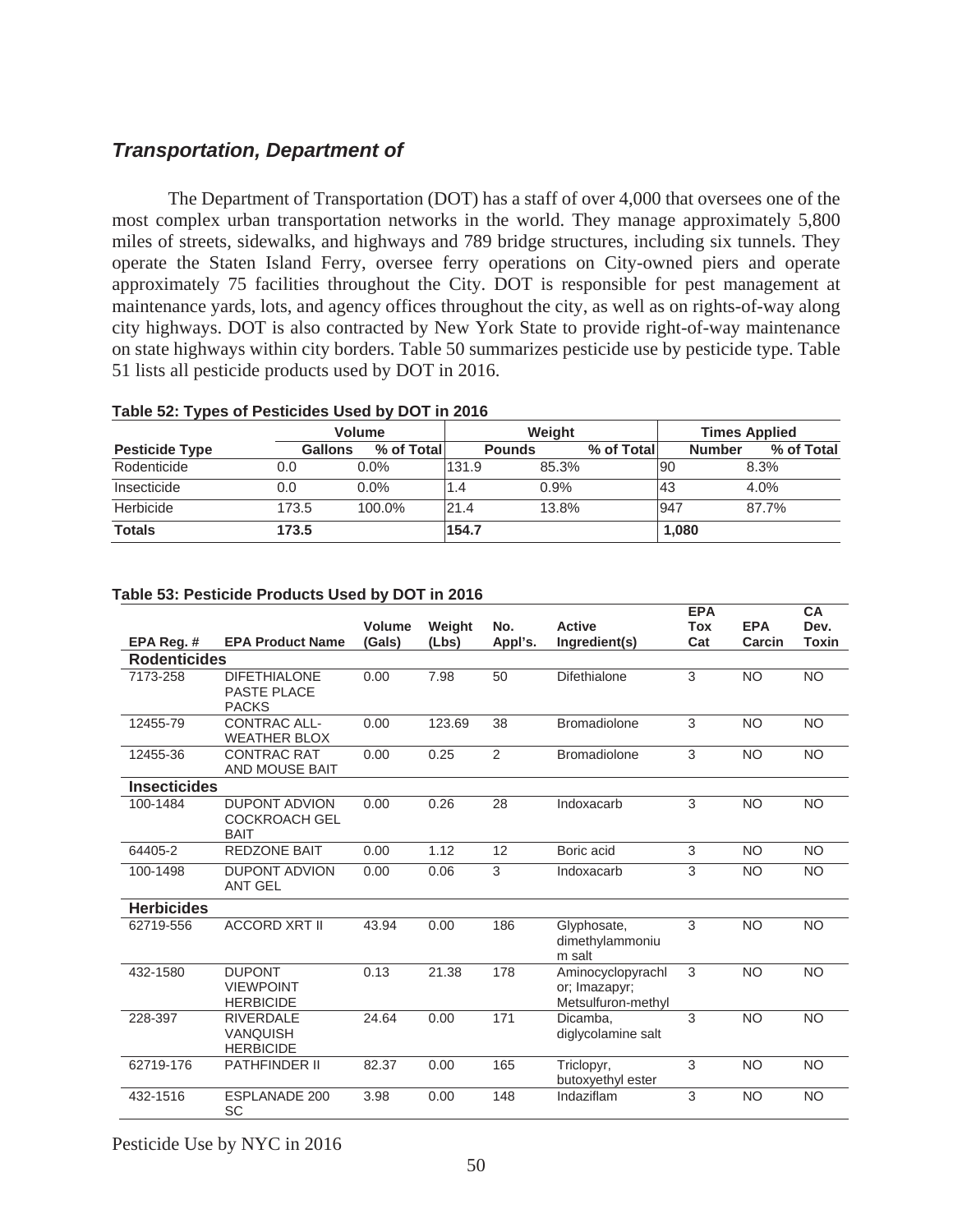## *Transportation, Department of*

The Department of Transportation (DOT) has a staff of over 4,000 that oversees one of the most complex urban transportation networks in the world. They manage approximately 5,800 miles of streets, sidewalks, and highways and 789 bridge structures, including six tunnels. They operate the Staten Island Ferry, oversee ferry operations on City-owned piers and operate approximately 75 facilities throughout the City. DOT is responsible for pest management at maintenance yards, lots, and agency offices throughout the city, as well as on rights-of-way along city highways. DOT is also contracted by New York State to provide right-of-way maintenance on state highways within city borders. Table 50 summarizes pesticide use by pesticide type. Table 51 lists all pesticide products used by DOT in 2016.

**Table 52: Types of Pesticides Used by DOT in 2016**

| | Volume | | Weight | | Times Applied | |
|---|---|---|---|---|---|---|
| **Pesticide Type** | **Gallons** | **% of Total** | **Pounds** | **% of Total** | **Number** | **% of Total** |
| Rodenticide | 0.0 | 0.0% | 131.9 | 85.3% | 90 | 8.3% |
| Insecticide | 0.0 | 0.0% | 1.4 | 0.9% | 43 | 4.0% |
| Herbicide | 173.5 | 100.0% | 21.4 | 13.8% | 947 | 87.7% |
| **Totals** | **173.5** | | **154.7** | | **1,080** | |

**Table 53: Pesticide Products Used by DOT in 2016**

| EPA Reg. # | EPA Product Name | Volume (Gals) | Weight (Lbs) | No. Appl's. | Active Ingredient(s) | EPA Tox Cat | EPA Carcin | CA Dev. Toxin |
|---|---|---|---|---|---|---|---|---|
| **Rodenticides** | | | | | | | | |
| 7173-258 | DIFETHIALONE PASTE PLACE PACKS | 0.00 | 7.98 | 50 | Difethialone | 3 | NO | NO |
| 12455-79 | CONTRAC ALL-WEATHER BLOX | 0.00 | 123.69 | 38 | Bromadiolone | 3 | NO | NO |
| 12455-36 | CONTRAC RAT AND MOUSE BAIT | 0.00 | 0.25 | 2 | Bromadiolone | 3 | NO | NO |
| **Insecticides** | | | | | | | | |
| 100-1484 | DUPONT ADVION COCKROACH GEL BAIT | 0.00 | 0.26 | 28 | Indoxacarb | 3 | NO | NO |
| 64405-2 | REDZONE BAIT | 0.00 | 1.12 | 12 | Boric acid | 3 | NO | NO |
| 100-1498 | DUPONT ADVION ANT GEL | 0.00 | 0.06 | 3 | Indoxacarb | 3 | NO | NO |
| **Herbicides** | | | | | | | | |
| 62719-556 | ACCORD XRT II | 43.94 | 0.00 | 186 | Glyphosate, dimethylammonium salt | 3 | NO | NO |
| 432-1580 | DUPONT VIEWPOINT HERBICIDE | 0.13 | 21.38 | 178 | Aminocyclopyrachlor; Imazapyr; Metsulfuron-methyl | 3 | NO | NO |
| 228-397 | RIVERDALE VANQUISH HERBICIDE | 24.64 | 0.00 | 171 | Dicamba, diglycolamine salt | 3 | NO | NO |
| 62719-176 | PATHFINDER II | 82.37 | 0.00 | 165 | Triclopyr, butoxyethyl ester | 3 | NO | NO |
| 432-1516 | ESPLANADE 200 SC | 3.98 | 0.00 | 148 | Indaziflam | 3 | NO | NO |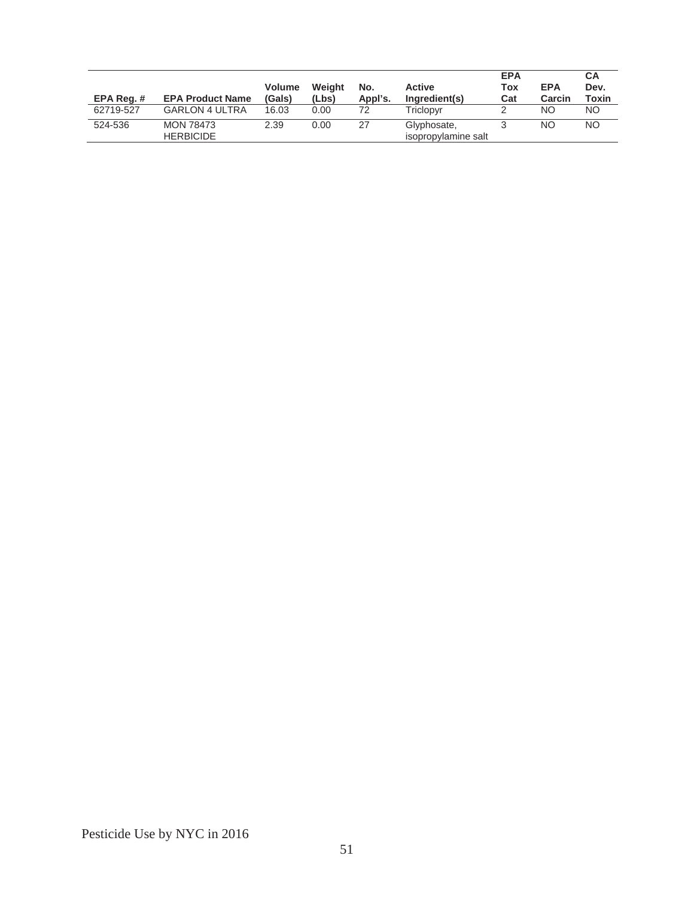| EPA Reg. # | EPA Product Name | Volume (Gals) | Weight (Lbs) | No. Appl's. | Active Ingredient(s) | EPA Tox Cat | EPA Carcin | CA Dev. Toxin |
|---|---|---|---|---|---|---|---|---|
| 62719-527 | GARLON 4 ULTRA | 16.03 | 0.00 | 72 | Triclopyr | 2 | NO | NO |
| 524-536 | MON 78473 HERBICIDE | 2.39 | 0.00 | 27 | Glyphosate, isopropylamine salt | 3 | NO | NO |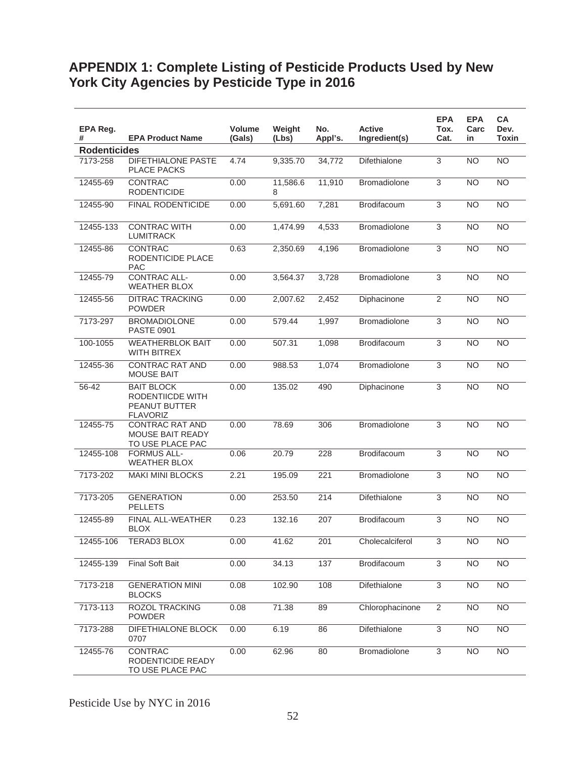## APPENDIX 1: Complete Listing of Pesticide Products Used by New York City Agencies by Pesticide Type in 2016

| EPA Reg. # | EPA Product Name | Volume (Gals) | Weight (Lbs) | No. Appl's. | Active Ingredient(s) | EPA Tox. Cat. | EPA Carcin | CA Dev. Toxin |
|---|---|---|---|---|---|---|---|---|
| **Rodenticides** | | | | | | | | |
| 7173-258 | DIFETHIALONE PASTE PLACE PACKS | 4.74 | 9,335.70 | 34,772 | Difethialone | 3 | NO | NO |
| 12455-69 | CONTRAC RODENTICIDE | 0.00 | 11,586.68 | 11,910 | Bromadiolone | 3 | NO | NO |
| 12455-90 | FINAL RODENTICIDE | 0.00 | 5,691.60 | 7,281 | Brodifacoum | 3 | NO | NO |
| 12455-133 | CONTRAC WITH LUMITRACK | 0.00 | 1,474.99 | 4,533 | Bromadiolone | 3 | NO | NO |
| 12455-86 | CONTRAC RODENTICIDE PLACE PAC | 0.63 | 2,350.69 | 4,196 | Bromadiolone | 3 | NO | NO |
| 12455-79 | CONTRAC ALL-WEATHER BLOX | 0.00 | 3,564.37 | 3,728 | Bromadiolone | 3 | NO | NO |
| 12455-56 | DITRAC TRACKING POWDER | 0.00 | 2,007.62 | 2,452 | Diphacinone | 2 | NO | NO |
| 7173-297 | BROMADIOLONE PASTE 0901 | 0.00 | 579.44 | 1,997 | Bromadiolone | 3 | NO | NO |
| 100-1055 | WEATHERBLOK BAIT WITH BITREX | 0.00 | 507.31 | 1,098 | Brodifacoum | 3 | NO | NO |
| 12455-36 | CONTRAC RAT AND MOUSE BAIT | 0.00 | 988.53 | 1,074 | Bromadiolone | 3 | NO | NO |
| 56-42 | BAIT BLOCK RODENTIICDE WITH PEANUT BUTTER FLAVORIZ | 0.00 | 135.02 | 490 | Diphacinone | 3 | NO | NO |
| 12455-75 | CONTRAC RAT AND MOUSE BAIT READY TO USE PLACE PAC | 0.00 | 78.69 | 306 | Bromadiolone | 3 | NO | NO |
| 12455-108 | FORMUS ALL-WEATHER BLOX | 0.06 | 20.79 | 228 | Brodifacoum | 3 | NO | NO |
| 7173-202 | MAKI MINI BLOCKS | 2.21 | 195.09 | 221 | Bromadiolone | 3 | NO | NO |
| 7173-205 | GENERATION PELLETS | 0.00 | 253.50 | 214 | Difethialone | 3 | NO | NO |
| 12455-89 | FINAL ALL-WEATHER BLOX | 0.23 | 132.16 | 207 | Brodifacoum | 3 | NO | NO |
| 12455-106 | TERAD3 BLOX | 0.00 | 41.62 | 201 | Cholecalciferol | 3 | NO | NO |
| 12455-139 | Final Soft Bait | 0.00 | 34.13 | 137 | Brodifacoum | 3 | NO | NO |
| 7173-218 | GENERATION MINI BLOCKS | 0.08 | 102.90 | 108 | Difethialone | 3 | NO | NO |
| 7173-113 | ROZOL TRACKING POWDER | 0.08 | 71.38 | 89 | Chlorophacinone | 2 | NO | NO |
| 7173-288 | DIFETHIALONE BLOCK 0707 | 0.00 | 6.19 | 86 | Difethialone | 3 | NO | NO |
| 12455-76 | CONTRAC RODENTICIDE READY TO USE PLACE PAC | 0.00 | 62.96 | 80 | Bromadiolone | 3 | NO | NO |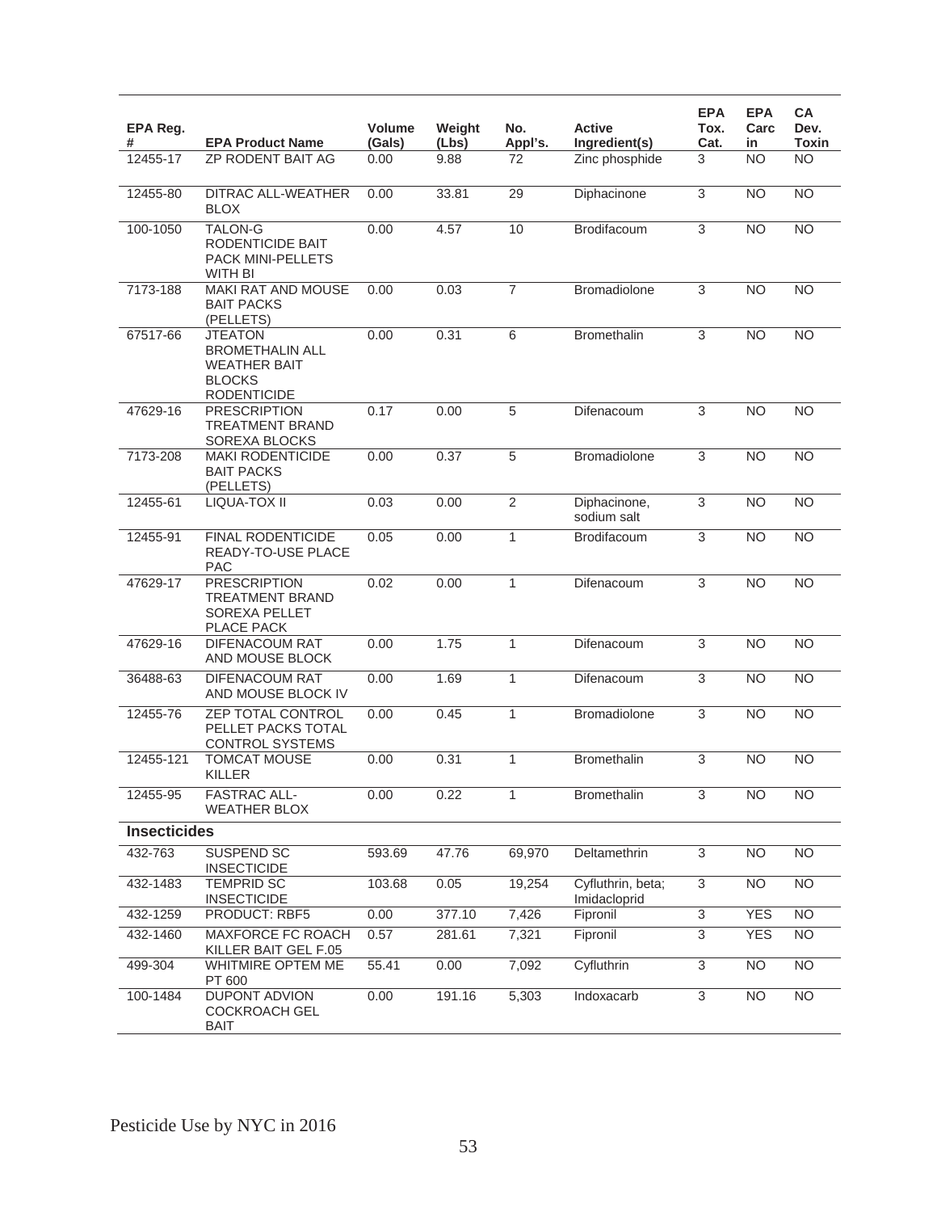| EPA Reg. # | EPA Product Name | Volume (Gals) | Weight (Lbs) | No. Appl's. | Active Ingredient(s) | EPA Tox. Cat. | EPA Carcin | CA Dev. Toxin |
|---|---|---|---|---|---|---|---|---|
| 12455-17 | ZP RODENT BAIT AG | 0.00 | 9.88 | 72 | Zinc phosphide | 3 | NO | NO |
| 12455-80 | DITRAC ALL-WEATHER BLOX | 0.00 | 33.81 | 29 | Diphacinone | 3 | NO | NO |
| 100-1050 | TALON-G RODENTICIDE BAIT PACK MINI-PELLETS WITH BI | 0.00 | 4.57 | 10 | Brodifacoum | 3 | NO | NO |
| 7173-188 | MAKI RAT AND MOUSE BAIT PACKS (PELLETS) | 0.00 | 0.03 | 7 | Bromadiolone | 3 | NO | NO |
| 67517-66 | JTEATON BROMETHALIN ALL WEATHER BAIT BLOCKS RODENTICIDE | 0.00 | 0.31 | 6 | Bromethalin | 3 | NO | NO |
| 47629-16 | PRESCRIPTION TREATMENT BRAND SOREXA BLOCKS | 0.17 | 0.00 | 5 | Difenacoum | 3 | NO | NO |
| 7173-208 | MAKI RODENTICIDE BAIT PACKS (PELLETS) | 0.00 | 0.37 | 5 | Bromadiolone | 3 | NO | NO |
| 12455-61 | LIQUA-TOX II | 0.03 | 0.00 | 2 | Diphacinone, sodium salt | 3 | NO | NO |
| 12455-91 | FINAL RODENTICIDE READY-TO-USE PLACE PAC | 0.05 | 0.00 | 1 | Brodifacoum | 3 | NO | NO |
| 47629-17 | PRESCRIPTION TREATMENT BRAND SOREXA PELLET PLACE PACK | 0.02 | 0.00 | 1 | Difenacoum | 3 | NO | NO |
| 47629-16 | DIFENACOUM RAT AND MOUSE BLOCK | 0.00 | 1.75 | 1 | Difenacoum | 3 | NO | NO |
| 36488-63 | DIFENACOUM RAT AND MOUSE BLOCK IV | 0.00 | 1.69 | 1 | Difenacoum | 3 | NO | NO |
| 12455-76 | ZEP TOTAL CONTROL PELLET PACKS TOTAL CONTROL SYSTEMS | 0.00 | 0.45 | 1 | Bromadiolone | 3 | NO | NO |
| 12455-121 | TOMCAT MOUSE KILLER | 0.00 | 0.31 | 1 | Bromethalin | 3 | NO | NO |
| 12455-95 | FASTRAC ALL-WEATHER BLOX | 0.00 | 0.22 | 1 | Bromethalin | 3 | NO | NO |
| **Insecticides** | | | | | | | | |
| 432-763 | SUSPEND SC INSECTICIDE | 593.69 | 47.76 | 69,970 | Deltamethrin | 3 | NO | NO |
| 432-1483 | TEMPRID SC INSECTICIDE | 103.68 | 0.05 | 19,254 | Cyfluthrin, beta; Imidacloprid | 3 | NO | NO |
| 432-1259 | PRODUCT: RBF5 | 0.00 | 377.10 | 7,426 | Fipronil | 3 | YES | NO |
| 432-1460 | MAXFORCE FC ROACH KILLER BAIT GEL F.05 | 0.57 | 281.61 | 7,321 | Fipronil | 3 | YES | NO |
| 499-304 | WHITMIRE OPTEM ME PT 600 | 55.41 | 0.00 | 7,092 | Cyfluthrin | 3 | NO | NO |
| 100-1484 | DUPONT ADVION COCKROACH GEL BAIT | 0.00 | 191.16 | 5,303 | Indoxacarb | 3 | NO | NO |

Pesticide Use by NYC in 2016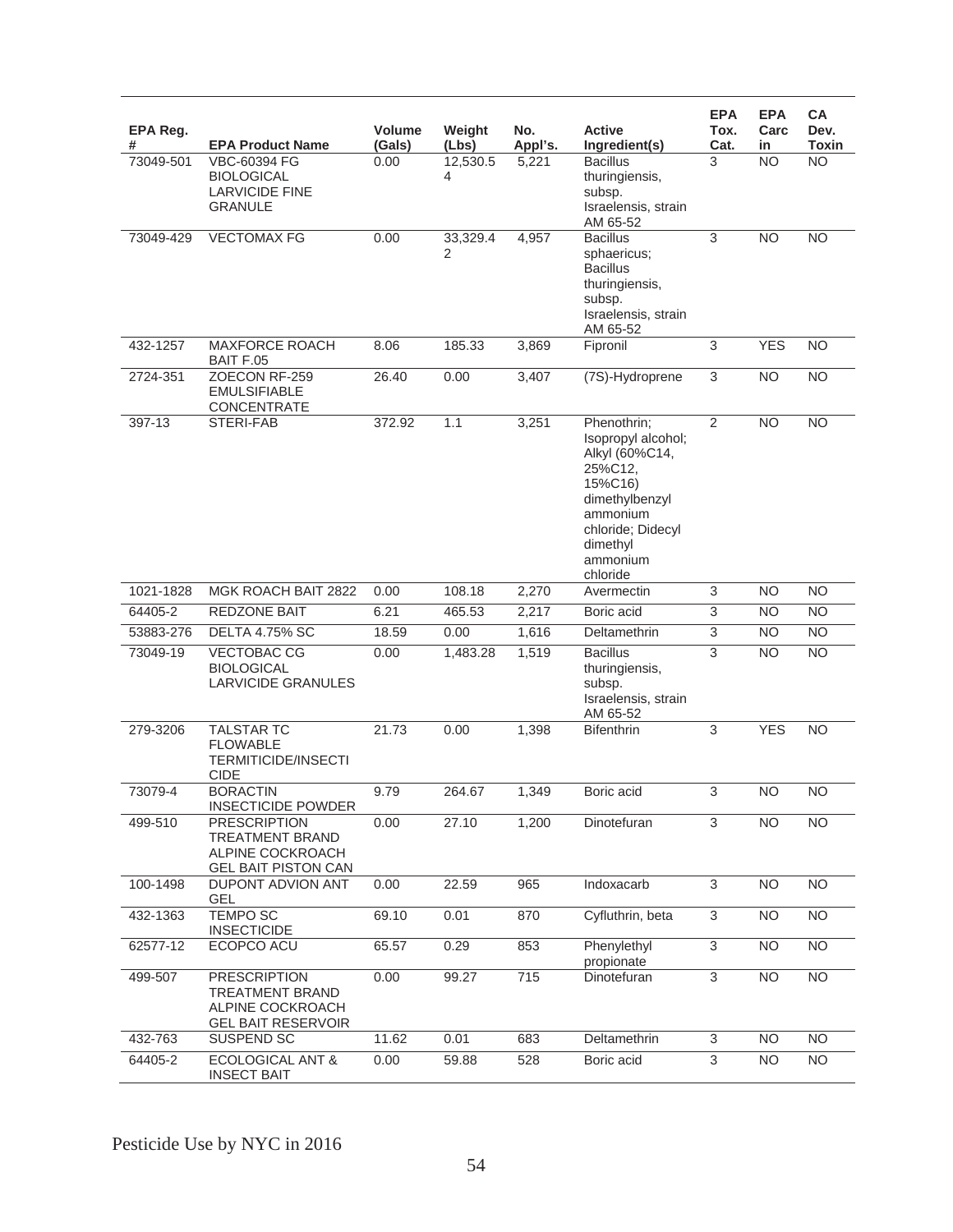| EPA Reg. # | EPA Product Name | Volume (Gals) | Weight (Lbs) | No. Appl's. | Active Ingredient(s) | EPA Tox. Cat. | EPA Carcin | CA Dev. Toxin |
|---|---|---|---|---|---|---|---|---|
| 73049-501 | VBC-60394 FG BIOLOGICAL LARVICIDE FINE GRANULE | 0.00 | 12,530.54 | 5,221 | Bacillus thuringiensis, subsp. Israelensis, strain AM 65-52 | 3 | NO | NO |
| 73049-429 | VECTOMAX FG | 0.00 | 33,329.42 | 4,957 | Bacillus sphaericus; Bacillus thuringiensis, subsp. Israelensis, strain AM 65-52 | 3 | NO | NO |
| 432-1257 | MAXFORCE ROACH BAIT F.05 | 8.06 | 185.33 | 3,869 | Fipronil | 3 | YES | NO |
| 2724-351 | ZOECON RF-259 EMULSIFIABLE CONCENTRATE | 26.40 | 0.00 | 3,407 | (7S)-Hydroprene | 3 | NO | NO |
| 397-13 | STERI-FAB | 372.92 | 1.1 | 3,251 | Phenothrin; Isopropyl alcohol; Alkyl (60%C14, 25%C12, 15%C16) dimethylbenzyl ammonium chloride; Didecyl dimethyl ammonium chloride | 2 | NO | NO |
| 1021-1828 | MGK ROACH BAIT 2822 | 0.00 | 108.18 | 2,270 | Avermectin | 3 | NO | NO |
| 64405-2 | REDZONE BAIT | 6.21 | 465.53 | 2,217 | Boric acid | 3 | NO | NO |
| 53883-276 | DELTA 4.75% SC | 18.59 | 0.00 | 1,616 | Deltamethrin | 3 | NO | NO |
| 73049-19 | VECTOBAC CG BIOLOGICAL LARVICIDE GRANULES | 0.00 | 1,483.28 | 1,519 | Bacillus thuringiensis, subsp. Israelensis, strain AM 65-52 | 3 | NO | NO |
| 279-3206 | TALSTAR TC FLOWABLE TERMITICIDE/INSECTICIDE | 21.73 | 0.00 | 1,398 | Bifenthrin | 3 | YES | NO |
| 73079-4 | BORACTIN INSECTICIDE POWDER | 9.79 | 264.67 | 1,349 | Boric acid | 3 | NO | NO |
| 499-510 | PRESCRIPTION TREATMENT BRAND ALPINE COCKROACH GEL BAIT PISTON CAN | 0.00 | 27.10 | 1,200 | Dinotefuran | 3 | NO | NO |
| 100-1498 | DUPONT ADVION ANT GEL | 0.00 | 22.59 | 965 | Indoxacarb | 3 | NO | NO |
| 432-1363 | TEMPO SC INSECTICIDE | 69.10 | 0.01 | 870 | Cyfluthrin, beta | 3 | NO | NO |
| 62577-12 | ECOPCO ACU | 65.57 | 0.29 | 853 | Phenylethyl propionate | 3 | NO | NO |
| 499-507 | PRESCRIPTION TREATMENT BRAND ALPINE COCKROACH GEL BAIT RESERVOIR | 0.00 | 99.27 | 715 | Dinotefuran | 3 | NO | NO |
| 432-763 | SUSPEND SC | 11.62 | 0.01 | 683 | Deltamethrin | 3 | NO | NO |
| 64405-2 | ECOLOGICAL ANT & INSECT BAIT | 0.00 | 59.88 | 528 | Boric acid | 3 | NO | NO |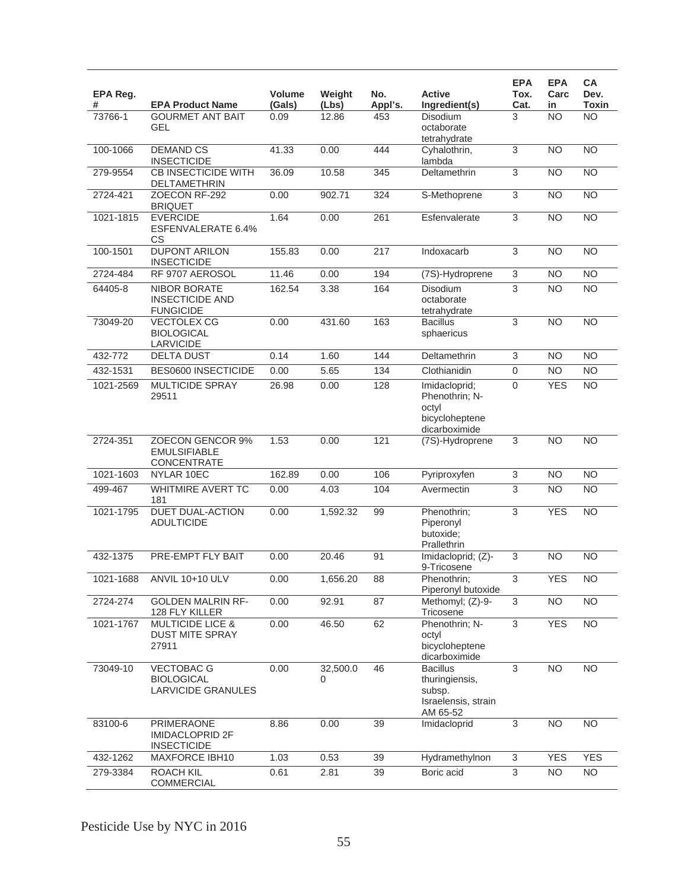| EPA Reg. # | EPA Product Name | Volume (Gals) | Weight (Lbs) | No. Appl's. | Active Ingredient(s) | EPA Tox. Cat. | EPA Carcin | CA Dev. Toxin |
|---|---|---|---|---|---|---|---|---|
| 73766-1 | GOURMET ANT BAIT GEL | 0.09 | 12.86 | 453 | Disodium octaborate tetrahydrate | 3 | NO | NO |
| 100-1066 | DEMAND CS INSECTICIDE | 41.33 | 0.00 | 444 | Cyhalothrin, lambda | 3 | NO | NO |
| 279-9554 | CB INSECTICIDE WITH DELTAMETHRIN | 36.09 | 10.58 | 345 | Deltamethrin | 3 | NO | NO |
| 2724-421 | ZOECON RF-292 BRIQUET | 0.00 | 902.71 | 324 | S-Methoprene | 3 | NO | NO |
| 1021-1815 | EVERCIDE ESFENVALERATE 6.4% CS | 1.64 | 0.00 | 261 | Esfenvalerate | 3 | NO | NO |
| 100-1501 | DUPONT ARILON INSECTICIDE | 155.83 | 0.00 | 217 | Indoxacarb | 3 | NO | NO |
| 2724-484 | RF 9707 AEROSOL | 11.46 | 0.00 | 194 | (7S)-Hydroprene | 3 | NO | NO |
| 64405-8 | NIBOR BORATE INSECTICIDE AND FUNGICIDE | 162.54 | 3.38 | 164 | Disodium octaborate tetrahydrate | 3 | NO | NO |
| 73049-20 | VECTOLEX CG BIOLOGICAL LARVICIDE | 0.00 | 431.60 | 163 | Bacillus sphaericus | 3 | NO | NO |
| 432-772 | DELTA DUST | 0.14 | 1.60 | 144 | Deltamethrin | 3 | NO | NO |
| 432-1531 | BES0600 INSECTICIDE | 0.00 | 5.65 | 134 | Clothianidin | 0 | NO | NO |
| 1021-2569 | MULTICIDE SPRAY 29511 | 26.98 | 0.00 | 128 | Imidacloprid; Phenothrin; N-octyl bicycloheptene dicarboximide | 0 | YES | NO |
| 2724-351 | ZOECON GENCOR 9% EMULSIFIABLE CONCENTRATE | 1.53 | 0.00 | 121 | (7S)-Hydroprene | 3 | NO | NO |
| 1021-1603 | NYLAR 10EC | 162.89 | 0.00 | 106 | Pyriproxyfen | 3 | NO | NO |
| 499-467 | WHITMIRE AVERT TC 181 | 0.00 | 4.03 | 104 | Avermectin | 3 | NO | NO |
| 1021-1795 | DUET DUAL-ACTION ADULTICIDE | 0.00 | 1,592.32 | 99 | Phenothrin; Piperonyl butoxide; Prallethrin | 3 | YES | NO |
| 432-1375 | PRE-EMPT FLY BAIT | 0.00 | 20.46 | 91 | Imidacloprid; (Z)-9-Tricosene | 3 | NO | NO |
| 1021-1688 | ANVIL 10+10 ULV | 0.00 | 1,656.20 | 88 | Phenothrin; Piperonyl butoxide | 3 | YES | NO |
| 2724-274 | GOLDEN MALRIN RF-128 FLY KILLER | 0.00 | 92.91 | 87 | Methomyl; (Z)-9-Tricosene | 3 | NO | NO |
| 1021-1767 | MULTICIDE LICE & DUST MITE SPRAY 27911 | 0.00 | 46.50 | 62 | Phenothrin; N-octyl bicycloheptene dicarboximide | 3 | YES | NO |
| 73049-10 | VECTOBAC G BIOLOGICAL LARVICIDE GRANULES | 0.00 | 32,500.00 | 46 | Bacillus thuringiensis, subsp. Israelensis, strain AM 65-52 | 3 | NO | NO |
| 83100-6 | PRIMERAONE IMIDACLOPRID 2F INSECTICIDE | 8.86 | 0.00 | 39 | Imidacloprid | 3 | NO | NO |
| 432-1262 | MAXFORCE IBH10 | 1.03 | 0.53 | 39 | Hydramethylnon | 3 | YES | YES |
| 279-3384 | ROACH KIL COMMERCIAL | 0.61 | 2.81 | 39 | Boric acid | 3 | NO | NO |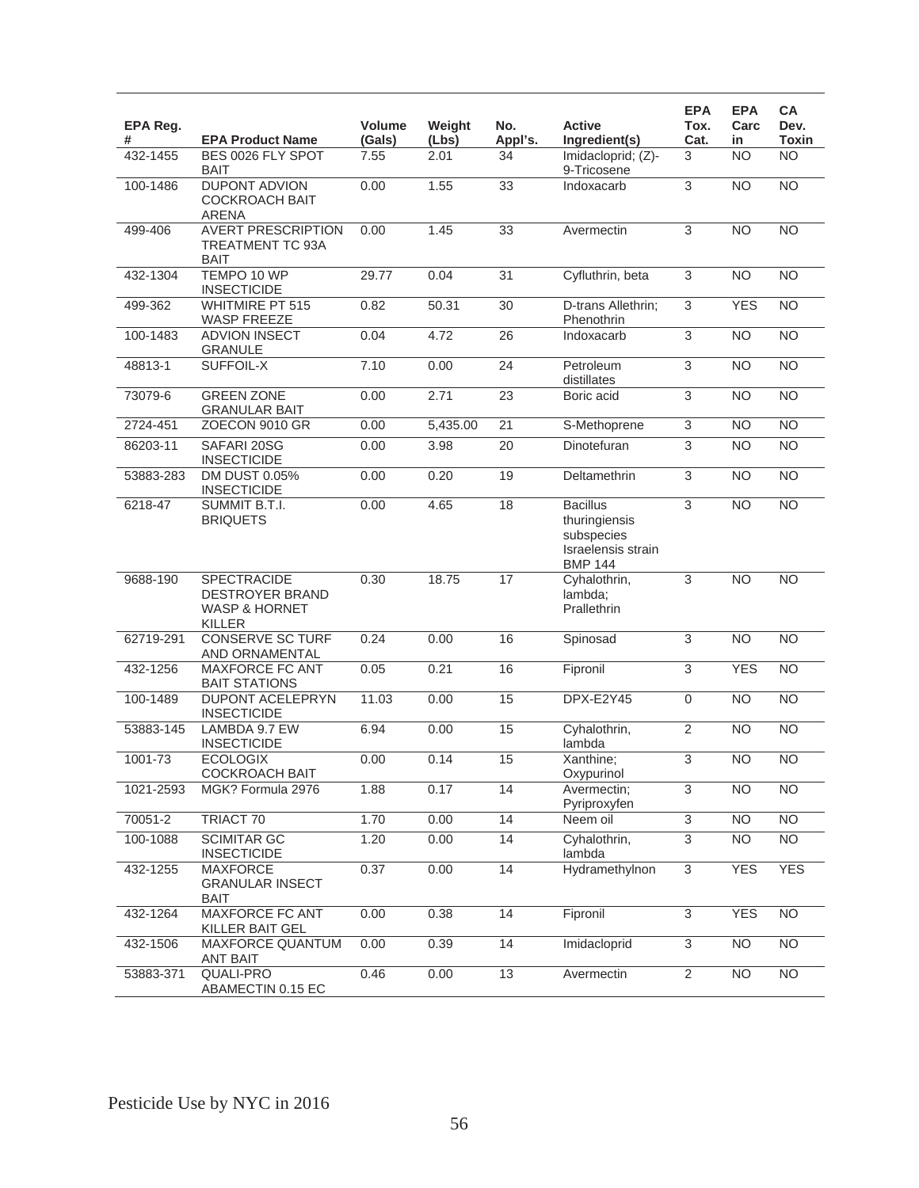| EPA Reg. # | EPA Product Name | Volume (Gals) | Weight (Lbs) | No. Appl's. | Active Ingredient(s) | EPA Tox. Cat. | EPA Carcin | CA Dev. Toxin |
|---|---|---|---|---|---|---|---|---|
| 432-1455 | BES 0026 FLY SPOT BAIT | 7.55 | 2.01 | 34 | Imidacloprid; (Z)-9-Tricosene | 3 | NO | NO |
| 100-1486 | DUPONT ADVION COCKROACH BAIT ARENA | 0.00 | 1.55 | 33 | Indoxacarb | 3 | NO | NO |
| 499-406 | AVERT PRESCRIPTION TREATMENT TC 93A BAIT | 0.00 | 1.45 | 33 | Avermectin | 3 | NO | NO |
| 432-1304 | TEMPO 10 WP INSECTICIDE | 29.77 | 0.04 | 31 | Cyfluthrin, beta | 3 | NO | NO |
| 499-362 | WHITMIRE PT 515 WASP FREEZE | 0.82 | 50.31 | 30 | D-trans Allethrin; Phenothrin | 3 | YES | NO |
| 100-1483 | ADVION INSECT GRANULE | 0.04 | 4.72 | 26 | Indoxacarb | 3 | NO | NO |
| 48813-1 | SUFFOIL-X | 7.10 | 0.00 | 24 | Petroleum distillates | 3 | NO | NO |
| 73079-6 | GREEN ZONE GRANULAR BAIT | 0.00 | 2.71 | 23 | Boric acid | 3 | NO | NO |
| 2724-451 | ZOECON 9010 GR | 0.00 | 5,435.00 | 21 | S-Methoprene | 3 | NO | NO |
| 86203-11 | SAFARI 20SG INSECTICIDE | 0.00 | 3.98 | 20 | Dinotefuran | 3 | NO | NO |
| 53883-283 | DM DUST 0.05% INSECTICIDE | 0.00 | 0.20 | 19 | Deltamethrin | 3 | NO | NO |
| 6218-47 | SUMMIT B.T.I. BRIQUETS | 0.00 | 4.65 | 18 | Bacillus thuringiensis subspecies Israelensis strain BMP 144 | 3 | NO | NO |
| 9688-190 | SPECTRACIDE DESTROYER BRAND WASP & HORNET KILLER | 0.30 | 18.75 | 17 | Cyhalothrin, lambda; Prallethrin | 3 | NO | NO |
| 62719-291 | CONSERVE SC TURF AND ORNAMENTAL | 0.24 | 0.00 | 16 | Spinosad | 3 | NO | NO |
| 432-1256 | MAXFORCE FC ANT BAIT STATIONS | 0.05 | 0.21 | 16 | Fipronil | 3 | YES | NO |
| 100-1489 | DUPONT ACELEPRYN INSECTICIDE | 11.03 | 0.00 | 15 | DPX-E2Y45 | 0 | NO | NO |
| 53883-145 | LAMBDA 9.7 EW INSECTICIDE | 6.94 | 0.00 | 15 | Cyhalothrin, lambda | 2 | NO | NO |
| 1001-73 | ECOLOGIX COCKROACH BAIT | 0.00 | 0.14 | 15 | Xanthine; Oxypurinol | 3 | NO | NO |
| 1021-2593 | MGK? Formula 2976 | 1.88 | 0.17 | 14 | Avermectin; Pyriproxyfen | 3 | NO | NO |
| 70051-2 | TRIACT 70 | 1.70 | 0.00 | 14 | Neem oil | 3 | NO | NO |
| 100-1088 | SCIMITAR GC INSECTICIDE | 1.20 | 0.00 | 14 | Cyhalothrin, lambda | 3 | NO | NO |
| 432-1255 | MAXFORCE GRANULAR INSECT BAIT | 0.37 | 0.00 | 14 | Hydramethylnon | 3 | YES | YES |
| 432-1264 | MAXFORCE FC ANT KILLER BAIT GEL | 0.00 | 0.38 | 14 | Fipronil | 3 | YES | NO |
| 432-1506 | MAXFORCE QUANTUM ANT BAIT | 0.00 | 0.39 | 14 | Imidacloprid | 3 | NO | NO |
| 53883-371 | QUALI-PRO ABAMECTIN 0.15 EC | 0.46 | 0.00 | 13 | Avermectin | 2 | NO | NO |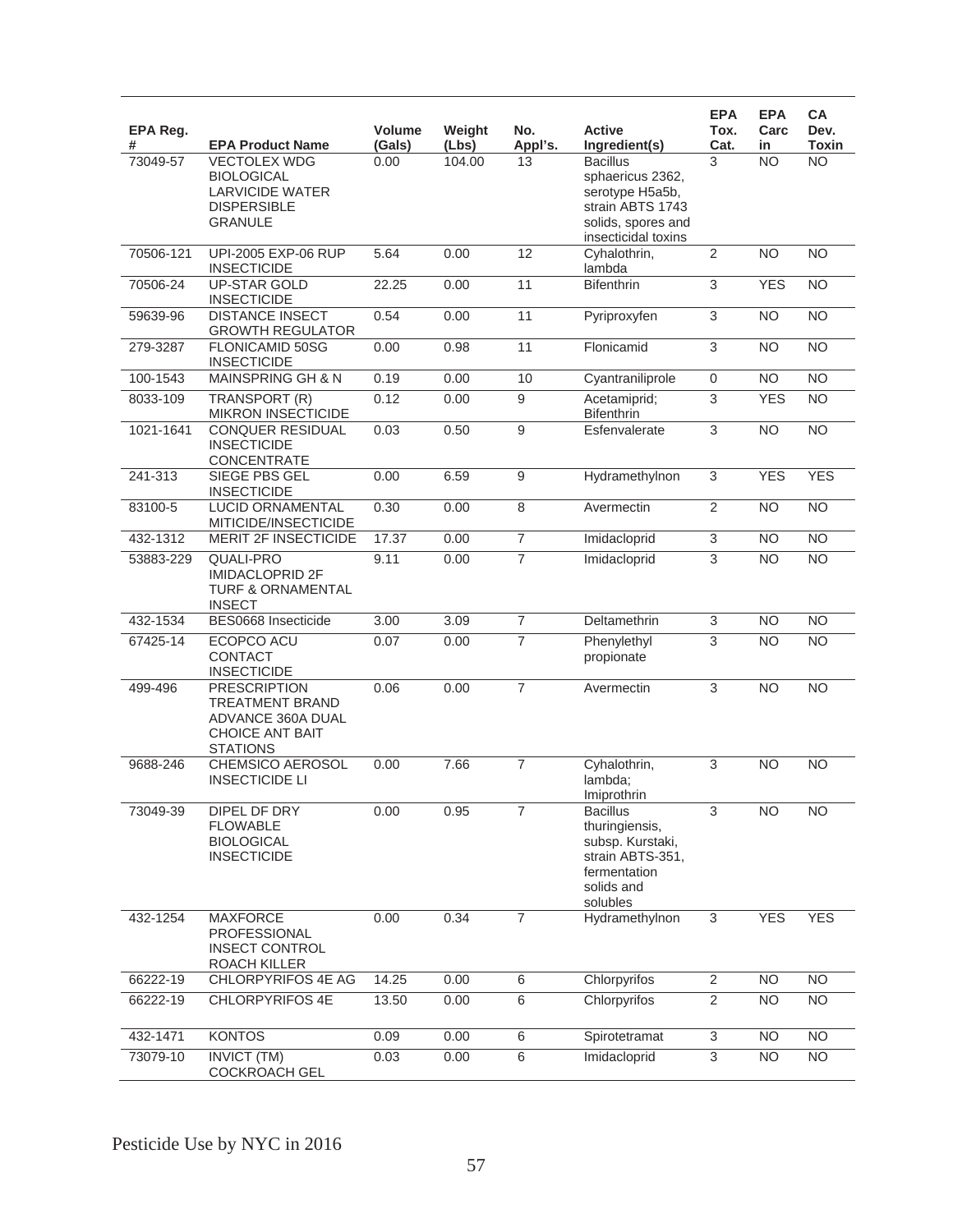| EPA Reg. # | EPA Product Name | Volume (Gals) | Weight (Lbs) | No. Appl's. | Active Ingredient(s) | EPA Tox. Cat. | EPA Carcin | CA Dev. Toxin |
|---|---|---|---|---|---|---|---|---|
| 73049-57 | VECTOLEX WDG BIOLOGICAL LARVICIDE WATER DISPERSIBLE GRANULE | 0.00 | 104.00 | 13 | Bacillus sphaericus 2362, serotype H5a5b, strain ABTS 1743 solids, spores and insecticidal toxins | 3 | NO | NO |
| 70506-121 | UPI-2005 EXP-06 RUP INSECTICIDE | 5.64 | 0.00 | 12 | Cyhalothrin, lambda | 2 | NO | NO |
| 70506-24 | UP-STAR GOLD INSECTICIDE | 22.25 | 0.00 | 11 | Bifenthrin | 3 | YES | NO |
| 59639-96 | DISTANCE INSECT GROWTH REGULATOR | 0.54 | 0.00 | 11 | Pyriproxyfen | 3 | NO | NO |
| 279-3287 | FLONICAMID 50SG INSECTICIDE | 0.00 | 0.98 | 11 | Flonicamid | 3 | NO | NO |
| 100-1543 | MAINSPRING GH & N | 0.19 | 0.00 | 10 | Cyantraniliprole | 0 | NO | NO |
| 8033-109 | TRANSPORT (R) MIKRON INSECTICIDE | 0.12 | 0.00 | 9 | Acetamiprid; Bifenthrin | 3 | YES | NO |
| 1021-1641 | CONQUER RESIDUAL INSECTICIDE CONCENTRATE | 0.03 | 0.50 | 9 | Esfenvalerate | 3 | NO | NO |
| 241-313 | SIEGE PBS GEL INSECTICIDE | 0.00 | 6.59 | 9 | Hydramethylnon | 3 | YES | YES |
| 83100-5 | LUCID ORNAMENTAL MITICIDE/INSECTICIDE | 0.30 | 0.00 | 8 | Avermectin | 2 | NO | NO |
| 432-1312 | MERIT 2F INSECTICIDE | 17.37 | 0.00 | 7 | Imidacloprid | 3 | NO | NO |
| 53883-229 | QUALI-PRO IMIDACLOPRID 2F TURF & ORNAMENTAL INSECT | 9.11 | 0.00 | 7 | Imidacloprid | 3 | NO | NO |
| 432-1534 | BES0668 Insecticide | 3.00 | 3.09 | 7 | Deltamethrin | 3 | NO | NO |
| 67425-14 | ECOPCO ACU CONTACT INSECTICIDE | 0.07 | 0.00 | 7 | Phenylethyl propionate | 3 | NO | NO |
| 499-496 | PRESCRIPTION TREATMENT BRAND ADVANCE 360A DUAL CHOICE ANT BAIT STATIONS | 0.06 | 0.00 | 7 | Avermectin | 3 | NO | NO |
| 9688-246 | CHEMSICO AEROSOL INSECTICIDE LI | 0.00 | 7.66 | 7 | Cyhalothrin, lambda; Imiprothrin | 3 | NO | NO |
| 73049-39 | DIPEL DF DRY FLOWABLE BIOLOGICAL INSECTICIDE | 0.00 | 0.95 | 7 | Bacillus thuringiensis, subsp. Kurstaki, strain ABTS-351, fermentation solids and solubles | 3 | NO | NO |
| 432-1254 | MAXFORCE PROFESSIONAL INSECT CONTROL ROACH KILLER | 0.00 | 0.34 | 7 | Hydramethylnon | 3 | YES | YES |
| 66222-19 | CHLORPYRIFOS 4E AG | 14.25 | 0.00 | 6 | Chlorpyrifos | 2 | NO | NO |
| 66222-19 | CHLORPYRIFOS 4E | 13.50 | 0.00 | 6 | Chlorpyrifos | 2 | NO | NO |
| 432-1471 | KONTOS | 0.09 | 0.00 | 6 | Spirotetramat | 3 | NO | NO |
| 73079-10 | INVICT (TM) COCKROACH GEL | 0.03 | 0.00 | 6 | Imidacloprid | 3 | NO | NO |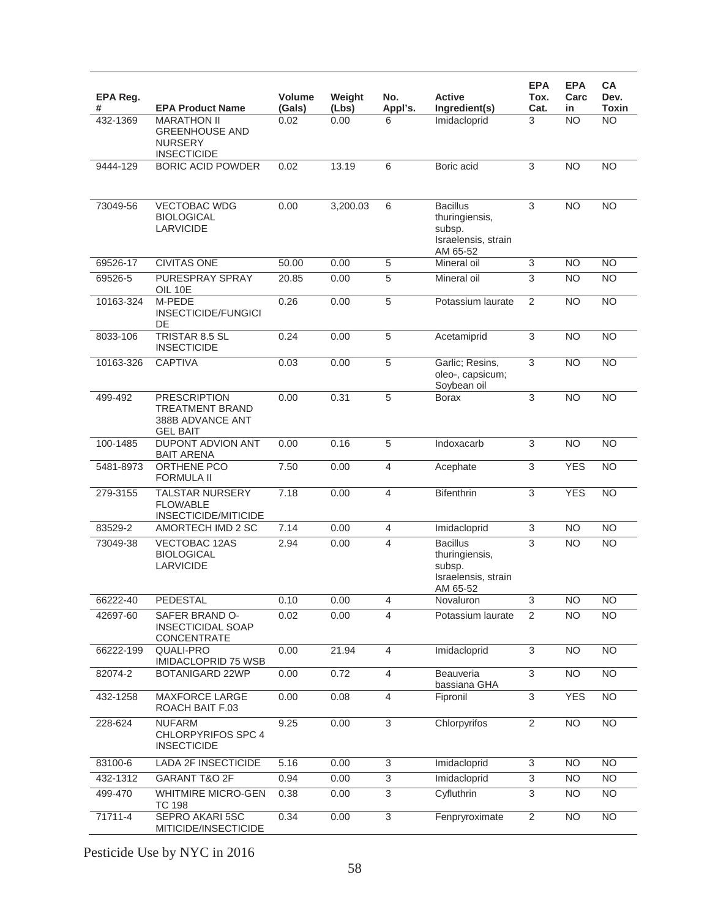| EPA Reg. # | EPA Product Name | Volume (Gals) | Weight (Lbs) | No. Appl's. | Active Ingredient(s) | EPA Tox. Cat. | EPA Carc in | CA Dev. Toxin |
|---|---|---|---|---|---|---|---|---|
| 432-1369 | MARATHON II GREENHOUSE AND NURSERY INSECTICIDE | 0.02 | 0.00 | 6 | Imidacloprid | 3 | NO | NO |
| 9444-129 | BORIC ACID POWDER | 0.02 | 13.19 | 6 | Boric acid | 3 | NO | NO |
| 73049-56 | VECTOBAC WDG BIOLOGICAL LARVICIDE | 0.00 | 3,200.03 | 6 | Bacillus thuringiensis, subsp. Israelensis, strain AM 65-52 | 3 | NO | NO |
| 69526-17 | CIVITAS ONE | 50.00 | 0.00 | 5 | Mineral oil | 3 | NO | NO |
| 69526-5 | PURESPRAY SPRAY OIL 10E | 20.85 | 0.00 | 5 | Mineral oil | 3 | NO | NO |
| 10163-324 | M-PEDE INSECTICIDE/FUNGICIDE | 0.26 | 0.00 | 5 | Potassium laurate | 2 | NO | NO |
| 8033-106 | TRISTAR 8.5 SL INSECTICIDE | 0.24 | 0.00 | 5 | Acetamiprid | 3 | NO | NO |
| 10163-326 | CAPTIVA | 0.03 | 0.00 | 5 | Garlic; Resins, oleo-, capsicum; Soybean oil | 3 | NO | NO |
| 499-492 | PRESCRIPTION TREATMENT BRAND 388B ADVANCE ANT GEL BAIT | 0.00 | 0.31 | 5 | Borax | 3 | NO | NO |
| 100-1485 | DUPONT ADVION ANT BAIT ARENA | 0.00 | 0.16 | 5 | Indoxacarb | 3 | NO | NO |
| 5481-8973 | ORTHENE PCO FORMULA II | 7.50 | 0.00 | 4 | Acephate | 3 | YES | NO |
| 279-3155 | TALSTAR NURSERY FLOWABLE INSECTICIDE/MITICIDE | 7.18 | 0.00 | 4 | Bifenthrin | 3 | YES | NO |
| 83529-2 | AMORTECH IMD 2 SC | 7.14 | 0.00 | 4 | Imidacloprid | 3 | NO | NO |
| 73049-38 | VECTOBAC 12AS BIOLOGICAL LARVICIDE | 2.94 | 0.00 | 4 | Bacillus thuringiensis, subsp. Israelensis, strain AM 65-52 | 3 | NO | NO |
| 66222-40 | PEDESTAL | 0.10 | 0.00 | 4 | Novaluron | 3 | NO | NO |
| 42697-60 | SAFER BRAND O-INSECTICIDAL SOAP CONCENTRATE | 0.02 | 0.00 | 4 | Potassium laurate | 2 | NO | NO |
| 66222-199 | QUALI-PRO IMIDACLOPRID 75 WSB | 0.00 | 21.94 | 4 | Imidacloprid | 3 | NO | NO |
| 82074-2 | BOTANIGARD 22WP | 0.00 | 0.72 | 4 | Beauveria bassiana GHA | 3 | NO | NO |
| 432-1258 | MAXFORCE LARGE ROACH BAIT F.03 | 0.00 | 0.08 | 4 | Fipronil | 3 | YES | NO |
| 228-624 | NUFARM CHLORPYRIFOS SPC 4 INSECTICIDE | 9.25 | 0.00 | 3 | Chlorpyrifos | 2 | NO | NO |
| 83100-6 | LADA 2F INSECTICIDE | 5.16 | 0.00 | 3 | Imidacloprid | 3 | NO | NO |
| 432-1312 | GARANT T&O 2F | 0.94 | 0.00 | 3 | Imidacloprid | 3 | NO | NO |
| 499-470 | WHITMIRE MICRO-GEN TC 198 | 0.38 | 0.00 | 3 | Cyfluthrin | 3 | NO | NO |
| 71711-4 | SEPRO AKARI 5SC MITICIDE/INSECTICIDE | 0.34 | 0.00 | 3 | Fenpryroximate | 2 | NO | NO |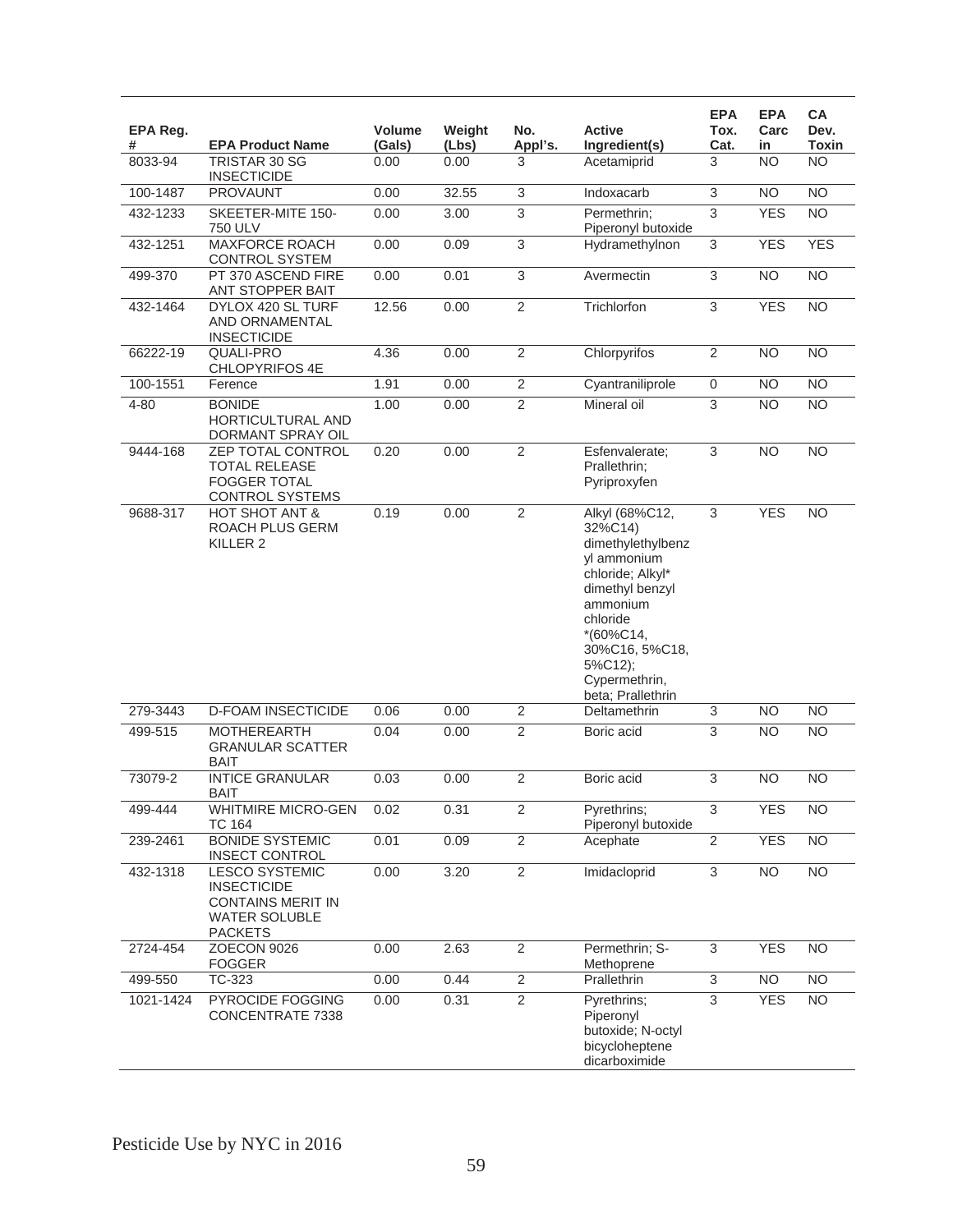| EPA Reg. # | EPA Product Name | Volume (Gals) | Weight (Lbs) | No. Appl's. | Active Ingredient(s) | EPA Tox. Cat. | EPA Carcin | CA Dev. Toxin |
|---|---|---|---|---|---|---|---|---|
| 8033-94 | TRISTAR 30 SG INSECTICIDE | 0.00 | 0.00 | 3 | Acetamiprid | 3 | NO | NO |
| 100-1487 | PROVAUNT | 0.00 | 32.55 | 3 | Indoxacarb | 3 | NO | NO |
| 432-1233 | SKEETER-MITE 150-750 ULV | 0.00 | 3.00 | 3 | Permethrin; Piperonyl butoxide | 3 | YES | NO |
| 432-1251 | MAXFORCE ROACH CONTROL SYSTEM | 0.00 | 0.09 | 3 | Hydramethylnon | 3 | YES | YES |
| 499-370 | PT 370 ASCEND FIRE ANT STOPPER BAIT | 0.00 | 0.01 | 3 | Avermectin | 3 | NO | NO |
| 432-1464 | DYLOX 420 SL TURF AND ORNAMENTAL INSECTICIDE | 12.56 | 0.00 | 2 | Trichlorfon | 3 | YES | NO |
| 66222-19 | QUALI-PRO CHLOPYRIFOS 4E | 4.36 | 0.00 | 2 | Chlorpyrifos | 2 | NO | NO |
| 100-1551 | Ference | 1.91 | 0.00 | 2 | Cyantraniliprole | 0 | NO | NO |
| 4-80 | BONIDE HORTICULTURAL AND DORMANT SPRAY OIL | 1.00 | 0.00 | 2 | Mineral oil | 3 | NO | NO |
| 9444-168 | ZEP TOTAL CONTROL TOTAL RELEASE FOGGER TOTAL CONTROL SYSTEMS | 0.20 | 0.00 | 2 | Esfenvalerate; Prallethrin; Pyriproxyfen | 3 | NO | NO |
| 9688-317 | HOT SHOT ANT & ROACH PLUS GERM KILLER 2 | 0.19 | 0.00 | 2 | Alkyl (68%C12, 32%C14) dimethylethylbenzyl ammonium chloride; Alkyl* dimethyl benzyl ammonium chloride *(60%C14, 30%C16, 5%C18, 5%C12); Cypermethrin, beta; Prallethrin | 3 | YES | NO |
| 279-3443 | D-FOAM INSECTICIDE | 0.06 | 0.00 | 2 | Deltamethrin | 3 | NO | NO |
| 499-515 | MOTHEREARTH GRANULAR SCATTER BAIT | 0.04 | 0.00 | 2 | Boric acid | 3 | NO | NO |
| 73079-2 | INTICE GRANULAR BAIT | 0.03 | 0.00 | 2 | Boric acid | 3 | NO | NO |
| 499-444 | WHITMIRE MICRO-GEN TC 164 | 0.02 | 0.31 | 2 | Pyrethrins; Piperonyl butoxide | 3 | YES | NO |
| 239-2461 | BONIDE SYSTEMIC INSECT CONTROL | 0.01 | 0.09 | 2 | Acephate | 2 | YES | NO |
| 432-1318 | LESCO SYSTEMIC INSECTICIDE CONTAINS MERIT IN WATER SOLUBLE PACKETS | 0.00 | 3.20 | 2 | Imidacloprid | 3 | NO | NO |
| 2724-454 | ZOECON 9026 FOGGER | 0.00 | 2.63 | 2 | Permethrin; S-Methoprene | 3 | YES | NO |
| 499-550 | TC-323 | 0.00 | 0.44 | 2 | Prallethrin | 3 | NO | NO |
| 1021-1424 | PYROCIDE FOGGING CONCENTRATE 7338 | 0.00 | 0.31 | 2 | Pyrethrins; Piperonyl butoxide; N-octyl bicycloheptene dicarboximide | 3 | YES | NO |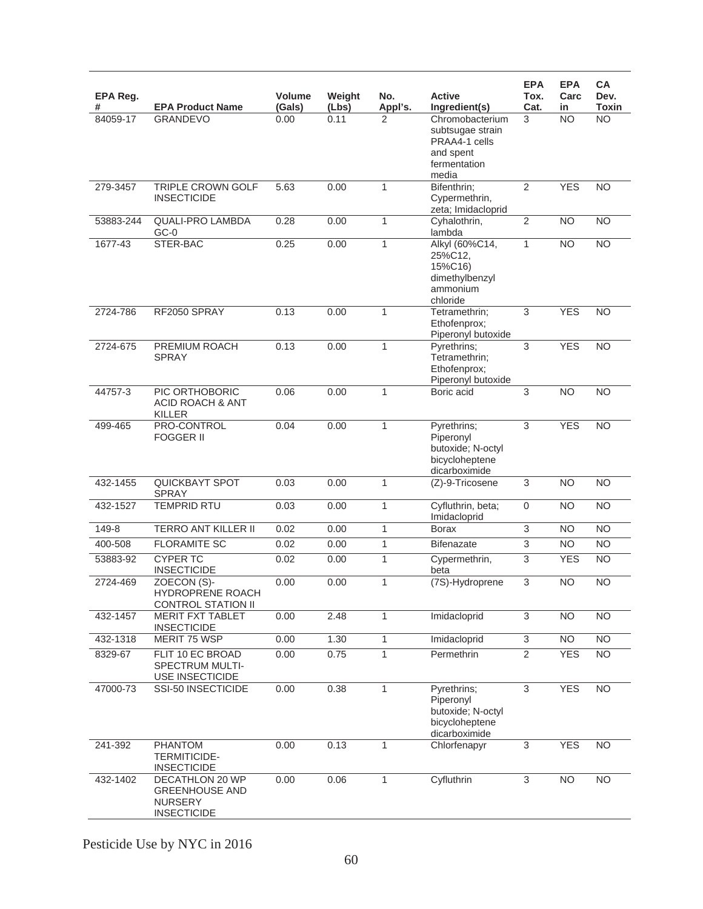| EPA Reg. # | EPA Product Name | Volume (Gals) | Weight (Lbs) | No. Appl's. | Active Ingredient(s) | EPA Tox. Cat. | EPA Carcin | CA Dev. Toxin |
|---|---|---|---|---|---|---|---|---|
| 84059-17 | GRANDEVO | 0.00 | 0.11 | 2 | Chromobacterium subtsugae strain PRAA4-1 cells and spent fermentation media | 3 | NO | NO |
| 279-3457 | TRIPLE CROWN GOLF INSECTICIDE | 5.63 | 0.00 | 1 | Bifenthrin; Cypermethrin, zeta; Imidacloprid | 2 | YES | NO |
| 53883-244 | QUALI-PRO LAMBDA GC-0 | 0.28 | 0.00 | 1 | Cyhalothrin, lambda | 2 | NO | NO |
| 1677-43 | STER-BAC | 0.25 | 0.00 | 1 | Alkyl (60%C14, 25%C12, 15%C16) dimethylbenzyl ammonium chloride | 1 | NO | NO |
| 2724-786 | RF2050 SPRAY | 0.13 | 0.00 | 1 | Tetramethrin; Ethofenprox; Piperonyl butoxide | 3 | YES | NO |
| 2724-675 | PREMIUM ROACH SPRAY | 0.13 | 0.00 | 1 | Pyrethrins; Tetramethrin; Ethofenprox; Piperonyl butoxide | 3 | YES | NO |
| 44757-3 | PIC ORTHOBORIC ACID ROACH & ANT KILLER | 0.06 | 0.00 | 1 | Boric acid | 3 | NO | NO |
| 499-465 | PRO-CONTROL FOGGER II | 0.04 | 0.00 | 1 | Pyrethrins; Piperonyl butoxide; N-octyl bicycloheptene dicarboximide | 3 | YES | NO |
| 432-1455 | QUICKBAYT SPOT SPRAY | 0.03 | 0.00 | 1 | (Z)-9-Tricosene | 3 | NO | NO |
| 432-1527 | TEMPRID RTU | 0.03 | 0.00 | 1 | Cyfluthrin, beta; Imidacloprid | 0 | NO | NO |
| 149-8 | TERRO ANT KILLER II | 0.02 | 0.00 | 1 | Borax | 3 | NO | NO |
| 400-508 | FLORAMITE SC | 0.02 | 0.00 | 1 | Bifenazate | 3 | NO | NO |
| 53883-92 | CYPER TC INSECTICIDE | 0.02 | 0.00 | 1 | Cypermethrin, beta | 3 | YES | NO |
| 2724-469 | ZOECON (S)-HYDROPRENE ROACH CONTROL STATION II | 0.00 | 0.00 | 1 | (7S)-Hydroprene | 3 | NO | NO |
| 432-1457 | MERIT FXT TABLET INSECTICIDE | 0.00 | 2.48 | 1 | Imidacloprid | 3 | NO | NO |
| 432-1318 | MERIT 75 WSP | 0.00 | 1.30 | 1 | Imidacloprid | 3 | NO | NO |
| 8329-67 | FLIT 10 EC BROAD SPECTRUM MULTI-USE INSECTICIDE | 0.00 | 0.75 | 1 | Permethrin | 2 | YES | NO |
| 47000-73 | SSI-50 INSECTICIDE | 0.00 | 0.38 | 1 | Pyrethrins; Piperonyl butoxide; N-octyl bicycloheptene dicarboximide | 3 | YES | NO |
| 241-392 | PHANTOM TERMITICIDE-INSECTICIDE | 0.00 | 0.13 | 1 | Chlorfenapyr | 3 | YES | NO |
| 432-1402 | DECATHLON 20 WP GREENHOUSE AND NURSERY INSECTICIDE | 0.00 | 0.06 | 1 | Cyfluthrin | 3 | NO | NO |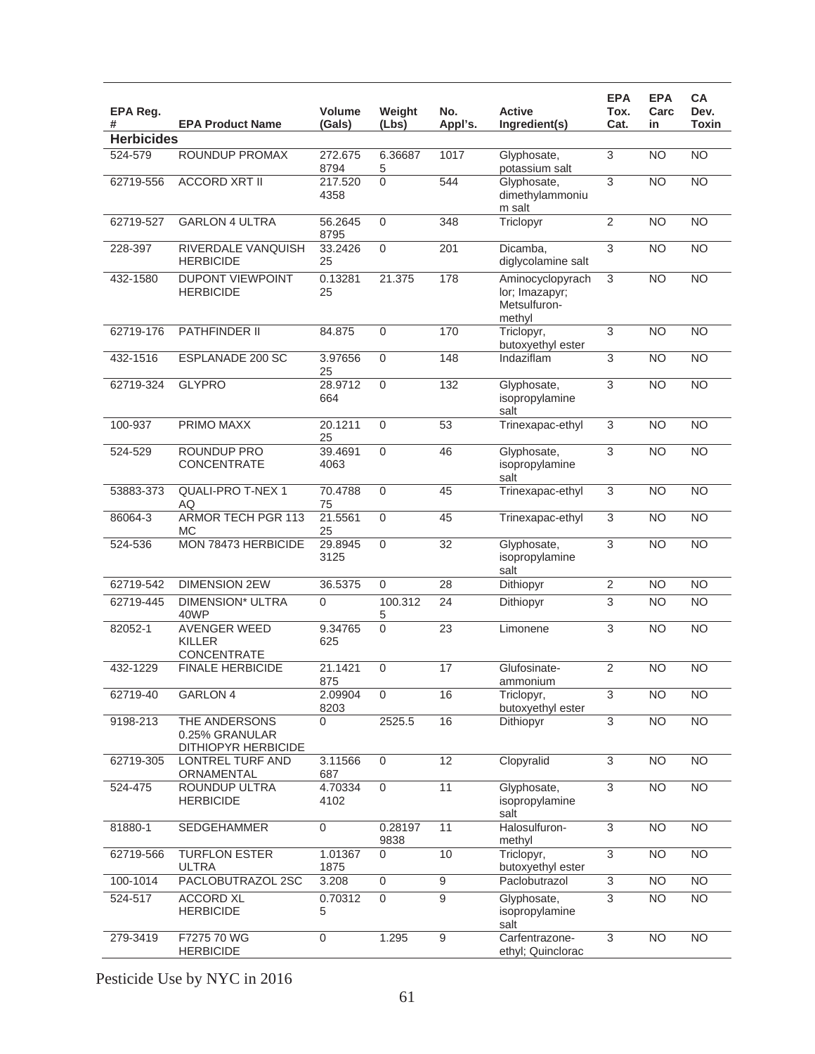| EPA Reg. # | EPA Product Name | Volume (Gals) | Weight (Lbs) | No. Appl's. | Active Ingredient(s) | EPA Tox. Cat. | EPA Carc in | CA Dev. Toxin |
|---|---|---|---|---|---|---|---|---|
| **Herbicides** | | | | | | | | |
| 524-579 | ROUNDUP PROMAX | 272.6758794 | 6.366875 | 1017 | Glyphosate, potassium salt | 3 | NO | NO |
| 62719-556 | ACCORD XRT II | 217.5204358 | 0 | 544 | Glyphosate, dimethylammonium salt | 3 | NO | NO |
| 62719-527 | GARLON 4 ULTRA | 56.26458795 | 0 | 348 | Triclopyr | 2 | NO | NO |
| 228-397 | RIVERDALE VANQUISH HERBICIDE | 33.242625 | 0 | 201 | Dicamba, diglycolamine salt | 3 | NO | NO |
| 432-1580 | DUPONT VIEWPOINT HERBICIDE | 0.1328125 | 21.375 | 178 | Aminocyclopyrachlor; Imazapyr; Metsulfuron-methyl | 3 | NO | NO |
| 62719-176 | PATHFINDER II | 84.875 | 0 | 170 | Triclopyr, butoxyethyl ester | 3 | NO | NO |
| 432-1516 | ESPLANADE 200 SC | 3.9765625 | 0 | 148 | Indaziflam | 3 | NO | NO |
| 62719-324 | GLYPRO | 28.9712664 | 0 | 132 | Glyphosate, isopropylamine salt | 3 | NO | NO |
| 100-937 | PRIMO MAXX | 20.121125 | 0 | 53 | Trinexapac-ethyl | 3 | NO | NO |
| 524-529 | ROUNDUP PRO CONCENTRATE | 39.46914063 | 0 | 46 | Glyphosate, isopropylamine salt | 3 | NO | NO |
| 53883-373 | QUALI-PRO T-NEX 1 AQ | 70.478875 | 0 | 45 | Trinexapac-ethyl | 3 | NO | NO |
| 86064-3 | ARMOR TECH PGR 113 MC | 21.556125 | 0 | 45 | Trinexapac-ethyl | 3 | NO | NO |
| 524-536 | MON 78473 HERBICIDE | 29.89453125 | 0 | 32 | Glyphosate, isopropylamine salt | 3 | NO | NO |
| 62719-542 | DIMENSION 2EW | 36.5375 | 0 | 28 | Dithiopyr | 2 | NO | NO |
| 62719-445 | DIMENSION* ULTRA 40WP | 0 | 100.3125 | 24 | Dithiopyr | 3 | NO | NO |
| 82052-1 | AVENGER WEED KILLER CONCENTRATE | 9.34765625 | 0 | 23 | Limonene | 3 | NO | NO |
| 432-1229 | FINALE HERBICIDE | 21.1421875 | 0 | 17 | Glufosinate-ammonium | 2 | NO | NO |
| 62719-40 | GARLON 4 | 2.099048203 | 0 | 16 | Triclopyr, butoxyethyl ester | 3 | NO | NO |
| 9198-213 | THE ANDERSONS 0.25% GRANULAR DITHIOPYR HERBICIDE | 0 | 2525.5 | 16 | Dithiopyr | 3 | NO | NO |
| 62719-305 | LONTREL TURF AND ORNAMENTAL | 3.11566687 | 0 | 12 | Clopyralid | 3 | NO | NO |
| 524-475 | ROUNDUP ULTRA HERBICIDE | 4.703344102 | 0 | 11 | Glyphosate, isopropylamine salt | 3 | NO | NO |
| 81880-1 | SEDGEHAMMER | 0 | 0.281979838 | 11 | Halosulfuron-methyl | 3 | NO | NO |
| 62719-566 | TURFLON ESTER ULTRA | 1.013671875 | 0 | 10 | Triclopyr, butoxyethyl ester | 3 | NO | NO |
| 100-1014 | PACLOBUTRAZOL 2SC | 3.208 | 0 | 9 | Paclobutrazol | 3 | NO | NO |
| 524-517 | ACCORD XL HERBICIDE | 0.703125 | 0 | 9 | Glyphosate, isopropylamine salt | 3 | NO | NO |
| 279-3419 | F7275 70 WG HERBICIDE | 0 | 1.295 | 9 | Carfentrazone-ethyl; Quinclorac | 3 | NO | NO |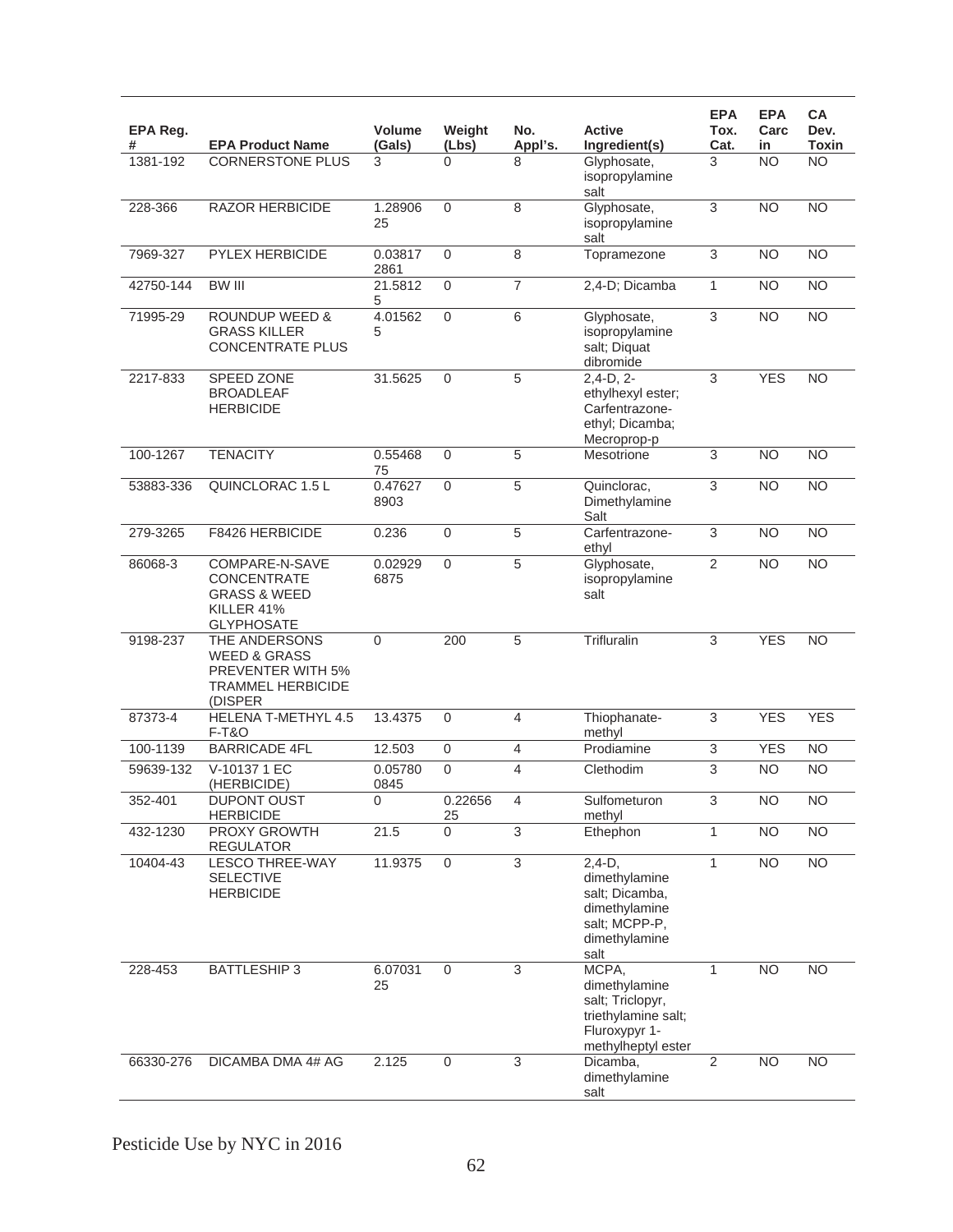| EPA Reg. # | EPA Product Name | Volume (Gals) | Weight (Lbs) | No. Appl's. | Active Ingredient(s) | EPA Tox. Cat. | EPA Carc in | CA Dev. Toxin |
|---|---|---|---|---|---|---|---|---|
| 1381-192 | CORNERSTONE PLUS | 3 | 0 | 8 | Glyphosate, isopropylamine salt | 3 | NO | NO |
| 228-366 | RAZOR HERBICIDE | 1.2890625 | 0 | 8 | Glyphosate, isopropylamine salt | 3 | NO | NO |
| 7969-327 | PYLEX HERBICIDE | 0.038172861 | 0 | 8 | Topramezone | 3 | NO | NO |
| 42750-144 | BW III | 21.58125 | 0 | 7 | 2,4-D; Dicamba | 1 | NO | NO |
| 71995-29 | ROUNDUP WEED & GRASS KILLER CONCENTRATE PLUS | 4.015625 | 0 | 6 | Glyphosate, isopropylamine salt; Diquat dibromide | 3 | NO | NO |
| 2217-833 | SPEED ZONE BROADLEAF HERBICIDE | 31.5625 | 0 | 5 | 2,4-D, 2-ethylhexyl ester; Carfentrazone-ethyl; Dicamba; Mecroprop-p | 3 | YES | NO |
| 100-1267 | TENACITY | 0.5546875 | 0 | 5 | Mesotrione | 3 | NO | NO |
| 53883-336 | QUINCLORAC 1.5 L | 0.476278903 | 0 | 5 | Quinclorac, Dimethylamine Salt | 3 | NO | NO |
| 279-3265 | F8426 HERBICIDE | 0.236 | 0 | 5 | Carfentrazone-ethyl | 3 | NO | NO |
| 86068-3 | COMPARE-N-SAVE CONCENTRATE GRASS & WEED KILLER 41% GLYPHOSATE | 0.029296875 | 0 | 5 | Glyphosate, isopropylamine salt | 2 | NO | NO |
| 9198-237 | THE ANDERSONS WEED & GRASS PREVENTER WITH 5% TRAMMEL HERBICIDE (DISPER | 0 | 200 | 5 | Trifluralin | 3 | YES | NO |
| 87373-4 | HELENA T-METHYL 4.5 F-T&O | 13.4375 | 0 | 4 | Thiophanate-methyl | 3 | YES | YES |
| 100-1139 | BARRICADE 4FL | 12.503 | 0 | 4 | Prodiamine | 3 | YES | NO |
| 59639-132 | V-10137 1 EC (HERBICIDE) | 0.057800845 | 0 | 4 | Clethodim | 3 | NO | NO |
| 352-401 | DUPONT OUST HERBICIDE | 0 | 0.2265625 | 4 | Sulfometuron methyl | 3 | NO | NO |
| 432-1230 | PROXY GROWTH REGULATOR | 21.5 | 0 | 3 | Ethephon | 1 | NO | NO |
| 10404-43 | LESCO THREE-WAY SELECTIVE HERBICIDE | 11.9375 | 0 | 3 | 2,4-D, dimethylamine salt; Dicamba, dimethylamine salt; MCPP-P, dimethylamine salt | 1 | NO | NO |
| 228-453 | BATTLESHIP 3 | 6.0703125 | 0 | 3 | MCPA, dimethylamine salt; Triclopyr, triethylamine salt; Fluroxypyr 1-methylheptyl ester | 1 | NO | NO |
| 66330-276 | DICAMBA DMA 4# AG | 2.125 | 0 | 3 | Dicamba, dimethylamine salt | 2 | NO | NO |

Pesticide Use by NYC in 2016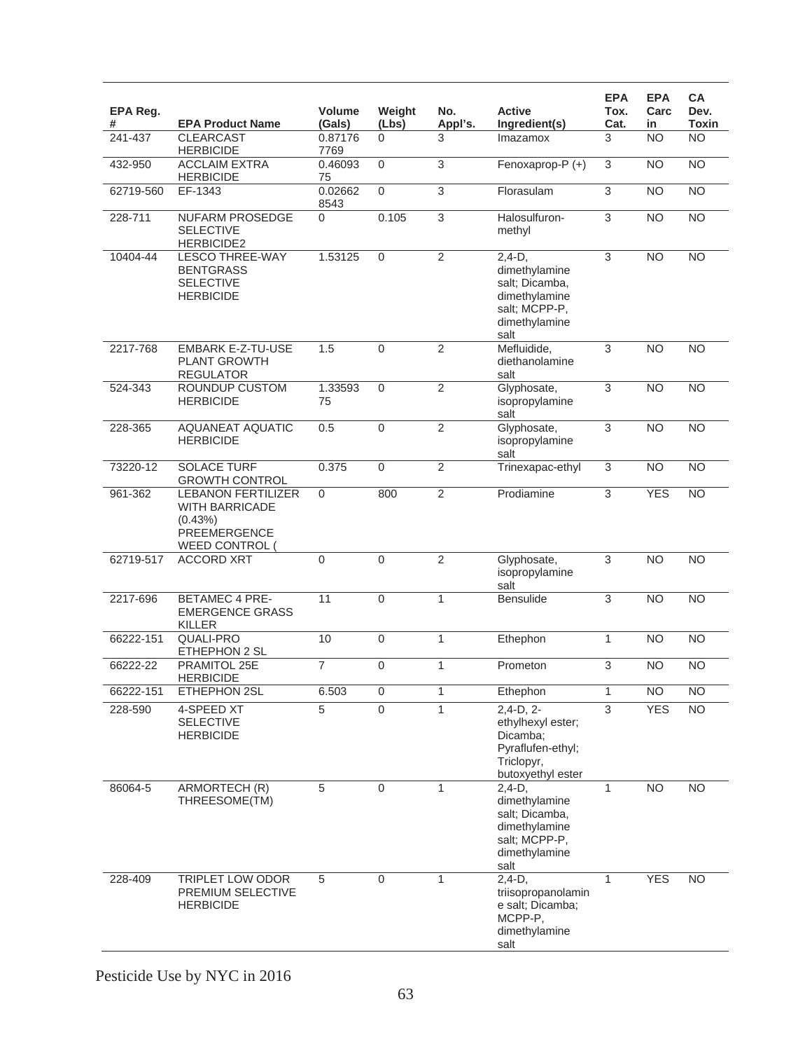| EPA Reg. # | EPA Product Name | Volume (Gals) | Weight (Lbs) | No. Appl's. | Active Ingredient(s) | EPA Tox. Cat. | EPA Carcin | CA Dev. Toxin |
|---|---|---|---|---|---|---|---|---|
| 241-437 | CLEARCAST HERBICIDE | 0.87176 7769 | 0 | 3 | Imazamox | 3 | NO | NO |
| 432-950 | ACCLAIM EXTRA HERBICIDE | 0.46093 75 | 0 | 3 | Fenoxaprop-P (+) | 3 | NO | NO |
| 62719-560 | EF-1343 | 0.02662 8543 | 0 | 3 | Florasulam | 3 | NO | NO |
| 228-711 | NUFARM PROSEDGE SELECTIVE HERBICIDE2 | 0 | 0.105 | 3 | Halosulfuron-methyl | 3 | NO | NO |
| 10404-44 | LESCO THREE-WAY BENTGRASS SELECTIVE HERBICIDE | 1.53125 | 0 | 2 | 2,4-D, dimethylamine salt; Dicamba, dimethylamine salt; MCPP-P, dimethylamine salt | 3 | NO | NO |
| 2217-768 | EMBARK E-Z-TU-USE PLANT GROWTH REGULATOR | 1.5 | 0 | 2 | Mefluidide, diethanolamine salt | 3 | NO | NO |
| 524-343 | ROUNDUP CUSTOM HERBICIDE | 1.33593 75 | 0 | 2 | Glyphosate, isopropylamine salt | 3 | NO | NO |
| 228-365 | AQUANEAT AQUATIC HERBICIDE | 0.5 | 0 | 2 | Glyphosate, isopropylamine salt | 3 | NO | NO |
| 73220-12 | SOLACE TURF GROWTH CONTROL | 0.375 | 0 | 2 | Trinexapac-ethyl | 3 | NO | NO |
| 961-362 | LEBANON FERTILIZER WITH BARRICADE (0.43%) PREEMERGENCE WEED CONTROL ( | 0 | 800 | 2 | Prodiamine | 3 | YES | NO |
| 62719-517 | ACCORD XRT | 0 | 0 | 2 | Glyphosate, isopropylamine salt | 3 | NO | NO |
| 2217-696 | BETAMEC 4 PRE-EMERGENCE GRASS KILLER | 11 | 0 | 1 | Bensulide | 3 | NO | NO |
| 66222-151 | QUALI-PRO ETHEPHON 2 SL | 10 | 0 | 1 | Ethephon | 1 | NO | NO |
| 66222-22 | PRAMITOL 25E HERBICIDE | 7 | 0 | 1 | Prometon | 3 | NO | NO |
| 66222-151 | ETHEPHON 2SL | 6.503 | 0 | 1 | Ethephon | 1 | NO | NO |
| 228-590 | 4-SPEED XT SELECTIVE HERBICIDE | 5 | 0 | 1 | 2,4-D, 2-ethylhexyl ester; Dicamba; Pyraflufen-ethyl; Triclopyr, butoxyethyl ester | 3 | YES | NO |
| 86064-5 | ARMORTECH (R) THREESOME(TM) | 5 | 0 | 1 | 2,4-D, dimethylamine salt; Dicamba, dimethylamine salt; MCPP-P, dimethylamine salt | 1 | NO | NO |
| 228-409 | TRIPLET LOW ODOR PREMIUM SELECTIVE HERBICIDE | 5 | 0 | 1 | 2,4-D, triisopropanolamine salt; Dicamba; MCPP-P, dimethylamine salt | 1 | YES | NO |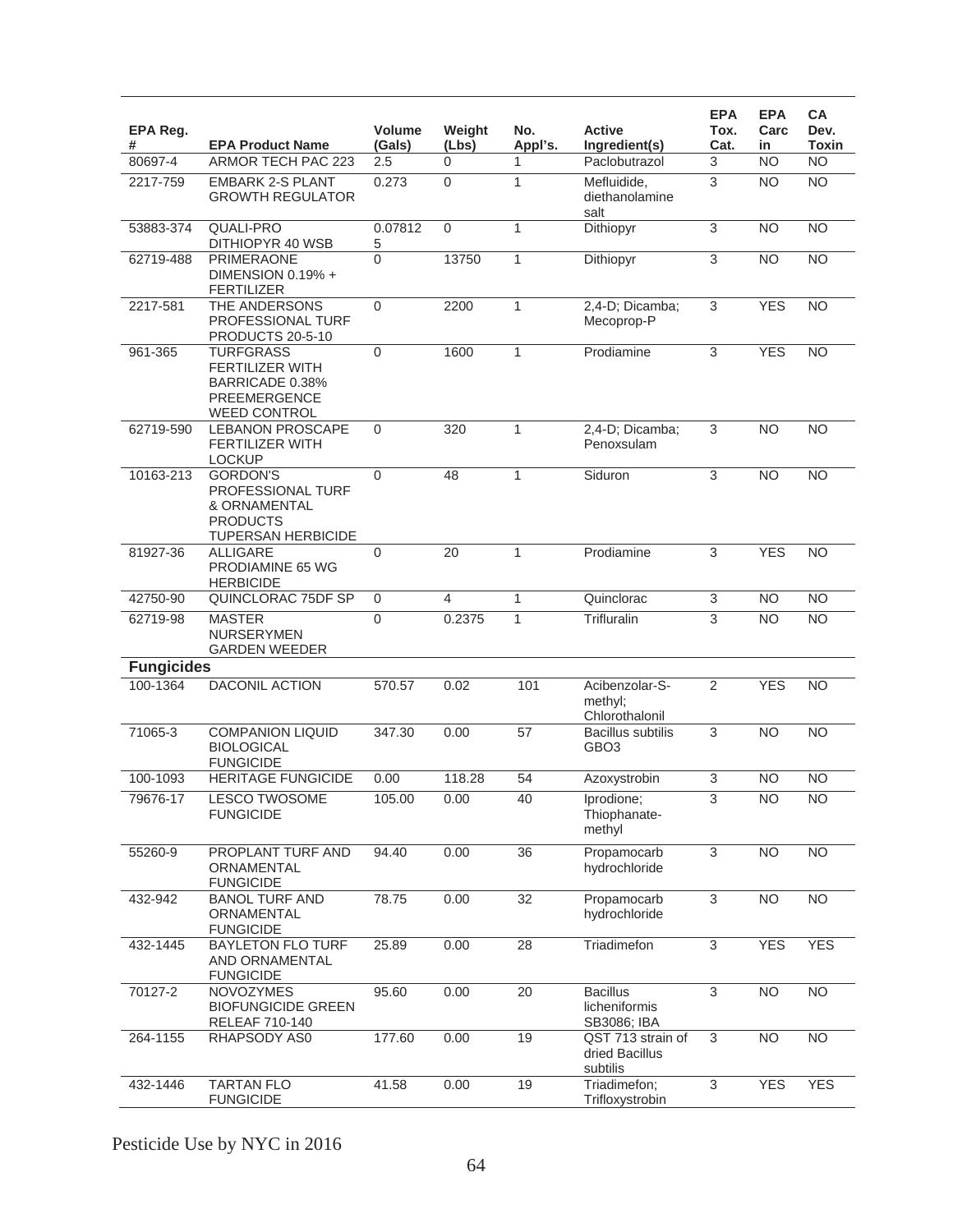| EPA Reg. # | EPA Product Name | Volume (Gals) | Weight (Lbs) | No. Appl's. | Active Ingredient(s) | EPA Tox. Cat. | EPA Carcin | CA Dev. Toxin |
|---|---|---|---|---|---|---|---|---|
| 80697-4 | ARMOR TECH PAC 223 | 2.5 | 0 | 1 | Paclobutrazol | 3 | NO | NO |
| 2217-759 | EMBARK 2-S PLANT GROWTH REGULATOR | 0.273 | 0 | 1 | Mefluidide, diethanolamine salt | 3 | NO | NO |
| 53883-374 | QUALI-PRO DITHIOPYR 40 WSB | 0.078125 | 0 | 1 | Dithiopyr | 3 | NO | NO |
| 62719-488 | PRIMERAONE DIMENSION 0.19% + FERTILIZER | 0 | 13750 | 1 | Dithiopyr | 3 | NO | NO |
| 2217-581 | THE ANDERSONS PROFESSIONAL TURF PRODUCTS 20-5-10 | 0 | 2200 | 1 | 2,4-D; Dicamba; Mecoprop-P | 3 | YES | NO |
| 961-365 | TURFGRASS FERTILIZER WITH BARRICADE 0.38% PREEMERGENCE WEED CONTROL | 0 | 1600 | 1 | Prodiamine | 3 | YES | NO |
| 62719-590 | LEBANON PROSCAPE FERTILIZER WITH LOCKUP | 0 | 320 | 1 | 2,4-D; Dicamba; Penoxsulam | 3 | NO | NO |
| 10163-213 | GORDON'S PROFESSIONAL TURF & ORNAMENTAL PRODUCTS TUPERSAN HERBICIDE | 0 | 48 | 1 | Siduron | 3 | NO | NO |
| 81927-36 | ALLIGARE PRODIAMINE 65 WG HERBICIDE | 0 | 20 | 1 | Prodiamine | 3 | YES | NO |
| 42750-90 | QUINCLORAC 75DF SP | 0 | 4 | 1 | Quinclorac | 3 | NO | NO |
| 62719-98 | MASTER NURSERYMEN GARDEN WEEDER | 0 | 0.2375 | 1 | Trifluralin | 3 | NO | NO |
| **Fungicides** | | | | | | | | |
| 100-1364 | DACONIL ACTION | 570.57 | 0.02 | 101 | Acibenzolar-S-methyl; Chlorothalonil | 2 | YES | NO |
| 71065-3 | COMPANION LIQUID BIOLOGICAL FUNGICIDE | 347.30 | 0.00 | 57 | Bacillus subtilis GBO3 | 3 | NO | NO |
| 100-1093 | HERITAGE FUNGICIDE | 0.00 | 118.28 | 54 | Azoxystrobin | 3 | NO | NO |
| 79676-17 | LESCO TWOSOME FUNGICIDE | 105.00 | 0.00 | 40 | Iprodione; Thiophanate-methyl | 3 | NO | NO |
| 55260-9 | PROPLANT TURF AND ORNAMENTAL FUNGICIDE | 94.40 | 0.00 | 36 | Propamocarb hydrochloride | 3 | NO | NO |
| 432-942 | BANOL TURF AND ORNAMENTAL FUNGICIDE | 78.75 | 0.00 | 32 | Propamocarb hydrochloride | 3 | NO | NO |
| 432-1445 | BAYLETON FLO TURF AND ORNAMENTAL FUNGICIDE | 25.89 | 0.00 | 28 | Triadimefon | 3 | YES | YES |
| 70127-2 | NOVOZYMES BIOFUNGICIDE GREEN RELEAF 710-140 | 95.60 | 0.00 | 20 | Bacillus licheniformis SB3086; IBA | 3 | NO | NO |
| 264-1155 | RHAPSODY ASO | 177.60 | 0.00 | 19 | QST 713 strain of dried Bacillus subtilis | 3 | NO | NO |
| 432-1446 | TARTAN FLO FUNGICIDE | 41.58 | 0.00 | 19 | Triadimefon; Trifloxystrobin | 3 | YES | YES |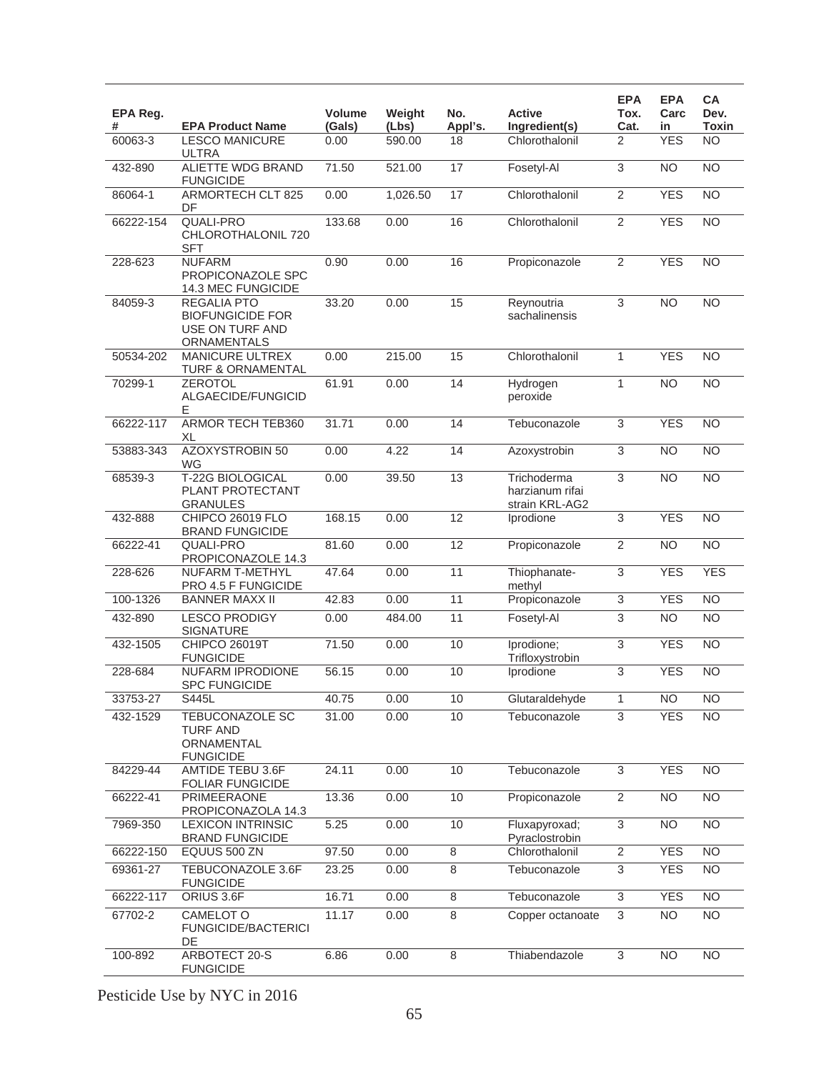| EPA Reg. # | EPA Product Name | Volume (Gals) | Weight (Lbs) | No. Appl's. | Active Ingredient(s) | EPA Tox. Cat. | EPA Carc in | CA Dev. Toxin |
|---|---|---|---|---|---|---|---|---|
| 60063-3 | LESCO MANICURE ULTRA | 0.00 | 590.00 | 18 | Chlorothalonil | 2 | YES | NO |
| 432-890 | ALIETTE WDG BRAND FUNGICIDE | 71.50 | 521.00 | 17 | Fosetyl-Al | 3 | NO | NO |
| 86064-1 | ARMORTECH CLT 825 DF | 0.00 | 1,026.50 | 17 | Chlorothalonil | 2 | YES | NO |
| 66222-154 | QUALI-PRO CHLOROTHALONIL 720 SFT | 133.68 | 0.00 | 16 | Chlorothalonil | 2 | YES | NO |
| 228-623 | NUFARM PROPICONAZOLE SPC 14.3 MEC FUNGICIDE | 0.90 | 0.00 | 16 | Propiconazole | 2 | YES | NO |
| 84059-3 | REGALIA PTO BIOFUNGICIDE FOR USE ON TURF AND ORNAMENTALS | 33.20 | 0.00 | 15 | Reynoutria sachalinensis | 3 | NO | NO |
| 50534-202 | MANICURE ULTREX TURF & ORNAMENTAL | 0.00 | 215.00 | 15 | Chlorothalonil | 1 | YES | NO |
| 70299-1 | ZEROTOL ALGAECIDE/FUNGICIDE | 61.91 | 0.00 | 14 | Hydrogen peroxide | 1 | NO | NO |
| 66222-117 | ARMOR TECH TEB360 XL | 31.71 | 0.00 | 14 | Tebuconazole | 3 | YES | NO |
| 53883-343 | AZOXYSTROBIN 50 WG | 0.00 | 4.22 | 14 | Azoxystrobin | 3 | NO | NO |
| 68539-3 | T-22G BIOLOGICAL PLANT PROTECTANT GRANULES | 0.00 | 39.50 | 13 | Trichoderma harzianum rifai strain KRL-AG2 | 3 | NO | NO |
| 432-888 | CHIPCO 26019 FLO BRAND FUNGICIDE | 168.15 | 0.00 | 12 | Iprodione | 3 | YES | NO |
| 66222-41 | QUALI-PRO PROPICONAZOLE 14.3 | 81.60 | 0.00 | 12 | Propiconazole | 2 | NO | NO |
| 228-626 | NUFARM T-METHYL PRO 4.5 F FUNGICIDE | 47.64 | 0.00 | 11 | Thiophanate-methyl | 3 | YES | YES |
| 100-1326 | BANNER MAXX II | 42.83 | 0.00 | 11 | Propiconazole | 3 | YES | NO |
| 432-890 | LESCO PRODIGY SIGNATURE | 0.00 | 484.00 | 11 | Fosetyl-Al | 3 | NO | NO |
| 432-1505 | CHIPCO 26019T FUNGICIDE | 71.50 | 0.00 | 10 | Iprodione; Trifloxystrobin | 3 | YES | NO |
| 228-684 | NUFARM IPRODIONE SPC FUNGICIDE | 56.15 | 0.00 | 10 | Iprodione | 3 | YES | NO |
| 33753-27 | S445L | 40.75 | 0.00 | 10 | Glutaraldehyde | 1 | NO | NO |
| 432-1529 | TEBUCONAZOLE SC TURF AND ORNAMENTAL FUNGICIDE | 31.00 | 0.00 | 10 | Tebuconazole | 3 | YES | NO |
| 84229-44 | AMTIDE TEBU 3.6F FOLIAR FUNGICIDE | 24.11 | 0.00 | 10 | Tebuconazole | 3 | YES | NO |
| 66222-41 | PRIMEERAONE PROPICONAZOLA 14.3 | 13.36 | 0.00 | 10 | Propiconazole | 2 | NO | NO |
| 7969-350 | LEXICON INTRINSIC BRAND FUNGICIDE | 5.25 | 0.00 | 10 | Fluxapyroxad; Pyraclostrobin | 3 | NO | NO |
| 66222-150 | EQUUS 500 ZN | 97.50 | 0.00 | 8 | Chlorothalonil | 2 | YES | NO |
| 69361-27 | TEBUCONAZOLE 3.6F FUNGICIDE | 23.25 | 0.00 | 8 | Tebuconazole | 3 | YES | NO |
| 66222-117 | ORIUS 3.6F | 16.71 | 0.00 | 8 | Tebuconazole | 3 | YES | NO |
| 67702-2 | CAMELOT O FUNGICIDE/BACTERICIDE | 11.17 | 0.00 | 8 | Copper octanoate | 3 | NO | NO |
| 100-892 | ARBOTECT 20-S FUNGICIDE | 6.86 | 0.00 | 8 | Thiabendazole | 3 | NO | NO |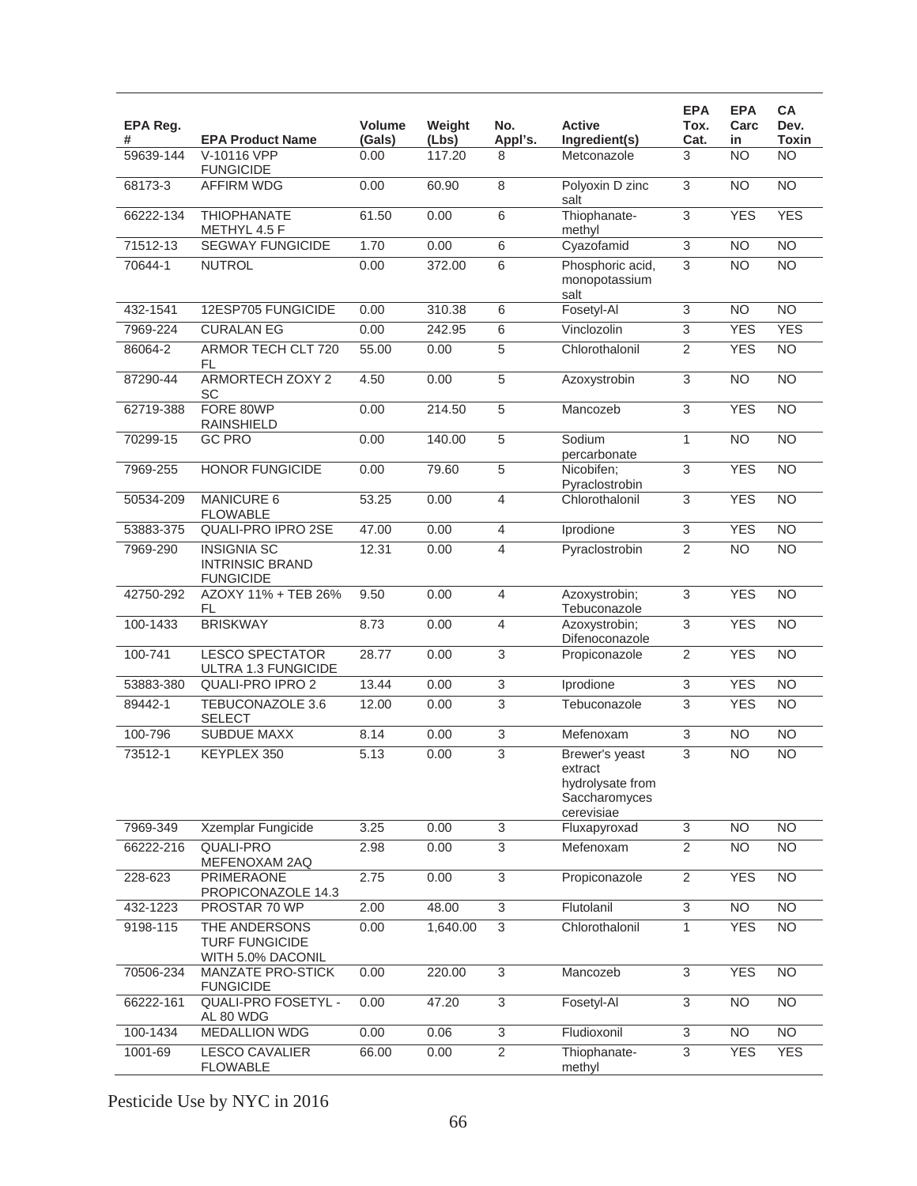| EPA Reg. # | EPA Product Name | Volume (Gals) | Weight (Lbs) | No. Appl's. | Active Ingredient(s) | EPA Tox. Cat. | EPA Carc in | CA Dev. Toxin |
|---|---|---|---|---|---|---|---|---|
| 59639-144 | V-10116 VPP FUNGICIDE | 0.00 | 117.20 | 8 | Metconazole | 3 | NO | NO |
| 68173-3 | AFFIRM WDG | 0.00 | 60.90 | 8 | Polyoxin D zinc salt | 3 | NO | NO |
| 66222-134 | THIOPHANATE METHYL 4.5 F | 61.50 | 0.00 | 6 | Thiophanate-methyl | 3 | YES | YES |
| 71512-13 | SEGWAY FUNGICIDE | 1.70 | 0.00 | 6 | Cyazofamid | 3 | NO | NO |
| 70644-1 | NUTROL | 0.00 | 372.00 | 6 | Phosphoric acid, monopotassium salt | 3 | NO | NO |
| 432-1541 | 12ESP705 FUNGICIDE | 0.00 | 310.38 | 6 | Fosetyl-Al | 3 | NO | NO |
| 7969-224 | CURALAN EG | 0.00 | 242.95 | 6 | Vinclozolin | 3 | YES | YES |
| 86064-2 | ARMOR TECH CLT 720 FL | 55.00 | 0.00 | 5 | Chlorothalonil | 2 | YES | NO |
| 87290-44 | ARMORTECH ZOXY 2 SC | 4.50 | 0.00 | 5 | Azoxystrobin | 3 | NO | NO |
| 62719-388 | FORE 80WP RAINSHIELD | 0.00 | 214.50 | 5 | Mancozeb | 3 | YES | NO |
| 70299-15 | GC PRO | 0.00 | 140.00 | 5 | Sodium percarbonate | 1 | NO | NO |
| 7969-255 | HONOR FUNGICIDE | 0.00 | 79.60 | 5 | Nicobifen; Pyraclostrobin | 3 | YES | NO |
| 50534-209 | MANICURE 6 FLOWABLE | 53.25 | 0.00 | 4 | Chlorothalonil | 3 | YES | NO |
| 53883-375 | QUALI-PRO IPRO 2SE | 47.00 | 0.00 | 4 | Iprodione | 3 | YES | NO |
| 7969-290 | INSIGNIA SC INTRINSIC BRAND FUNGICIDE | 12.31 | 0.00 | 4 | Pyraclostrobin | 2 | NO | NO |
| 42750-292 | AZOXY 11% + TEB 26% FL | 9.50 | 0.00 | 4 | Azoxystrobin; Tebuconazole | 3 | YES | NO |
| 100-1433 | BRISKWAY | 8.73 | 0.00 | 4 | Azoxystrobin; Difenoconazole | 3 | YES | NO |
| 100-741 | LESCO SPECTATOR ULTRA 1.3 FUNGICIDE | 28.77 | 0.00 | 3 | Propiconazole | 2 | YES | NO |
| 53883-380 | QUALI-PRO IPRO 2 | 13.44 | 0.00 | 3 | Iprodione | 3 | YES | NO |
| 89442-1 | TEBUCONAZOLE 3.6 SELECT | 12.00 | 0.00 | 3 | Tebuconazole | 3 | YES | NO |
| 100-796 | SUBDUE MAXX | 8.14 | 0.00 | 3 | Mefenoxam | 3 | NO | NO |
| 73512-1 | KEYPLEX 350 | 5.13 | 0.00 | 3 | Brewer's yeast extract hydrolysate from Saccharomyces cerevisiae | 3 | NO | NO |
| 7969-349 | Xzemplar Fungicide | 3.25 | 0.00 | 3 | Fluxapyroxad | 3 | NO | NO |
| 66222-216 | QUALI-PRO MEFENOXAM 2AQ | 2.98 | 0.00 | 3 | Mefenoxam | 2 | NO | NO |
| 228-623 | PRIMERAONE PROPICONAZOLE 14.3 | 2.75 | 0.00 | 3 | Propiconazole | 2 | YES | NO |
| 432-1223 | PROSTAR 70 WP | 2.00 | 48.00 | 3 | Flutolanil | 3 | NO | NO |
| 9198-115 | THE ANDERSONS TURF FUNGICIDE WITH 5.0% DACONIL | 0.00 | 1,640.00 | 3 | Chlorothalonil | 1 | YES | NO |
| 70506-234 | MANZATE PRO-STICK FUNGICIDE | 0.00 | 220.00 | 3 | Mancozeb | 3 | YES | NO |
| 66222-161 | QUALI-PRO FOSETYL - AL 80 WDG | 0.00 | 47.20 | 3 | Fosetyl-Al | 3 | NO | NO |
| 100-1434 | MEDALLION WDG | 0.00 | 0.06 | 3 | Fludioxonil | 3 | NO | NO |
| 1001-69 | LESCO CAVALIER FLOWABLE | 66.00 | 0.00 | 2 | Thiophanate-methyl | 3 | YES | YES |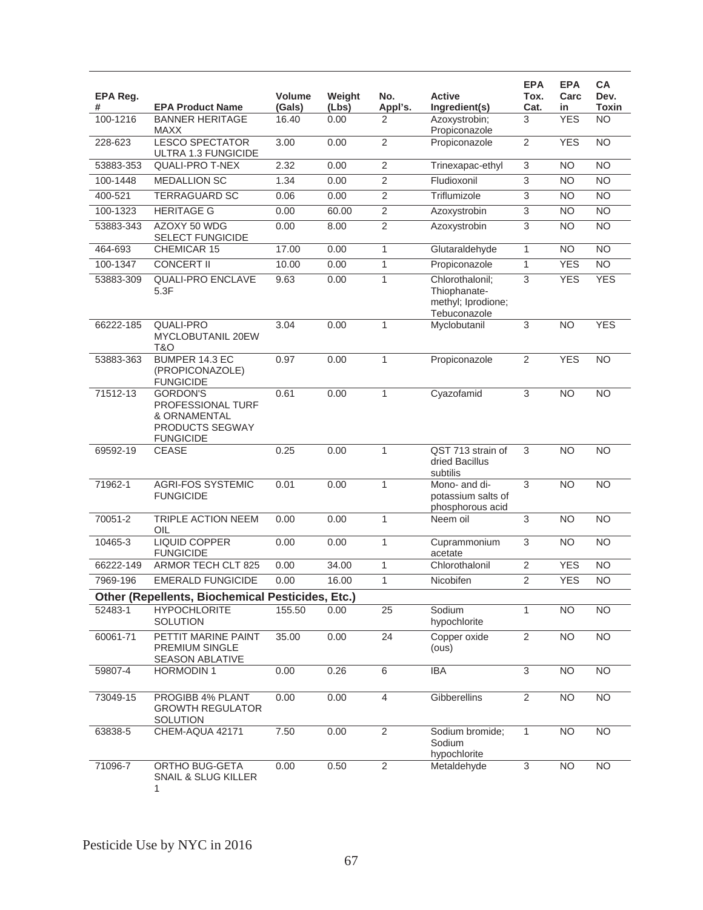| EPA Reg. # | EPA Product Name | Volume (Gals) | Weight (Lbs) | No. Appl's. | Active Ingredient(s) | EPA Tox. Cat. | EPA Carc in | CA Dev. Toxin |
|---|---|---|---|---|---|---|---|---|
| 100-1216 | BANNER HERITAGE MAXX | 16.40 | 0.00 | 2 | Azoxystrobin; Propiconazole | 3 | YES | NO |
| 228-623 | LESCO SPECTATOR ULTRA 1.3 FUNGICIDE | 3.00 | 0.00 | 2 | Propiconazole | 2 | YES | NO |
| 53883-353 | QUALI-PRO T-NEX | 2.32 | 0.00 | 2 | Trinexapac-ethyl | 3 | NO | NO |
| 100-1448 | MEDALLION SC | 1.34 | 0.00 | 2 | Fludioxonil | 3 | NO | NO |
| 400-521 | TERRAGUARD SC | 0.06 | 0.00 | 2 | Triflumizole | 3 | NO | NO |
| 100-1323 | HERITAGE G | 0.00 | 60.00 | 2 | Azoxystrobin | 3 | NO | NO |
| 53883-343 | AZOXY 50 WDG SELECT FUNGICIDE | 0.00 | 8.00 | 2 | Azoxystrobin | 3 | NO | NO |
| 464-693 | CHEMICAR 15 | 17.00 | 0.00 | 1 | Glutaraldehyde | 1 | NO | NO |
| 100-1347 | CONCERT II | 10.00 | 0.00 | 1 | Propiconazole | 1 | YES | NO |
| 53883-309 | QUALI-PRO ENCLAVE 5.3F | 9.63 | 0.00 | 1 | Chlorothalonil; Thiophanate-methyl; Iprodione; Tebuconazole | 3 | YES | YES |
| 66222-185 | QUALI-PRO MYCLOBUTANIL 20EW T&O | 3.04 | 0.00 | 1 | Myclobutanil | 3 | NO | YES |
| 53883-363 | BUMPER 14.3 EC (PROPICONAZOLE) FUNGICIDE | 0.97 | 0.00 | 1 | Propiconazole | 2 | YES | NO |
| 71512-13 | GORDON'S PROFESSIONAL TURF & ORNAMENTAL PRODUCTS SEGWAY FUNGICIDE | 0.61 | 0.00 | 1 | Cyazofamid | 3 | NO | NO |
| 69592-19 | CEASE | 0.25 | 0.00 | 1 | QST 713 strain of dried Bacillus subtilis | 3 | NO | NO |
| 71962-1 | AGRI-FOS SYSTEMIC FUNGICIDE | 0.01 | 0.00 | 1 | Mono- and di-potassium salts of phosphorous acid | 3 | NO | NO |
| 70051-2 | TRIPLE ACTION NEEM OIL | 0.00 | 0.00 | 1 | Neem oil | 3 | NO | NO |
| 10465-3 | LIQUID COPPER FUNGICIDE | 0.00 | 0.00 | 1 | Cuprammonium acetate | 3 | NO | NO |
| 66222-149 | ARMOR TECH CLT 825 | 0.00 | 34.00 | 1 | Chlorothalonil | 2 | YES | NO |
| 7969-196 | EMERALD FUNGICIDE | 0.00 | 16.00 | 1 | Nicobifen | 2 | YES | NO |
| **Other (Repellents, Biochemical Pesticides, Etc.)** | | | | | | | | |
| 52483-1 | HYPOCHLORITE SOLUTION | 155.50 | 0.00 | 25 | Sodium hypochlorite | 1 | NO | NO |
| 60061-71 | PETTIT MARINE PAINT PREMIUM SINGLE SEASON ABLATIVE | 35.00 | 0.00 | 24 | Copper oxide (ous) | 2 | NO | NO |
| 59807-4 | HORMODIN 1 | 0.00 | 0.26 | 6 | IBA | 3 | NO | NO |
| 73049-15 | PROGIBB 4% PLANT GROWTH REGULATOR SOLUTION | 0.00 | 0.00 | 4 | Gibberellins | 2 | NO | NO |
| 63838-5 | CHEM-AQUA 42171 | 7.50 | 0.00 | 2 | Sodium bromide; Sodium hypochlorite | 1 | NO | NO |
| 71096-7 | ORTHO BUG-GETA SNAIL & SLUG KILLER 1 | 0.00 | 0.50 | 2 | Metaldehyde | 3 | NO | NO |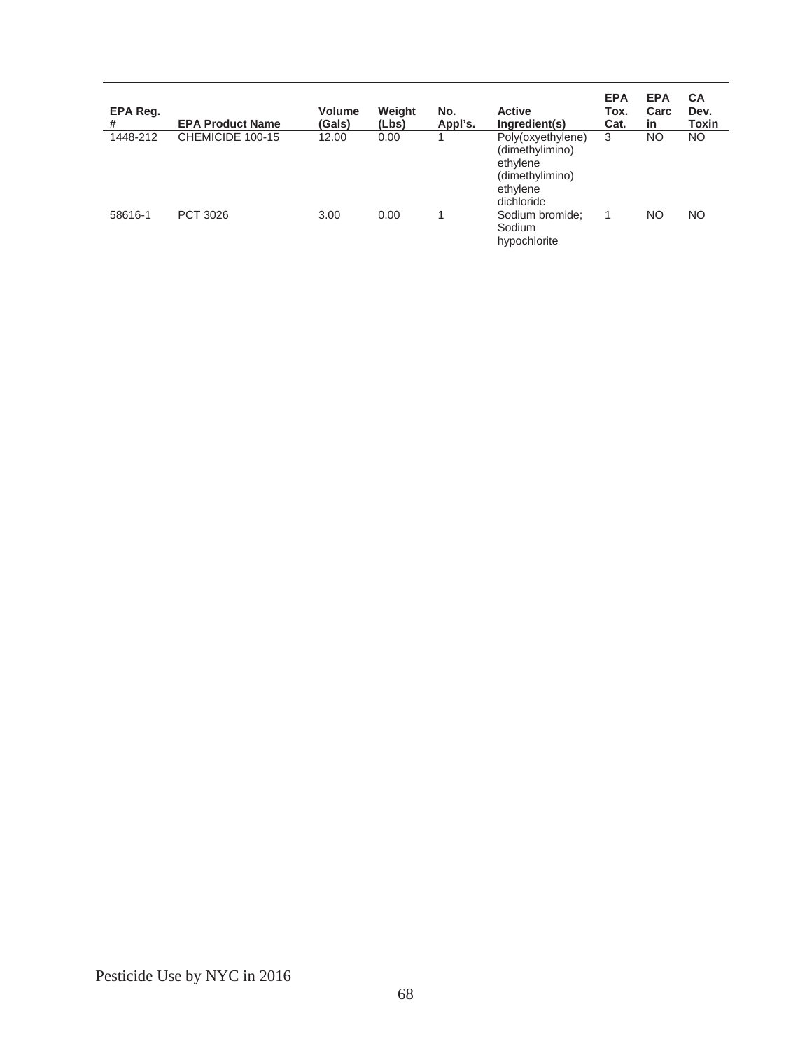| EPA Reg. # | EPA Product Name | Volume (Gals) | Weight (Lbs) | No. Appl's. | Active Ingredient(s) | EPA Tox. Cat. | EPA Carcin | CA Dev. Toxin |
|---|---|---|---|---|---|---|---|---|
| 1448-212 | CHEMICIDE 100-15 | 12.00 | 0.00 | 1 | Poly(oxyethylene) (dimethylimino) ethylene (dimethylimino) ethylene dichloride | 3 | NO | NO |
| 58616-1 | PCT 3026 | 3.00 | 0.00 | 1 | Sodium bromide; Sodium hypochlorite | 1 | NO | NO |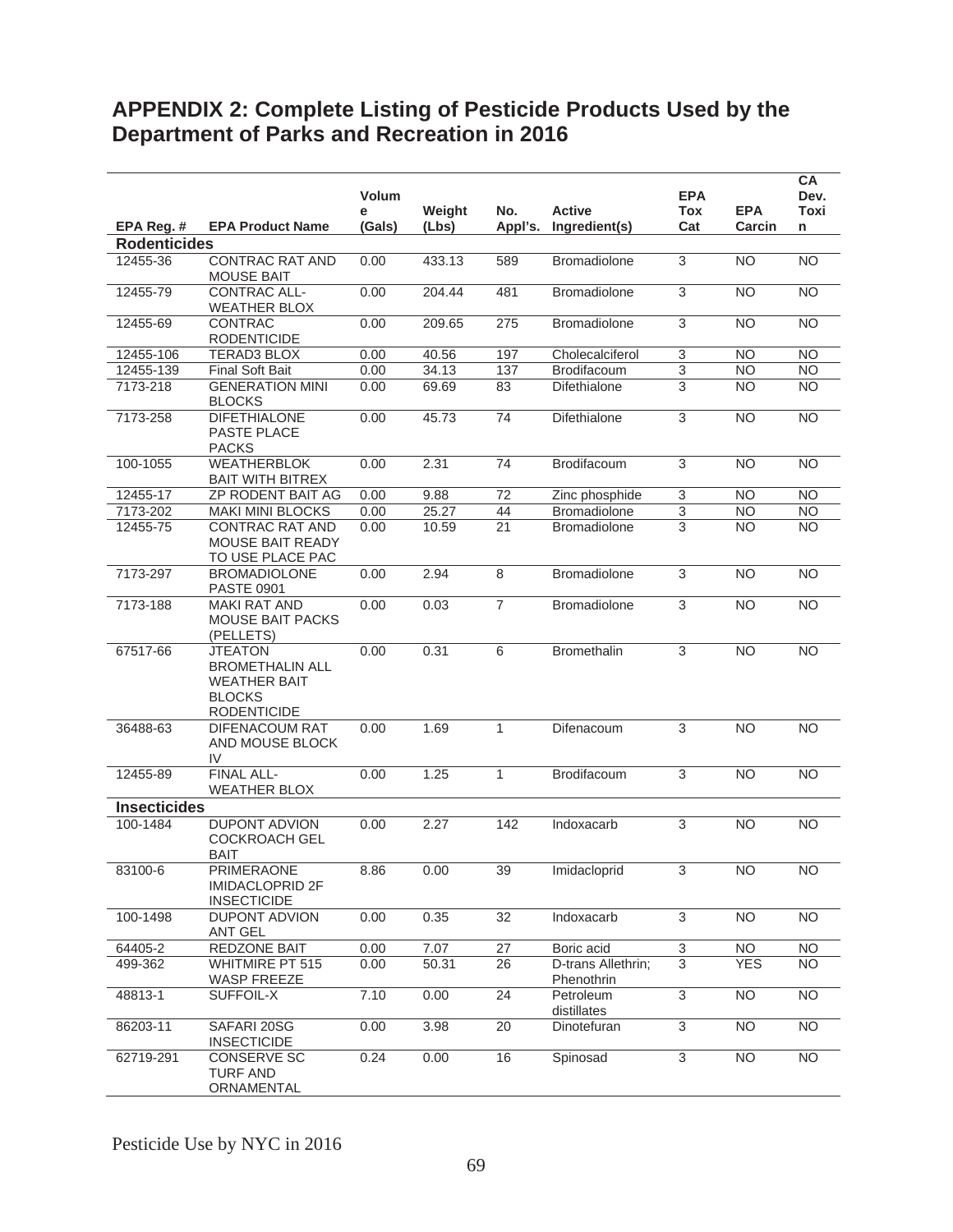## APPENDIX 2: Complete Listing of Pesticide Products Used by the Department of Parks and Recreation in 2016

| EPA Reg. # | EPA Product Name | Volume (Gals) | Weight (Lbs) | No. Appl's. | Active Ingredient(s) | EPA Tox Cat | EPA Carcin | CA Dev. Toxin |
|---|---|---|---|---|---|---|---|---|
| **Rodenticides** | | | | | | | | |
| 12455-36 | CONTRAC RAT AND MOUSE BAIT | 0.00 | 433.13 | 589 | Bromadiolone | 3 | NO | NO |
| 12455-79 | CONTRAC ALL-WEATHER BLOX | 0.00 | 204.44 | 481 | Bromadiolone | 3 | NO | NO |
| 12455-69 | CONTRAC RODENTICIDE | 0.00 | 209.65 | 275 | Bromadiolone | 3 | NO | NO |
| 12455-106 | TERAD3 BLOX | 0.00 | 40.56 | 197 | Cholecalciferol | 3 | NO | NO |
| 12455-139 | Final Soft Bait | 0.00 | 34.13 | 137 | Brodifacoum | 3 | NO | NO |
| 7173-218 | GENERATION MINI BLOCKS | 0.00 | 69.69 | 83 | Difethialone | 3 | NO | NO |
| 7173-258 | DIFETHIALONE PASTE PLACE PACKS | 0.00 | 45.73 | 74 | Difethialone | 3 | NO | NO |
| 100-1055 | WEATHERBLOK BAIT WITH BITREX | 0.00 | 2.31 | 74 | Brodifacoum | 3 | NO | NO |
| 12455-17 | ZP RODENT BAIT AG | 0.00 | 9.88 | 72 | Zinc phosphide | 3 | NO | NO |
| 7173-202 | MAKI MINI BLOCKS | 0.00 | 25.27 | 44 | Bromadiolone | 3 | NO | NO |
| 12455-75 | CONTRAC RAT AND MOUSE BAIT READY TO USE PLACE PAC | 0.00 | 10.59 | 21 | Bromadiolone | 3 | NO | NO |
| 7173-297 | BROMADIOLONE PASTE 0901 | 0.00 | 2.94 | 8 | Bromadiolone | 3 | NO | NO |
| 7173-188 | MAKI RAT AND MOUSE BAIT PACKS (PELLETS) | 0.00 | 0.03 | 7 | Bromadiolone | 3 | NO | NO |
| 67517-66 | JTEATON BROMETHALIN ALL WEATHER BAIT BLOCKS RODENTICIDE | 0.00 | 0.31 | 6 | Bromethalin | 3 | NO | NO |
| 36488-63 | DIFENACOUM RAT AND MOUSE BLOCK IV | 0.00 | 1.69 | 1 | Difenacoum | 3 | NO | NO |
| 12455-89 | FINAL ALL-WEATHER BLOX | 0.00 | 1.25 | 1 | Brodifacoum | 3 | NO | NO |
| **Insecticides** | | | | | | | | |
| 100-1484 | DUPONT ADVION COCKROACH GEL BAIT | 0.00 | 2.27 | 142 | Indoxacarb | 3 | NO | NO |
| 83100-6 | PRIMERAONE IMIDACLOPRID 2F INSECTICIDE | 8.86 | 0.00 | 39 | Imidacloprid | 3 | NO | NO |
| 100-1498 | DUPONT ADVION ANT GEL | 0.00 | 0.35 | 32 | Indoxacarb | 3 | NO | NO |
| 64405-2 | REDZONE BAIT | 0.00 | 7.07 | 27 | Boric acid | 3 | NO | NO |
| 499-362 | WHITMIRE PT 515 WASP FREEZE | 0.00 | 50.31 | 26 | D-trans Allethrin; Phenothrin | 3 | YES | NO |
| 48813-1 | SUFFOIL-X | 7.10 | 0.00 | 24 | Petroleum distillates | 3 | NO | NO |
| 86203-11 | SAFARI 20SG INSECTICIDE | 0.00 | 3.98 | 20 | Dinotefuran | 3 | NO | NO |
| 62719-291 | CONSERVE SC TURF AND ORNAMENTAL | 0.24 | 0.00 | 16 | Spinosad | 3 | NO | NO |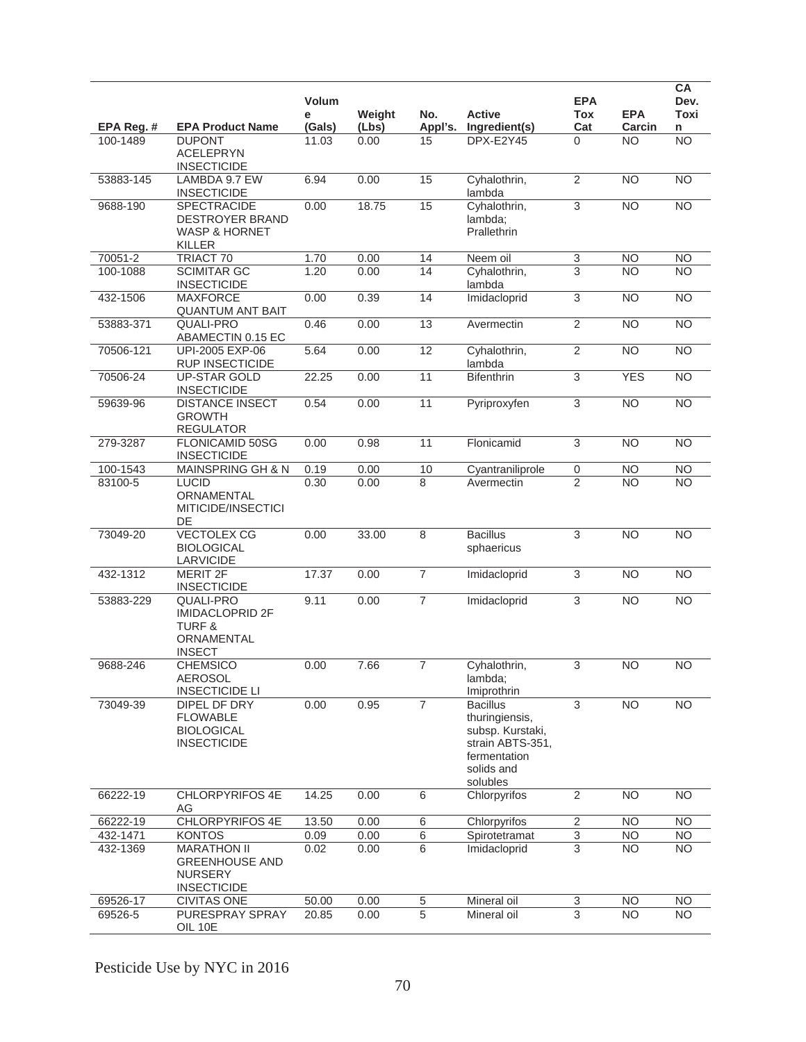| EPA Reg. # | EPA Product Name | Volume (Gals) | Weight (Lbs) | No. Appl's. | Active Ingredient(s) | EPA Tox Cat | EPA Carcin | CA Dev. Toxin |
|---|---|---|---|---|---|---|---|---|
| 100-1489 | DUPONT ACELEPRYN INSECTICIDE | 11.03 | 0.00 | 15 | DPX-E2Y45 | 0 | NO | NO |
| 53883-145 | LAMBDA 9.7 EW INSECTICIDE | 6.94 | 0.00 | 15 | Cyhalothrin, lambda | 2 | NO | NO |
| 9688-190 | SPECTRACIDE DESTROYER BRAND WASP & HORNET KILLER | 0.00 | 18.75 | 15 | Cyhalothrin, lambda; Prallethrin | 3 | NO | NO |
| 70051-2 | TRIACT 70 | 1.70 | 0.00 | 14 | Neem oil | 3 | NO | NO |
| 100-1088 | SCIMITAR GC INSECTICIDE | 1.20 | 0.00 | 14 | Cyhalothrin, lambda | 3 | NO | NO |
| 432-1506 | MAXFORCE QUANTUM ANT BAIT | 0.00 | 0.39 | 14 | Imidacloprid | 3 | NO | NO |
| 53883-371 | QUALI-PRO ABAMECTIN 0.15 EC | 0.46 | 0.00 | 13 | Avermectin | 2 | NO | NO |
| 70506-121 | UPI-2005 EXP-06 RUP INSECTICIDE | 5.64 | 0.00 | 12 | Cyhalothrin, lambda | 2 | NO | NO |
| 70506-24 | UP-STAR GOLD INSECTICIDE | 22.25 | 0.00 | 11 | Bifenthrin | 3 | YES | NO |
| 59639-96 | DISTANCE INSECT GROWTH REGULATOR | 0.54 | 0.00 | 11 | Pyriproxyfen | 3 | NO | NO |
| 279-3287 | FLONICAMID 50SG INSECTICIDE | 0.00 | 0.98 | 11 | Flonicamid | 3 | NO | NO |
| 100-1543 | MAINSPRING GH & N | 0.19 | 0.00 | 10 | Cyantraniliprole | 0 | NO | NO |
| 83100-5 | LUCID ORNAMENTAL MITICIDE/INSECTICIDE | 0.30 | 0.00 | 8 | Avermectin | 2 | NO | NO |
| 73049-20 | VECTOLEX CG BIOLOGICAL LARVICIDE | 0.00 | 33.00 | 8 | Bacillus sphaericus | 3 | NO | NO |
| 432-1312 | MERIT 2F INSECTICIDE | 17.37 | 0.00 | 7 | Imidacloprid | 3 | NO | NO |
| 53883-229 | QUALI-PRO IMIDACLOPRID 2F TURF & ORNAMENTAL INSECT | 9.11 | 0.00 | 7 | Imidacloprid | 3 | NO | NO |
| 9688-246 | CHEMSICO AEROSOL INSECTICIDE LI | 0.00 | 7.66 | 7 | Cyhalothrin, lambda; Imiprothrin | 3 | NO | NO |
| 73049-39 | DIPEL DF DRY FLOWABLE BIOLOGICAL INSECTICIDE | 0.00 | 0.95 | 7 | Bacillus thuringiensis, subsp. Kurstaki, strain ABTS-351, fermentation solids and solubles | 3 | NO | NO |
| 66222-19 | CHLORPYRIFOS 4E AG | 14.25 | 0.00 | 6 | Chlorpyrifos | 2 | NO | NO |
| 66222-19 | CHLORPYRIFOS 4E | 13.50 | 0.00 | 6 | Chlorpyrifos | 2 | NO | NO |
| 432-1471 | KONTOS | 0.09 | 0.00 | 6 | Spirotetramat | 3 | NO | NO |
| 432-1369 | MARATHON II GREENHOUSE AND NURSERY INSECTICIDE | 0.02 | 0.00 | 6 | Imidacloprid | 3 | NO | NO |
| 69526-17 | CIVITAS ONE | 50.00 | 0.00 | 5 | Mineral oil | 3 | NO | NO |
| 69526-5 | PURESPRAY SPRAY OIL 10E | 20.85 | 0.00 | 5 | Mineral oil | 3 | NO | NO |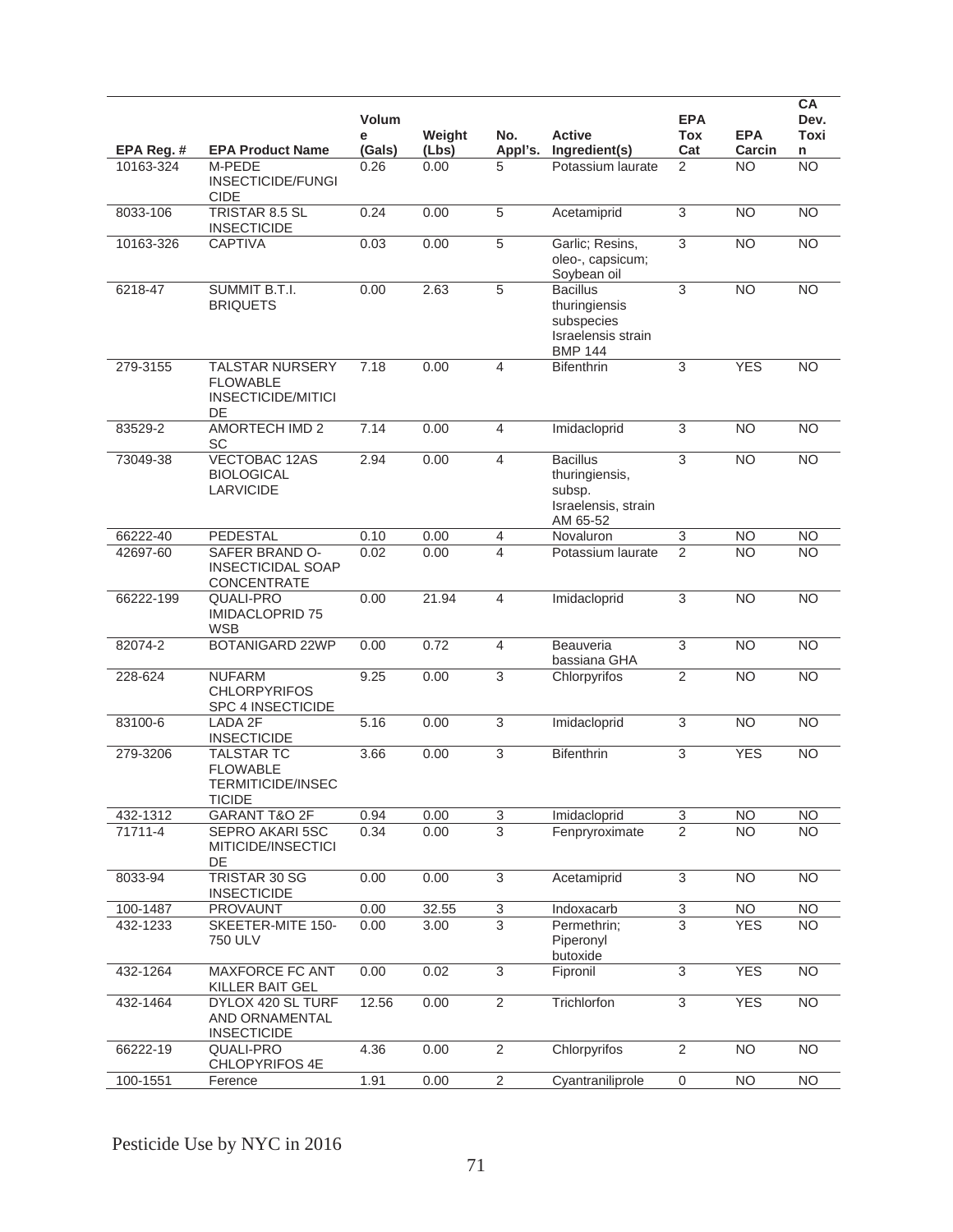| EPA Reg. # | EPA Product Name | Volume (Gals) | Weight (Lbs) | No. Appl's. | Active Ingredient(s) | EPA Tox Cat | EPA Carcin | CA Dev. Toxin |
|---|---|---|---|---|---|---|---|---|
| 10163-324 | M-PEDE INSECTICIDE/FUNGICIDE | 0.26 | 0.00 | 5 | Potassium laurate | 2 | NO | NO |
| 8033-106 | TRISTAR 8.5 SL INSECTICIDE | 0.24 | 0.00 | 5 | Acetamiprid | 3 | NO | NO |
| 10163-326 | CAPTIVA | 0.03 | 0.00 | 5 | Garlic; Resins, oleo-, capsicum; Soybean oil | 3 | NO | NO |
| 6218-47 | SUMMIT B.T.I. BRIQUETS | 0.00 | 2.63 | 5 | Bacillus thuringiensis subspecies Israelensis strain BMP 144 | 3 | NO | NO |
| 279-3155 | TALSTAR NURSERY FLOWABLE INSECTICIDE/MITICIDE | 7.18 | 0.00 | 4 | Bifenthrin | 3 | YES | NO |
| 83529-2 | AMORTECH IMD 2 SC | 7.14 | 0.00 | 4 | Imidacloprid | 3 | NO | NO |
| 73049-38 | VECTOBAC 12AS BIOLOGICAL LARVICIDE | 2.94 | 0.00 | 4 | Bacillus thuringiensis, subsp. Israelensis, strain AM 65-52 | 3 | NO | NO |
| 66222-40 | PEDESTAL | 0.10 | 0.00 | 4 | Novaluron | 3 | NO | NO |
| 42697-60 | SAFER BRAND O-INSECTICIDAL SOAP CONCENTRATE | 0.02 | 0.00 | 4 | Potassium laurate | 2 | NO | NO |
| 66222-199 | QUALI-PRO IMIDACLOPRID 75 WSB | 0.00 | 21.94 | 4 | Imidacloprid | 3 | NO | NO |
| 82074-2 | BOTANIGARD 22WP | 0.00 | 0.72 | 4 | Beauveria bassiana GHA | 3 | NO | NO |
| 228-624 | NUFARM CHLORPYRIFOS SPC 4 INSECTICIDE | 9.25 | 0.00 | 3 | Chlorpyrifos | 2 | NO | NO |
| 83100-6 | LADA 2F INSECTICIDE | 5.16 | 0.00 | 3 | Imidacloprid | 3 | NO | NO |
| 279-3206 | TALSTAR TC FLOWABLE TERMITICIDE/INSECTICIDE | 3.66 | 0.00 | 3 | Bifenthrin | 3 | YES | NO |
| 432-1312 | GARANT T&O 2F | 0.94 | 0.00 | 3 | Imidacloprid | 3 | NO | NO |
| 71711-4 | SEPRO AKARI 5SC MITICIDE/INSECTICIDE | 0.34 | 0.00 | 3 | Fenpryroximate | 2 | NO | NO |
| 8033-94 | TRISTAR 30 SG INSECTICIDE | 0.00 | 0.00 | 3 | Acetamiprid | 3 | NO | NO |
| 100-1487 | PROVAUNT | 0.00 | 32.55 | 3 | Indoxacarb | 3 | NO | NO |
| 432-1233 | SKEETER-MITE 150-750 ULV | 0.00 | 3.00 | 3 | Permethrin; Piperonyl butoxide | 3 | YES | NO |
| 432-1264 | MAXFORCE FC ANT KILLER BAIT GEL | 0.00 | 0.02 | 3 | Fipronil | 3 | YES | NO |
| 432-1464 | DYLOX 420 SL TURF AND ORNAMENTAL INSECTICIDE | 12.56 | 0.00 | 2 | Trichlorfon | 3 | YES | NO |
| 66222-19 | QUALI-PRO CHLOPYRIFOS 4E | 4.36 | 0.00 | 2 | Chlorpyrifos | 2 | NO | NO |
| 100-1551 | Ference | 1.91 | 0.00 | 2 | Cyantraniliprole | 0 | NO | NO |

Pesticide Use by NYC in 2016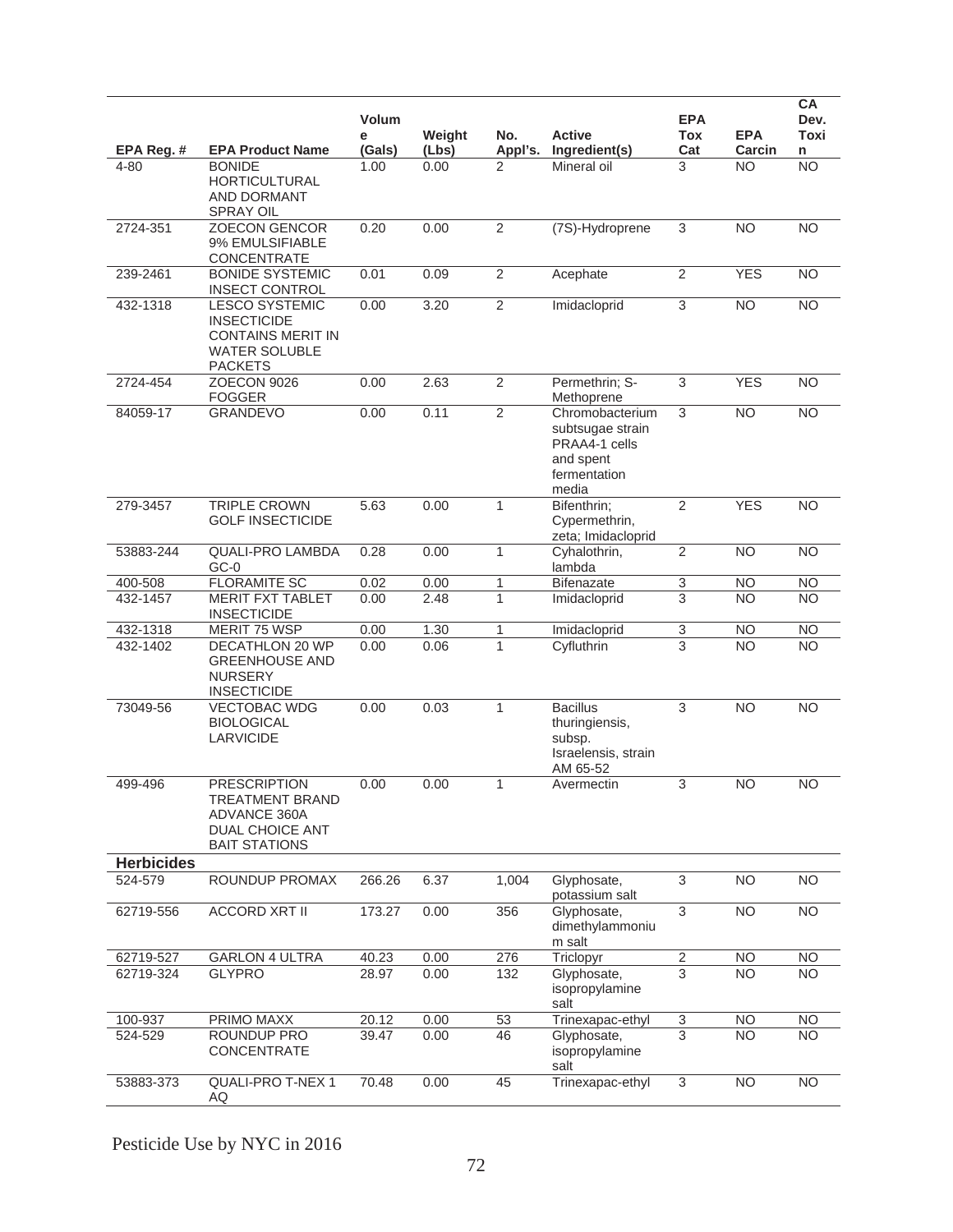| EPA Reg. # | EPA Product Name | Volume (Gals) | Weight (Lbs) | No. Appl's. | Active Ingredient(s) | EPA Tox Cat | EPA Carcin | CA Dev. Toxin |
|---|---|---|---|---|---|---|---|---|
| 4-80 | BONIDE HORTICULTURAL AND DORMANT SPRAY OIL | 1.00 | 0.00 | 2 | Mineral oil | 3 | NO | NO |
| 2724-351 | ZOECON GENCOR 9% EMULSIFIABLE CONCENTRATE | 0.20 | 0.00 | 2 | (7S)-Hydroprene | 3 | NO | NO |
| 239-2461 | BONIDE SYSTEMIC INSECT CONTROL | 0.01 | 0.09 | 2 | Acephate | 2 | YES | NO |
| 432-1318 | LESCO SYSTEMIC INSECTICIDE CONTAINS MERIT IN WATER SOLUBLE PACKETS | 0.00 | 3.20 | 2 | Imidacloprid | 3 | NO | NO |
| 2724-454 | ZOECON 9026 FOGGER | 0.00 | 2.63 | 2 | Permethrin; S-Methoprene | 3 | YES | NO |
| 84059-17 | GRANDEVO | 0.00 | 0.11 | 2 | Chromobacterium subtsugae strain PRAA4-1 cells and spent fermentation media | 3 | NO | NO |
| 279-3457 | TRIPLE CROWN GOLF INSECTICIDE | 5.63 | 0.00 | 1 | Bifenthrin; Cypermethrin, zeta; Imidacloprid | 2 | YES | NO |
| 53883-244 | QUALI-PRO LAMBDA GC-0 | 0.28 | 0.00 | 1 | Cyhalothrin, lambda | 2 | NO | NO |
| 400-508 | FLORAMITE SC | 0.02 | 0.00 | 1 | Bifenazate | 3 | NO | NO |
| 432-1457 | MERIT FXT TABLET INSECTICIDE | 0.00 | 2.48 | 1 | Imidacloprid | 3 | NO | NO |
| 432-1318 | MERIT 75 WSP | 0.00 | 1.30 | 1 | Imidacloprid | 3 | NO | NO |
| 432-1402 | DECATHLON 20 WP GREENHOUSE AND NURSERY INSECTICIDE | 0.00 | 0.06 | 1 | Cyfluthrin | 3 | NO | NO |
| 73049-56 | VECTOBAC WDG BIOLOGICAL LARVICIDE | 0.00 | 0.03 | 1 | Bacillus thuringiensis, subsp. Israelensis, strain AM 65-52 | 3 | NO | NO |
| 499-496 | PRESCRIPTION TREATMENT BRAND ADVANCE 360A DUAL CHOICE ANT BAIT STATIONS | 0.00 | 0.00 | 1 | Avermectin | 3 | NO | NO |
| **Herbicides** | | | | | | | | |
| 524-579 | ROUNDUP PROMAX | 266.26 | 6.37 | 1,004 | Glyphosate, potassium salt | 3 | NO | NO |
| 62719-556 | ACCORD XRT II | 173.27 | 0.00 | 356 | Glyphosate, dimethylammonium salt | 3 | NO | NO |
| 62719-527 | GARLON 4 ULTRA | 40.23 | 0.00 | 276 | Triclopyr | 2 | NO | NO |
| 62719-324 | GLYPRO | 28.97 | 0.00 | 132 | Glyphosate, isopropylamine salt | 3 | NO | NO |
| 100-937 | PRIMO MAXX | 20.12 | 0.00 | 53 | Trinexapac-ethyl | 3 | NO | NO |
| 524-529 | ROUNDUP PRO CONCENTRATE | 39.47 | 0.00 | 46 | Glyphosate, isopropylamine salt | 3 | NO | NO |
| 53883-373 | QUALI-PRO T-NEX 1 AQ | 70.48 | 0.00 | 45 | Trinexapac-ethyl | 3 | NO | NO |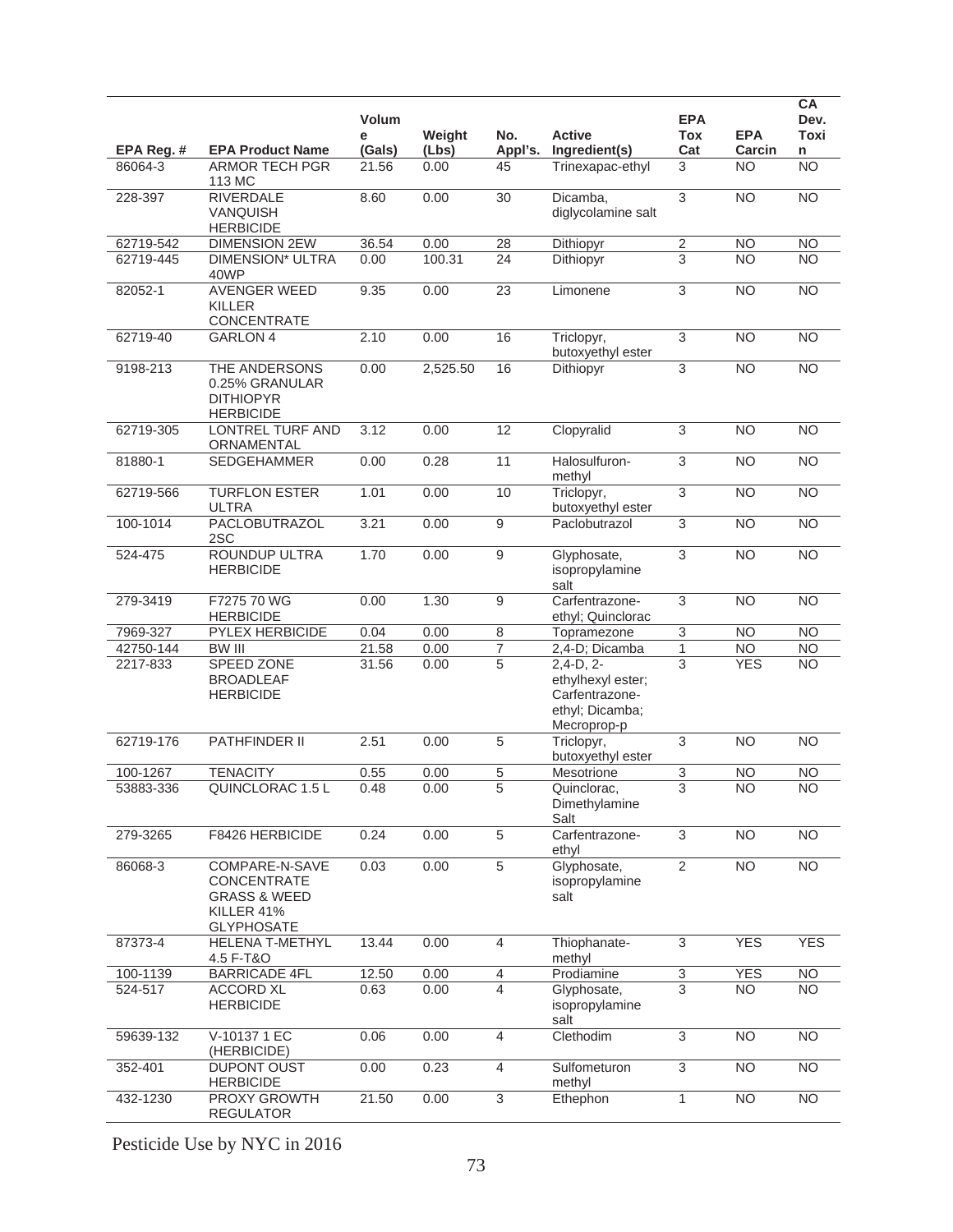| EPA Reg. # | EPA Product Name | Volume (Gals) | Weight (Lbs) | No. Appl's. | Active Ingredient(s) | EPA Tox Cat | EPA Carcin | CA Dev. Toxin |
|---|---|---|---|---|---|---|---|---|
| 86064-3 | ARMOR TECH PGR 113 MC | 21.56 | 0.00 | 45 | Trinexapac-ethyl | 3 | NO | NO |
| 228-397 | RIVERDALE VANQUISH HERBICIDE | 8.60 | 0.00 | 30 | Dicamba, diglycolamine salt | 3 | NO | NO |
| 62719-542 | DIMENSION 2EW | 36.54 | 0.00 | 28 | Dithiopyr | 2 | NO | NO |
| 62719-445 | DIMENSION* ULTRA 40WP | 0.00 | 100.31 | 24 | Dithiopyr | 3 | NO | NO |
| 82052-1 | AVENGER WEED KILLER CONCENTRATE | 9.35 | 0.00 | 23 | Limonene | 3 | NO | NO |
| 62719-40 | GARLON 4 | 2.10 | 0.00 | 16 | Triclopyr, butoxyethyl ester | 3 | NO | NO |
| 9198-213 | THE ANDERSONS 0.25% GRANULAR DITHIOPYR HERBICIDE | 0.00 | 2,525.50 | 16 | Dithiopyr | 3 | NO | NO |
| 62719-305 | LONTREL TURF AND ORNAMENTAL | 3.12 | 0.00 | 12 | Clopyralid | 3 | NO | NO |
| 81880-1 | SEDGEHAMMER | 0.00 | 0.28 | 11 | Halosulfuron-methyl | 3 | NO | NO |
| 62719-566 | TURFLON ESTER ULTRA | 1.01 | 0.00 | 10 | Triclopyr, butoxyethyl ester | 3 | NO | NO |
| 100-1014 | PACLOBUTRAZOL 2SC | 3.21 | 0.00 | 9 | Paclobutrazol | 3 | NO | NO |
| 524-475 | ROUNDUP ULTRA HERBICIDE | 1.70 | 0.00 | 9 | Glyphosate, isopropylamine salt | 3 | NO | NO |
| 279-3419 | F7275 70 WG HERBICIDE | 0.00 | 1.30 | 9 | Carfentrazone-ethyl; Quinclorac | 3 | NO | NO |
| 7969-327 | PYLEX HERBICIDE | 0.04 | 0.00 | 8 | Topramezone | 3 | NO | NO |
| 42750-144 | BW III | 21.58 | 0.00 | 7 | 2,4-D; Dicamba | 1 | NO | NO |
| 2217-833 | SPEED ZONE BROADLEAF HERBICIDE | 31.56 | 0.00 | 5 | 2,4-D, 2-ethylhexyl ester; Carfentrazone-ethyl; Dicamba; Mecroprop-p | 3 | YES | NO |
| 62719-176 | PATHFINDER II | 2.51 | 0.00 | 5 | Triclopyr, butoxyethyl ester | 3 | NO | NO |
| 100-1267 | TENACITY | 0.55 | 0.00 | 5 | Mesotrione | 3 | NO | NO |
| 53883-336 | QUINCLORAC 1.5 L | 0.48 | 0.00 | 5 | Quinclorac, Dimethylamine Salt | 3 | NO | NO |
| 279-3265 | F8426 HERBICIDE | 0.24 | 0.00 | 5 | Carfentrazone-ethyl | 3 | NO | NO |
| 86068-3 | COMPARE-N-SAVE CONCENTRATE GRASS & WEED KILLER 41% GLYPHOSATE | 0.03 | 0.00 | 5 | Glyphosate, isopropylamine salt | 2 | NO | NO |
| 87373-4 | HELENA T-METHYL 4.5 F-T&O | 13.44 | 0.00 | 4 | Thiophanate-methyl | 3 | YES | YES |
| 100-1139 | BARRICADE 4FL | 12.50 | 0.00 | 4 | Prodiamine | 3 | YES | NO |
| 524-517 | ACCORD XL HERBICIDE | 0.63 | 0.00 | 4 | Glyphosate, isopropylamine salt | 3 | NO | NO |
| 59639-132 | V-10137 1 EC (HERBICIDE) | 0.06 | 0.00 | 4 | Clethodim | 3 | NO | NO |
| 352-401 | DUPONT OUST HERBICIDE | 0.00 | 0.23 | 4 | Sulfometuron methyl | 3 | NO | NO |
| 432-1230 | PROXY GROWTH REGULATOR | 21.50 | 0.00 | 3 | Ethephon | 1 | NO | NO |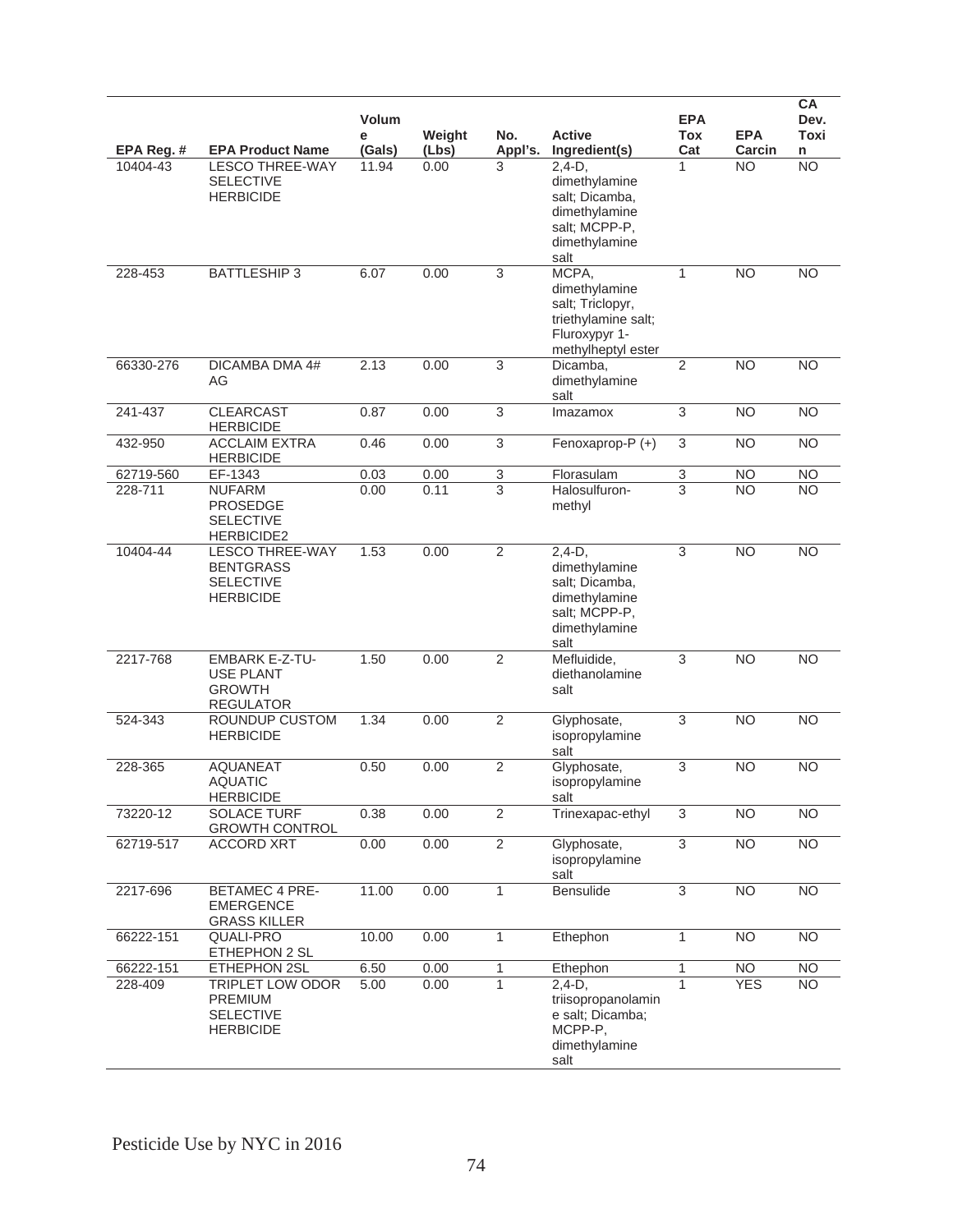| EPA Reg. # | EPA Product Name | Volume (Gals) | Weight (Lbs) | No. Appl's. | Active Ingredient(s) | EPA Tox Cat | EPA Carcin | CA Dev. Toxin |
|---|---|---|---|---|---|---|---|---|
| 10404-43 | LESCO THREE-WAY SELECTIVE HERBICIDE | 11.94 | 0.00 | 3 | 2,4-D, dimethylamine salt; Dicamba, dimethylamine salt; MCPP-P, dimethylamine salt | 1 | NO | NO |
| 228-453 | BATTLESHIP 3 | 6.07 | 0.00 | 3 | MCPA, dimethylamine salt; Triclopyr, triethylamine salt; Fluroxypyr 1-methylheptyl ester | 1 | NO | NO |
| 66330-276 | DICAMBA DMA 4# AG | 2.13 | 0.00 | 3 | Dicamba, dimethylamine salt | 2 | NO | NO |
| 241-437 | CLEARCAST HERBICIDE | 0.87 | 0.00 | 3 | Imazamox | 3 | NO | NO |
| 432-950 | ACCLAIM EXTRA HERBICIDE | 0.46 | 0.00 | 3 | Fenoxaprop-P (+) | 3 | NO | NO |
| 62719-560 | EF-1343 | 0.03 | 0.00 | 3 | Florasulam | 3 | NO | NO |
| 228-711 | NUFARM PROSEDGE SELECTIVE HERBICIDE2 | 0.00 | 0.11 | 3 | Halosulfuron-methyl | 3 | NO | NO |
| 10404-44 | LESCO THREE-WAY BENTGRASS SELECTIVE HERBICIDE | 1.53 | 0.00 | 2 | 2,4-D, dimethylamine salt; Dicamba, dimethylamine salt; MCPP-P, dimethylamine salt | 3 | NO | NO |
| 2217-768 | EMBARK E-Z-TU-USE PLANT GROWTH REGULATOR | 1.50 | 0.00 | 2 | Mefluidide, diethanolamine salt | 3 | NO | NO |
| 524-343 | ROUNDUP CUSTOM HERBICIDE | 1.34 | 0.00 | 2 | Glyphosate, isopropylamine salt | 3 | NO | NO |
| 228-365 | AQUANEAT AQUATIC HERBICIDE | 0.50 | 0.00 | 2 | Glyphosate, isopropylamine salt | 3 | NO | NO |
| 73220-12 | SOLACE TURF GROWTH CONTROL | 0.38 | 0.00 | 2 | Trinexapac-ethyl | 3 | NO | NO |
| 62719-517 | ACCORD XRT | 0.00 | 0.00 | 2 | Glyphosate, isopropylamine salt | 3 | NO | NO |
| 2217-696 | BETAMEC 4 PRE-EMERGENCE GRASS KILLER | 11.00 | 0.00 | 1 | Bensulide | 3 | NO | NO |
| 66222-151 | QUALI-PRO ETHEPHON 2 SL | 10.00 | 0.00 | 1 | Ethephon | 1 | NO | NO |
| 66222-151 | ETHEPHON 2SL | 6.50 | 0.00 | 1 | Ethephon | 1 | NO | NO |
| 228-409 | TRIPLET LOW ODOR PREMIUM SELECTIVE HERBICIDE | 5.00 | 0.00 | 1 | 2,4-D, triisopropanolamine salt; Dicamba; MCPP-P, dimethylamine salt | 1 | YES | NO |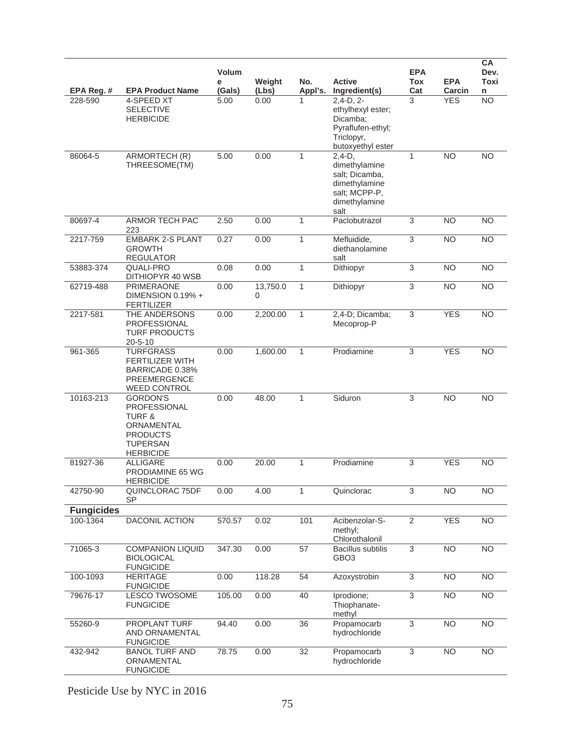| EPA Reg. # | EPA Product Name | Volume (Gals) | Weight (Lbs) | No. Appl's. | Active Ingredient(s) | EPA Tox Cat | EPA Carcin | CA Dev. Toxin |
|---|---|---|---|---|---|---|---|---|
| 228-590 | 4-SPEED XT SELECTIVE HERBICIDE | 5.00 | 0.00 | 1 | 2,4-D, 2-ethylhexyl ester; Dicamba; Pyraflufen-ethyl; Triclopyr, butoxyethyl ester | 3 | YES | NO |
| 86064-5 | ARMORTECH (R) THREESOME(TM) | 5.00 | 0.00 | 1 | 2,4-D, dimethylamine salt; Dicamba, dimethylamine salt; MCPP-P, dimethylamine salt | 1 | NO | NO |
| 80697-4 | ARMOR TECH PAC 223 | 2.50 | 0.00 | 1 | Paclobutrazol | 3 | NO | NO |
| 2217-759 | EMBARK 2-S PLANT GROWTH REGULATOR | 0.27 | 0.00 | 1 | Mefluidide, diethanolamine salt | 3 | NO | NO |
| 53883-374 | QUALI-PRO DITHIOPYR 40 WSB | 0.08 | 0.00 | 1 | Dithiopyr | 3 | NO | NO |
| 62719-488 | PRIMERAONE DIMENSION 0.19% + FERTILIZER | 0.00 | 13,750.00 | 1 | Dithiopyr | 3 | NO | NO |
| 2217-581 | THE ANDERSONS PROFESSIONAL TURF PRODUCTS 20-5-10 | 0.00 | 2,200.00 | 1 | 2,4-D; Dicamba; Mecoprop-P | 3 | YES | NO |
| 961-365 | TURFGRASS FERTILIZER WITH BARRICADE 0.38% PREEMERGENCE WEED CONTROL | 0.00 | 1,600.00 | 1 | Prodiamine | 3 | YES | NO |
| 10163-213 | GORDON'S PROFESSIONAL TURF & ORNAMENTAL PRODUCTS TUPERSAN HERBICIDE | 0.00 | 48.00 | 1 | Siduron | 3 | NO | NO |
| 81927-36 | ALLIGARE PRODIAMINE 65 WG HERBICIDE | 0.00 | 20.00 | 1 | Prodiamine | 3 | YES | NO |
| 42750-90 | QUINCLORAC 75DF SP | 0.00 | 4.00 | 1 | Quinclorac | 3 | NO | NO |
| **Fungicides** | | | | | | | | |
| 100-1364 | DACONIL ACTION | 570.57 | 0.02 | 101 | Acibenzolar-S-methyl; Chlorothalonil | 2 | YES | NO |
| 71065-3 | COMPANION LIQUID BIOLOGICAL FUNGICIDE | 347.30 | 0.00 | 57 | Bacillus subtilis GBO3 | 3 | NO | NO |
| 100-1093 | HERITAGE FUNGICIDE | 0.00 | 118.28 | 54 | Azoxystrobin | 3 | NO | NO |
| 79676-17 | LESCO TWOSOME FUNGICIDE | 105.00 | 0.00 | 40 | Iprodione; Thiophanate-methyl | 3 | NO | NO |
| 55260-9 | PROPLANT TURF AND ORNAMENTAL FUNGICIDE | 94.40 | 0.00 | 36 | Propamocarb hydrochloride | 3 | NO | NO |
| 432-942 | BANOL TURF AND ORNAMENTAL FUNGICIDE | 78.75 | 0.00 | 32 | Propamocarb hydrochloride | 3 | NO | NO |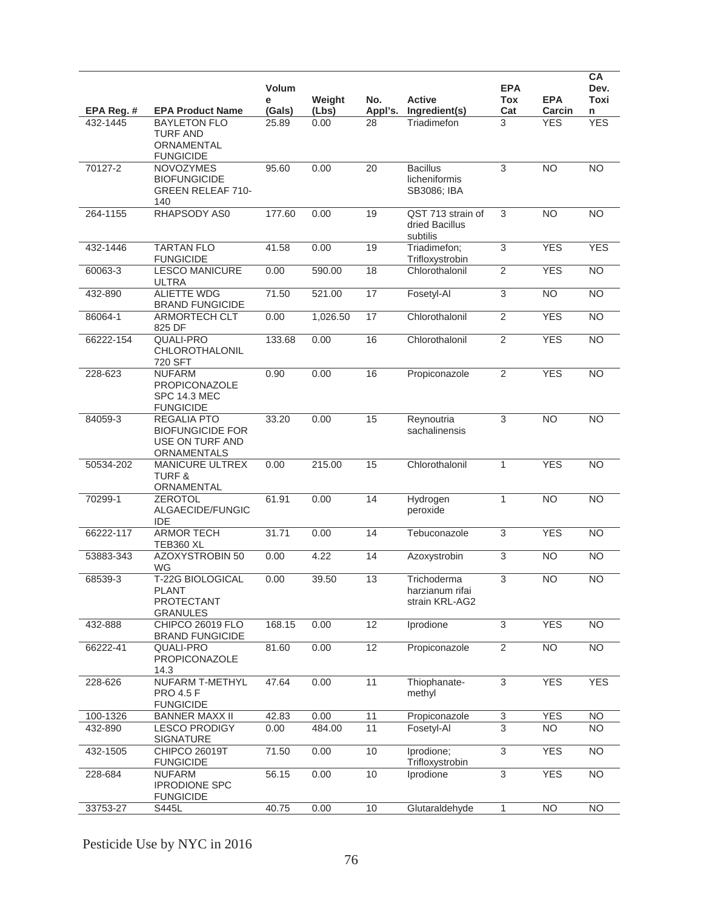| EPA Reg. # | EPA Product Name | Volume (Gals) | Weight (Lbs) | No. Appl's. | Active Ingredient(s) | EPA Tox Cat | EPA Carcin | CA Dev. Toxin |
|---|---|---|---|---|---|---|---|---|
| 432-1445 | BAYLETON FLO TURF AND ORNAMENTAL FUNGICIDE | 25.89 | 0.00 | 28 | Triadimefon | 3 | YES | YES |
| 70127-2 | NOVOZYMES BIOFUNGICIDE GREEN RELEAF 710-140 | 95.60 | 0.00 | 20 | Bacillus licheniformis SB3086; IBA | 3 | NO | NO |
| 264-1155 | RHAPSODY AS0 | 177.60 | 0.00 | 19 | QST 713 strain of dried Bacillus subtilis | 3 | NO | NO |
| 432-1446 | TARTAN FLO FUNGICIDE | 41.58 | 0.00 | 19 | Triadimefon; Trifloxystrobin | 3 | YES | YES |
| 60063-3 | LESCO MANICURE ULTRA | 0.00 | 590.00 | 18 | Chlorothalonil | 2 | YES | NO |
| 432-890 | ALIETTE WDG BRAND FUNGICIDE | 71.50 | 521.00 | 17 | Fosetyl-Al | 3 | NO | NO |
| 86064-1 | ARMORTECH CLT 825 DF | 0.00 | 1,026.50 | 17 | Chlorothalonil | 2 | YES | NO |
| 66222-154 | QUALI-PRO CHLOROTHALONIL 720 SFT | 133.68 | 0.00 | 16 | Chlorothalonil | 2 | YES | NO |
| 228-623 | NUFARM PROPICONAZOLE SPC 14.3 MEC FUNGICIDE | 0.90 | 0.00 | 16 | Propiconazole | 2 | YES | NO |
| 84059-3 | REGALIA PTO BIOFUNGICIDE FOR USE ON TURF AND ORNAMENTALS | 33.20 | 0.00 | 15 | Reynoutria sachalinensis | 3 | NO | NO |
| 50534-202 | MANICURE ULTREX TURF & ORNAMENTAL | 0.00 | 215.00 | 15 | Chlorothalonil | 1 | YES | NO |
| 70299-1 | ZEROTOL ALGAECIDE/FUNGICIDE | 61.91 | 0.00 | 14 | Hydrogen peroxide | 1 | NO | NO |
| 66222-117 | ARMOR TECH TEB360 XL | 31.71 | 0.00 | 14 | Tebuconazole | 3 | YES | NO |
| 53883-343 | AZOXYSTROBIN 50 WG | 0.00 | 4.22 | 14 | Azoxystrobin | 3 | NO | NO |
| 68539-3 | T-22G BIOLOGICAL PLANT PROTECTANT GRANULES | 0.00 | 39.50 | 13 | Trichoderma harzianum rifai strain KRL-AG2 | 3 | NO | NO |
| 432-888 | CHIPCO 26019 FLO BRAND FUNGICIDE | 168.15 | 0.00 | 12 | Iprodione | 3 | YES | NO |
| 66222-41 | QUALI-PRO PROPICONAZOLE 14.3 | 81.60 | 0.00 | 12 | Propiconazole | 2 | NO | NO |
| 228-626 | NUFARM T-METHYL PRO 4.5 F FUNGICIDE | 47.64 | 0.00 | 11 | Thiophanate-methyl | 3 | YES | YES |
| 100-1326 | BANNER MAXX II | 42.83 | 0.00 | 11 | Propiconazole | 3 | YES | NO |
| 432-890 | LESCO PRODIGY SIGNATURE | 0.00 | 484.00 | 11 | Fosetyl-Al | 3 | NO | NO |
| 432-1505 | CHIPCO 26019T FUNGICIDE | 71.50 | 0.00 | 10 | Iprodione; Trifloxystrobin | 3 | YES | NO |
| 228-684 | NUFARM IPRODIONE SPC FUNGICIDE | 56.15 | 0.00 | 10 | Iprodione | 3 | YES | NO |
| 33753-27 | S445L | 40.75 | 0.00 | 10 | Glutaraldehyde | 1 | NO | NO |

Pesticide Use by NYC in 2016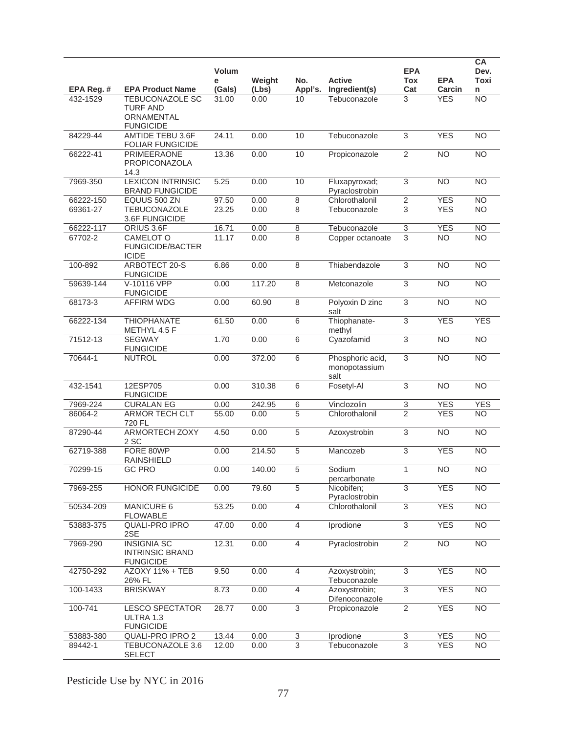| EPA Reg. # | EPA Product Name | Volume (Gals) | Weight (Lbs) | No. Appl's. | Active Ingredient(s) | EPA Tox Cat | EPA Carcin | CA Dev. Toxin |
|---|---|---|---|---|---|---|---|---|
| 432-1529 | TEBUCONAZOLE SC TURF AND ORNAMENTAL FUNGICIDE | 31.00 | 0.00 | 10 | Tebuconazole | 3 | YES | NO |
| 84229-44 | AMTIDE TEBU 3.6F FOLIAR FUNGICIDE | 24.11 | 0.00 | 10 | Tebuconazole | 3 | YES | NO |
| 66222-41 | PRIMEERAONE PROPICONAZOLA 14.3 | 13.36 | 0.00 | 10 | Propiconazole | 2 | NO | NO |
| 7969-350 | LEXICON INTRINSIC BRAND FUNGICIDE | 5.25 | 0.00 | 10 | Fluxapyroxad; Pyraclostrobin | 3 | NO | NO |
| 66222-150 | EQUUS 500 ZN | 97.50 | 0.00 | 8 | Chlorothalonil | 2 | YES | NO |
| 69361-27 | TEBUCONAZOLE 3.6F FUNGICIDE | 23.25 | 0.00 | 8 | Tebuconazole | 3 | YES | NO |
| 66222-117 | ORIUS 3.6F | 16.71 | 0.00 | 8 | Tebuconazole | 3 | YES | NO |
| 67702-2 | CAMELOT O FUNGICIDE/BACTERICIDE | 11.17 | 0.00 | 8 | Copper octanoate | 3 | NO | NO |
| 100-892 | ARBOTECT 20-S FUNGICIDE | 6.86 | 0.00 | 8 | Thiabendazole | 3 | NO | NO |
| 59639-144 | V-10116 VPP FUNGICIDE | 0.00 | 117.20 | 8 | Metconazole | 3 | NO | NO |
| 68173-3 | AFFIRM WDG | 0.00 | 60.90 | 8 | Polyoxin D zinc salt | 3 | NO | NO |
| 66222-134 | THIOPHANATE METHYL 4.5 F | 61.50 | 0.00 | 6 | Thiophanate-methyl | 3 | YES | YES |
| 71512-13 | SEGWAY FUNGICIDE | 1.70 | 0.00 | 6 | Cyazofamid | 3 | NO | NO |
| 70644-1 | NUTROL | 0.00 | 372.00 | 6 | Phosphoric acid, monopotassium salt | 3 | NO | NO |
| 432-1541 | 12ESP705 FUNGICIDE | 0.00 | 310.38 | 6 | Fosetyl-Al | 3 | NO | NO |
| 7969-224 | CURALAN EG | 0.00 | 242.95 | 6 | Vinclozolin | 3 | YES | YES |
| 86064-2 | ARMOR TECH CLT 720 FL | 55.00 | 0.00 | 5 | Chlorothalonil | 2 | YES | NO |
| 87290-44 | ARMORTECH ZOXY 2 SC | 4.50 | 0.00 | 5 | Azoxystrobin | 3 | NO | NO |
| 62719-388 | FORE 80WP RAINSHIELD | 0.00 | 214.50 | 5 | Mancozeb | 3 | YES | NO |
| 70299-15 | GC PRO | 0.00 | 140.00 | 5 | Sodium percarbonate | 1 | NO | NO |
| 7969-255 | HONOR FUNGICIDE | 0.00 | 79.60 | 5 | Nicobifen; Pyraclostrobin | 3 | YES | NO |
| 50534-209 | MANICURE 6 FLOWABLE | 53.25 | 0.00 | 4 | Chlorothalonil | 3 | YES | NO |
| 53883-375 | QUALI-PRO IPRO 2SE | 47.00 | 0.00 | 4 | Iprodione | 3 | YES | NO |
| 7969-290 | INSIGNIA SC INTRINSIC BRAND FUNGICIDE | 12.31 | 0.00 | 4 | Pyraclostrobin | 2 | NO | NO |
| 42750-292 | AZOXY 11% + TEB 26% FL | 9.50 | 0.00 | 4 | Azoxystrobin; Tebuconazole | 3 | YES | NO |
| 100-1433 | BRISKWAY | 8.73 | 0.00 | 4 | Azoxystrobin; Difenoconazole | 3 | YES | NO |
| 100-741 | LESCO SPECTATOR ULTRA 1.3 FUNGICIDE | 28.77 | 0.00 | 3 | Propiconazole | 2 | YES | NO |
| 53883-380 | QUALI-PRO IPRO 2 | 13.44 | 0.00 | 3 | Iprodione | 3 | YES | NO |
| 89442-1 | TEBUCONAZOLE 3.6 SELECT | 12.00 | 0.00 | 3 | Tebuconazole | 3 | YES | NO |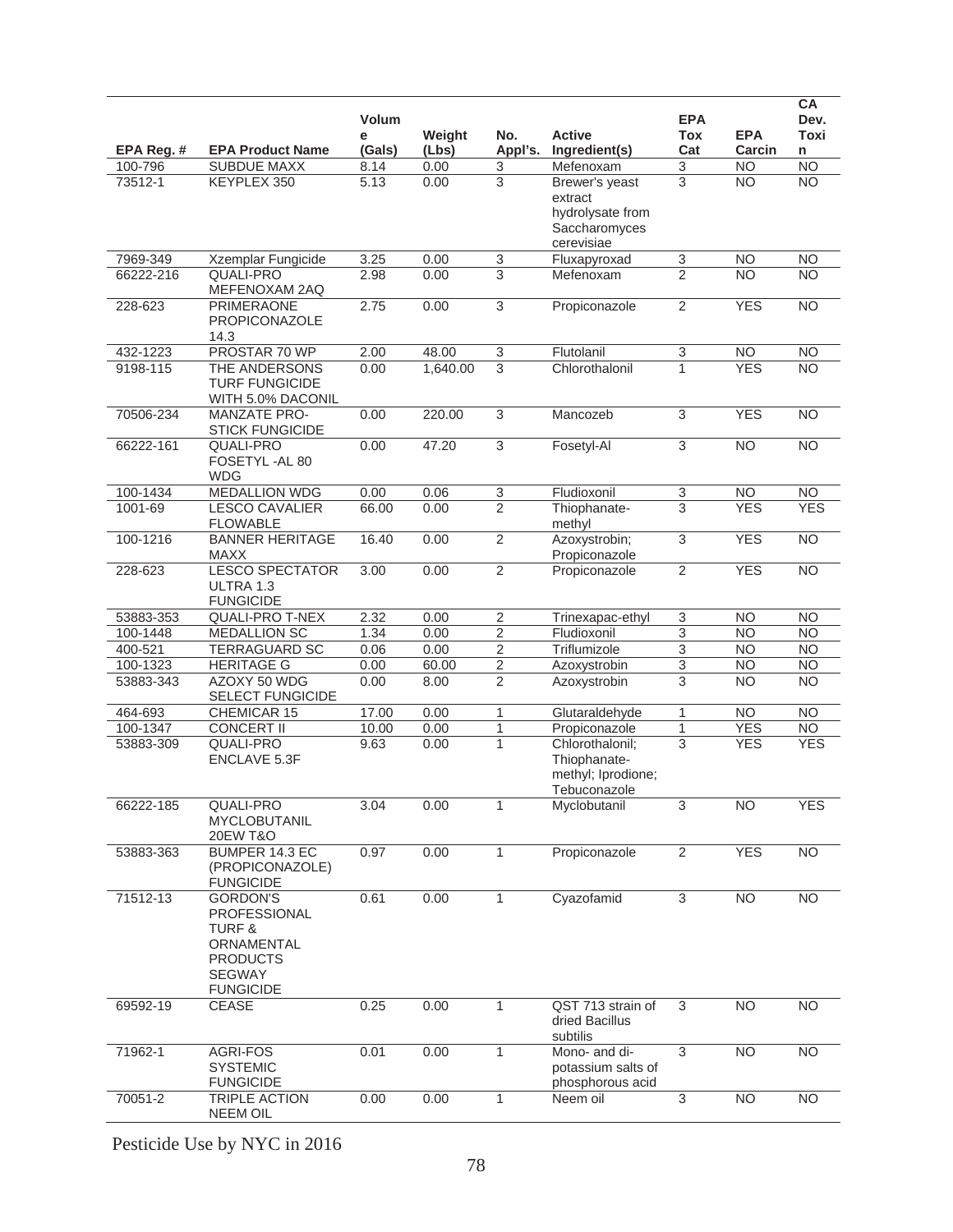| EPA Reg. # | EPA Product Name | Volume (Gals) | Weight (Lbs) | No. Appl's. | Active Ingredient(s) | EPA Tox Cat | EPA Carcin | CA Dev. Toxin |
|---|---|---|---|---|---|---|---|---|
| 100-796 | SUBDUE MAXX | 8.14 | 0.00 | 3 | Mefenoxam | 3 | NO | NO |
| 73512-1 | KEYPLEX 350 | 5.13 | 0.00 | 3 | Brewer's yeast extract hydrolysate from Saccharomyces cerevisiae | 3 | NO | NO |
| 7969-349 | Xzemplar Fungicide | 3.25 | 0.00 | 3 | Fluxapyroxad | 3 | NO | NO |
| 66222-216 | QUALI-PRO MEFENOXAM 2AQ | 2.98 | 0.00 | 3 | Mefenoxam | 2 | NO | NO |
| 228-623 | PRIMERAONE PROPICONAZOLE 14.3 | 2.75 | 0.00 | 3 | Propiconazole | 2 | YES | NO |
| 432-1223 | PROSTAR 70 WP | 2.00 | 48.00 | 3 | Flutolanil | 3 | NO | NO |
| 9198-115 | THE ANDERSONS TURF FUNGICIDE WITH 5.0% DACONIL | 0.00 | 1,640.00 | 3 | Chlorothalonil | 1 | YES | NO |
| 70506-234 | MANZATE PRO-STICK FUNGICIDE | 0.00 | 220.00 | 3 | Mancozeb | 3 | YES | NO |
| 66222-161 | QUALI-PRO FOSETYL -AL 80 WDG | 0.00 | 47.20 | 3 | Fosetyl-Al | 3 | NO | NO |
| 100-1434 | MEDALLION WDG | 0.00 | 0.06 | 3 | Fludioxonil | 3 | NO | NO |
| 1001-69 | LESCO CAVALIER FLOWABLE | 66.00 | 0.00 | 2 | Thiophanate-methyl | 3 | YES | YES |
| 100-1216 | BANNER HERITAGE MAXX | 16.40 | 0.00 | 2 | Azoxystrobin; Propiconazole | 3 | YES | NO |
| 228-623 | LESCO SPECTATOR ULTRA 1.3 FUNGICIDE | 3.00 | 0.00 | 2 | Propiconazole | 2 | YES | NO |
| 53883-353 | QUALI-PRO T-NEX | 2.32 | 0.00 | 2 | Trinexapac-ethyl | 3 | NO | NO |
| 100-1448 | MEDALLION SC | 1.34 | 0.00 | 2 | Fludioxonil | 3 | NO | NO |
| 400-521 | TERRAGUARD SC | 0.06 | 0.00 | 2 | Triflumizole | 3 | NO | NO |
| 100-1323 | HERITAGE G | 0.00 | 60.00 | 2 | Azoxystrobin | 3 | NO | NO |
| 53883-343 | AZOXY 50 WDG SELECT FUNGICIDE | 0.00 | 8.00 | 2 | Azoxystrobin | 3 | NO | NO |
| 464-693 | CHEMICAR 15 | 17.00 | 0.00 | 1 | Glutaraldehyde | 1 | NO | NO |
| 100-1347 | CONCERT II | 10.00 | 0.00 | 1 | Propiconazole | 1 | YES | NO |
| 53883-309 | QUALI-PRO ENCLAVE 5.3F | 9.63 | 0.00 | 1 | Chlorothalonil; Thiophanate-methyl; Iprodione; Tebuconazole | 3 | YES | YES |
| 66222-185 | QUALI-PRO MYCLOBUTANIL 20EW T&O | 3.04 | 0.00 | 1 | Myclobutanil | 3 | NO | YES |
| 53883-363 | BUMPER 14.3 EC (PROPICONAZOLE) FUNGICIDE | 0.97 | 0.00 | 1 | Propiconazole | 2 | YES | NO |
| 71512-13 | GORDON'S PROFESSIONAL TURF & ORNAMENTAL PRODUCTS SEGWAY FUNGICIDE | 0.61 | 0.00 | 1 | Cyazofamid | 3 | NO | NO |
| 69592-19 | CEASE | 0.25 | 0.00 | 1 | QST 713 strain of dried Bacillus subtilis | 3 | NO | NO |
| 71962-1 | AGRI-FOS SYSTEMIC FUNGICIDE | 0.01 | 0.00 | 1 | Mono- and di-potassium salts of phosphorous acid | 3 | NO | NO |
| 70051-2 | TRIPLE ACTION NEEM OIL | 0.00 | 0.00 | 1 | Neem oil | 3 | NO | NO |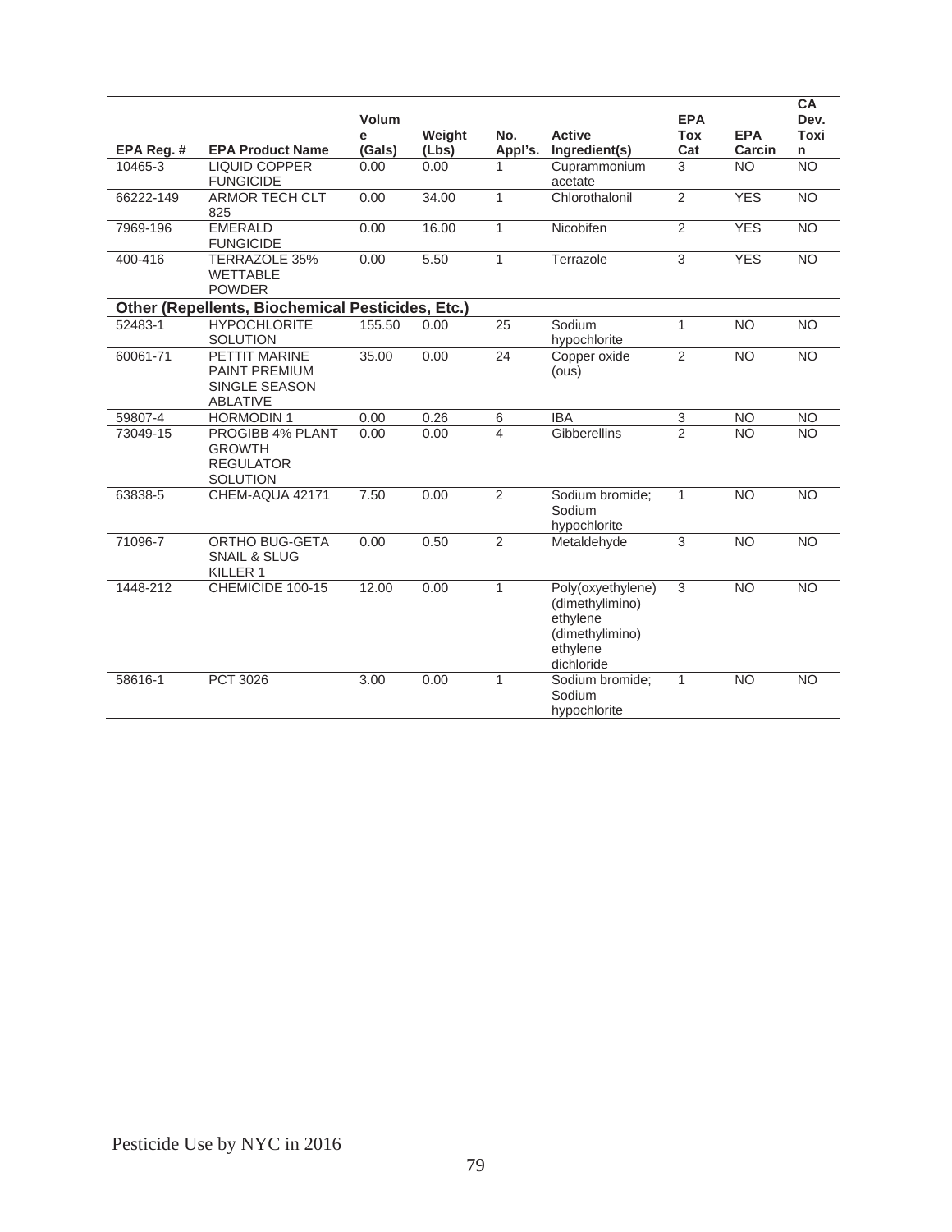| EPA Reg. # | EPA Product Name | Volume (Gals) | Weight (Lbs) | No. Appl's. | Active Ingredient(s) | EPA Tox Cat | EPA Carcin | CA Dev. Toxin |
|---|---|---|---|---|---|---|---|---|
| 10465-3 | LIQUID COPPER FUNGICIDE | 0.00 | 0.00 | 1 | Cuprammonium acetate | 3 | NO | NO |
| 66222-149 | ARMOR TECH CLT 825 | 0.00 | 34.00 | 1 | Chlorothalonil | 2 | YES | NO |
| 7969-196 | EMERALD FUNGICIDE | 0.00 | 16.00 | 1 | Nicobifen | 2 | YES | NO |
| 400-416 | TERRAZOLE 35% WETTABLE POWDER | 0.00 | 5.50 | 1 | Terrazole | 3 | YES | NO |
| **Other (Repellents, Biochemical Pesticides, Etc.)** | | | | | | | | |
| 52483-1 | HYPOCHLORITE SOLUTION | 155.50 | 0.00 | 25 | Sodium hypochlorite | 1 | NO | NO |
| 60061-71 | PETTIT MARINE PAINT PREMIUM SINGLE SEASON ABLATIVE | 35.00 | 0.00 | 24 | Copper oxide (ous) | 2 | NO | NO |
| 59807-4 | HORMODIN 1 | 0.00 | 0.26 | 6 | IBA | 3 | NO | NO |
| 73049-15 | PROGIBB 4% PLANT GROWTH REGULATOR SOLUTION | 0.00 | 0.00 | 4 | Gibberellins | 2 | NO | NO |
| 63838-5 | CHEM-AQUA 42171 | 7.50 | 0.00 | 2 | Sodium bromide; Sodium hypochlorite | 1 | NO | NO |
| 71096-7 | ORTHO BUG-GETA SNAIL & SLUG KILLER 1 | 0.00 | 0.50 | 2 | Metaldehyde | 3 | NO | NO |
| 1448-212 | CHEMICIDE 100-15 | 12.00 | 0.00 | 1 | Poly(oxyethylene) (dimethylimino) ethylene (dimethylimino) ethylene dichloride | 3 | NO | NO |
| 58616-1 | PCT 3026 | 3.00 | 0.00 | 1 | Sodium bromide; Sodium hypochlorite | 1 | NO | NO |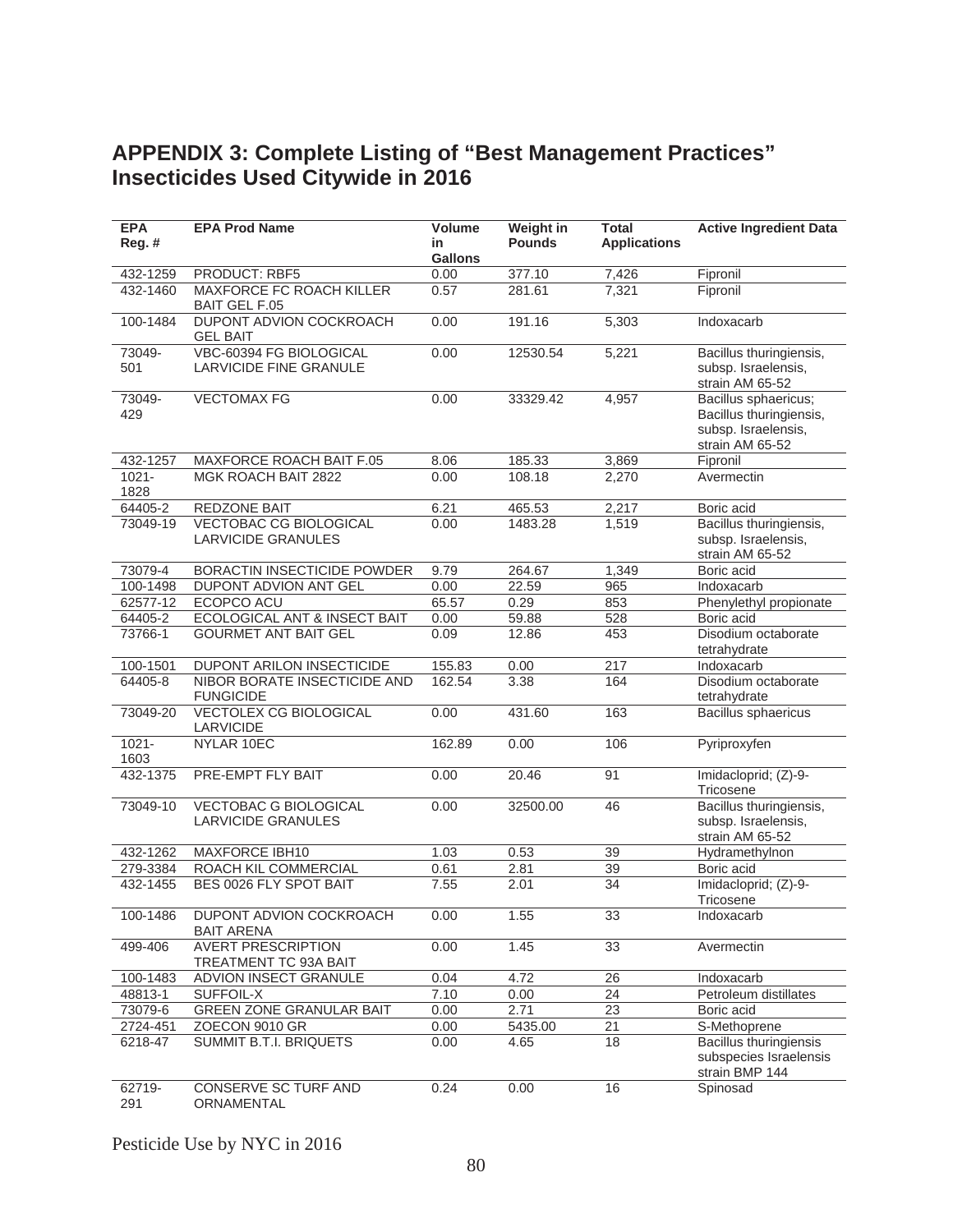## APPENDIX 3: Complete Listing of "Best Management Practices" Insecticides Used Citywide in 2016

| EPA Reg. # | EPA Prod Name | Volume in Gallons | Weight in Pounds | Total Applications | Active Ingredient Data |
|---|---|---|---|---|---|
| 432-1259 | PRODUCT: RBF5 | 0.00 | 377.10 | 7,426 | Fipronil |
| 432-1460 | MAXFORCE FC ROACH KILLER BAIT GEL F.05 | 0.57 | 281.61 | 7,321 | Fipronil |
| 100-1484 | DUPONT ADVION COCKROACH GEL BAIT | 0.00 | 191.16 | 5,303 | Indoxacarb |
| 73049-501 | VBC-60394 FG BIOLOGICAL LARVICIDE FINE GRANULE | 0.00 | 12530.54 | 5,221 | Bacillus thuringiensis, subsp. Israelensis, strain AM 65-52 |
| 73049-429 | VECTOMAX FG | 0.00 | 33329.42 | 4,957 | Bacillus sphaericus; Bacillus thuringiensis, subsp. Israelensis, strain AM 65-52 |
| 432-1257 | MAXFORCE ROACH BAIT F.05 | 8.06 | 185.33 | 3,869 | Fipronil |
| 1021-1828 | MGK ROACH BAIT 2822 | 0.00 | 108.18 | 2,270 | Avermectin |
| 64405-2 | REDZONE BAIT | 6.21 | 465.53 | 2,217 | Boric acid |
| 73049-19 | VECTOBAC CG BIOLOGICAL LARVICIDE GRANULES | 0.00 | 1483.28 | 1,519 | Bacillus thuringiensis, subsp. Israelensis, strain AM 65-52 |
| 73079-4 | BORACTIN INSECTICIDE POWDER | 9.79 | 264.67 | 1,349 | Boric acid |
| 100-1498 | DUPONT ADVION ANT GEL | 0.00 | 22.59 | 965 | Indoxacarb |
| 62577-12 | ECOPCO ACU | 65.57 | 0.29 | 853 | Phenylethyl propionate |
| 64405-2 | ECOLOGICAL ANT & INSECT BAIT | 0.00 | 59.88 | 528 | Boric acid |
| 73766-1 | GOURMET ANT BAIT GEL | 0.09 | 12.86 | 453 | Disodium octaborate tetrahydrate |
| 100-1501 | DUPONT ARILON INSECTICIDE | 155.83 | 0.00 | 217 | Indoxacarb |
| 64405-8 | NIBOR BORATE INSECTICIDE AND FUNGICIDE | 162.54 | 3.38 | 164 | Disodium octaborate tetrahydrate |
| 73049-20 | VECTOLEX CG BIOLOGICAL LARVICIDE | 0.00 | 431.60 | 163 | Bacillus sphaericus |
| 1021-1603 | NYLAR 10EC | 162.89 | 0.00 | 106 | Pyriproxyfen |
| 432-1375 | PRE-EMPT FLY BAIT | 0.00 | 20.46 | 91 | Imidacloprid; (Z)-9-Tricosene |
| 73049-10 | VECTOBAC G BIOLOGICAL LARVICIDE GRANULES | 0.00 | 32500.00 | 46 | Bacillus thuringiensis, subsp. Israelensis, strain AM 65-52 |
| 432-1262 | MAXFORCE IBH10 | 1.03 | 0.53 | 39 | Hydramethylnon |
| 279-3384 | ROACH KIL COMMERCIAL | 0.61 | 2.81 | 39 | Boric acid |
| 432-1455 | BES 0026 FLY SPOT BAIT | 7.55 | 2.01 | 34 | Imidacloprid; (Z)-9-Tricosene |
| 100-1486 | DUPONT ADVION COCKROACH BAIT ARENA | 0.00 | 1.55 | 33 | Indoxacarb |
| 499-406 | AVERT PRESCRIPTION TREATMENT TC 93A BAIT | 0.00 | 1.45 | 33 | Avermectin |
| 100-1483 | ADVION INSECT GRANULE | 0.04 | 4.72 | 26 | Indoxacarb |
| 48813-1 | SUFFOIL-X | 7.10 | 0.00 | 24 | Petroleum distillates |
| 73079-6 | GREEN ZONE GRANULAR BAIT | 0.00 | 2.71 | 23 | Boric acid |
| 2724-451 | ZOECON 9010 GR | 0.00 | 5435.00 | 21 | S-Methoprene |
| 6218-47 | SUMMIT B.T.I. BRIQUETS | 0.00 | 4.65 | 18 | Bacillus thuringiensis subspecies Israelensis strain BMP 144 |
| 62719-291 | CONSERVE SC TURF AND ORNAMENTAL | 0.24 | 0.00 | 16 | Spinosad |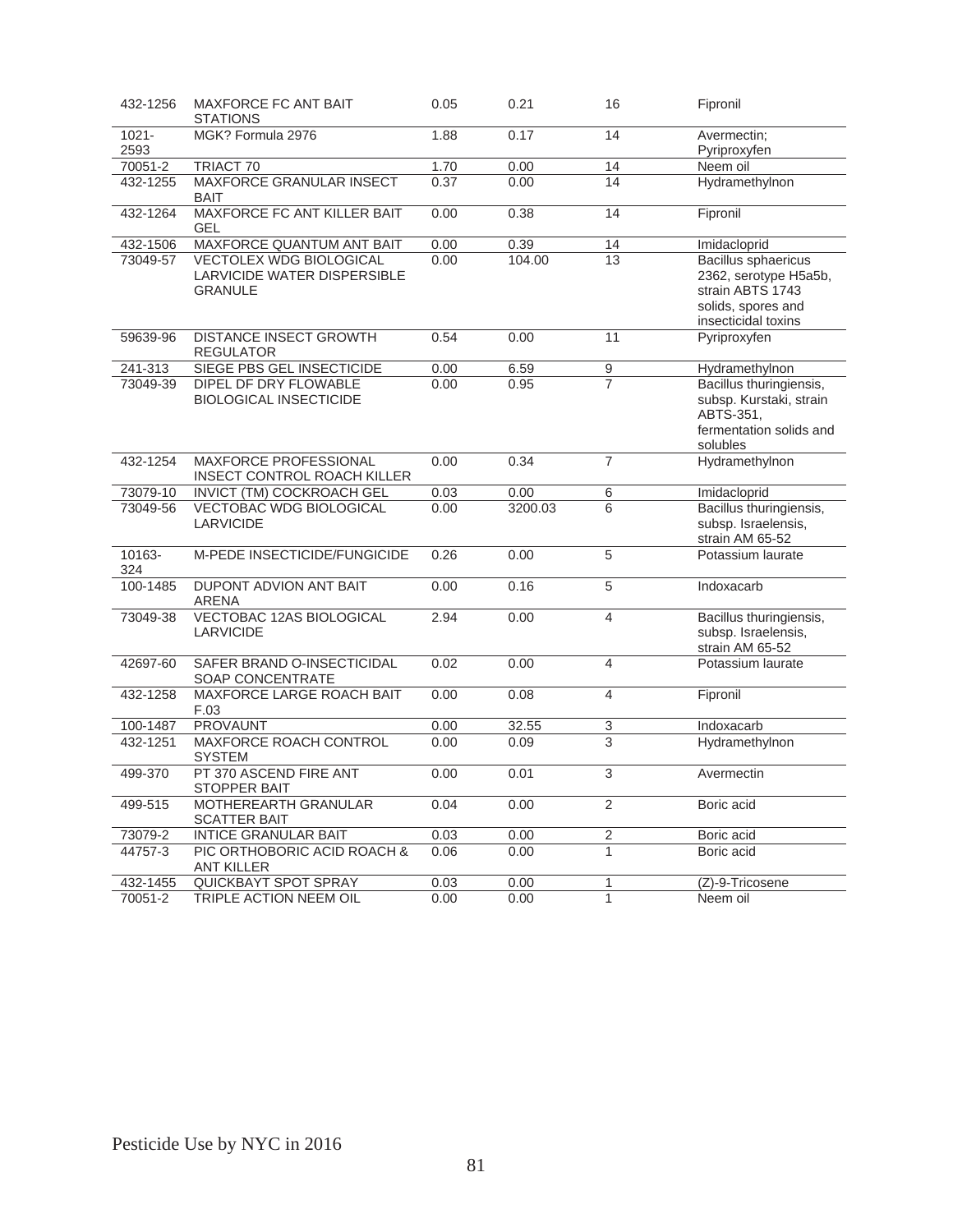| | | | | | |
|---|---|---|---|---|---|
| 432-1256 | MAXFORCE FC ANT BAIT STATIONS | 0.05 | 0.21 | 16 | Fipronil |
| 1021-2593 | MGK? Formula 2976 | 1.88 | 0.17 | 14 | Avermectin; Pyriproxyfen |
| 70051-2 | TRIACT 70 | 1.70 | 0.00 | 14 | Neem oil |
| 432-1255 | MAXFORCE GRANULAR INSECT BAIT | 0.37 | 0.00 | 14 | Hydramethylnon |
| 432-1264 | MAXFORCE FC ANT KILLER BAIT GEL | 0.00 | 0.38 | 14 | Fipronil |
| 432-1506 | MAXFORCE QUANTUM ANT BAIT | 0.00 | 0.39 | 14 | Imidacloprid |
| 73049-57 | VECTOLEX WDG BIOLOGICAL LARVICIDE WATER DISPERSIBLE GRANULE | 0.00 | 104.00 | 13 | Bacillus sphaericus 2362, serotype H5a5b, strain ABTS 1743 solids, spores and insecticidal toxins |
| 59639-96 | DISTANCE INSECT GROWTH REGULATOR | 0.54 | 0.00 | 11 | Pyriproxyfen |
| 241-313 | SIEGE PBS GEL INSECTICIDE | 0.00 | 6.59 | 9 | Hydramethylnon |
| 73049-39 | DIPEL DF DRY FLOWABLE BIOLOGICAL INSECTICIDE | 0.00 | 0.95 | 7 | Bacillus thuringiensis, subsp. Kurstaki, strain ABTS-351, fermentation solids and solubles |
| 432-1254 | MAXFORCE PROFESSIONAL INSECT CONTROL ROACH KILLER | 0.00 | 0.34 | 7 | Hydramethylnon |
| 73079-10 | INVICT (TM) COCKROACH GEL | 0.03 | 0.00 | 6 | Imidacloprid |
| 73049-56 | VECTOBAC WDG BIOLOGICAL LARVICIDE | 0.00 | 3200.03 | 6 | Bacillus thuringiensis, subsp. Israelensis, strain AM 65-52 |
| 10163-324 | M-PEDE INSECTICIDE/FUNGICIDE | 0.26 | 0.00 | 5 | Potassium laurate |
| 100-1485 | DUPONT ADVION ANT BAIT ARENA | 0.00 | 0.16 | 5 | Indoxacarb |
| 73049-38 | VECTOBAC 12AS BIOLOGICAL LARVICIDE | 2.94 | 0.00 | 4 | Bacillus thuringiensis, subsp. Israelensis, strain AM 65-52 |
| 42697-60 | SAFER BRAND O-INSECTICIDAL SOAP CONCENTRATE | 0.02 | 0.00 | 4 | Potassium laurate |
| 432-1258 | MAXFORCE LARGE ROACH BAIT F.03 | 0.00 | 0.08 | 4 | Fipronil |
| 100-1487 | PROVAUNT | 0.00 | 32.55 | 3 | Indoxacarb |
| 432-1251 | MAXFORCE ROACH CONTROL SYSTEM | 0.00 | 0.09 | 3 | Hydramethylnon |
| 499-370 | PT 370 ASCEND FIRE ANT STOPPER BAIT | 0.00 | 0.01 | 3 | Avermectin |
| 499-515 | MOTHEREARTH GRANULAR SCATTER BAIT | 0.04 | 0.00 | 2 | Boric acid |
| 73079-2 | INTICE GRANULAR BAIT | 0.03 | 0.00 | 2 | Boric acid |
| 44757-3 | PIC ORTHOBORIC ACID ROACH & ANT KILLER | 0.06 | 0.00 | 1 | Boric acid |
| 432-1455 | QUICKBAYT SPOT SPRAY | 0.03 | 0.00 | 1 | (Z)-9-Tricosene |
| 70051-2 | TRIPLE ACTION NEEM OIL | 0.00 | 0.00 | 1 | Neem oil |